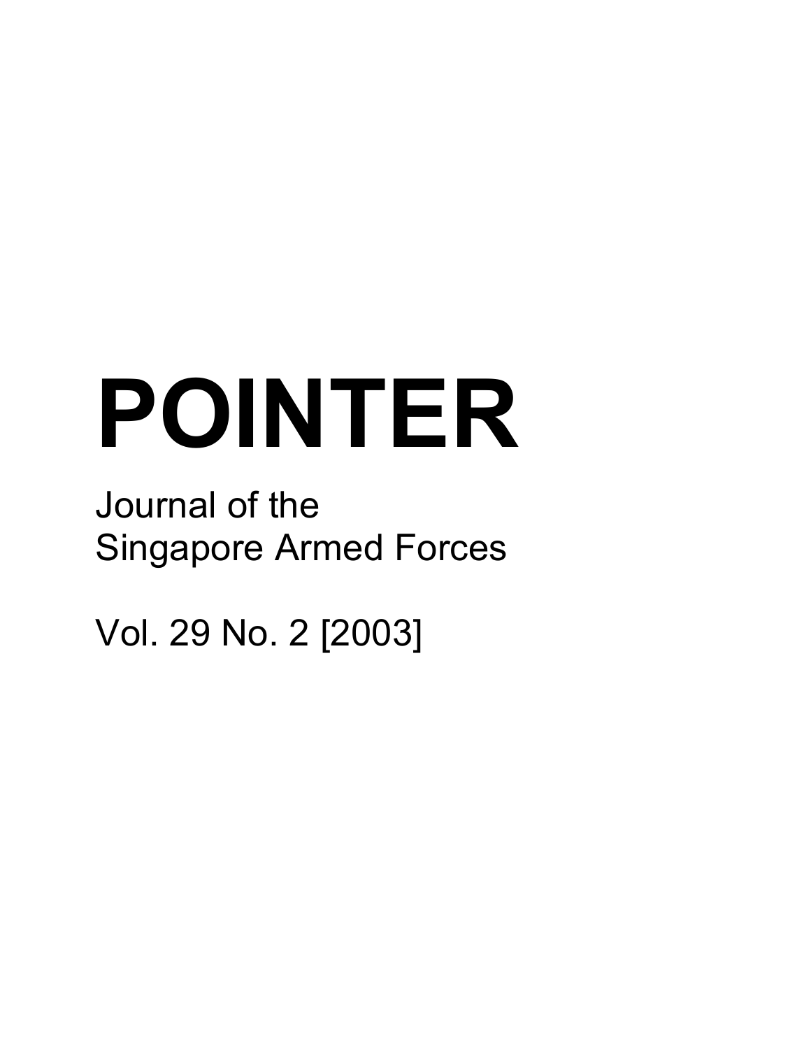# POINTER

Journal of the
Singapore Armed Forces

Vol. 29 No. 2 [2003]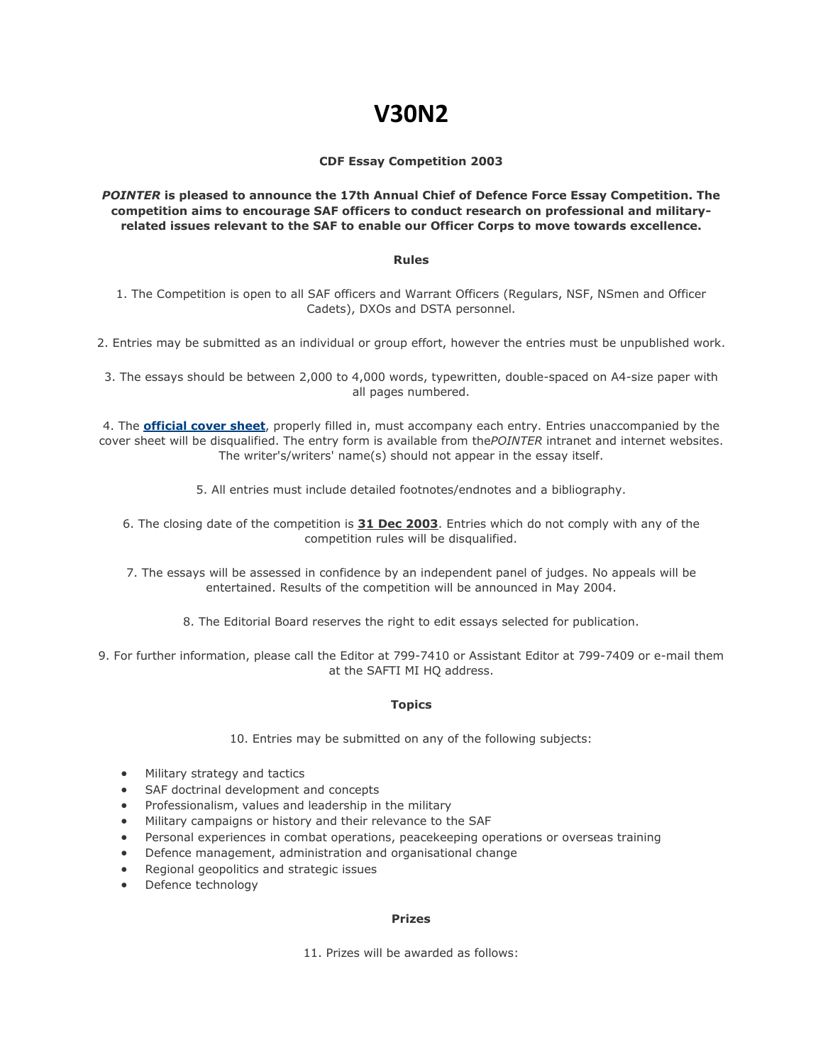# V30N2

**CDF Essay Competition 2003**

***POINTER* is pleased to announce the 17th Annual Chief of Defence Force Essay Competition. The competition aims to encourage SAF officers to conduct research on professional and military-related issues relevant to the SAF to enable our Officer Corps to move towards excellence.**

**Rules**

1. The Competition is open to all SAF officers and Warrant Officers (Regulars, NSF, NSmen and Officer Cadets), DXOs and DSTA personnel.

2. Entries may be submitted as an individual or group effort, however the entries must be unpublished work.

3. The essays should be between 2,000 to 4,000 words, typewritten, double-spaced on A4-size paper with all pages numbered.

4. The **official cover sheet**, properly filled in, must accompany each entry. Entries unaccompanied by the cover sheet will be disqualified. The entry form is available from the *POINTER* intranet and internet websites. The writer's/writers' name(s) should not appear in the essay itself.

5. All entries must include detailed footnotes/endnotes and a bibliography.

6. The closing date of the competition is **31 Dec 2003**. Entries which do not comply with any of the competition rules will be disqualified.

7. The essays will be assessed in confidence by an independent panel of judges. No appeals will be entertained. Results of the competition will be announced in May 2004.

8. The Editorial Board reserves the right to edit essays selected for publication.

9. For further information, please call the Editor at 799-7410 or Assistant Editor at 799-7409 or e-mail them at the SAFTI MI HQ address.

**Topics**

10. Entries may be submitted on any of the following subjects:

- Military strategy and tactics
- SAF doctrinal development and concepts
- Professionalism, values and leadership in the military
- Military campaigns or history and their relevance to the SAF
- Personal experiences in combat operations, peacekeeping operations or overseas training
- Defence management, administration and organisational change
- Regional geopolitics and strategic issues
- Defence technology

**Prizes**

11. Prizes will be awarded as follows: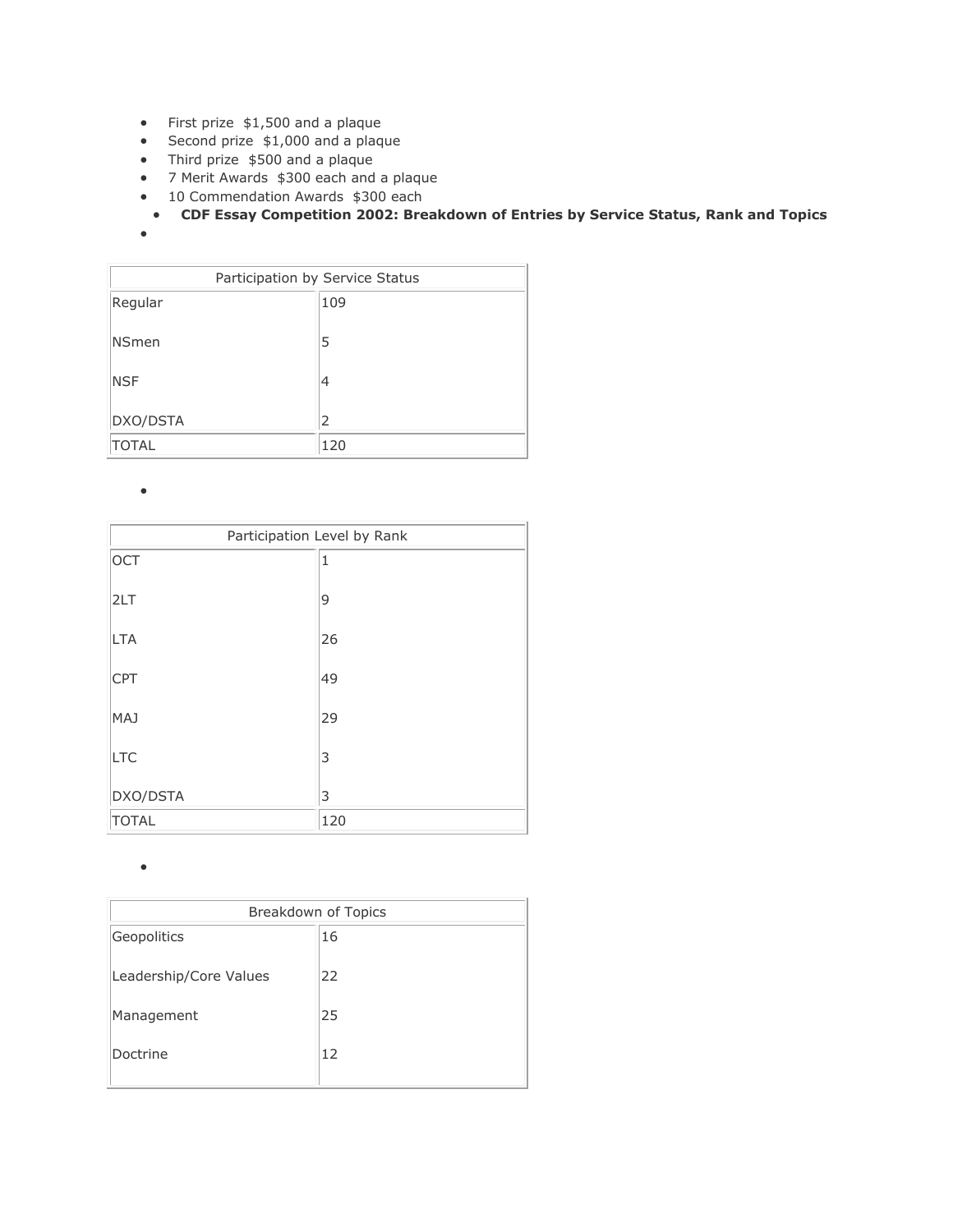- First prize $1,500 and a plaque
- Second prize $1,000 and a plaque
- Third prize $500 and a plaque
- 7 Merit Awards $300 each and a plaque
- 10 Commendation Awards $300 each
- **CDF Essay Competition 2002: Breakdown of Entries by Service Status, Rank and Topics**

| Participation by Service Status | |
|---|---|
| Regular | 109 |
| NSmen | 5 |
| NSF | 4 |
| DXO/DSTA | 2 |
| TOTAL | 120 |

| Participation Level by Rank | |
|---|---|
| OCT | 1 |
| 2LT | 9 |
| LTA | 26 |
| CPT | 49 |
| MAJ | 29 |
| LTC | 3 |
| DXO/DSTA | 3 |
| TOTAL | 120 |

| Breakdown of Topics | |
|---|---|
| Geopolitics | 16 |
| Leadership/Core Values | 22 |
| Management | 25 |
| Doctrine | 12 |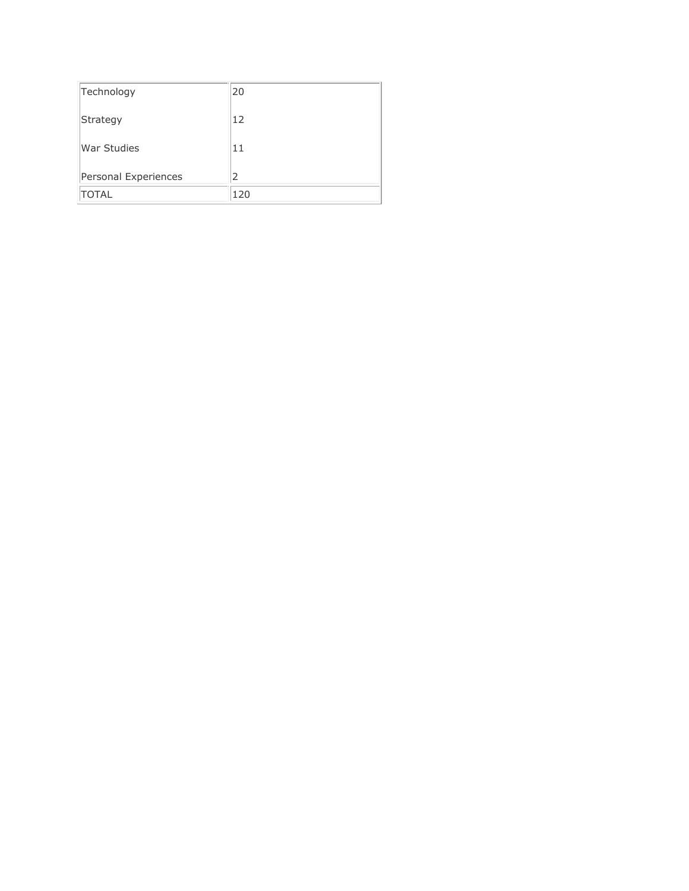| | |
|---|---|
| Technology | 20 |
| Strategy | 12 |
| War Studies | 11 |
| Personal Experiences | 2 |
| TOTAL | 120 |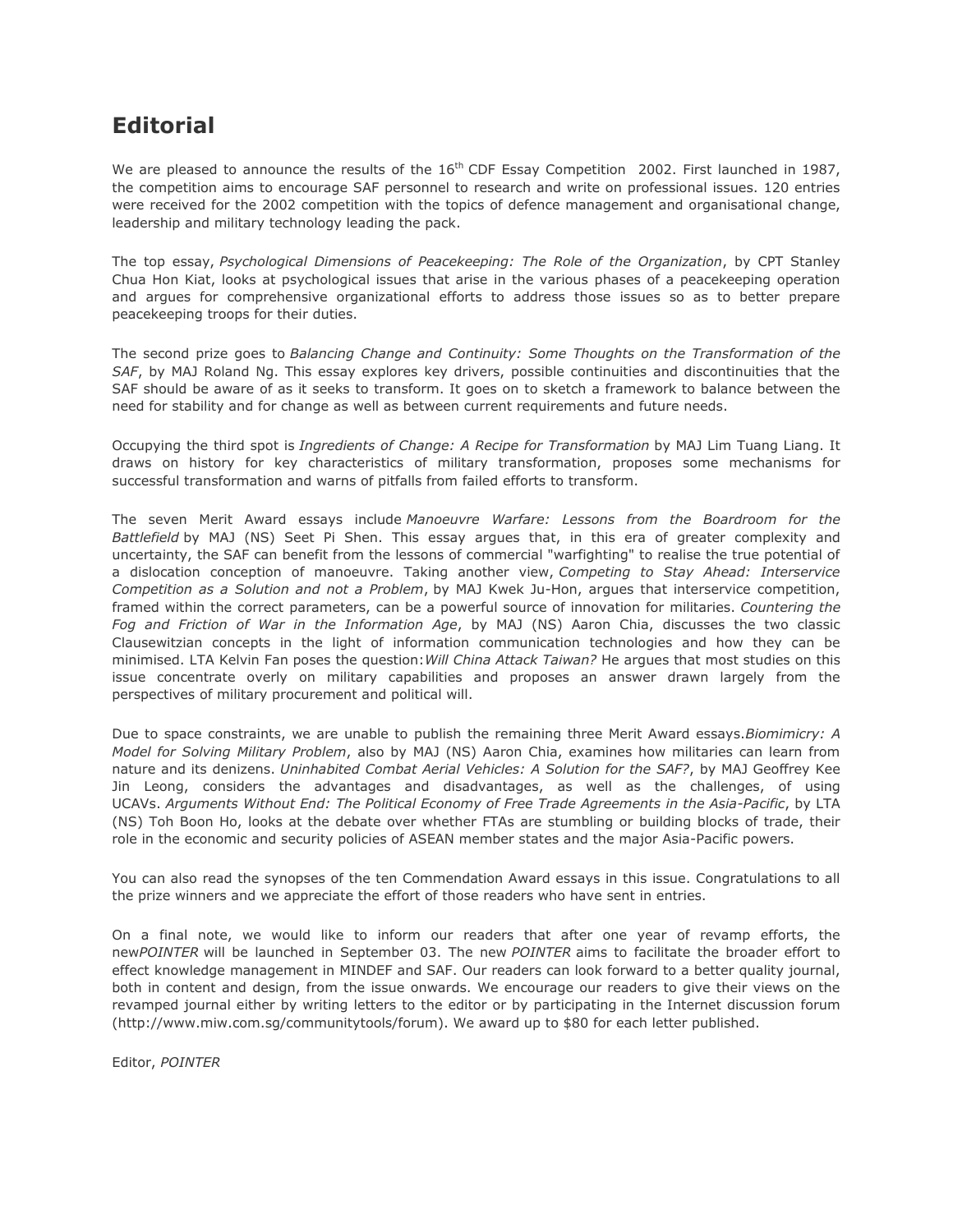# Editorial

We are pleased to announce the results of the 16th CDF Essay Competition 2002. First launched in 1987, the competition aims to encourage SAF personnel to research and write on professional issues. 120 entries were received for the 2002 competition with the topics of defence management and organisational change, leadership and military technology leading the pack.

The top essay, *Psychological Dimensions of Peacekeeping: The Role of the Organization*, by CPT Stanley Chua Hon Kiat, looks at psychological issues that arise in the various phases of a peacekeeping operation and argues for comprehensive organizational efforts to address those issues so as to better prepare peacekeeping troops for their duties.

The second prize goes to *Balancing Change and Continuity: Some Thoughts on the Transformation of the SAF*, by MAJ Roland Ng. This essay explores key drivers, possible continuities and discontinuities that the SAF should be aware of as it seeks to transform. It goes on to sketch a framework to balance between the need for stability and for change as well as between current requirements and future needs.

Occupying the third spot is *Ingredients of Change: A Recipe for Transformation* by MAJ Lim Tuang Liang. It draws on history for key characteristics of military transformation, proposes some mechanisms for successful transformation and warns of pitfalls from failed efforts to transform.

The seven Merit Award essays include *Manoeuvre Warfare: Lessons from the Boardroom for the Battlefield* by MAJ (NS) Seet Pi Shen. This essay argues that, in this era of greater complexity and uncertainty, the SAF can benefit from the lessons of commercial "warfighting" to realise the true potential of a dislocation conception of manoeuvre. Taking another view, *Competing to Stay Ahead: Interservice Competition as a Solution and not a Problem*, by MAJ Kwek Ju-Hon, argues that interservice competition, framed within the correct parameters, can be a powerful source of innovation for militaries. *Countering the Fog and Friction of War in the Information Age*, by MAJ (NS) Aaron Chia, discusses the two classic Clausewitzian concepts in the light of information communication technologies and how they can be minimised. LTA Kelvin Fan poses the question: *Will China Attack Taiwan?* He argues that most studies on this issue concentrate overly on military capabilities and proposes an answer drawn largely from the perspectives of military procurement and political will.

Due to space constraints, we are unable to publish the remaining three Merit Award essays. *Biomimicry: A Model for Solving Military Problem*, also by MAJ (NS) Aaron Chia, examines how militaries can learn from nature and its denizens. *Uninhabited Combat Aerial Vehicles: A Solution for the SAF?*, by MAJ Geoffrey Kee Jin Leong, considers the advantages and disadvantages, as well as the challenges, of using UCAVs. *Arguments Without End: The Political Economy of Free Trade Agreements in the Asia-Pacific*, by LTA (NS) Toh Boon Ho, looks at the debate over whether FTAs are stumbling or building blocks of trade, their role in the economic and security policies of ASEAN member states and the major Asia-Pacific powers.

You can also read the synopses of the ten Commendation Award essays in this issue. Congratulations to all the prize winners and we appreciate the effort of those readers who have sent in entries.

On a final note, we would like to inform our readers that after one year of revamp efforts, the new *POINTER* will be launched in September 03. The new *POINTER* aims to facilitate the broader effort to effect knowledge management in MINDEF and SAF. Our readers can look forward to a better quality journal, both in content and design, from the issue onwards. We encourage our readers to give their views on the revamped journal either by writing letters to the editor or by participating in the Internet discussion forum (http://www.miw.com.sg/communitytools/forum). We award up to $80 for each letter published.

Editor, *POINTER*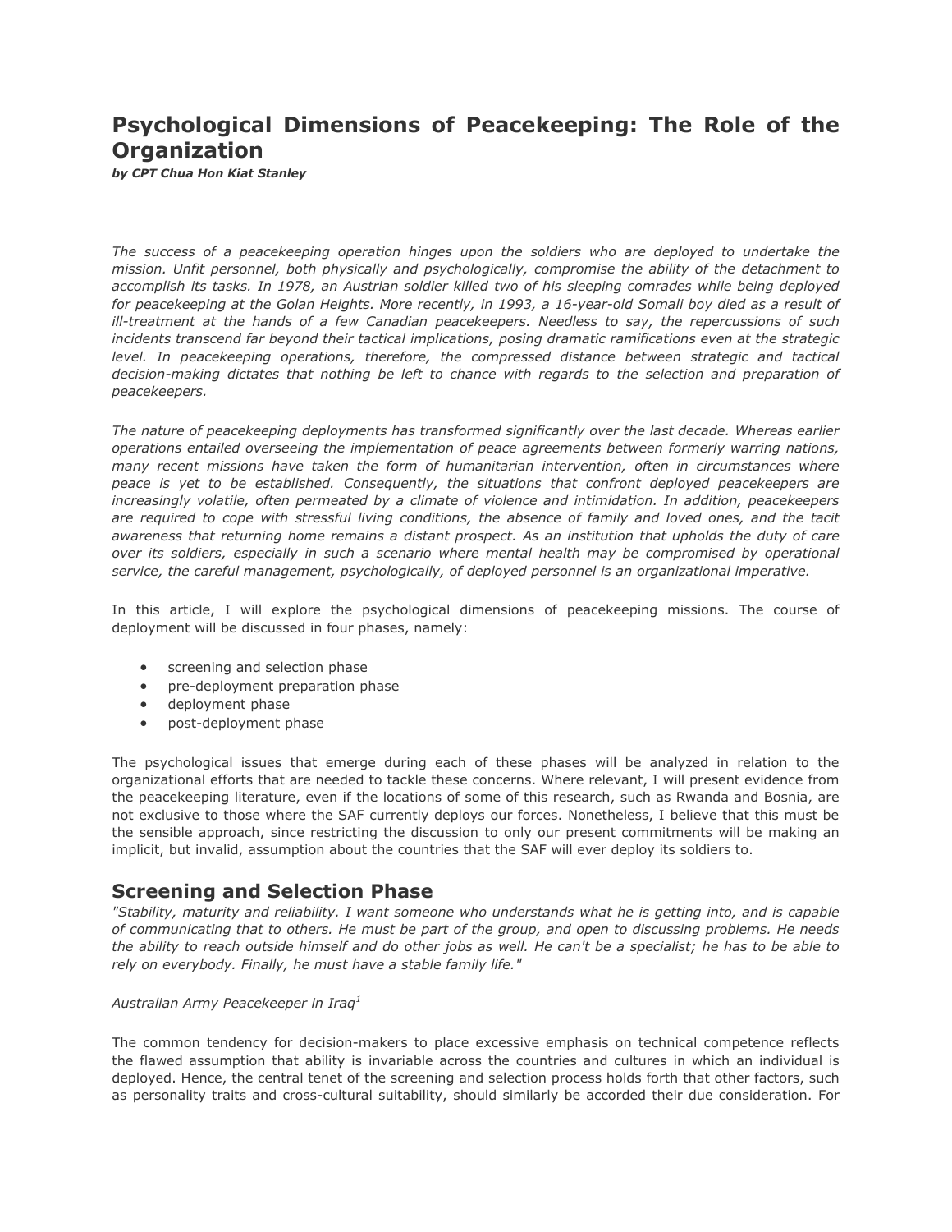# Psychological Dimensions of Peacekeeping: The Role of the Organization

***by CPT Chua Hon Kiat Stanley***

*The success of a peacekeeping operation hinges upon the soldiers who are deployed to undertake the mission. Unfit personnel, both physically and psychologically, compromise the ability of the detachment to accomplish its tasks. In 1978, an Austrian soldier killed two of his sleeping comrades while being deployed for peacekeeping at the Golan Heights. More recently, in 1993, a 16-year-old Somali boy died as a result of ill-treatment at the hands of a few Canadian peacekeepers. Needless to say, the repercussions of such incidents transcend far beyond their tactical implications, posing dramatic ramifications even at the strategic level. In peacekeeping operations, therefore, the compressed distance between strategic and tactical decision-making dictates that nothing be left to chance with regards to the selection and preparation of peacekeepers.*

*The nature of peacekeeping deployments has transformed significantly over the last decade. Whereas earlier operations entailed overseeing the implementation of peace agreements between formerly warring nations, many recent missions have taken the form of humanitarian intervention, often in circumstances where peace is yet to be established. Consequently, the situations that confront deployed peacekeepers are increasingly volatile, often permeated by a climate of violence and intimidation. In addition, peacekeepers are required to cope with stressful living conditions, the absence of family and loved ones, and the tacit awareness that returning home remains a distant prospect. As an institution that upholds the duty of care over its soldiers, especially in such a scenario where mental health may be compromised by operational service, the careful management, psychologically, of deployed personnel is an organizational imperative.*

In this article, I will explore the psychological dimensions of peacekeeping missions. The course of deployment will be discussed in four phases, namely:

- screening and selection phase
- pre-deployment preparation phase
- deployment phase
- post-deployment phase

The psychological issues that emerge during each of these phases will be analyzed in relation to the organizational efforts that are needed to tackle these concerns. Where relevant, I will present evidence from the peacekeeping literature, even if the locations of some of this research, such as Rwanda and Bosnia, are not exclusive to those where the SAF currently deploys our forces. Nonetheless, I believe that this must be the sensible approach, since restricting the discussion to only our present commitments will be making an implicit, but invalid, assumption about the countries that the SAF will ever deploy its soldiers to.

## Screening and Selection Phase

*"Stability, maturity and reliability. I want someone who understands what he is getting into, and is capable of communicating that to others. He must be part of the group, and open to discussing problems. He needs the ability to reach outside himself and do other jobs as well. He can't be a specialist; he has to be able to rely on everybody. Finally, he must have a stable family life."*

*Australian Army Peacekeeper in Iraq*[1]

The common tendency for decision-makers to place excessive emphasis on technical competence reflects the flawed assumption that ability is invariable across the countries and cultures in which an individual is deployed. Hence, the central tenet of the screening and selection process holds forth that other factors, such as personality traits and cross-cultural suitability, should similarly be accorded their due consideration. For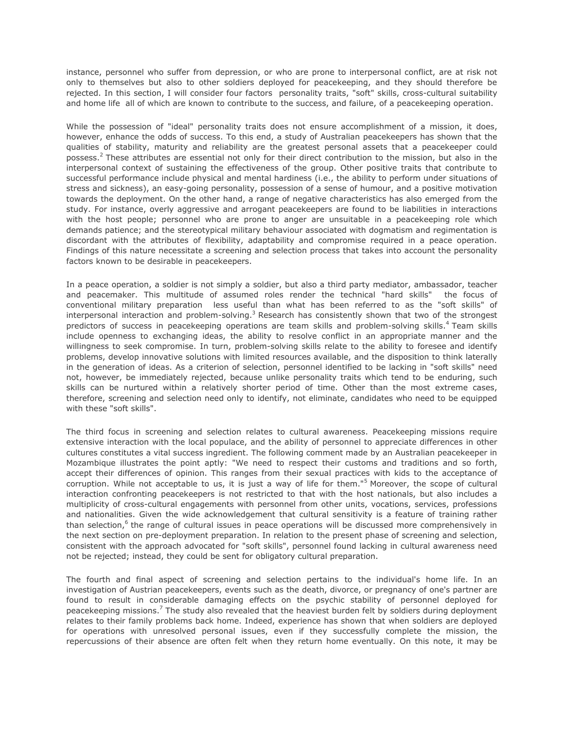instance, personnel who suffer from depression, or who are prone to interpersonal conflict, are at risk not only to themselves but also to other soldiers deployed for peacekeeping, and they should therefore be rejected. In this section, I will consider four factors  personality traits, "soft" skills, cross-cultural suitability and home life  all of which are known to contribute to the success, and failure, of a peacekeeping operation.

While the possession of "ideal" personality traits does not ensure accomplishment of a mission, it does, however, enhance the odds of success. To this end, a study of Australian peacekeepers has shown that the qualities of stability, maturity and reliability are the greatest personal assets that a peacekeeper could possess.[2] These attributes are essential not only for their direct contribution to the mission, but also in the interpersonal context of sustaining the effectiveness of the group. Other positive traits that contribute to successful performance include physical and mental hardiness (i.e., the ability to perform under situations of stress and sickness), an easy-going personality, possession of a sense of humour, and a positive motivation towards the deployment. On the other hand, a range of negative characteristics has also emerged from the study. For instance, overly aggressive and arrogant peacekeepers are found to be liabilities in interactions with the host people; personnel who are prone to anger are unsuitable in a peacekeeping role which demands patience; and the stereotypical military behaviour associated with dogmatism and regimentation is discordant with the attributes of flexibility, adaptability and compromise required in a peace operation. Findings of this nature necessitate a screening and selection process that takes into account the personality factors known to be desirable in peacekeepers.

In a peace operation, a soldier is not simply a soldier, but also a third party mediator, ambassador, teacher and peacemaker. This multitude of assumed roles render the technical "hard skills"  the focus of conventional military preparation  less useful than what has been referred to as the "soft skills" of interpersonal interaction and problem-solving.[3] Research has consistently shown that two of the strongest predictors of success in peacekeeping operations are team skills and problem-solving skills.[4] Team skills include openness to exchanging ideas, the ability to resolve conflict in an appropriate manner and the willingness to seek compromise. In turn, problem-solving skills relate to the ability to foresee and identify problems, develop innovative solutions with limited resources available, and the disposition to think laterally in the generation of ideas. As a criterion of selection, personnel identified to be lacking in "soft skills" need not, however, be immediately rejected, because unlike personality traits which tend to be enduring, such skills can be nurtured within a relatively shorter period of time. Other than the most extreme cases, therefore, screening and selection need only to identify, not eliminate, candidates who need to be equipped with these "soft skills".

The third focus in screening and selection relates to cultural awareness. Peacekeeping missions require extensive interaction with the local populace, and the ability of personnel to appreciate differences in other cultures constitutes a vital success ingredient. The following comment made by an Australian peacekeeper in Mozambique illustrates the point aptly: "We need to respect their customs and traditions and so forth, accept their differences of opinion. This ranges from their sexual practices with kids to the acceptance of corruption. While not acceptable to us, it is just a way of life for them."[5] Moreover, the scope of cultural interaction confronting peacekeepers is not restricted to that with the host nationals, but also includes a multiplicity of cross-cultural engagements with personnel from other units, vocations, services, professions and nationalities. Given the wide acknowledgement that cultural sensitivity is a feature of training rather than selection,[6] the range of cultural issues in peace operations will be discussed more comprehensively in the next section on pre-deployment preparation. In relation to the present phase of screening and selection, consistent with the approach advocated for "soft skills", personnel found lacking in cultural awareness need not be rejected; instead, they could be sent for obligatory cultural preparation.

The fourth and final aspect of screening and selection pertains to the individual's home life. In an investigation of Austrian peacekeepers, events such as the death, divorce, or pregnancy of one's partner are found to result in considerable damaging effects on the psychic stability of personnel deployed for peacekeeping missions.[7] The study also revealed that the heaviest burden felt by soldiers during deployment relates to their family problems back home. Indeed, experience has shown that when soldiers are deployed for operations with unresolved personal issues, even if they successfully complete the mission, the repercussions of their absence are often felt when they return home eventually. On this note, it may be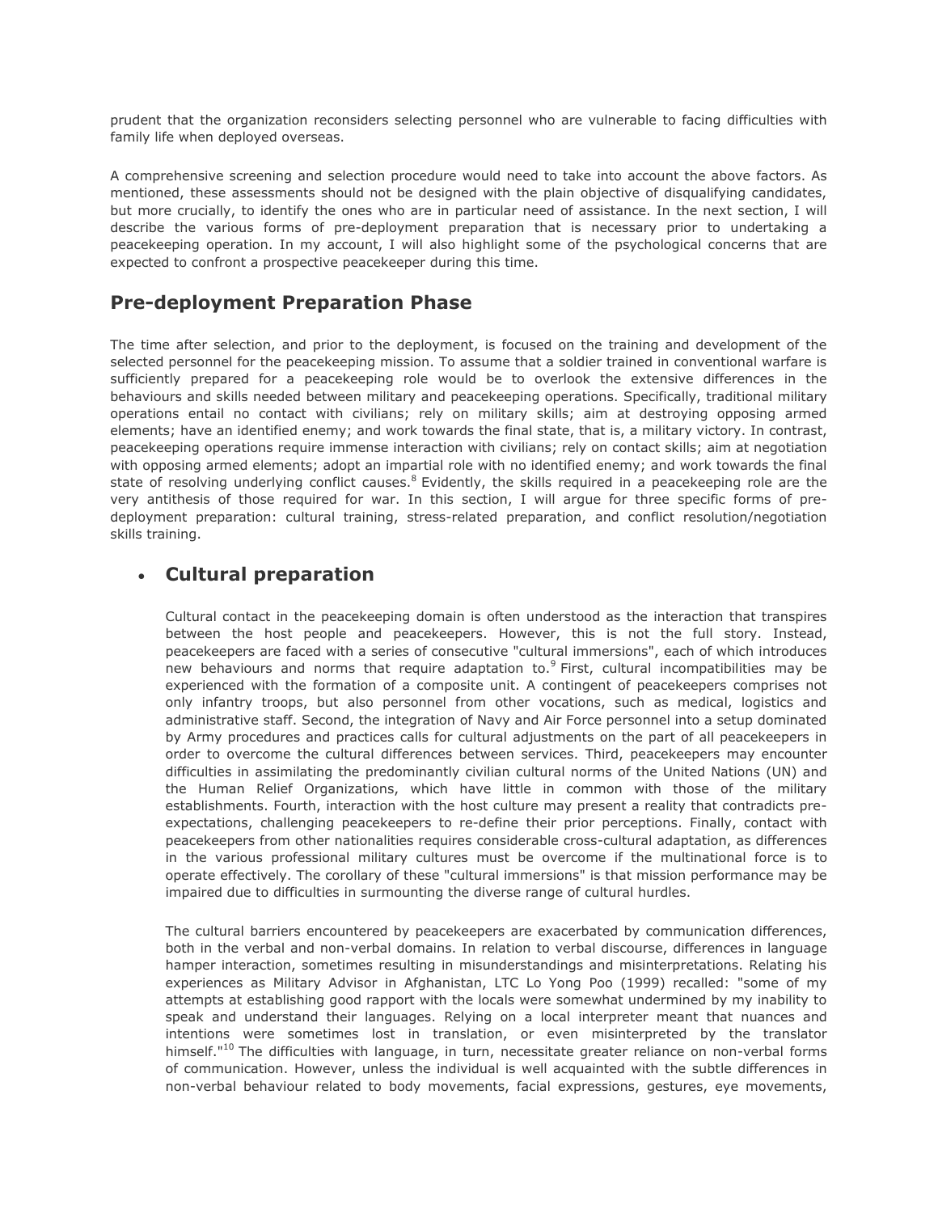prudent that the organization reconsiders selecting personnel who are vulnerable to facing difficulties with family life when deployed overseas.

A comprehensive screening and selection procedure would need to take into account the above factors. As mentioned, these assessments should not be designed with the plain objective of disqualifying candidates, but more crucially, to identify the ones who are in particular need of assistance. In the next section, I will describe the various forms of pre-deployment preparation that is necessary prior to undertaking a peacekeeping operation. In my account, I will also highlight some of the psychological concerns that are expected to confront a prospective peacekeeper during this time.

## Pre-deployment Preparation Phase

The time after selection, and prior to the deployment, is focused on the training and development of the selected personnel for the peacekeeping mission. To assume that a soldier trained in conventional warfare is sufficiently prepared for a peacekeeping role would be to overlook the extensive differences in the behaviours and skills needed between military and peacekeeping operations. Specifically, traditional military operations entail no contact with civilians; rely on military skills; aim at destroying opposing armed elements; have an identified enemy; and work towards the final state, that is, a military victory. In contrast, peacekeeping operations require immense interaction with civilians; rely on contact skills; aim at negotiation with opposing armed elements; adopt an impartial role with no identified enemy; and work towards the final state of resolving underlying conflict causes.[8] Evidently, the skills required in a peacekeeping role are the very antithesis of those required for war. In this section, I will argue for three specific forms of pre-deployment preparation: cultural training, stress-related preparation, and conflict resolution/negotiation skills training.

- ### Cultural preparation

  Cultural contact in the peacekeeping domain is often understood as the interaction that transpires between the host people and peacekeepers. However, this is not the full story. Instead, peacekeepers are faced with a series of consecutive "cultural immersions", each of which introduces new behaviours and norms that require adaptation to.[9] First, cultural incompatibilities may be experienced with the formation of a composite unit. A contingent of peacekeepers comprises not only infantry troops, but also personnel from other vocations, such as medical, logistics and administrative staff. Second, the integration of Navy and Air Force personnel into a setup dominated by Army procedures and practices calls for cultural adjustments on the part of all peacekeepers in order to overcome the cultural differences between services. Third, peacekeepers may encounter difficulties in assimilating the predominantly civilian cultural norms of the United Nations (UN) and the Human Relief Organizations, which have little in common with those of the military establishments. Fourth, interaction with the host culture may present a reality that contradicts pre-expectations, challenging peacekeepers to re-define their prior perceptions. Finally, contact with peacekeepers from other nationalities requires considerable cross-cultural adaptation, as differences in the various professional military cultures must be overcome if the multinational force is to operate effectively. The corollary of these "cultural immersions" is that mission performance may be impaired due to difficulties in surmounting the diverse range of cultural hurdles.

  The cultural barriers encountered by peacekeepers are exacerbated by communication differences, both in the verbal and non-verbal domains. In relation to verbal discourse, differences in language hamper interaction, sometimes resulting in misunderstandings and misinterpretations. Relating his experiences as Military Advisor in Afghanistan, LTC Lo Yong Poo (1999) recalled: "some of my attempts at establishing good rapport with the locals were somewhat undermined by my inability to speak and understand their languages. Relying on a local interpreter meant that nuances and intentions were sometimes lost in translation, or even misinterpreted by the translator himself."[10] The difficulties with language, in turn, necessitate greater reliance on non-verbal forms of communication. However, unless the individual is well acquainted with the subtle differences in non-verbal behaviour related to body movements, facial expressions, gestures, eye movements,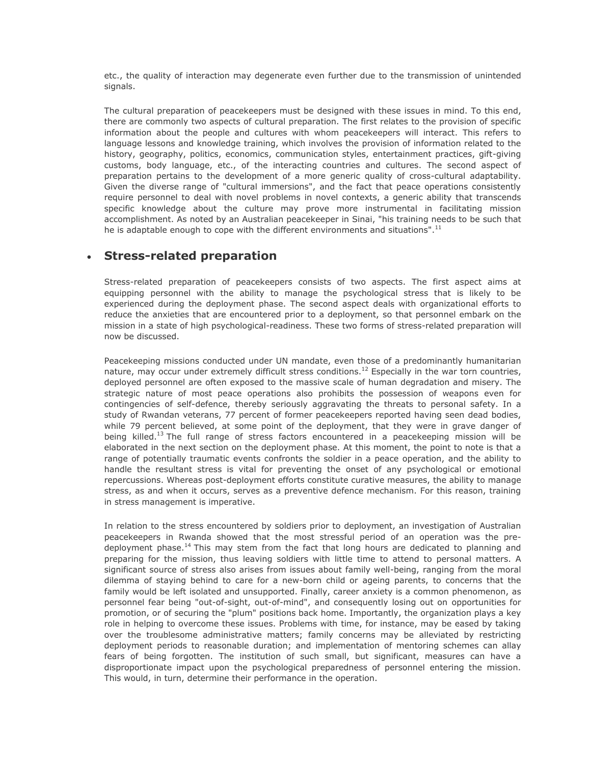etc., the quality of interaction may degenerate even further due to the transmission of unintended signals.

The cultural preparation of peacekeepers must be designed with these issues in mind. To this end, there are commonly two aspects of cultural preparation. The first relates to the provision of specific information about the people and cultures with whom peacekeepers will interact. This refers to language lessons and knowledge training, which involves the provision of information related to the history, geography, politics, economics, communication styles, entertainment practices, gift-giving customs, body language, etc., of the interacting countries and cultures. The second aspect of preparation pertains to the development of a more generic quality of cross-cultural adaptability. Given the diverse range of "cultural immersions", and the fact that peace operations consistently require personnel to deal with novel problems in novel contexts, a generic ability that transcends specific knowledge about the culture may prove more instrumental in facilitating mission accomplishment. As noted by an Australian peacekeeper in Sinai, "his training needs to be such that he is adaptable enough to cope with the different environments and situations".[11]

- ## Stress-related preparation

Stress-related preparation of peacekeepers consists of two aspects. The first aspect aims at equipping personnel with the ability to manage the psychological stress that is likely to be experienced during the deployment phase. The second aspect deals with organizational efforts to reduce the anxieties that are encountered prior to a deployment, so that personnel embark on the mission in a state of high psychological-readiness. These two forms of stress-related preparation will now be discussed.

Peacekeeping missions conducted under UN mandate, even those of a predominantly humanitarian nature, may occur under extremely difficult stress conditions.[12] Especially in the war torn countries, deployed personnel are often exposed to the massive scale of human degradation and misery. The strategic nature of most peace operations also prohibits the possession of weapons even for contingencies of self-defence, thereby seriously aggravating the threats to personal safety. In a study of Rwandan veterans, 77 percent of former peacekeepers reported having seen dead bodies, while 79 percent believed, at some point of the deployment, that they were in grave danger of being killed.[13] The full range of stress factors encountered in a peacekeeping mission will be elaborated in the next section on the deployment phase. At this moment, the point to note is that a range of potentially traumatic events confronts the soldier in a peace operation, and the ability to handle the resultant stress is vital for preventing the onset of any psychological or emotional repercussions. Whereas post-deployment efforts constitute curative measures, the ability to manage stress, as and when it occurs, serves as a preventive defence mechanism. For this reason, training in stress management is imperative.

In relation to the stress encountered by soldiers prior to deployment, an investigation of Australian peacekeepers in Rwanda showed that the most stressful period of an operation was the pre-deployment phase.[14] This may stem from the fact that long hours are dedicated to planning and preparing for the mission, thus leaving soldiers with little time to attend to personal matters. A significant source of stress also arises from issues about family well-being, ranging from the moral dilemma of staying behind to care for a new-born child or ageing parents, to concerns that the family would be left isolated and unsupported. Finally, career anxiety is a common phenomenon, as personnel fear being "out-of-sight, out-of-mind", and consequently losing out on opportunities for promotion, or of securing the "plum" positions back home. Importantly, the organization plays a key role in helping to overcome these issues. Problems with time, for instance, may be eased by taking over the troublesome administrative matters; family concerns may be alleviated by restricting deployment periods to reasonable duration; and implementation of mentoring schemes can allay fears of being forgotten. The institution of such small, but significant, measures can have a disproportionate impact upon the psychological preparedness of personnel entering the mission. This would, in turn, determine their performance in the operation.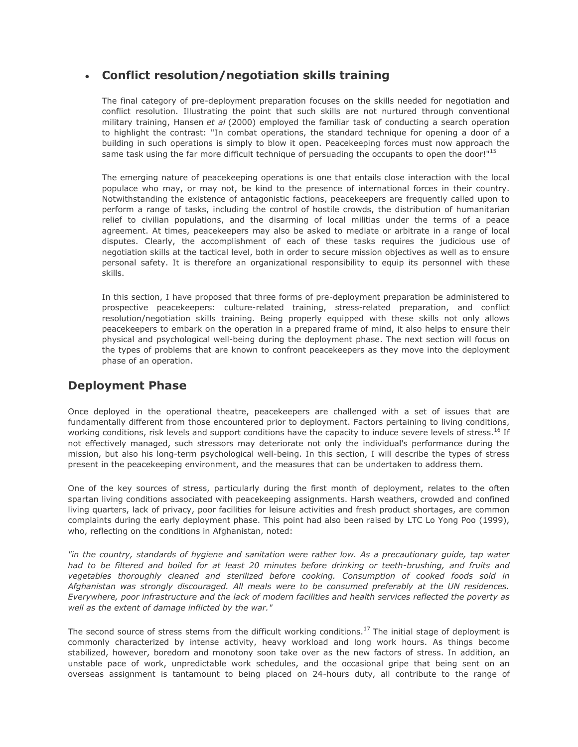- **Conflict resolution/negotiation skills training**

  The final category of pre-deployment preparation focuses on the skills needed for negotiation and conflict resolution. Illustrating the point that such skills are not nurtured through conventional military training, Hansen *et al* (2000) employed the familiar task of conducting a search operation to highlight the contrast: "In combat operations, the standard technique for opening a door of a building in such operations is simply to blow it open. Peacekeeping forces must now approach the same task using the far more difficult technique of persuading the occupants to open the door!"[15]

  The emerging nature of peacekeeping operations is one that entails close interaction with the local populace who may, or may not, be kind to the presence of international forces in their country. Notwithstanding the existence of antagonistic factions, peacekeepers are frequently called upon to perform a range of tasks, including the control of hostile crowds, the distribution of humanitarian relief to civilian populations, and the disarming of local militias under the terms of a peace agreement. At times, peacekeepers may also be asked to mediate or arbitrate in a range of local disputes. Clearly, the accomplishment of each of these tasks requires the judicious use of negotiation skills at the tactical level, both in order to secure mission objectives as well as to ensure personal safety. It is therefore an organizational responsibility to equip its personnel with these skills.

  In this section, I have proposed that three forms of pre-deployment preparation be administered to prospective peacekeepers: culture-related training, stress-related preparation, and conflict resolution/negotiation skills training. Being properly equipped with these skills not only allows peacekeepers to embark on the operation in a prepared frame of mind, it also helps to ensure their physical and psychological well-being during the deployment phase. The next section will focus on the types of problems that are known to confront peacekeepers as they move into the deployment phase of an operation.

## Deployment Phase

Once deployed in the operational theatre, peacekeepers are challenged with a set of issues that are fundamentally different from those encountered prior to deployment. Factors pertaining to living conditions, working conditions, risk levels and support conditions have the capacity to induce severe levels of stress.[16] If not effectively managed, such stressors may deteriorate not only the individual's performance during the mission, but also his long-term psychological well-being. In this section, I will describe the types of stress present in the peacekeeping environment, and the measures that can be undertaken to address them.

One of the key sources of stress, particularly during the first month of deployment, relates to the often spartan living conditions associated with peacekeeping assignments. Harsh weathers, crowded and confined living quarters, lack of privacy, poor facilities for leisure activities and fresh product shortages, are common complaints during the early deployment phase. This point had also been raised by LTC Lo Yong Poo (1999), who, reflecting on the conditions in Afghanistan, noted:

*"in the country, standards of hygiene and sanitation were rather low. As a precautionary guide, tap water had to be filtered and boiled for at least 20 minutes before drinking or teeth-brushing, and fruits and vegetables thoroughly cleaned and sterilized before cooking. Consumption of cooked foods sold in Afghanistan was strongly discouraged. All meals were to be consumed preferably at the UN residences. Everywhere, poor infrastructure and the lack of modern facilities and health services reflected the poverty as well as the extent of damage inflicted by the war."*

The second source of stress stems from the difficult working conditions.[17] The initial stage of deployment is commonly characterized by intense activity, heavy workload and long work hours. As things become stabilized, however, boredom and monotony soon take over as the new factors of stress. In addition, an unstable pace of work, unpredictable work schedules, and the occasional gripe that being sent on an overseas assignment is tantamount to being placed on 24-hours duty, all contribute to the range of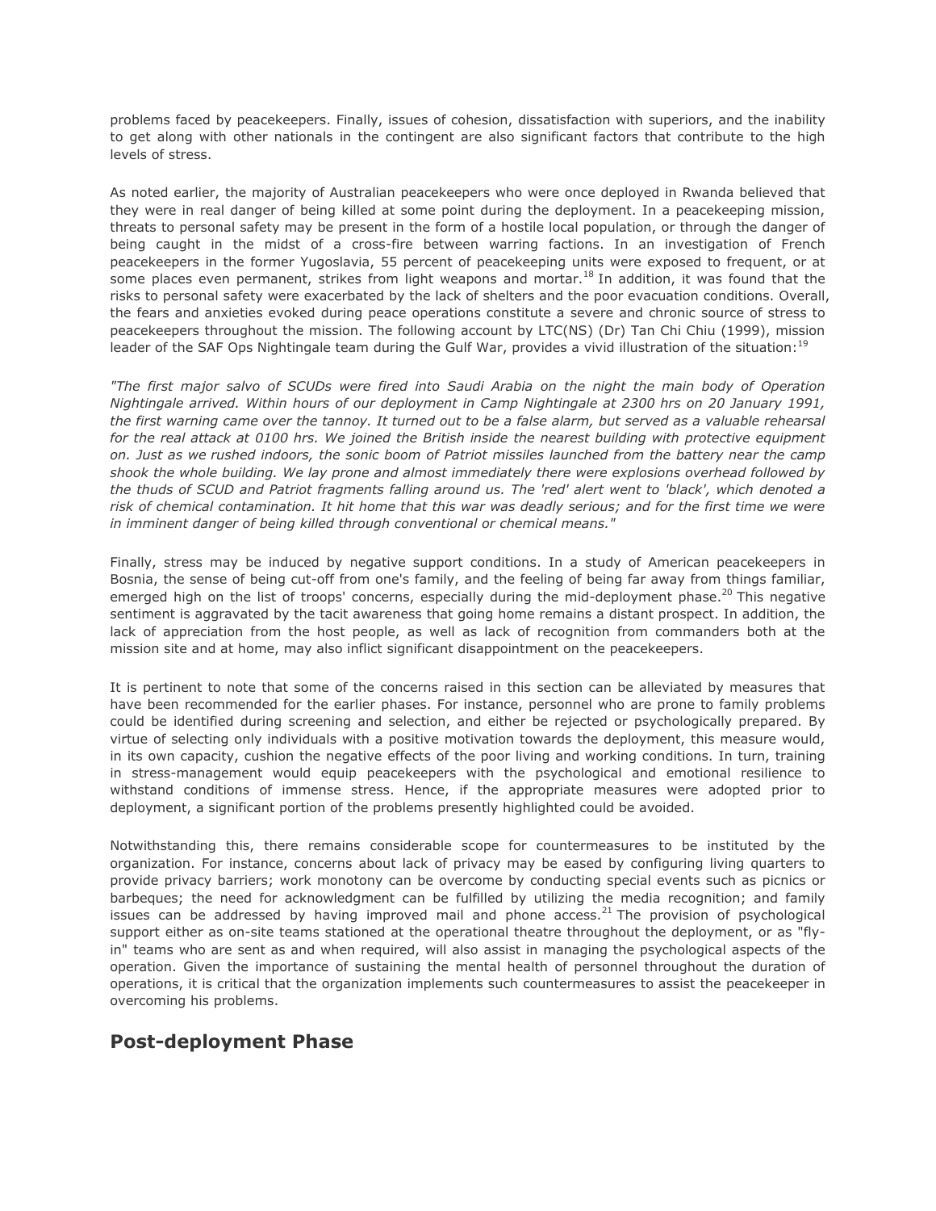problems faced by peacekeepers. Finally, issues of cohesion, dissatisfaction with superiors, and the inability to get along with other nationals in the contingent are also significant factors that contribute to the high levels of stress.

As noted earlier, the majority of Australian peacekeepers who were once deployed in Rwanda believed that they were in real danger of being killed at some point during the deployment. In a peacekeeping mission, threats to personal safety may be present in the form of a hostile local population, or through the danger of being caught in the midst of a cross-fire between warring factions. In an investigation of French peacekeepers in the former Yugoslavia, 55 percent of peacekeeping units were exposed to frequent, or at some places even permanent, strikes from light weapons and mortar.[18] In addition, it was found that the risks to personal safety were exacerbated by the lack of shelters and the poor evacuation conditions. Overall, the fears and anxieties evoked during peace operations constitute a severe and chronic source of stress to peacekeepers throughout the mission. The following account by LTC(NS) (Dr) Tan Chi Chiu (1999), mission leader of the SAF Ops Nightingale team during the Gulf War, provides a vivid illustration of the situation:[19]

*"The first major salvo of SCUDs were fired into Saudi Arabia on the night the main body of Operation Nightingale arrived. Within hours of our deployment in Camp Nightingale at 2300 hrs on 20 January 1991, the first warning came over the tannoy. It turned out to be a false alarm, but served as a valuable rehearsal for the real attack at 0100 hrs. We joined the British inside the nearest building with protective equipment on. Just as we rushed indoors, the sonic boom of Patriot missiles launched from the battery near the camp shook the whole building. We lay prone and almost immediately there were explosions overhead followed by the thuds of SCUD and Patriot fragments falling around us. The 'red' alert went to 'black', which denoted a risk of chemical contamination. It hit home that this war was deadly serious; and for the first time we were in imminent danger of being killed through conventional or chemical means."*

Finally, stress may be induced by negative support conditions. In a study of American peacekeepers in Bosnia, the sense of being cut-off from one's family, and the feeling of being far away from things familiar, emerged high on the list of troops' concerns, especially during the mid-deployment phase.[20] This negative sentiment is aggravated by the tacit awareness that going home remains a distant prospect. In addition, the lack of appreciation from the host people, as well as lack of recognition from commanders both at the mission site and at home, may also inflict significant disappointment on the peacekeepers.

It is pertinent to note that some of the concerns raised in this section can be alleviated by measures that have been recommended for the earlier phases. For instance, personnel who are prone to family problems could be identified during screening and selection, and either be rejected or psychologically prepared. By virtue of selecting only individuals with a positive motivation towards the deployment, this measure would, in its own capacity, cushion the negative effects of the poor living and working conditions. In turn, training in stress-management would equip peacekeepers with the psychological and emotional resilience to withstand conditions of immense stress. Hence, if the appropriate measures were adopted prior to deployment, a significant portion of the problems presently highlighted could be avoided.

Notwithstanding this, there remains considerable scope for countermeasures to be instituted by the organization. For instance, concerns about lack of privacy may be eased by configuring living quarters to provide privacy barriers; work monotony can be overcome by conducting special events such as picnics or barbeques; the need for acknowledgment can be fulfilled by utilizing the media recognition; and family issues can be addressed by having improved mail and phone access.[21] The provision of psychological support either as on-site teams stationed at the operational theatre throughout the deployment, or as "fly-in" teams who are sent as and when required, will also assist in managing the psychological aspects of the operation. Given the importance of sustaining the mental health of personnel throughout the duration of operations, it is critical that the organization implements such countermeasures to assist the peacekeeper in overcoming his problems.

## Post-deployment Phase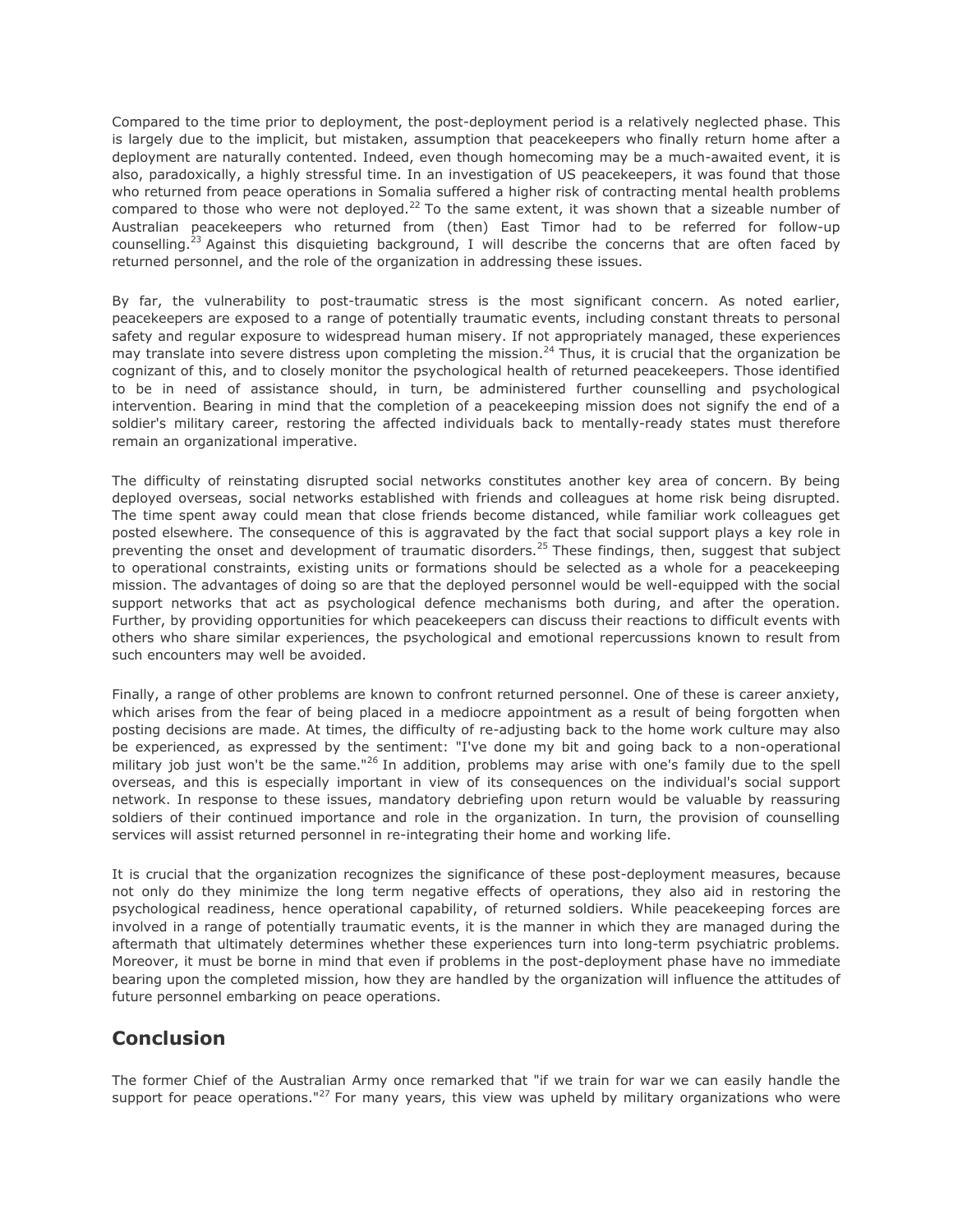Compared to the time prior to deployment, the post-deployment period is a relatively neglected phase. This is largely due to the implicit, but mistaken, assumption that peacekeepers who finally return home after a deployment are naturally contented. Indeed, even though homecoming may be a much-awaited event, it is also, paradoxically, a highly stressful time. In an investigation of US peacekeepers, it was found that those who returned from peace operations in Somalia suffered a higher risk of contracting mental health problems compared to those who were not deployed.[22] To the same extent, it was shown that a sizeable number of Australian peacekeepers who returned from (then) East Timor had to be referred for follow-up counselling.[23] Against this disquieting background, I will describe the concerns that are often faced by returned personnel, and the role of the organization in addressing these issues.

By far, the vulnerability to post-traumatic stress is the most significant concern. As noted earlier, peacekeepers are exposed to a range of potentially traumatic events, including constant threats to personal safety and regular exposure to widespread human misery. If not appropriately managed, these experiences may translate into severe distress upon completing the mission.[24] Thus, it is crucial that the organization be cognizant of this, and to closely monitor the psychological health of returned peacekeepers. Those identified to be in need of assistance should, in turn, be administered further counselling and psychological intervention. Bearing in mind that the completion of a peacekeeping mission does not signify the end of a soldier's military career, restoring the affected individuals back to mentally-ready states must therefore remain an organizational imperative.

The difficulty of reinstating disrupted social networks constitutes another key area of concern. By being deployed overseas, social networks established with friends and colleagues at home risk being disrupted. The time spent away could mean that close friends become distanced, while familiar work colleagues get posted elsewhere. The consequence of this is aggravated by the fact that social support plays a key role in preventing the onset and development of traumatic disorders.[25] These findings, then, suggest that subject to operational constraints, existing units or formations should be selected as a whole for a peacekeeping mission. The advantages of doing so are that the deployed personnel would be well-equipped with the social support networks that act as psychological defence mechanisms both during, and after the operation. Further, by providing opportunities for which peacekeepers can discuss their reactions to difficult events with others who share similar experiences, the psychological and emotional repercussions known to result from such encounters may well be avoided.

Finally, a range of other problems are known to confront returned personnel. One of these is career anxiety, which arises from the fear of being placed in a mediocre appointment as a result of being forgotten when posting decisions are made. At times, the difficulty of re-adjusting back to the home work culture may also be experienced, as expressed by the sentiment: "I've done my bit and going back to a non-operational military job just won't be the same."[26] In addition, problems may arise with one's family due to the spell overseas, and this is especially important in view of its consequences on the individual's social support network. In response to these issues, mandatory debriefing upon return would be valuable by reassuring soldiers of their continued importance and role in the organization. In turn, the provision of counselling services will assist returned personnel in re-integrating their home and working life.

It is crucial that the organization recognizes the significance of these post-deployment measures, because not only do they minimize the long term negative effects of operations, they also aid in restoring the psychological readiness, hence operational capability, of returned soldiers. While peacekeeping forces are involved in a range of potentially traumatic events, it is the manner in which they are managed during the aftermath that ultimately determines whether these experiences turn into long-term psychiatric problems. Moreover, it must be borne in mind that even if problems in the post-deployment phase have no immediate bearing upon the completed mission, how they are handled by the organization will influence the attitudes of future personnel embarking on peace operations.

## Conclusion

The former Chief of the Australian Army once remarked that "if we train for war we can easily handle the support for peace operations."[27] For many years, this view was upheld by military organizations who were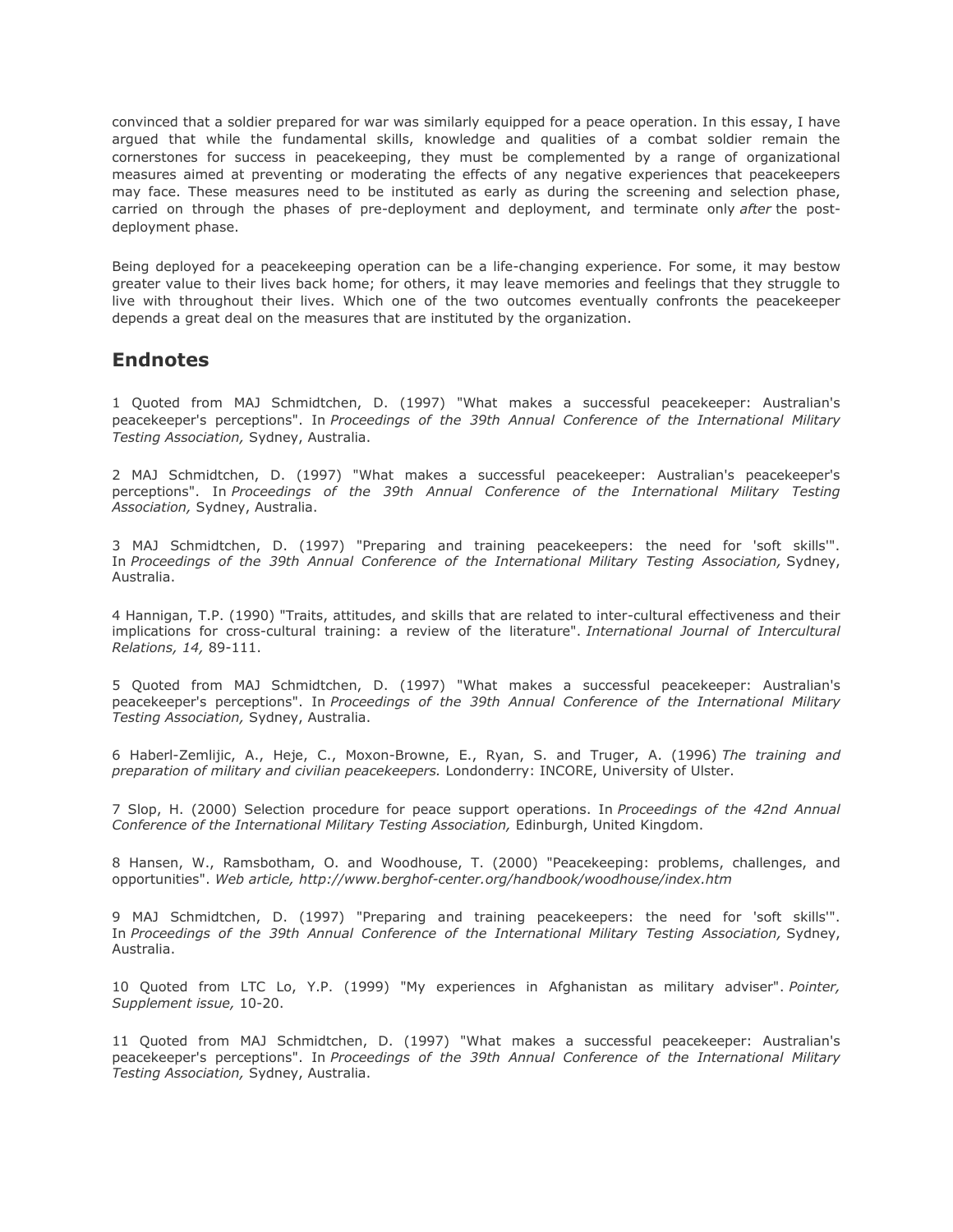convinced that a soldier prepared for war was similarly equipped for a peace operation. In this essay, I have argued that while the fundamental skills, knowledge and qualities of a combat soldier remain the cornerstones for success in peacekeeping, they must be complemented by a range of organizational measures aimed at preventing or moderating the effects of any negative experiences that peacekeepers may face. These measures need to be instituted as early as during the screening and selection phase, carried on through the phases of pre-deployment and deployment, and terminate only *after* the post-deployment phase.

Being deployed for a peacekeeping operation can be a life-changing experience. For some, it may bestow greater value to their lives back home; for others, it may leave memories and feelings that they struggle to live with throughout their lives. Which one of the two outcomes eventually confronts the peacekeeper depends a great deal on the measures that are instituted by the organization.

## Endnotes

1 Quoted from MAJ Schmidtchen, D. (1997) "What makes a successful peacekeeper: Australian's peacekeeper's perceptions". In *Proceedings of the 39th Annual Conference of the International Military Testing Association,* Sydney, Australia.

2 MAJ Schmidtchen, D. (1997) "What makes a successful peacekeeper: Australian's peacekeeper's perceptions". In *Proceedings of the 39th Annual Conference of the International Military Testing Association,* Sydney, Australia.

3 MAJ Schmidtchen, D. (1997) "Preparing and training peacekeepers: the need for 'soft skills'". In *Proceedings of the 39th Annual Conference of the International Military Testing Association,* Sydney, Australia.

4 Hannigan, T.P. (1990) "Traits, attitudes, and skills that are related to inter-cultural effectiveness and their implications for cross-cultural training: a review of the literature". *International Journal of Intercultural Relations, 14,* 89-111.

5 Quoted from MAJ Schmidtchen, D. (1997) "What makes a successful peacekeeper: Australian's peacekeeper's perceptions". In *Proceedings of the 39th Annual Conference of the International Military Testing Association,* Sydney, Australia.

6 Haberl-Zemlijic, A., Heje, C., Moxon-Browne, E., Ryan, S. and Truger, A. (1996) *The training and preparation of military and civilian peacekeepers.* Londonderry: INCORE, University of Ulster.

7 Slop, H. (2000) Selection procedure for peace support operations. In *Proceedings of the 42nd Annual Conference of the International Military Testing Association,* Edinburgh, United Kingdom.

8 Hansen, W., Ramsbotham, O. and Woodhouse, T. (2000) "Peacekeeping: problems, challenges, and opportunities". *Web article, http://www.berghof-center.org/handbook/woodhouse/index.htm*

9 MAJ Schmidtchen, D. (1997) "Preparing and training peacekeepers: the need for 'soft skills'". In *Proceedings of the 39th Annual Conference of the International Military Testing Association,* Sydney, Australia.

10 Quoted from LTC Lo, Y.P. (1999) "My experiences in Afghanistan as military adviser". *Pointer, Supplement issue,* 10-20.

11 Quoted from MAJ Schmidtchen, D. (1997) "What makes a successful peacekeeper: Australian's peacekeeper's perceptions". In *Proceedings of the 39th Annual Conference of the International Military Testing Association,* Sydney, Australia.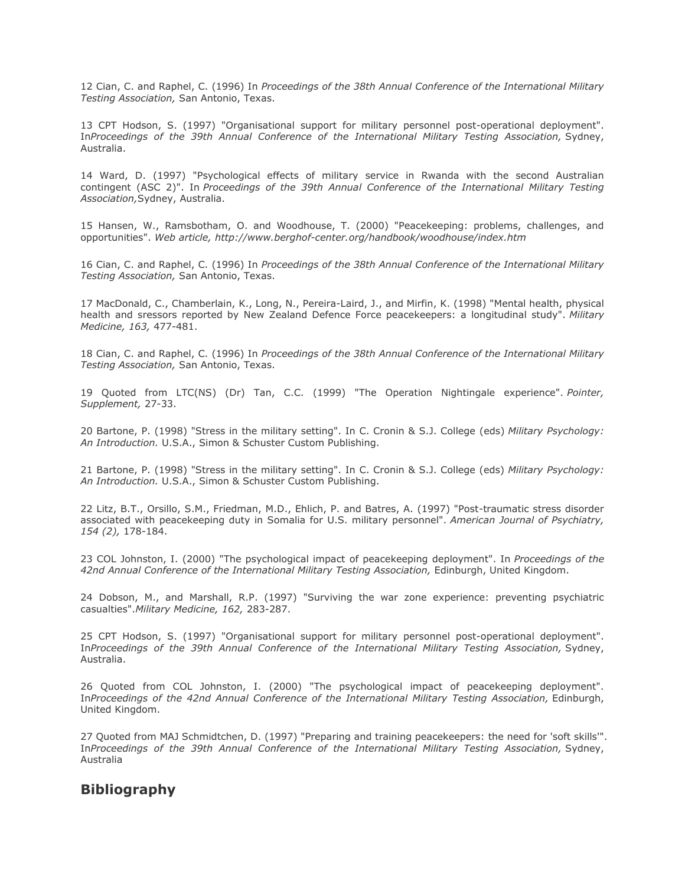12 Cian, C. and Raphel, C. (1996) In *Proceedings of the 38th Annual Conference of the International Military Testing Association,* San Antonio, Texas.

13 CPT Hodson, S. (1997) "Organisational support for military personnel post-operational deployment". In*Proceedings of the 39th Annual Conference of the International Military Testing Association,* Sydney, Australia.

14 Ward, D. (1997) "Psychological effects of military service in Rwanda with the second Australian contingent (ASC 2)". In *Proceedings of the 39th Annual Conference of the International Military Testing Association,*Sydney, Australia.

15 Hansen, W., Ramsbotham, O. and Woodhouse, T. (2000) "Peacekeeping: problems, challenges, and opportunities". *Web article, http://www.berghof-center.org/handbook/woodhouse/index.htm*

16 Cian, C. and Raphel, C. (1996) In *Proceedings of the 38th Annual Conference of the International Military Testing Association,* San Antonio, Texas.

17 MacDonald, C., Chamberlain, K., Long, N., Pereira-Laird, J., and Mirfin, K. (1998) "Mental health, physical health and sressors reported by New Zealand Defence Force peacekeepers: a longitudinal study". *Military Medicine, 163,* 477-481.

18 Cian, C. and Raphel, C. (1996) In *Proceedings of the 38th Annual Conference of the International Military Testing Association,* San Antonio, Texas.

19 Quoted from LTC(NS) (Dr) Tan, C.C. (1999) "The Operation Nightingale experience". *Pointer, Supplement,* 27-33.

20 Bartone, P. (1998) "Stress in the military setting". In C. Cronin & S.J. College (eds) *Military Psychology: An Introduction.* U.S.A., Simon & Schuster Custom Publishing.

21 Bartone, P. (1998) "Stress in the military setting". In C. Cronin & S.J. College (eds) *Military Psychology: An Introduction.* U.S.A., Simon & Schuster Custom Publishing.

22 Litz, B.T., Orsillo, S.M., Friedman, M.D., Ehlich, P. and Batres, A. (1997) "Post-traumatic stress disorder associated with peacekeeping duty in Somalia for U.S. military personnel". *American Journal of Psychiatry, 154 (2),* 178-184.

23 COL Johnston, I. (2000) "The psychological impact of peacekeeping deployment". In *Proceedings of the 42nd Annual Conference of the International Military Testing Association,* Edinburgh, United Kingdom.

24 Dobson, M., and Marshall, R.P. (1997) "Surviving the war zone experience: preventing psychiatric casualties".*Military Medicine, 162,* 283-287.

25 CPT Hodson, S. (1997) "Organisational support for military personnel post-operational deployment". In*Proceedings of the 39th Annual Conference of the International Military Testing Association,* Sydney, Australia.

26 Quoted from COL Johnston, I. (2000) "The psychological impact of peacekeeping deployment". In*Proceedings of the 42nd Annual Conference of the International Military Testing Association,* Edinburgh, United Kingdom.

27 Quoted from MAJ Schmidtchen, D. (1997) "Preparing and training peacekeepers: the need for 'soft skills'". In*Proceedings of the 39th Annual Conference of the International Military Testing Association,* Sydney, Australia

## Bibliography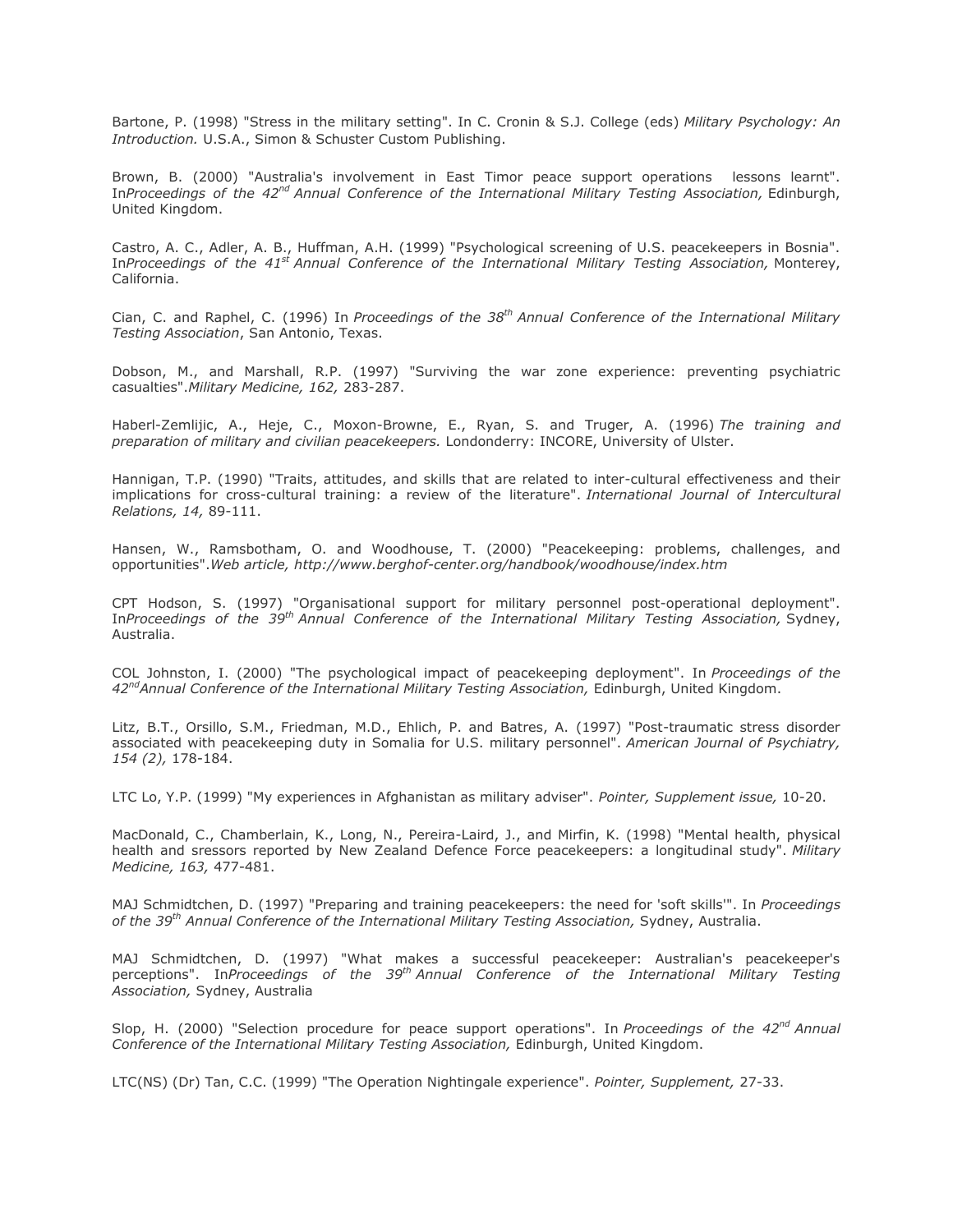Bartone, P. (1998) "Stress in the military setting". In C. Cronin & S.J. College (eds) *Military Psychology: An Introduction.* U.S.A., Simon & Schuster Custom Publishing.

Brown, B. (2000) "Australia's involvement in East Timor peace support operations lessons learnt". In*Proceedings of the 42nd Annual Conference of the International Military Testing Association,* Edinburgh, United Kingdom.

Castro, A. C., Adler, A. B., Huffman, A.H. (1999) "Psychological screening of U.S. peacekeepers in Bosnia". In*Proceedings of the 41st Annual Conference of the International Military Testing Association,* Monterey, California.

Cian, C. and Raphel, C. (1996) In *Proceedings of the 38th Annual Conference of the International Military Testing Association*, San Antonio, Texas.

Dobson, M., and Marshall, R.P. (1997) "Surviving the war zone experience: preventing psychiatric casualties".*Military Medicine, 162,* 283-287.

Haberl-Zemlijic, A., Heje, C., Moxon-Browne, E., Ryan, S. and Truger, A. (1996) *The training and preparation of military and civilian peacekeepers.* Londonderry: INCORE, University of Ulster.

Hannigan, T.P. (1990) "Traits, attitudes, and skills that are related to inter-cultural effectiveness and their implications for cross-cultural training: a review of the literature". *International Journal of Intercultural Relations, 14,* 89-111.

Hansen, W., Ramsbotham, O. and Woodhouse, T. (2000) "Peacekeeping: problems, challenges, and opportunities".*Web article, http://www.berghof-center.org/handbook/woodhouse/index.htm*

CPT Hodson, S. (1997) "Organisational support for military personnel post-operational deployment". In*Proceedings of the 39th Annual Conference of the International Military Testing Association,* Sydney, Australia.

COL Johnston, I. (2000) "The psychological impact of peacekeeping deployment". In *Proceedings of the 42ndAnnual Conference of the International Military Testing Association,* Edinburgh, United Kingdom.

Litz, B.T., Orsillo, S.M., Friedman, M.D., Ehlich, P. and Batres, A. (1997) "Post-traumatic stress disorder associated with peacekeeping duty in Somalia for U.S. military personnel". *American Journal of Psychiatry, 154 (2),* 178-184.

LTC Lo, Y.P. (1999) "My experiences in Afghanistan as military adviser". *Pointer, Supplement issue,* 10-20.

MacDonald, C., Chamberlain, K., Long, N., Pereira-Laird, J., and Mirfin, K. (1998) "Mental health, physical health and sressors reported by New Zealand Defence Force peacekeepers: a longitudinal study". *Military Medicine, 163,* 477-481.

MAJ Schmidtchen, D. (1997) "Preparing and training peacekeepers: the need for 'soft skills'". In *Proceedings of the 39th Annual Conference of the International Military Testing Association,* Sydney, Australia.

MAJ Schmidtchen, D. (1997) "What makes a successful peacekeeper: Australian's peacekeeper's perceptions". In*Proceedings of the 39th Annual Conference of the International Military Testing Association,* Sydney, Australia

Slop, H. (2000) "Selection procedure for peace support operations". In *Proceedings of the 42nd Annual Conference of the International Military Testing Association,* Edinburgh, United Kingdom.

LTC(NS) (Dr) Tan, C.C. (1999) "The Operation Nightingale experience". *Pointer, Supplement,* 27-33.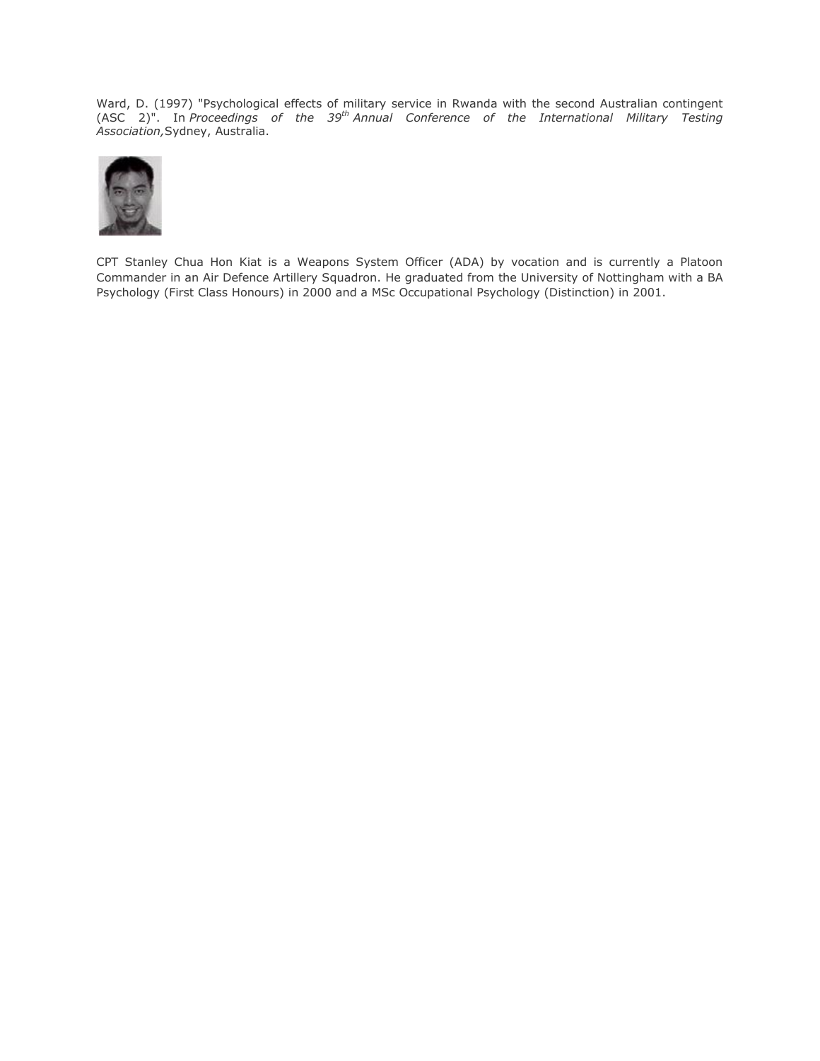Ward, D. (1997) "Psychological effects of military service in Rwanda with the second Australian contingent (ASC 2)". In *Proceedings of the 39th Annual Conference of the International Military Testing Association,* Sydney, Australia.

CPT Stanley Chua Hon Kiat is a Weapons System Officer (ADA) by vocation and is currently a Platoon Commander in an Air Defence Artillery Squadron. He graduated from the University of Nottingham with a BA Psychology (First Class Honours) in 2000 and a MSc Occupational Psychology (Distinction) in 2001.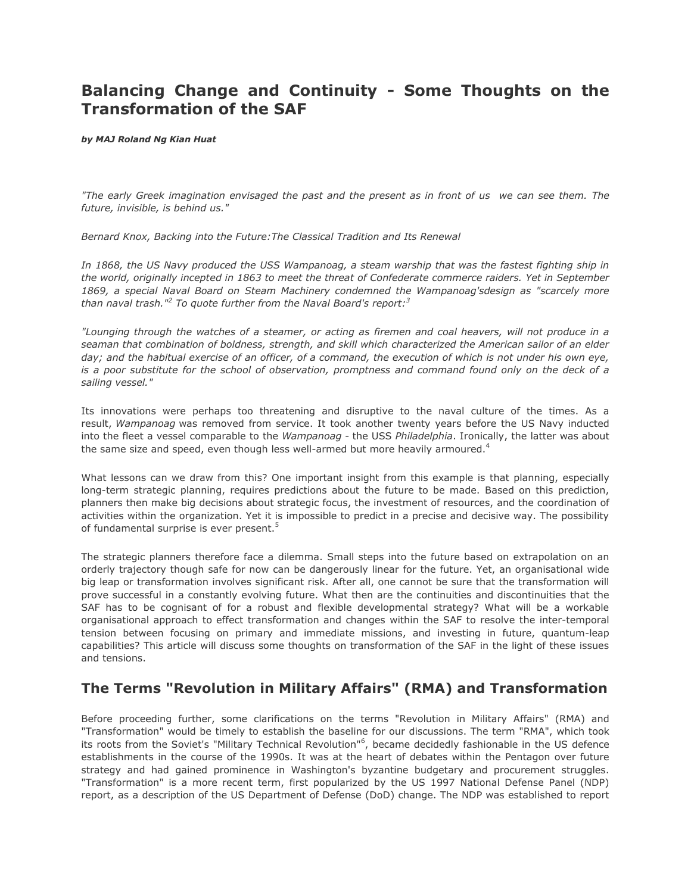# Balancing Change and Continuity - Some Thoughts on the Transformation of the SAF

***by MAJ Roland Ng Kian Huat***

*"The early Greek imagination envisaged the past and the present as in front of us  we can see them. The future, invisible, is behind us."*

*Bernard Knox, Backing into the Future:The Classical Tradition and Its Renewal*

*In 1868, the US Navy produced the USS Wampanoag, a steam warship that was the fastest fighting ship in the world, originally incepted in 1863 to meet the threat of Confederate commerce raiders. Yet in September 1869, a special Naval Board on Steam Machinery condemned the Wampanoag'sdesign as "scarcely more than naval trash."[2] To quote further from the Naval Board's report:[3]*

*"Lounging through the watches of a steamer, or acting as firemen and coal heavers, will not produce in a seaman that combination of boldness, strength, and skill which characterized the American sailor of an elder day; and the habitual exercise of an officer, of a command, the execution of which is not under his own eye, is a poor substitute for the school of observation, promptness and command found only on the deck of a sailing vessel."*

Its innovations were perhaps too threatening and disruptive to the naval culture of the times. As a result, *Wampanoag* was removed from service. It took another twenty years before the US Navy inducted into the fleet a vessel comparable to the *Wampanoag* - the USS *Philadelphia*. Ironically, the latter was about the same size and speed, even though less well-armed but more heavily armoured.[4]

What lessons can we draw from this? One important insight from this example is that planning, especially long-term strategic planning, requires predictions about the future to be made. Based on this prediction, planners then make big decisions about strategic focus, the investment of resources, and the coordination of activities within the organization. Yet it is impossible to predict in a precise and decisive way. The possibility of fundamental surprise is ever present.[5]

The strategic planners therefore face a dilemma. Small steps into the future based on extrapolation on an orderly trajectory though safe for now can be dangerously linear for the future. Yet, an organisational wide big leap or transformation involves significant risk. After all, one cannot be sure that the transformation will prove successful in a constantly evolving future. What then are the continuities and discontinuities that the SAF has to be cognisant of for a robust and flexible developmental strategy? What will be a workable organisational approach to effect transformation and changes within the SAF to resolve the inter-temporal tension between focusing on primary and immediate missions, and investing in future, quantum-leap capabilities? This article will discuss some thoughts on transformation of the SAF in the light of these issues and tensions.

## The Terms "Revolution in Military Affairs" (RMA) and Transformation

Before proceeding further, some clarifications on the terms "Revolution in Military Affairs" (RMA) and "Transformation" would be timely to establish the baseline for our discussions. The term "RMA", which took its roots from the Soviet's "Military Technical Revolution"[6], became decidedly fashionable in the US defence establishments in the course of the 1990s. It was at the heart of debates within the Pentagon over future strategy and had gained prominence in Washington's byzantine budgetary and procurement struggles. "Transformation" is a more recent term, first popularized by the US 1997 National Defense Panel (NDP) report, as a description of the US Department of Defense (DoD) change. The NDP was established to report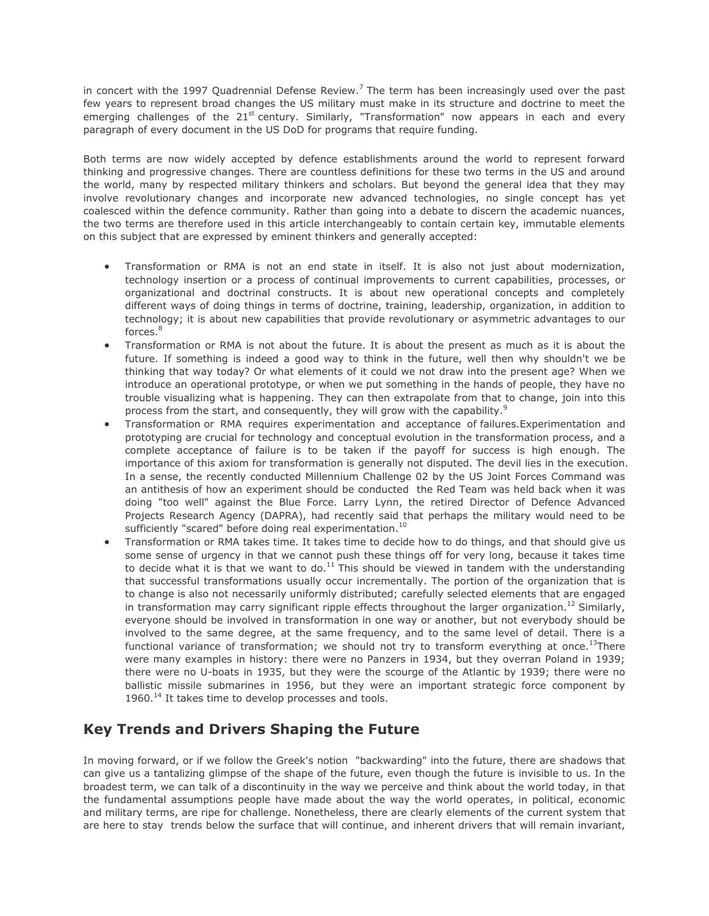in concert with the 1997 Quadrennial Defense Review.[7] The term has been increasingly used over the past few years to represent broad changes the US military must make in its structure and doctrine to meet the emerging challenges of the 21st century. Similarly, "Transformation" now appears in each and every paragraph of every document in the US DoD for programs that require funding.

Both terms are now widely accepted by defence establishments around the world to represent forward thinking and progressive changes. There are countless definitions for these two terms in the US and around the world, many by respected military thinkers and scholars. But beyond the general idea that they may involve revolutionary changes and incorporate new advanced technologies, no single concept has yet coalesced within the defence community. Rather than going into a debate to discern the academic nuances, the two terms are therefore used in this article interchangeably to contain certain key, immutable elements on this subject that are expressed by eminent thinkers and generally accepted:

- Transformation or RMA is not an end state in itself. It is also not just about modernization, technology insertion or a process of continual improvements to current capabilities, processes, or organizational and doctrinal constructs. It is about new operational concepts and completely different ways of doing things in terms of doctrine, training, leadership, organization, in addition to technology; it is about new capabilities that provide revolutionary or asymmetric advantages to our forces.[8]
- Transformation or RMA is not about the future. It is about the present as much as it is about the future. If something is indeed a good way to think in the future, well then why shouldn't we be thinking that way today? Or what elements of it could we not draw into the present age? When we introduce an operational prototype, or when we put something in the hands of people, they have no trouble visualizing what is happening. They can then extrapolate from that to change, join into this process from the start, and consequently, they will grow with the capability.[9]
- Transformation or RMA requires experimentation and acceptance of failures.Experimentation and prototyping are crucial for technology and conceptual evolution in the transformation process, and a complete acceptance of failure is to be taken if the payoff for success is high enough. The importance of this axiom for transformation is generally not disputed. The devil lies in the execution. In a sense, the recently conducted Millennium Challenge 02 by the US Joint Forces Command was an antithesis of how an experiment should be conducted the Red Team was held back when it was doing "too well" against the Blue Force. Larry Lynn, the retired Director of Defence Advanced Projects Research Agency (DAPRA), had recently said that perhaps the military would need to be sufficiently "scared" before doing real experimentation.[10]
- Transformation or RMA takes time. It takes time to decide how to do things, and that should give us some sense of urgency in that we cannot push these things off for very long, because it takes time to decide what it is that we want to do.[11] This should be viewed in tandem with the understanding that successful transformations usually occur incrementally. The portion of the organization that is to change is also not necessarily uniformly distributed; carefully selected elements that are engaged in transformation may carry significant ripple effects throughout the larger organization.[12] Similarly, everyone should be involved in transformation in one way or another, but not everybody should be involved to the same degree, at the same frequency, and to the same level of detail. There is a functional variance of transformation; we should not try to transform everything at once.[13]There were many examples in history: there were no Panzers in 1934, but they overran Poland in 1939; there were no U-boats in 1935, but they were the scourge of the Atlantic by 1939; there were no ballistic missile submarines in 1956, but they were an important strategic force component by 1960.[14] It takes time to develop processes and tools.

## Key Trends and Drivers Shaping the Future

In moving forward, or if we follow the Greek's notion "backwarding" into the future, there are shadows that can give us a tantalizing glimpse of the shape of the future, even though the future is invisible to us. In the broadest term, we can talk of a discontinuity in the way we perceive and think about the world today, in that the fundamental assumptions people have made about the way the world operates, in political, economic and military terms, are ripe for challenge. Nonetheless, there are clearly elements of the current system that are here to stay trends below the surface that will continue, and inherent drivers that will remain invariant,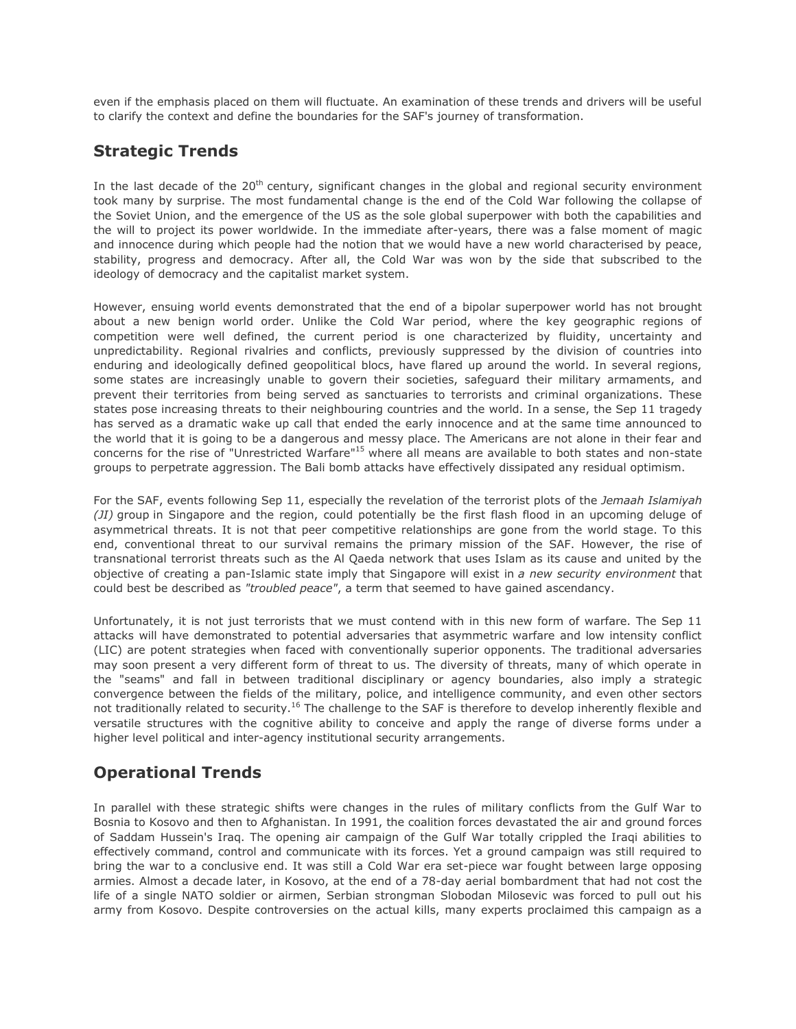even if the emphasis placed on them will fluctuate. An examination of these trends and drivers will be useful to clarify the context and define the boundaries for the SAF's journey of transformation.

## Strategic Trends

In the last decade of the 20th century, significant changes in the global and regional security environment took many by surprise. The most fundamental change is the end of the Cold War following the collapse of the Soviet Union, and the emergence of the US as the sole global superpower with both the capabilities and the will to project its power worldwide. In the immediate after-years, there was a false moment of magic and innocence during which people had the notion that we would have a new world characterised by peace, stability, progress and democracy. After all, the Cold War was won by the side that subscribed to the ideology of democracy and the capitalist market system.

However, ensuing world events demonstrated that the end of a bipolar superpower world has not brought about a new benign world order. Unlike the Cold War period, where the key geographic regions of competition were well defined, the current period is one characterized by fluidity, uncertainty and unpredictability. Regional rivalries and conflicts, previously suppressed by the division of countries into enduring and ideologically defined geopolitical blocs, have flared up around the world. In several regions, some states are increasingly unable to govern their societies, safeguard their military armaments, and prevent their territories from being served as sanctuaries to terrorists and criminal organizations. These states pose increasing threats to their neighbouring countries and the world. In a sense, the Sep 11 tragedy has served as a dramatic wake up call that ended the early innocence and at the same time announced to the world that it is going to be a dangerous and messy place. The Americans are not alone in their fear and concerns for the rise of "Unrestricted Warfare"[15] where all means are available to both states and non-state groups to perpetrate aggression. The Bali bomb attacks have effectively dissipated any residual optimism.

For the SAF, events following Sep 11, especially the revelation of the terrorist plots of the *Jemaah Islamiyah (JI)* group in Singapore and the region, could potentially be the first flash flood in an upcoming deluge of asymmetrical threats. It is not that peer competitive relationships are gone from the world stage. To this end, conventional threat to our survival remains the primary mission of the SAF. However, the rise of transnational terrorist threats such as the Al Qaeda network that uses Islam as its cause and united by the objective of creating a pan-Islamic state imply that Singapore will exist in *a new security environment* that could best be described as *"troubled peace"*, a term that seemed to have gained ascendancy.

Unfortunately, it is not just terrorists that we must contend with in this new form of warfare. The Sep 11 attacks will have demonstrated to potential adversaries that asymmetric warfare and low intensity conflict (LIC) are potent strategies when faced with conventionally superior opponents. The traditional adversaries may soon present a very different form of threat to us. The diversity of threats, many of which operate in the "seams" and fall in between traditional disciplinary or agency boundaries, also imply a strategic convergence between the fields of the military, police, and intelligence community, and even other sectors not traditionally related to security.[16] The challenge to the SAF is therefore to develop inherently flexible and versatile structures with the cognitive ability to conceive and apply the range of diverse forms under a higher level political and inter-agency institutional security arrangements.

## Operational Trends

In parallel with these strategic shifts were changes in the rules of military conflicts from the Gulf War to Bosnia to Kosovo and then to Afghanistan. In 1991, the coalition forces devastated the air and ground forces of Saddam Hussein's Iraq. The opening air campaign of the Gulf War totally crippled the Iraqi abilities to effectively command, control and communicate with its forces. Yet a ground campaign was still required to bring the war to a conclusive end. It was still a Cold War era set-piece war fought between large opposing armies. Almost a decade later, in Kosovo, at the end of a 78-day aerial bombardment that had not cost the life of a single NATO soldier or airmen, Serbian strongman Slobodan Milosevic was forced to pull out his army from Kosovo. Despite controversies on the actual kills, many experts proclaimed this campaign as a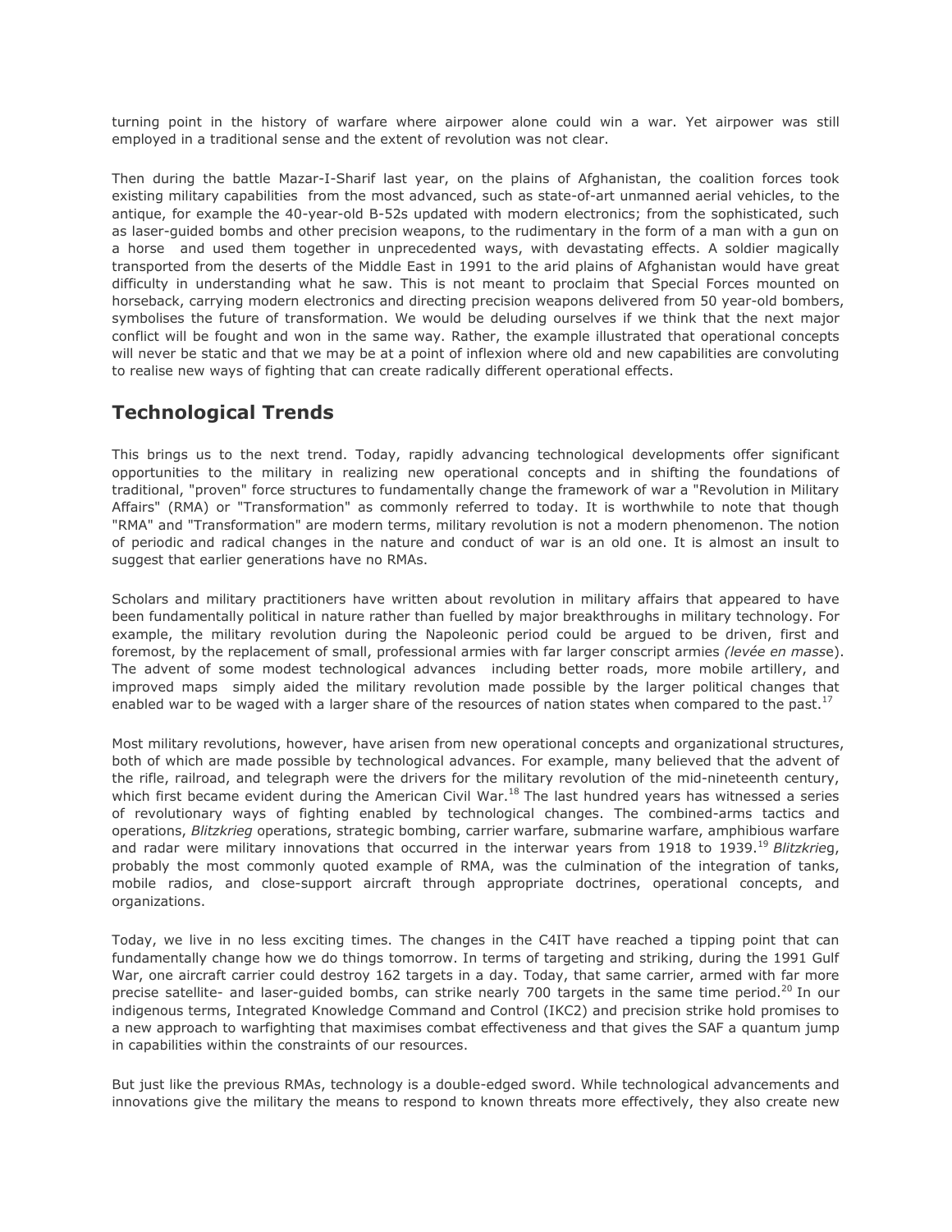turning point in the history of warfare where airpower alone could win a war. Yet airpower was still employed in a traditional sense and the extent of revolution was not clear.

Then during the battle Mazar-I-Sharif last year, on the plains of Afghanistan, the coalition forces took existing military capabilities from the most advanced, such as state-of-art unmanned aerial vehicles, to the antique, for example the 40-year-old B-52s updated with modern electronics; from the sophisticated, such as laser-guided bombs and other precision weapons, to the rudimentary in the form of a man with a gun on a horse and used them together in unprecedented ways, with devastating effects. A soldier magically transported from the deserts of the Middle East in 1991 to the arid plains of Afghanistan would have great difficulty in understanding what he saw. This is not meant to proclaim that Special Forces mounted on horseback, carrying modern electronics and directing precision weapons delivered from 50 year-old bombers, symbolises the future of transformation. We would be deluding ourselves if we think that the next major conflict will be fought and won in the same way. Rather, the example illustrated that operational concepts will never be static and that we may be at a point of inflexion where old and new capabilities are convoluting to realise new ways of fighting that can create radically different operational effects.

## Technological Trends

This brings us to the next trend. Today, rapidly advancing technological developments offer significant opportunities to the military in realizing new operational concepts and in shifting the foundations of traditional, "proven" force structures to fundamentally change the framework of war a "Revolution in Military Affairs" (RMA) or "Transformation" as commonly referred to today. It is worthwhile to note that though "RMA" and "Transformation" are modern terms, military revolution is not a modern phenomenon. The notion of periodic and radical changes in the nature and conduct of war is an old one. It is almost an insult to suggest that earlier generations have no RMAs.

Scholars and military practitioners have written about revolution in military affairs that appeared to have been fundamentally political in nature rather than fuelled by major breakthroughs in military technology. For example, the military revolution during the Napoleonic period could be argued to be driven, first and foremost, by the replacement of small, professional armies with far larger conscript armies *(levée en masse)*. The advent of some modest technological advances including better roads, more mobile artillery, and improved maps simply aided the military revolution made possible by the larger political changes that enabled war to be waged with a larger share of the resources of nation states when compared to the past.[17]

Most military revolutions, however, have arisen from new operational concepts and organizational structures, both of which are made possible by technological advances. For example, many believed that the advent of the rifle, railroad, and telegraph were the drivers for the military revolution of the mid-nineteenth century, which first became evident during the American Civil War.[18] The last hundred years has witnessed a series of revolutionary ways of fighting enabled by technological changes. The combined-arms tactics and operations, *Blitzkrieg* operations, strategic bombing, carrier warfare, submarine warfare, amphibious warfare and radar were military innovations that occurred in the interwar years from 1918 to 1939.[19] *Blitzkrieg*, probably the most commonly quoted example of RMA, was the culmination of the integration of tanks, mobile radios, and close-support aircraft through appropriate doctrines, operational concepts, and organizations.

Today, we live in no less exciting times. The changes in the C4IT have reached a tipping point that can fundamentally change how we do things tomorrow. In terms of targeting and striking, during the 1991 Gulf War, one aircraft carrier could destroy 162 targets in a day. Today, that same carrier, armed with far more precise satellite- and laser-guided bombs, can strike nearly 700 targets in the same time period.[20] In our indigenous terms, Integrated Knowledge Command and Control (IKC2) and precision strike hold promises to a new approach to warfighting that maximises combat effectiveness and that gives the SAF a quantum jump in capabilities within the constraints of our resources.

But just like the previous RMAs, technology is a double-edged sword. While technological advancements and innovations give the military the means to respond to known threats more effectively, they also create new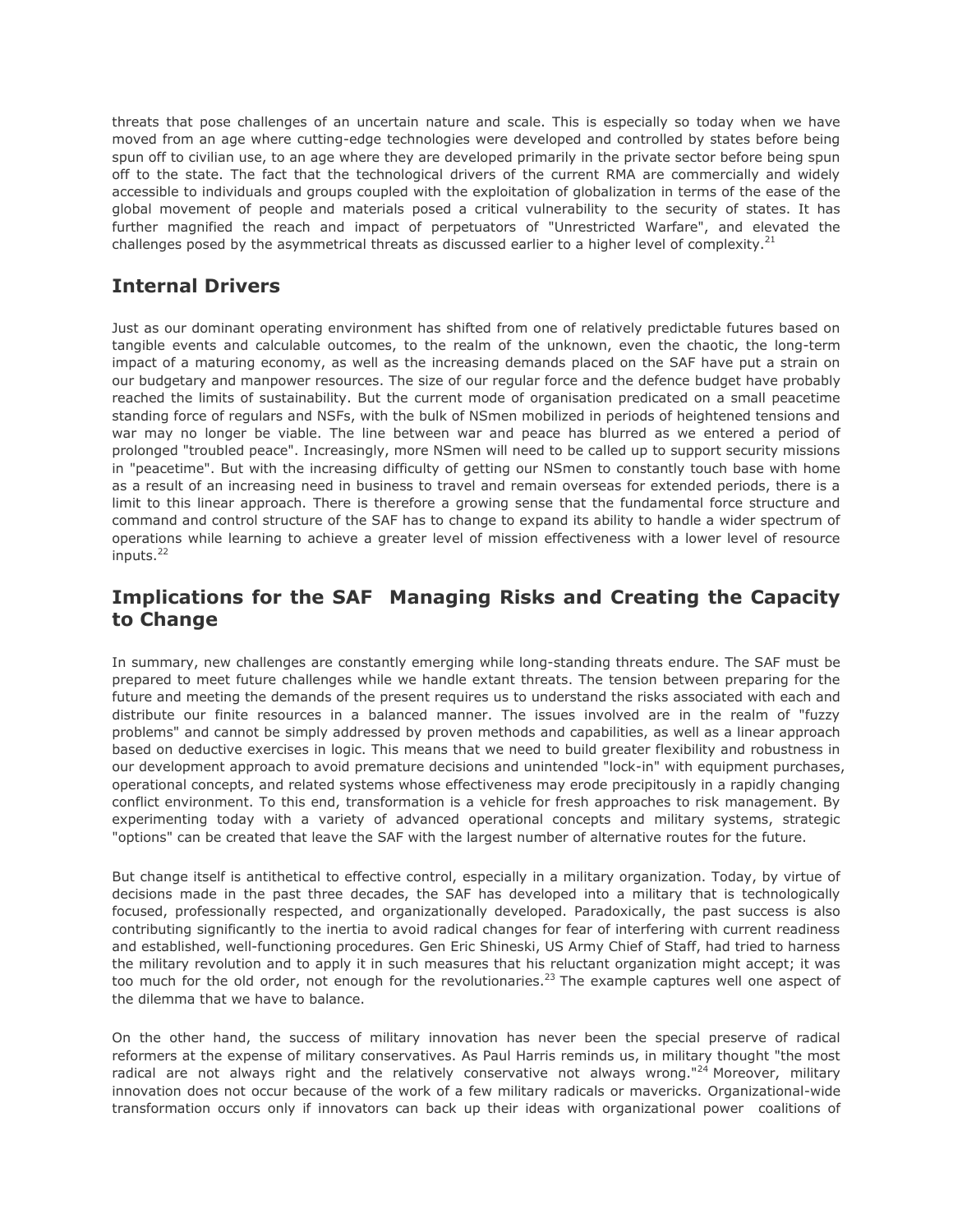threats that pose challenges of an uncertain nature and scale. This is especially so today when we have moved from an age where cutting-edge technologies were developed and controlled by states before being spun off to civilian use, to an age where they are developed primarily in the private sector before being spun off to the state. The fact that the technological drivers of the current RMA are commercially and widely accessible to individuals and groups coupled with the exploitation of globalization in terms of the ease of the global movement of people and materials posed a critical vulnerability to the security of states. It has further magnified the reach and impact of perpetuators of "Unrestricted Warfare", and elevated the challenges posed by the asymmetrical threats as discussed earlier to a higher level of complexity.[21]

## Internal Drivers

Just as our dominant operating environment has shifted from one of relatively predictable futures based on tangible events and calculable outcomes, to the realm of the unknown, even the chaotic, the long-term impact of a maturing economy, as well as the increasing demands placed on the SAF have put a strain on our budgetary and manpower resources. The size of our regular force and the defence budget have probably reached the limits of sustainability. But the current mode of organisation predicated on a small peacetime standing force of regulars and NSFs, with the bulk of NSmen mobilized in periods of heightened tensions and war may no longer be viable. The line between war and peace has blurred as we entered a period of prolonged "troubled peace". Increasingly, more NSmen will need to be called up to support security missions in "peacetime". But with the increasing difficulty of getting our NSmen to constantly touch base with home as a result of an increasing need in business to travel and remain overseas for extended periods, there is a limit to this linear approach. There is therefore a growing sense that the fundamental force structure and command and control structure of the SAF has to change to expand its ability to handle a wider spectrum of operations while learning to achieve a greater level of mission effectiveness with a lower level of resource inputs.[22]

## Implications for the SAF  Managing Risks and Creating the Capacity to Change

In summary, new challenges are constantly emerging while long-standing threats endure. The SAF must be prepared to meet future challenges while we handle extant threats. The tension between preparing for the future and meeting the demands of the present requires us to understand the risks associated with each and distribute our finite resources in a balanced manner. The issues involved are in the realm of "fuzzy problems" and cannot be simply addressed by proven methods and capabilities, as well as a linear approach based on deductive exercises in logic. This means that we need to build greater flexibility and robustness in our development approach to avoid premature decisions and unintended "lock-in" with equipment purchases, operational concepts, and related systems whose effectiveness may erode precipitously in a rapidly changing conflict environment. To this end, transformation is a vehicle for fresh approaches to risk management. By experimenting today with a variety of advanced operational concepts and military systems, strategic "options" can be created that leave the SAF with the largest number of alternative routes for the future.

But change itself is antithetical to effective control, especially in a military organization. Today, by virtue of decisions made in the past three decades, the SAF has developed into a military that is technologically focused, professionally respected, and organizationally developed. Paradoxically, the past success is also contributing significantly to the inertia to avoid radical changes for fear of interfering with current readiness and established, well-functioning procedures. Gen Eric Shineski, US Army Chief of Staff, had tried to harness the military revolution and to apply it in such measures that his reluctant organization might accept; it was too much for the old order, not enough for the revolutionaries.[23] The example captures well one aspect of the dilemma that we have to balance.

On the other hand, the success of military innovation has never been the special preserve of radical reformers at the expense of military conservatives. As Paul Harris reminds us, in military thought "the most radical are not always right and the relatively conservative not always wrong."[24] Moreover, military innovation does not occur because of the work of a few military radicals or mavericks. Organizational-wide transformation occurs only if innovators can back up their ideas with organizational power  coalitions of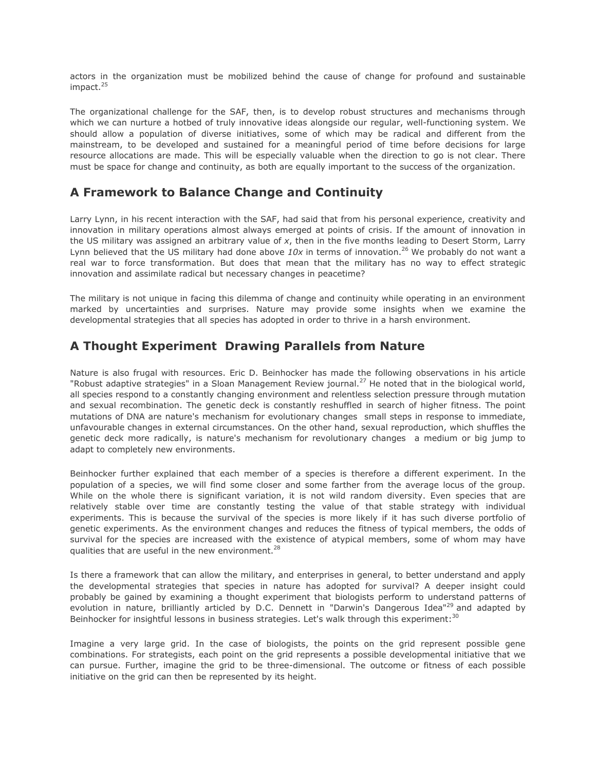actors in the organization must be mobilized behind the cause of change for profound and sustainable impact.[25]

The organizational challenge for the SAF, then, is to develop robust structures and mechanisms through which we can nurture a hotbed of truly innovative ideas alongside our regular, well-functioning system. We should allow a population of diverse initiatives, some of which may be radical and different from the mainstream, to be developed and sustained for a meaningful period of time before decisions for large resource allocations are made. This will be especially valuable when the direction to go is not clear. There must be space for change and continuity, as both are equally important to the success of the organization.

## A Framework to Balance Change and Continuity

Larry Lynn, in his recent interaction with the SAF, had said that from his personal experience, creativity and innovation in military operations almost always emerged at points of crisis. If the amount of innovation in the US military was assigned an arbitrary value of *x*, then in the five months leading to Desert Storm, Larry Lynn believed that the US military had done above *10x* in terms of innovation.[26] We probably do not want a real war to force transformation. But does that mean that the military has no way to effect strategic innovation and assimilate radical but necessary changes in peacetime?

The military is not unique in facing this dilemma of change and continuity while operating in an environment marked by uncertainties and surprises. Nature may provide some insights when we examine the developmental strategies that all species has adopted in order to thrive in a harsh environment.

## A Thought Experiment  Drawing Parallels from Nature

Nature is also frugal with resources. Eric D. Beinhocker has made the following observations in his article "Robust adaptive strategies" in a Sloan Management Review journal.[27] He noted that in the biological world, all species respond to a constantly changing environment and relentless selection pressure through mutation and sexual recombination. The genetic deck is constantly reshuffled in search of higher fitness. The point mutations of DNA are nature's mechanism for evolutionary changes  small steps in response to immediate, unfavourable changes in external circumstances. On the other hand, sexual reproduction, which shuffles the genetic deck more radically, is nature's mechanism for revolutionary changes  a medium or big jump to adapt to completely new environments.

Beinhocker further explained that each member of a species is therefore a different experiment. In the population of a species, we will find some closer and some farther from the average locus of the group. While on the whole there is significant variation, it is not wild random diversity. Even species that are relatively stable over time are constantly testing the value of that stable strategy with individual experiments. This is because the survival of the species is more likely if it has such diverse portfolio of genetic experiments. As the environment changes and reduces the fitness of typical members, the odds of survival for the species are increased with the existence of atypical members, some of whom may have qualities that are useful in the new environment.[28]

Is there a framework that can allow the military, and enterprises in general, to better understand and apply the developmental strategies that species in nature has adopted for survival? A deeper insight could probably be gained by examining a thought experiment that biologists perform to understand patterns of evolution in nature, brilliantly articled by D.C. Dennett in "Darwin's Dangerous Idea"[29] and adapted by Beinhocker for insightful lessons in business strategies. Let's walk through this experiment:[30]

Imagine a very large grid. In the case of biologists, the points on the grid represent possible gene combinations. For strategists, each point on the grid represents a possible developmental initiative that we can pursue. Further, imagine the grid to be three-dimensional. The outcome or fitness of each possible initiative on the grid can then be represented by its height.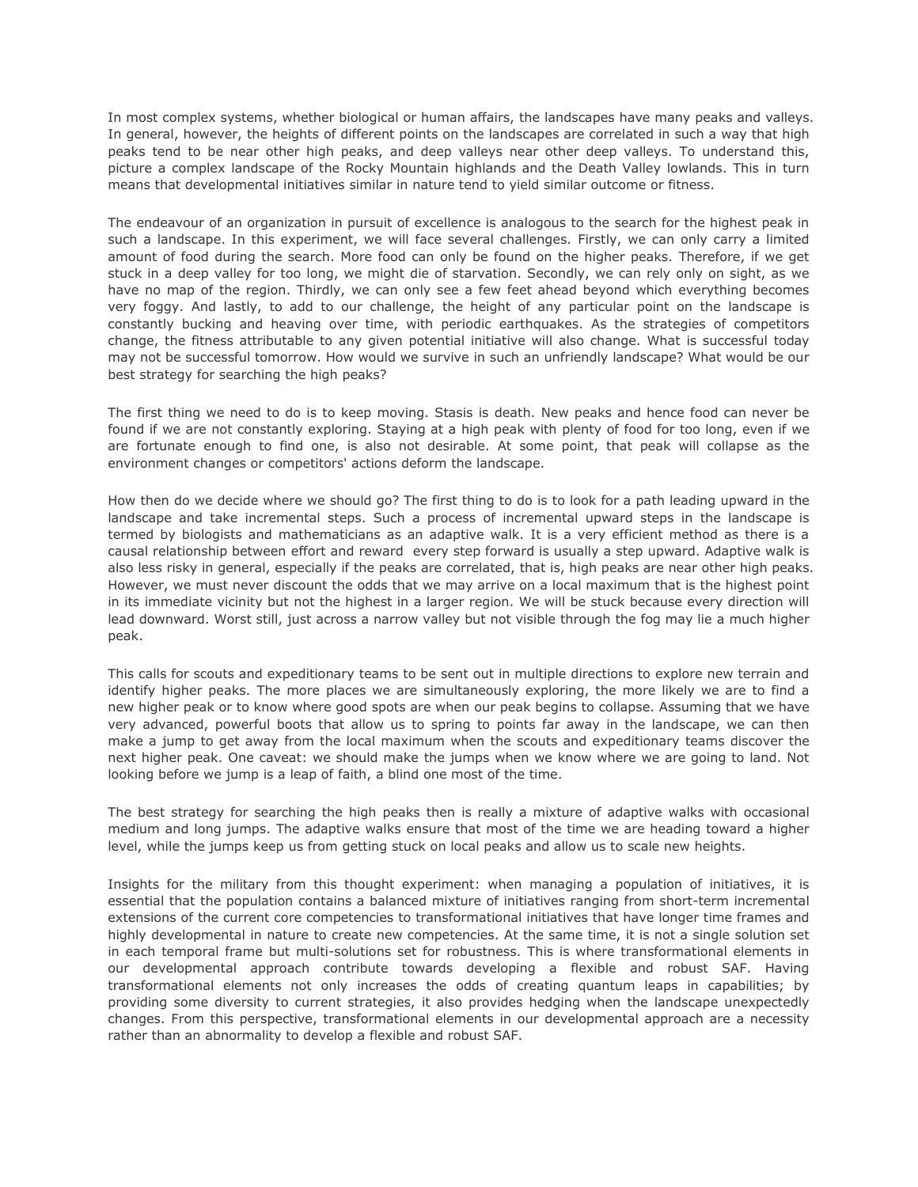In most complex systems, whether biological or human affairs, the landscapes have many peaks and valleys. In general, however, the heights of different points on the landscapes are correlated in such a way that high peaks tend to be near other high peaks, and deep valleys near other deep valleys. To understand this, picture a complex landscape of the Rocky Mountain highlands and the Death Valley lowlands. This in turn means that developmental initiatives similar in nature tend to yield similar outcome or fitness.

The endeavour of an organization in pursuit of excellence is analogous to the search for the highest peak in such a landscape. In this experiment, we will face several challenges. Firstly, we can only carry a limited amount of food during the search. More food can only be found on the higher peaks. Therefore, if we get stuck in a deep valley for too long, we might die of starvation. Secondly, we can rely only on sight, as we have no map of the region. Thirdly, we can only see a few feet ahead beyond which everything becomes very foggy. And lastly, to add to our challenge, the height of any particular point on the landscape is constantly bucking and heaving over time, with periodic earthquakes. As the strategies of competitors change, the fitness attributable to any given potential initiative will also change. What is successful today may not be successful tomorrow. How would we survive in such an unfriendly landscape? What would be our best strategy for searching the high peaks?

The first thing we need to do is to keep moving. Stasis is death. New peaks and hence food can never be found if we are not constantly exploring. Staying at a high peak with plenty of food for too long, even if we are fortunate enough to find one, is also not desirable. At some point, that peak will collapse as the environment changes or competitors' actions deform the landscape.

How then do we decide where we should go? The first thing to do is to look for a path leading upward in the landscape and take incremental steps. Such a process of incremental upward steps in the landscape is termed by biologists and mathematicians as an adaptive walk. It is a very efficient method as there is a causal relationship between effort and reward every step forward is usually a step upward. Adaptive walk is also less risky in general, especially if the peaks are correlated, that is, high peaks are near other high peaks. However, we must never discount the odds that we may arrive on a local maximum that is the highest point in its immediate vicinity but not the highest in a larger region. We will be stuck because every direction will lead downward. Worst still, just across a narrow valley but not visible through the fog may lie a much higher peak.

This calls for scouts and expeditionary teams to be sent out in multiple directions to explore new terrain and identify higher peaks. The more places we are simultaneously exploring, the more likely we are to find a new higher peak or to know where good spots are when our peak begins to collapse. Assuming that we have very advanced, powerful boots that allow us to spring to points far away in the landscape, we can then make a jump to get away from the local maximum when the scouts and expeditionary teams discover the next higher peak. One caveat: we should make the jumps when we know where we are going to land. Not looking before we jump is a leap of faith, a blind one most of the time.

The best strategy for searching the high peaks then is really a mixture of adaptive walks with occasional medium and long jumps. The adaptive walks ensure that most of the time we are heading toward a higher level, while the jumps keep us from getting stuck on local peaks and allow us to scale new heights.

Insights for the military from this thought experiment: when managing a population of initiatives, it is essential that the population contains a balanced mixture of initiatives ranging from short-term incremental extensions of the current core competencies to transformational initiatives that have longer time frames and highly developmental in nature to create new competencies. At the same time, it is not a single solution set in each temporal frame but multi-solutions set for robustness. This is where transformational elements in our developmental approach contribute towards developing a flexible and robust SAF. Having transformational elements not only increases the odds of creating quantum leaps in capabilities; by providing some diversity to current strategies, it also provides hedging when the landscape unexpectedly changes. From this perspective, transformational elements in our developmental approach are a necessity rather than an abnormality to develop a flexible and robust SAF.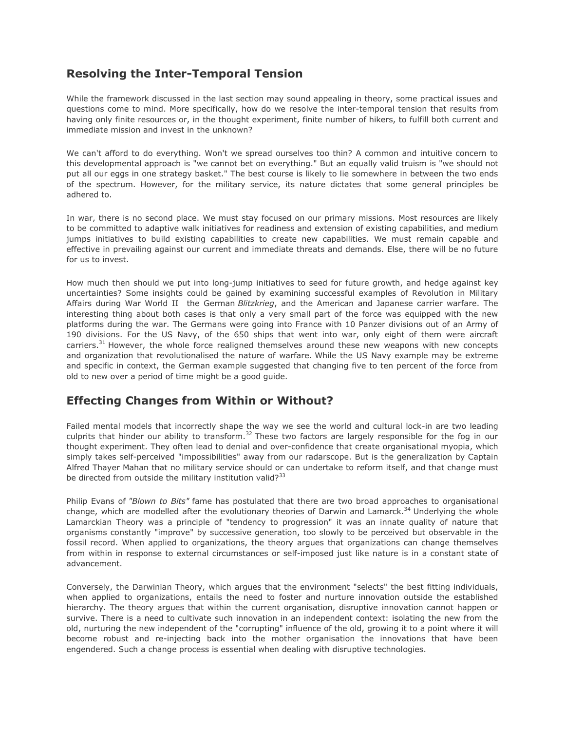## Resolving the Inter-Temporal Tension

While the framework discussed in the last section may sound appealing in theory, some practical issues and questions come to mind. More specifically, how do we resolve the inter-temporal tension that results from having only finite resources or, in the thought experiment, finite number of hikers, to fulfill both current and immediate mission and invest in the unknown?

We can't afford to do everything. Won't we spread ourselves too thin? A common and intuitive concern to this developmental approach is "we cannot bet on everything." But an equally valid truism is "we should not put all our eggs in one strategy basket." The best course is likely to lie somewhere in between the two ends of the spectrum. However, for the military service, its nature dictates that some general principles be adhered to.

In war, there is no second place. We must stay focused on our primary missions. Most resources are likely to be committed to adaptive walk initiatives for readiness and extension of existing capabilities, and medium jumps initiatives to build existing capabilities to create new capabilities. We must remain capable and effective in prevailing against our current and immediate threats and demands. Else, there will be no future for us to invest.

How much then should we put into long-jump initiatives to seed for future growth, and hedge against key uncertainties? Some insights could be gained by examining successful examples of Revolution in Military Affairs during War World II the German *Blitzkrieg*, and the American and Japanese carrier warfare. The interesting thing about both cases is that only a very small part of the force was equipped with the new platforms during the war. The Germans were going into France with 10 Panzer divisions out of an Army of 190 divisions. For the US Navy, of the 650 ships that went into war, only eight of them were aircraft carriers.[31] However, the whole force realigned themselves around these new weapons with new concepts and organization that revolutionalised the nature of warfare. While the US Navy example may be extreme and specific in context, the German example suggested that changing five to ten percent of the force from old to new over a period of time might be a good guide.

## Effecting Changes from Within or Without?

Failed mental models that incorrectly shape the way we see the world and cultural lock-in are two leading culprits that hinder our ability to transform.[32] These two factors are largely responsible for the fog in our thought experiment. They often lead to denial and over-confidence that create organisational myopia, which simply takes self-perceived "impossibilities" away from our radarscope. But is the generalization by Captain Alfred Thayer Mahan that no military service should or can undertake to reform itself, and that change must be directed from outside the military institution valid?[33]

Philip Evans of *"Blown to Bits"* fame has postulated that there are two broad approaches to organisational change, which are modelled after the evolutionary theories of Darwin and Lamarck.[34] Underlying the whole Lamarckian Theory was a principle of "tendency to progression" it was an innate quality of nature that organisms constantly "improve" by successive generation, too slowly to be perceived but observable in the fossil record. When applied to organizations, the theory argues that organizations can change themselves from within in response to external circumstances or self-imposed just like nature is in a constant state of advancement.

Conversely, the Darwinian Theory, which argues that the environment "selects" the best fitting individuals, when applied to organizations, entails the need to foster and nurture innovation outside the established hierarchy. The theory argues that within the current organisation, disruptive innovation cannot happen or survive. There is a need to cultivate such innovation in an independent context: isolating the new from the old, nurturing the new independent of the "corrupting" influence of the old, growing it to a point where it will become robust and re-injecting back into the mother organisation the innovations that have been engendered. Such a change process is essential when dealing with disruptive technologies.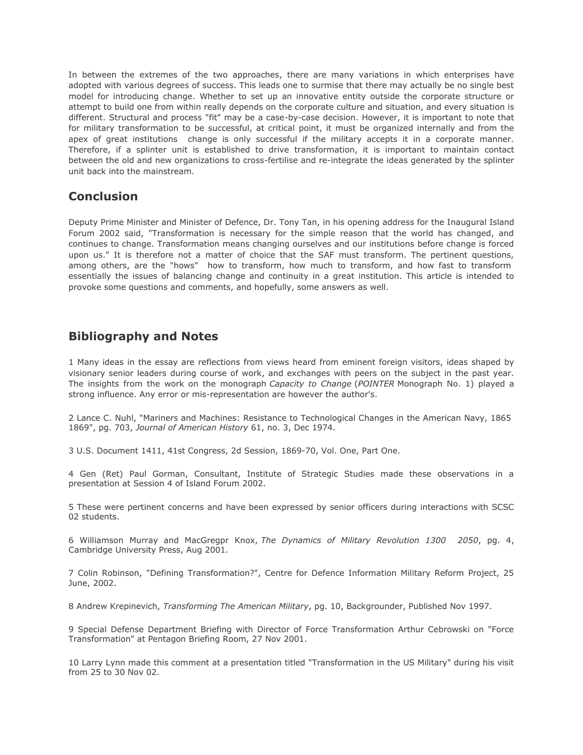In between the extremes of the two approaches, there are many variations in which enterprises have adopted with various degrees of success. This leads one to surmise that there may actually be no single best model for introducing change. Whether to set up an innovative entity outside the corporate structure or attempt to build one from within really depends on the corporate culture and situation, and every situation is different. Structural and process "fit" may be a case-by-case decision. However, it is important to note that for military transformation to be successful, at critical point, it must be organized internally and from the apex of great institutions  change is only successful if the military accepts it in a corporate manner. Therefore, if a splinter unit is established to drive transformation, it is important to maintain contact between the old and new organizations to cross-fertilise and re-integrate the ideas generated by the splinter unit back into the mainstream.

## Conclusion

Deputy Prime Minister and Minister of Defence, Dr. Tony Tan, in his opening address for the Inaugural Island Forum 2002 said, "Transformation is necessary for the simple reason that the world has changed, and continues to change. Transformation means changing ourselves and our institutions before change is forced upon us." It is therefore not a matter of choice that the SAF must transform. The pertinent questions, among others, are the "hows"  how to transform, how much to transform, and how fast to transform  essentially the issues of balancing change and continuity in a great institution. This article is intended to provoke some questions and comments, and hopefully, some answers as well.

## Bibliography and Notes

1 Many ideas in the essay are reflections from views heard from eminent foreign visitors, ideas shaped by visionary senior leaders during course of work, and exchanges with peers on the subject in the past year. The insights from the work on the monograph *Capacity to Change* (*POINTER* Monograph No. 1) played a strong influence. Any error or mis-representation are however the author's.

2 Lance C. Nuhl, "Mariners and Machines: Resistance to Technological Changes in the American Navy, 1865 1869", pg. 703, *Journal of American History* 61, no. 3, Dec 1974.

3 U.S. Document 1411, 41st Congress, 2d Session, 1869-70, Vol. One, Part One.

4 Gen (Ret) Paul Gorman, Consultant, Institute of Strategic Studies made these observations in a presentation at Session 4 of Island Forum 2002.

5 These were pertinent concerns and have been expressed by senior officers during interactions with SCSC 02 students.

6 Williamson Murray and MacGregpr Knox, *The Dynamics of Military Revolution 1300  2050*, pg. 4, Cambridge University Press, Aug 2001.

7 Colin Robinson, "Defining Transformation?", Centre for Defence Information Military Reform Project, 25 June, 2002.

8 Andrew Krepinevich, *Transforming The American Military*, pg. 10, Backgrounder, Published Nov 1997.

9 Special Defense Department Briefing with Director of Force Transformation Arthur Cebrowski on "Force Transformation" at Pentagon Briefing Room, 27 Nov 2001.

10 Larry Lynn made this comment at a presentation titled "Transformation in the US Military" during his visit from 25 to 30 Nov 02.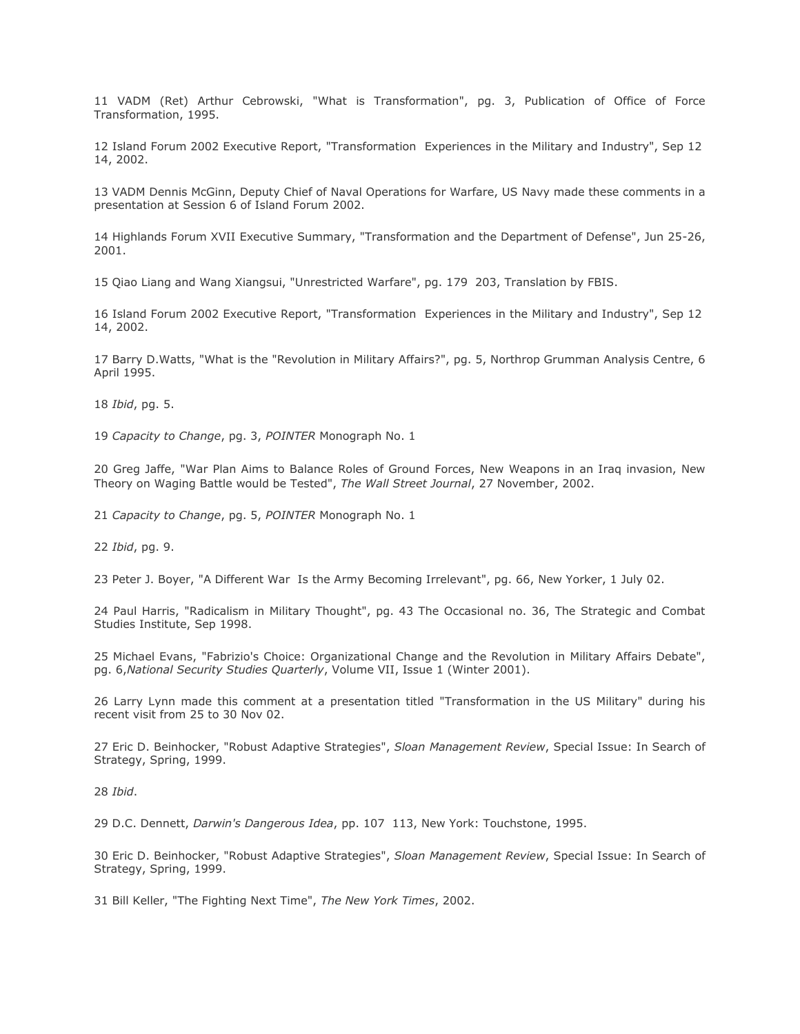11 VADM (Ret) Arthur Cebrowski, "What is Transformation", pg. 3, Publication of Office of Force Transformation, 1995.

12 Island Forum 2002 Executive Report, "Transformation Experiences in the Military and Industry", Sep 12 14, 2002.

13 VADM Dennis McGinn, Deputy Chief of Naval Operations for Warfare, US Navy made these comments in a presentation at Session 6 of Island Forum 2002.

14 Highlands Forum XVII Executive Summary, "Transformation and the Department of Defense", Jun 25-26, 2001.

15 Qiao Liang and Wang Xiangsui, "Unrestricted Warfare", pg. 179 203, Translation by FBIS.

16 Island Forum 2002 Executive Report, "Transformation Experiences in the Military and Industry", Sep 12 14, 2002.

17 Barry D.Watts, "What is the "Revolution in Military Affairs?", pg. 5, Northrop Grumman Analysis Centre, 6 April 1995.

18 *Ibid*, pg. 5.

19 *Capacity to Change*, pg. 3, *POINTER* Monograph No. 1

20 Greg Jaffe, "War Plan Aims to Balance Roles of Ground Forces, New Weapons in an Iraq invasion, New Theory on Waging Battle would be Tested", *The Wall Street Journal*, 27 November, 2002.

21 *Capacity to Change*, pg. 5, *POINTER* Monograph No. 1

22 *Ibid*, pg. 9.

23 Peter J. Boyer, "A Different War Is the Army Becoming Irrelevant", pg. 66, New Yorker, 1 July 02.

24 Paul Harris, "Radicalism in Military Thought", pg. 43 The Occasional no. 36, The Strategic and Combat Studies Institute, Sep 1998.

25 Michael Evans, "Fabrizio's Choice: Organizational Change and the Revolution in Military Affairs Debate", pg. 6,*National Security Studies Quarterly*, Volume VII, Issue 1 (Winter 2001).

26 Larry Lynn made this comment at a presentation titled "Transformation in the US Military" during his recent visit from 25 to 30 Nov 02.

27 Eric D. Beinhocker, "Robust Adaptive Strategies", *Sloan Management Review*, Special Issue: In Search of Strategy, Spring, 1999.

28 *Ibid*.

29 D.C. Dennett, *Darwin's Dangerous Idea*, pp. 107 113, New York: Touchstone, 1995.

30 Eric D. Beinhocker, "Robust Adaptive Strategies", *Sloan Management Review*, Special Issue: In Search of Strategy, Spring, 1999.

31 Bill Keller, "The Fighting Next Time", *The New York Times*, 2002.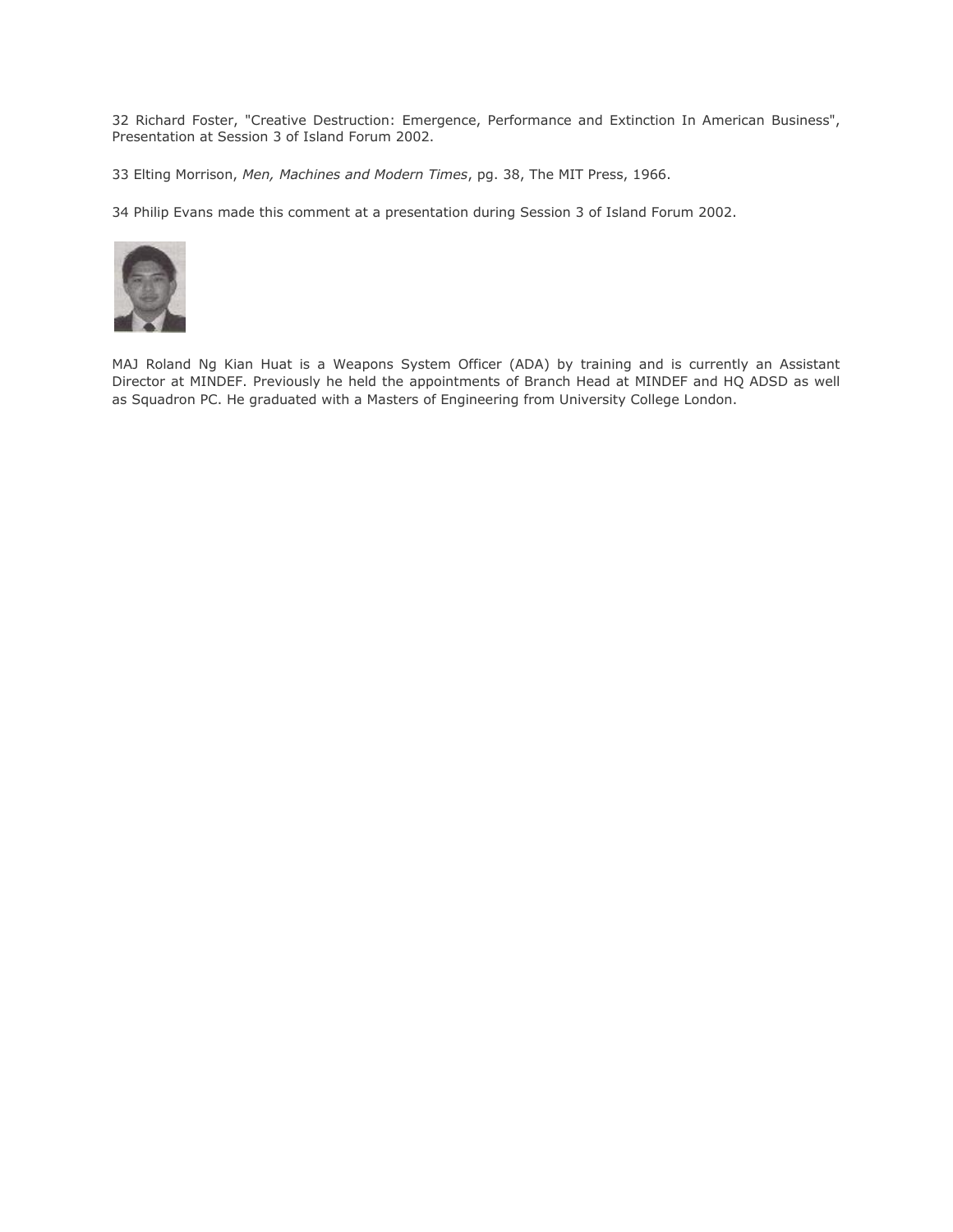32 Richard Foster, "Creative Destruction: Emergence, Performance and Extinction In American Business", Presentation at Session 3 of Island Forum 2002.

33 Elting Morrison, *Men, Machines and Modern Times*, pg. 38, The MIT Press, 1966.

34 Philip Evans made this comment at a presentation during Session 3 of Island Forum 2002.

MAJ Roland Ng Kian Huat is a Weapons System Officer (ADA) by training and is currently an Assistant Director at MINDEF. Previously he held the appointments of Branch Head at MINDEF and HQ ADSD as well as Squadron PC. He graduated with a Masters of Engineering from University College London.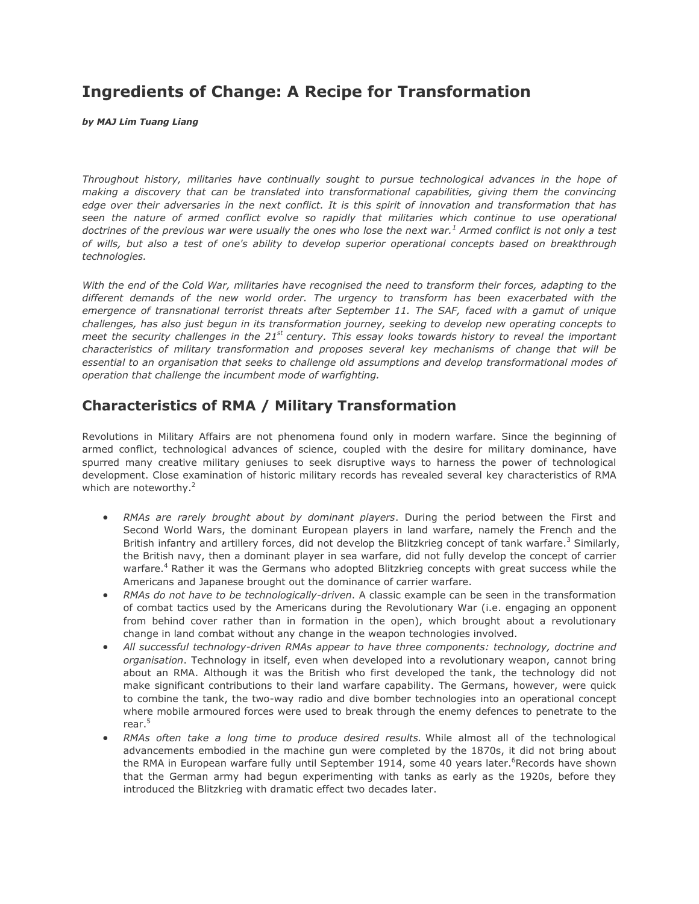# Ingredients of Change: A Recipe for Transformation

***by MAJ Lim Tuang Liang***

*Throughout history, militaries have continually sought to pursue technological advances in the hope of making a discovery that can be translated into transformational capabilities, giving them the convincing edge over their adversaries in the next conflict. It is this spirit of innovation and transformation that has seen the nature of armed conflict evolve so rapidly that militaries which continue to use operational doctrines of the previous war were usually the ones who lose the next war.[1] Armed conflict is not only a test of wills, but also a test of one's ability to develop superior operational concepts based on breakthrough technologies.*

*With the end of the Cold War, militaries have recognised the need to transform their forces, adapting to the different demands of the new world order. The urgency to transform has been exacerbated with the emergence of transnational terrorist threats after September 11. The SAF, faced with a gamut of unique challenges, has also just begun in its transformation journey, seeking to develop new operating concepts to meet the security challenges in the 21st century. This essay looks towards history to reveal the important characteristics of military transformation and proposes several key mechanisms of change that will be essential to an organisation that seeks to challenge old assumptions and develop transformational modes of operation that challenge the incumbent mode of warfighting.*

## Characteristics of RMA / Military Transformation

Revolutions in Military Affairs are not phenomena found only in modern warfare. Since the beginning of armed conflict, technological advances of science, coupled with the desire for military dominance, have spurred many creative military geniuses to seek disruptive ways to harness the power of technological development. Close examination of historic military records has revealed several key characteristics of RMA which are noteworthy.[2]

- *RMAs are rarely brought about by dominant players*. During the period between the First and Second World Wars, the dominant European players in land warfare, namely the French and the British infantry and artillery forces, did not develop the Blitzkrieg concept of tank warfare.[3] Similarly, the British navy, then a dominant player in sea warfare, did not fully develop the concept of carrier warfare.[4] Rather it was the Germans who adopted Blitzkrieg concepts with great success while the Americans and Japanese brought out the dominance of carrier warfare.
- *RMAs do not have to be technologically-driven*. A classic example can be seen in the transformation of combat tactics used by the Americans during the Revolutionary War (i.e. engaging an opponent from behind cover rather than in formation in the open), which brought about a revolutionary change in land combat without any change in the weapon technologies involved.
- *All successful technology-driven RMAs appear to have three components: technology, doctrine and organisation*. Technology in itself, even when developed into a revolutionary weapon, cannot bring about an RMA. Although it was the British who first developed the tank, the technology did not make significant contributions to their land warfare capability. The Germans, however, were quick to combine the tank, the two-way radio and dive bomber technologies into an operational concept where mobile armoured forces were used to break through the enemy defences to penetrate to the rear.[5]
- *RMAs often take a long time to produce desired results.* While almost all of the technological advancements embodied in the machine gun were completed by the 1870s, it did not bring about the RMA in European warfare fully until September 1914, some 40 years later.[6]Records have shown that the German army had begun experimenting with tanks as early as the 1920s, before they introduced the Blitzkrieg with dramatic effect two decades later.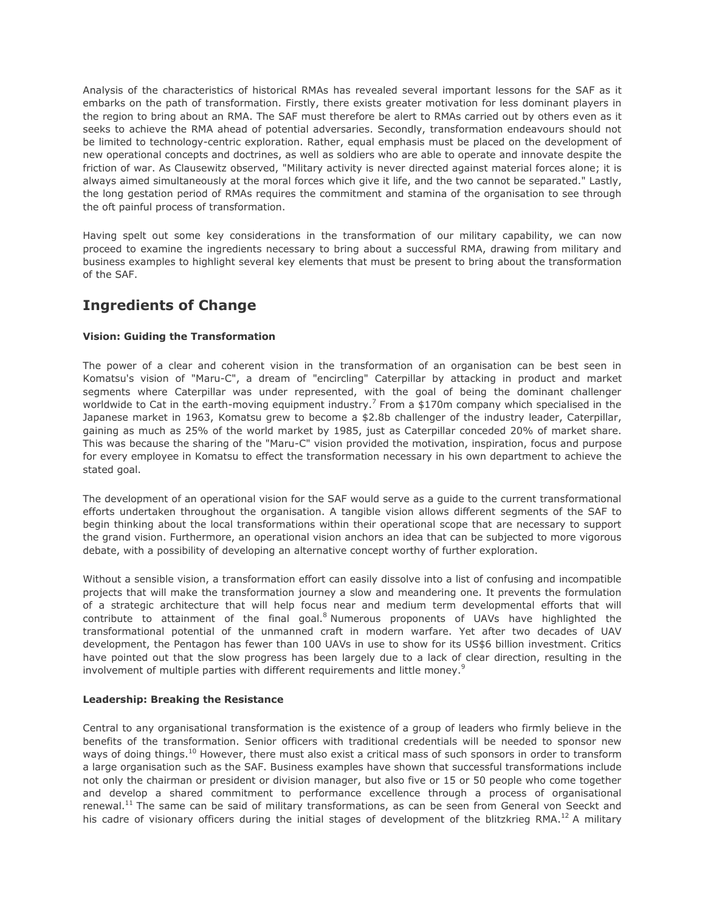Analysis of the characteristics of historical RMAs has revealed several important lessons for the SAF as it embarks on the path of transformation. Firstly, there exists greater motivation for less dominant players in the region to bring about an RMA. The SAF must therefore be alert to RMAs carried out by others even as it seeks to achieve the RMA ahead of potential adversaries. Secondly, transformation endeavours should not be limited to technology-centric exploration. Rather, equal emphasis must be placed on the development of new operational concepts and doctrines, as well as soldiers who are able to operate and innovate despite the friction of war. As Clausewitz observed, "Military activity is never directed against material forces alone; it is always aimed simultaneously at the moral forces which give it life, and the two cannot be separated." Lastly, the long gestation period of RMAs requires the commitment and stamina of the organisation to see through the oft painful process of transformation.

Having spelt out some key considerations in the transformation of our military capability, we can now proceed to examine the ingredients necessary to bring about a successful RMA, drawing from military and business examples to highlight several key elements that must be present to bring about the transformation of the SAF.

## Ingredients of Change

**Vision: Guiding the Transformation**

The power of a clear and coherent vision in the transformation of an organisation can be best seen in Komatsu's vision of "Maru-C", a dream of "encircling" Caterpillar by attacking in product and market segments where Caterpillar was under represented, with the goal of being the dominant challenger worldwide to Cat in the earth-moving equipment industry.[7] From a $170m company which specialised in the Japanese market in 1963, Komatsu grew to become a $2.8b challenger of the industry leader, Caterpillar, gaining as much as 25% of the world market by 1985, just as Caterpillar conceded 20% of market share. This was because the sharing of the "Maru-C" vision provided the motivation, inspiration, focus and purpose for every employee in Komatsu to effect the transformation necessary in his own department to achieve the stated goal.

The development of an operational vision for the SAF would serve as a guide to the current transformational efforts undertaken throughout the organisation. A tangible vision allows different segments of the SAF to begin thinking about the local transformations within their operational scope that are necessary to support the grand vision. Furthermore, an operational vision anchors an idea that can be subjected to more vigorous debate, with a possibility of developing an alternative concept worthy of further exploration.

Without a sensible vision, a transformation effort can easily dissolve into a list of confusing and incompatible projects that will make the transformation journey a slow and meandering one. It prevents the formulation of a strategic architecture that will help focus near and medium term developmental efforts that will contribute to attainment of the final goal.[8] Numerous proponents of UAVs have highlighted the transformational potential of the unmanned craft in modern warfare. Yet after two decades of UAV development, the Pentagon has fewer than 100 UAVs in use to show for its US$6 billion investment. Critics have pointed out that the slow progress has been largely due to a lack of clear direction, resulting in the involvement of multiple parties with different requirements and little money.[9]

**Leadership: Breaking the Resistance**

Central to any organisational transformation is the existence of a group of leaders who firmly believe in the benefits of the transformation. Senior officers with traditional credentials will be needed to sponsor new ways of doing things.[10] However, there must also exist a critical mass of such sponsors in order to transform a large organisation such as the SAF. Business examples have shown that successful transformations include not only the chairman or president or division manager, but also five or 15 or 50 people who come together and develop a shared commitment to performance excellence through a process of organisational renewal.[11] The same can be said of military transformations, as can be seen from General von Seeckt and his cadre of visionary officers during the initial stages of development of the blitzkrieg RMA.[12] A military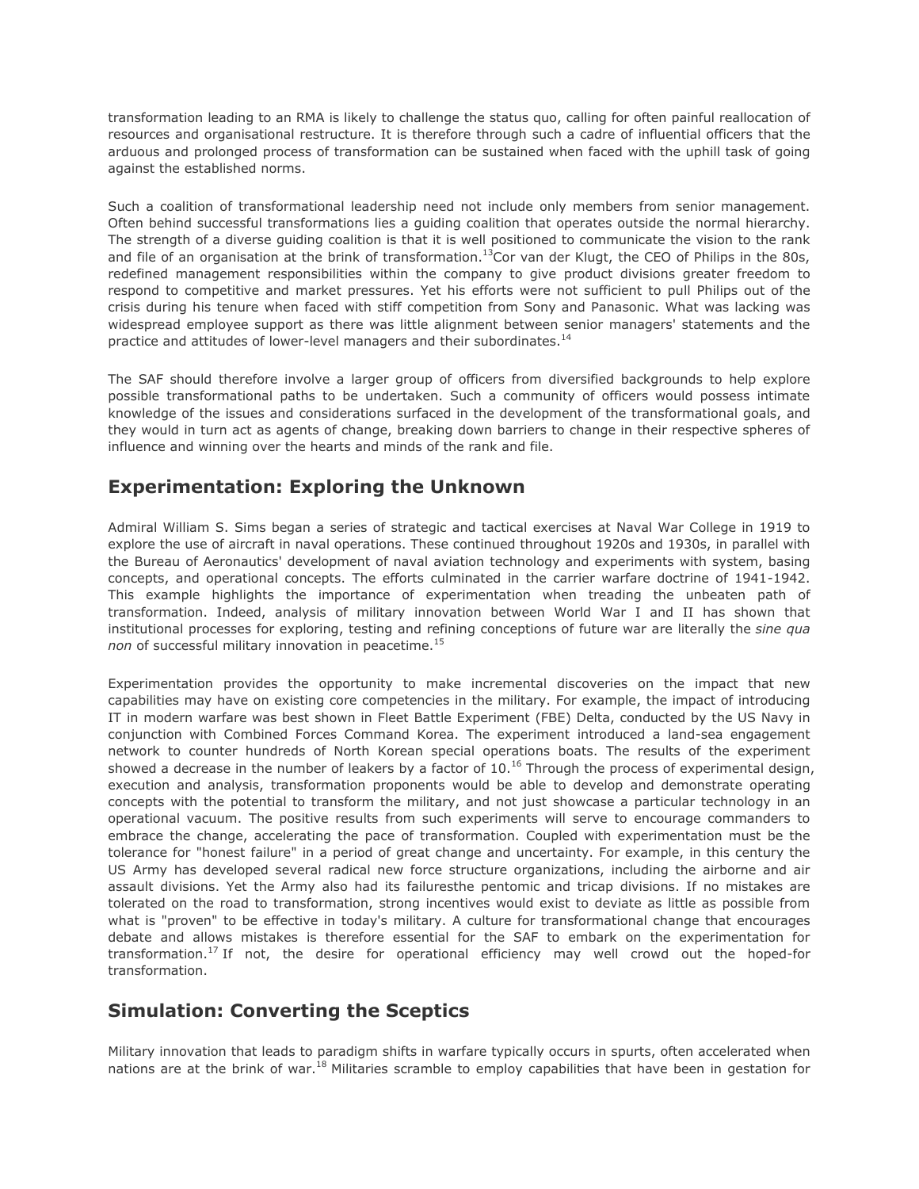transformation leading to an RMA is likely to challenge the status quo, calling for often painful reallocation of resources and organisational restructure. It is therefore through such a cadre of influential officers that the arduous and prolonged process of transformation can be sustained when faced with the uphill task of going against the established norms.

Such a coalition of transformational leadership need not include only members from senior management. Often behind successful transformations lies a guiding coalition that operates outside the normal hierarchy. The strength of a diverse guiding coalition is that it is well positioned to communicate the vision to the rank and file of an organisation at the brink of transformation.[13]Cor van der Klugt, the CEO of Philips in the 80s, redefined management responsibilities within the company to give product divisions greater freedom to respond to competitive and market pressures. Yet his efforts were not sufficient to pull Philips out of the crisis during his tenure when faced with stiff competition from Sony and Panasonic. What was lacking was widespread employee support as there was little alignment between senior managers' statements and the practice and attitudes of lower-level managers and their subordinates.[14]

The SAF should therefore involve a larger group of officers from diversified backgrounds to help explore possible transformational paths to be undertaken. Such a community of officers would possess intimate knowledge of the issues and considerations surfaced in the development of the transformational goals, and they would in turn act as agents of change, breaking down barriers to change in their respective spheres of influence and winning over the hearts and minds of the rank and file.

## Experimentation: Exploring the Unknown

Admiral William S. Sims began a series of strategic and tactical exercises at Naval War College in 1919 to explore the use of aircraft in naval operations. These continued throughout 1920s and 1930s, in parallel with the Bureau of Aeronautics' development of naval aviation technology and experiments with system, basing concepts, and operational concepts. The efforts culminated in the carrier warfare doctrine of 1941-1942. This example highlights the importance of experimentation when treading the unbeaten path of transformation. Indeed, analysis of military innovation between World War I and II has shown that institutional processes for exploring, testing and refining conceptions of future war are literally the *sine qua non* of successful military innovation in peacetime.[15]

Experimentation provides the opportunity to make incremental discoveries on the impact that new capabilities may have on existing core competencies in the military. For example, the impact of introducing IT in modern warfare was best shown in Fleet Battle Experiment (FBE) Delta, conducted by the US Navy in conjunction with Combined Forces Command Korea. The experiment introduced a land-sea engagement network to counter hundreds of North Korean special operations boats. The results of the experiment showed a decrease in the number of leakers by a factor of 10.[16] Through the process of experimental design, execution and analysis, transformation proponents would be able to develop and demonstrate operating concepts with the potential to transform the military, and not just showcase a particular technology in an operational vacuum. The positive results from such experiments will serve to encourage commanders to embrace the change, accelerating the pace of transformation. Coupled with experimentation must be the tolerance for "honest failure" in a period of great change and uncertainty. For example, in this century the US Army has developed several radical new force structure organizations, including the airborne and air assault divisions. Yet the Army also had its failuresthe pentomic and tricap divisions. If no mistakes are tolerated on the road to transformation, strong incentives would exist to deviate as little as possible from what is "proven" to be effective in today's military. A culture for transformational change that encourages debate and allows mistakes is therefore essential for the SAF to embark on the experimentation for transformation.[17] If not, the desire for operational efficiency may well crowd out the hoped-for transformation.

## Simulation: Converting the Sceptics

Military innovation that leads to paradigm shifts in warfare typically occurs in spurts, often accelerated when nations are at the brink of war.[18] Militaries scramble to employ capabilities that have been in gestation for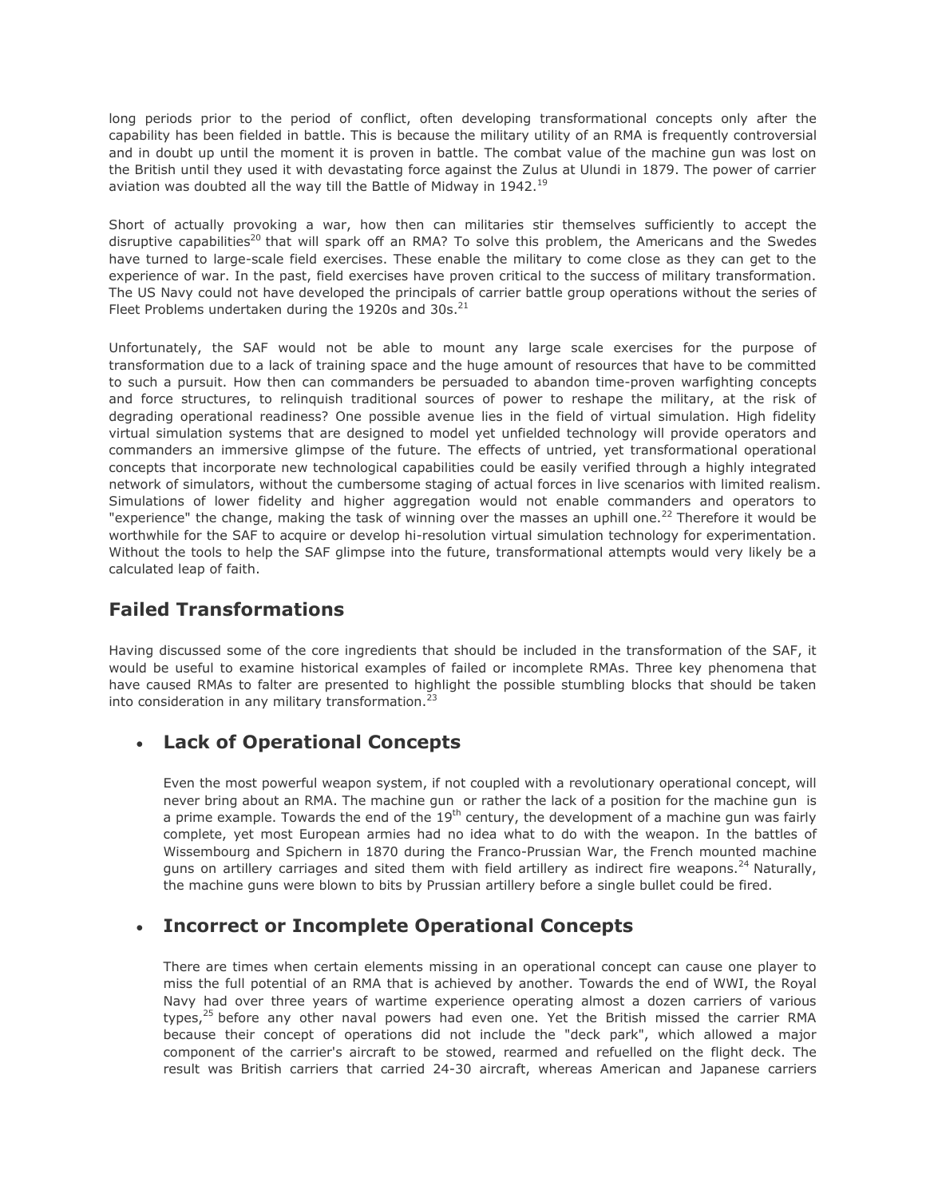long periods prior to the period of conflict, often developing transformational concepts only after the capability has been fielded in battle. This is because the military utility of an RMA is frequently controversial and in doubt up until the moment it is proven in battle. The combat value of the machine gun was lost on the British until they used it with devastating force against the Zulus at Ulundi in 1879. The power of carrier aviation was doubted all the way till the Battle of Midway in 1942.[19]

Short of actually provoking a war, how then can militaries stir themselves sufficiently to accept the disruptive capabilities[20] that will spark off an RMA? To solve this problem, the Americans and the Swedes have turned to large-scale field exercises. These enable the military to come close as they can get to the experience of war. In the past, field exercises have proven critical to the success of military transformation. The US Navy could not have developed the principals of carrier battle group operations without the series of Fleet Problems undertaken during the 1920s and 30s.[21]

Unfortunately, the SAF would not be able to mount any large scale exercises for the purpose of transformation due to a lack of training space and the huge amount of resources that have to be committed to such a pursuit. How then can commanders be persuaded to abandon time-proven warfighting concepts and force structures, to relinquish traditional sources of power to reshape the military, at the risk of degrading operational readiness? One possible avenue lies in the field of virtual simulation. High fidelity virtual simulation systems that are designed to model yet unfielded technology will provide operators and commanders an immersive glimpse of the future. The effects of untried, yet transformational operational concepts that incorporate new technological capabilities could be easily verified through a highly integrated network of simulators, without the cumbersome staging of actual forces in live scenarios with limited realism. Simulations of lower fidelity and higher aggregation would not enable commanders and operators to "experience" the change, making the task of winning over the masses an uphill one.[22] Therefore it would be worthwhile for the SAF to acquire or develop hi-resolution virtual simulation technology for experimentation. Without the tools to help the SAF glimpse into the future, transformational attempts would very likely be a calculated leap of faith.

## Failed Transformations

Having discussed some of the core ingredients that should be included in the transformation of the SAF, it would be useful to examine historical examples of failed or incomplete RMAs. Three key phenomena that have caused RMAs to falter are presented to highlight the possible stumbling blocks that should be taken into consideration in any military transformation.[23]

- ### Lack of Operational Concepts

  Even the most powerful weapon system, if not coupled with a revolutionary operational concept, will never bring about an RMA. The machine gun or rather the lack of a position for the machine gun is a prime example. Towards the end of the 19th century, the development of a machine gun was fairly complete, yet most European armies had no idea what to do with the weapon. In the battles of Wissembourg and Spichern in 1870 during the Franco-Prussian War, the French mounted machine guns on artillery carriages and sited them with field artillery as indirect fire weapons.[24] Naturally, the machine guns were blown to bits by Prussian artillery before a single bullet could be fired.

- ### Incorrect or Incomplete Operational Concepts

  There are times when certain elements missing in an operational concept can cause one player to miss the full potential of an RMA that is achieved by another. Towards the end of WWI, the Royal Navy had over three years of wartime experience operating almost a dozen carriers of various types,[25] before any other naval powers had even one. Yet the British missed the carrier RMA because their concept of operations did not include the "deck park", which allowed a major component of the carrier's aircraft to be stowed, rearmed and refuelled on the flight deck. The result was British carriers that carried 24-30 aircraft, whereas American and Japanese carriers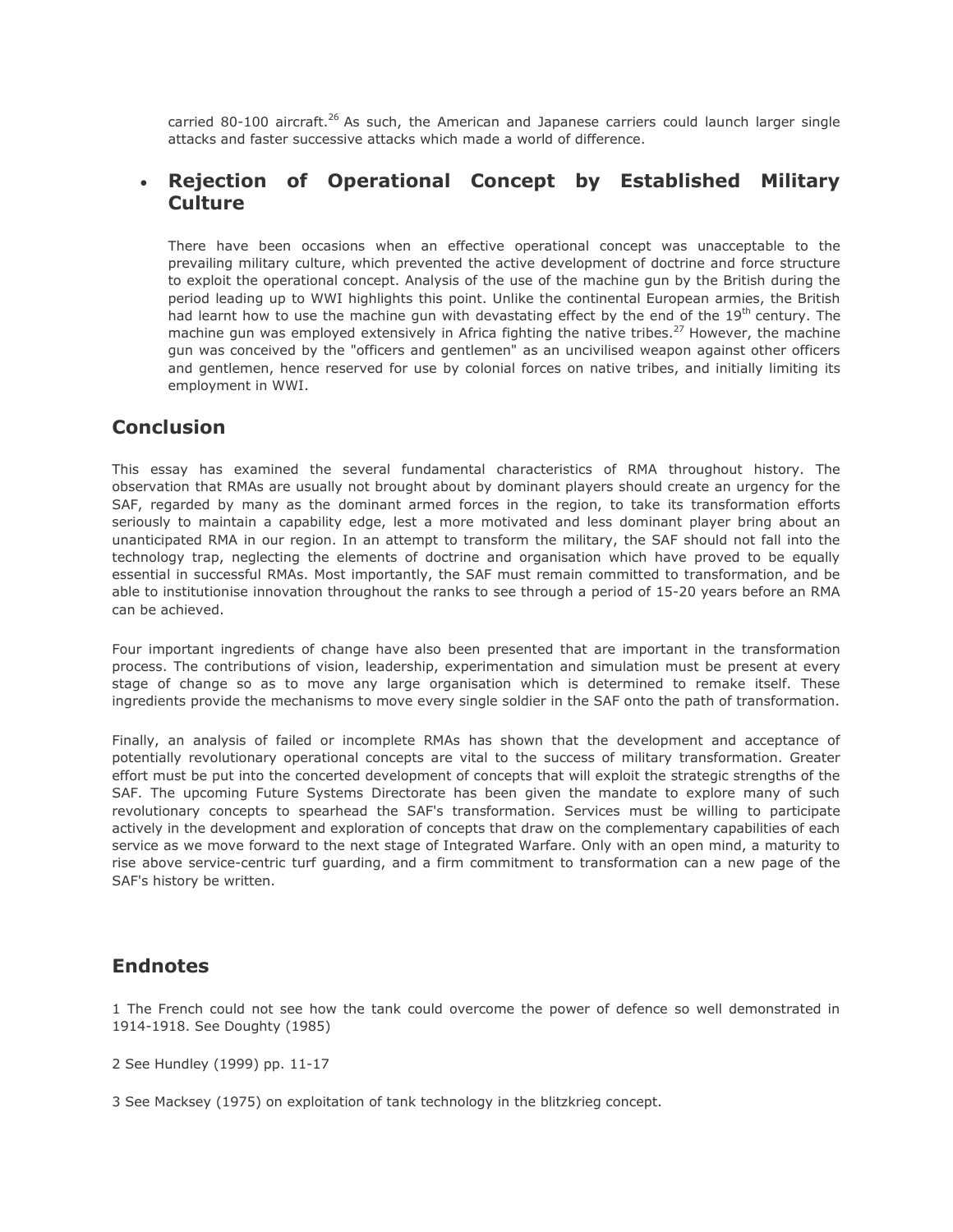carried 80-100 aircraft.[26] As such, the American and Japanese carriers could launch larger single attacks and faster successive attacks which made a world of difference.

- **Rejection of Operational Concept by Established Military Culture**

  There have been occasions when an effective operational concept was unacceptable to the prevailing military culture, which prevented the active development of doctrine and force structure to exploit the operational concept. Analysis of the use of the machine gun by the British during the period leading up to WWI highlights this point. Unlike the continental European armies, the British had learnt how to use the machine gun with devastating effect by the end of the 19th century. The machine gun was employed extensively in Africa fighting the native tribes.[27] However, the machine gun was conceived by the "officers and gentlemen" as an uncivilised weapon against other officers and gentlemen, hence reserved for use by colonial forces on native tribes, and initially limiting its employment in WWI.

## Conclusion

This essay has examined the several fundamental characteristics of RMA throughout history. The observation that RMAs are usually not brought about by dominant players should create an urgency for the SAF, regarded by many as the dominant armed forces in the region, to take its transformation efforts seriously to maintain a capability edge, lest a more motivated and less dominant player bring about an unanticipated RMA in our region. In an attempt to transform the military, the SAF should not fall into the technology trap, neglecting the elements of doctrine and organisation which have proved to be equally essential in successful RMAs. Most importantly, the SAF must remain committed to transformation, and be able to institutionise innovation throughout the ranks to see through a period of 15-20 years before an RMA can be achieved.

Four important ingredients of change have also been presented that are important in the transformation process. The contributions of vision, leadership, experimentation and simulation must be present at every stage of change so as to move any large organisation which is determined to remake itself. These ingredients provide the mechanisms to move every single soldier in the SAF onto the path of transformation.

Finally, an analysis of failed or incomplete RMAs has shown that the development and acceptance of potentially revolutionary operational concepts are vital to the success of military transformation. Greater effort must be put into the concerted development of concepts that will exploit the strategic strengths of the SAF. The upcoming Future Systems Directorate has been given the mandate to explore many of such revolutionary concepts to spearhead the SAF's transformation. Services must be willing to participate actively in the development and exploration of concepts that draw on the complementary capabilities of each service as we move forward to the next stage of Integrated Warfare. Only with an open mind, a maturity to rise above service-centric turf guarding, and a firm commitment to transformation can a new page of the SAF's history be written.

## Endnotes

1 The French could not see how the tank could overcome the power of defence so well demonstrated in 1914-1918. See Doughty (1985)

2 See Hundley (1999) pp. 11-17

3 See Macksey (1975) on exploitation of tank technology in the blitzkrieg concept.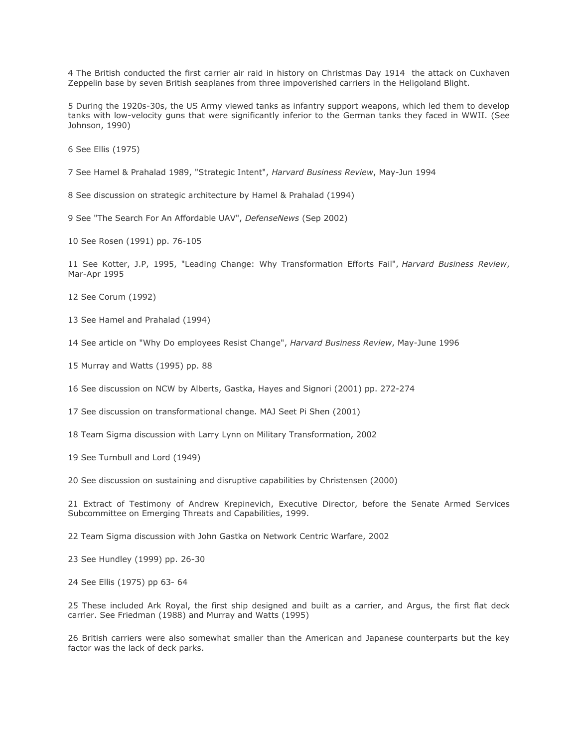4 The British conducted the first carrier air raid in history on Christmas Day 1914 the attack on Cuxhaven Zeppelin base by seven British seaplanes from three impoverished carriers in the Heligoland Blight.

5 During the 1920s-30s, the US Army viewed tanks as infantry support weapons, which led them to develop tanks with low-velocity guns that were significantly inferior to the German tanks they faced in WWII. (See Johnson, 1990)

6 See Ellis (1975)

7 See Hamel & Prahalad 1989, "Strategic Intent", *Harvard Business Review*, May-Jun 1994

8 See discussion on strategic architecture by Hamel & Prahalad (1994)

9 See "The Search For An Affordable UAV", *DefenseNews* (Sep 2002)

10 See Rosen (1991) pp. 76-105

11 See Kotter, J.P, 1995, "Leading Change: Why Transformation Efforts Fail", *Harvard Business Review*, Mar-Apr 1995

12 See Corum (1992)

13 See Hamel and Prahalad (1994)

14 See article on "Why Do employees Resist Change", *Harvard Business Review*, May-June 1996

15 Murray and Watts (1995) pp. 88

16 See discussion on NCW by Alberts, Gastka, Hayes and Signori (2001) pp. 272-274

17 See discussion on transformational change. MAJ Seet Pi Shen (2001)

18 Team Sigma discussion with Larry Lynn on Military Transformation, 2002

19 See Turnbull and Lord (1949)

20 See discussion on sustaining and disruptive capabilities by Christensen (2000)

21 Extract of Testimony of Andrew Krepinevich, Executive Director, before the Senate Armed Services Subcommittee on Emerging Threats and Capabilities, 1999.

22 Team Sigma discussion with John Gastka on Network Centric Warfare, 2002

23 See Hundley (1999) pp. 26-30

24 See Ellis (1975) pp 63- 64

25 These included Ark Royal, the first ship designed and built as a carrier, and Argus, the first flat deck carrier. See Friedman (1988) and Murray and Watts (1995)

26 British carriers were also somewhat smaller than the American and Japanese counterparts but the key factor was the lack of deck parks.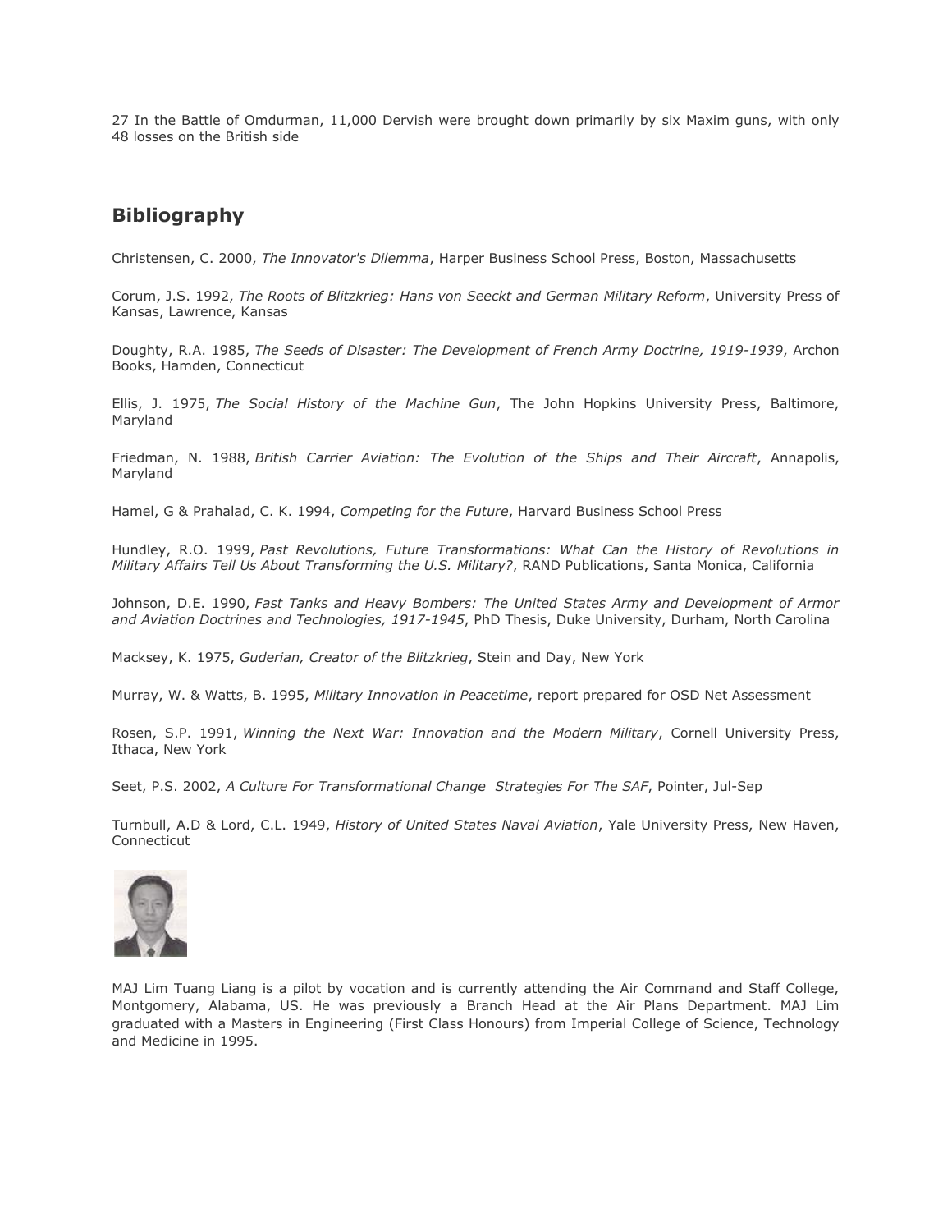27 In the Battle of Omdurman, 11,000 Dervish were brought down primarily by six Maxim guns, with only 48 losses on the British side

## Bibliography

Christensen, C. 2000, *The Innovator's Dilemma*, Harper Business School Press, Boston, Massachusetts

Corum, J.S. 1992, *The Roots of Blitzkrieg: Hans von Seeckt and German Military Reform*, University Press of Kansas, Lawrence, Kansas

Doughty, R.A. 1985, *The Seeds of Disaster: The Development of French Army Doctrine, 1919-1939*, Archon Books, Hamden, Connecticut

Ellis, J. 1975, *The Social History of the Machine Gun*, The John Hopkins University Press, Baltimore, Maryland

Friedman, N. 1988, *British Carrier Aviation: The Evolution of the Ships and Their Aircraft*, Annapolis, Maryland

Hamel, G & Prahalad, C. K. 1994, *Competing for the Future*, Harvard Business School Press

Hundley, R.O. 1999, *Past Revolutions, Future Transformations: What Can the History of Revolutions in Military Affairs Tell Us About Transforming the U.S. Military?*, RAND Publications, Santa Monica, California

Johnson, D.E. 1990, *Fast Tanks and Heavy Bombers: The United States Army and Development of Armor and Aviation Doctrines and Technologies, 1917-1945*, PhD Thesis, Duke University, Durham, North Carolina

Macksey, K. 1975, *Guderian, Creator of the Blitzkrieg*, Stein and Day, New York

Murray, W. & Watts, B. 1995, *Military Innovation in Peacetime*, report prepared for OSD Net Assessment

Rosen, S.P. 1991, *Winning the Next War: Innovation and the Modern Military*, Cornell University Press, Ithaca, New York

Seet, P.S. 2002, *A Culture For Transformational Change Strategies For The SAF*, Pointer, Jul-Sep

Turnbull, A.D & Lord, C.L. 1949, *History of United States Naval Aviation*, Yale University Press, New Haven, Connecticut

MAJ Lim Tuang Liang is a pilot by vocation and is currently attending the Air Command and Staff College, Montgomery, Alabama, US. He was previously a Branch Head at the Air Plans Department. MAJ Lim graduated with a Masters in Engineering (First Class Honours) from Imperial College of Science, Technology and Medicine in 1995.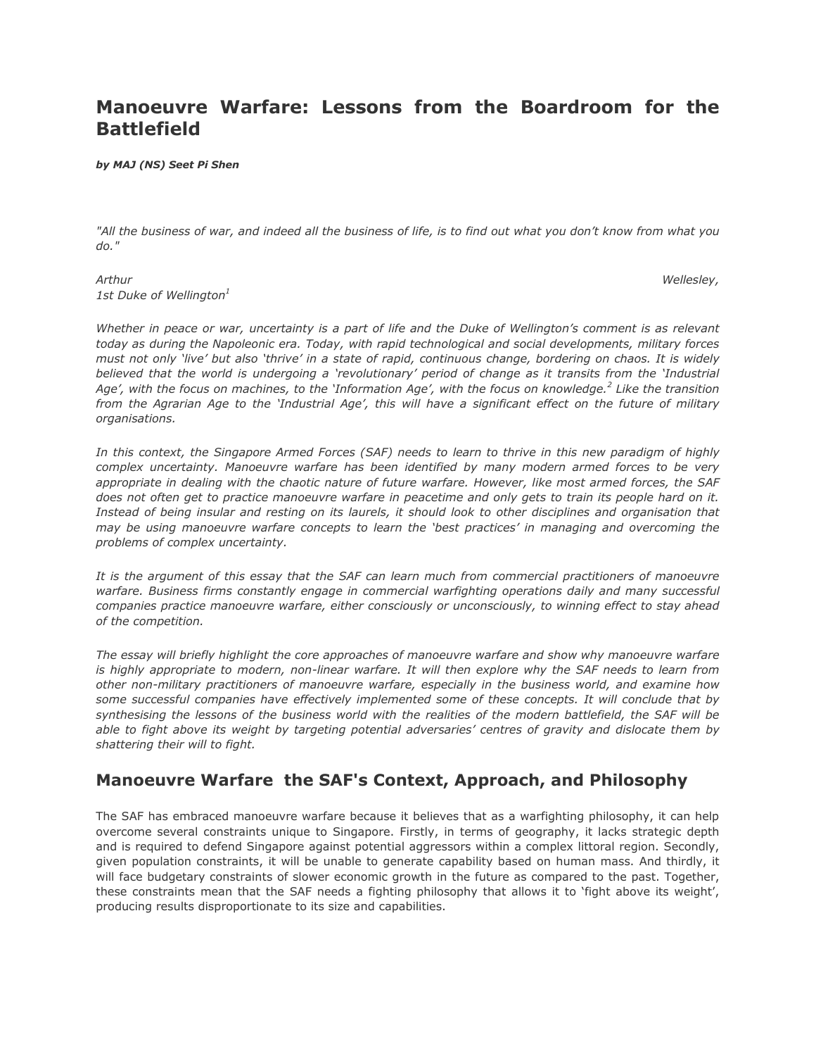# Manoeuvre Warfare: Lessons from the Boardroom for the Battlefield

***by MAJ (NS) Seet Pi Shen***

*"All the business of war, and indeed all the business of life, is to find out what you don't know from what you do."*

*Arthur Wellesley,*
*1st Duke of Wellington*[1]

*Whether in peace or war, uncertainty is a part of life and the Duke of Wellington's comment is as relevant today as during the Napoleonic era. Today, with rapid technological and social developments, military forces must not only 'live' but also 'thrive' in a state of rapid, continuous change, bordering on chaos. It is widely believed that the world is undergoing a 'revolutionary' period of change as it transits from the 'Industrial Age', with the focus on machines, to the 'Information Age', with the focus on knowledge.*[2] *Like the transition from the Agrarian Age to the 'Industrial Age', this will have a significant effect on the future of military organisations.*

*In this context, the Singapore Armed Forces (SAF) needs to learn to thrive in this new paradigm of highly complex uncertainty. Manoeuvre warfare has been identified by many modern armed forces to be very appropriate in dealing with the chaotic nature of future warfare. However, like most armed forces, the SAF does not often get to practice manoeuvre warfare in peacetime and only gets to train its people hard on it. Instead of being insular and resting on its laurels, it should look to other disciplines and organisation that may be using manoeuvre warfare concepts to learn the 'best practices' in managing and overcoming the problems of complex uncertainty.*

*It is the argument of this essay that the SAF can learn much from commercial practitioners of manoeuvre warfare. Business firms constantly engage in commercial warfighting operations daily and many successful companies practice manoeuvre warfare, either consciously or unconsciously, to winning effect to stay ahead of the competition.*

*The essay will briefly highlight the core approaches of manoeuvre warfare and show why manoeuvre warfare is highly appropriate to modern, non-linear warfare. It will then explore why the SAF needs to learn from other non-military practitioners of manoeuvre warfare, especially in the business world, and examine how some successful companies have effectively implemented some of these concepts. It will conclude that by synthesising the lessons of the business world with the realities of the modern battlefield, the SAF will be able to fight above its weight by targeting potential adversaries' centres of gravity and dislocate them by shattering their will to fight.*

## Manoeuvre Warfare the SAF's Context, Approach, and Philosophy

The SAF has embraced manoeuvre warfare because it believes that as a warfighting philosophy, it can help overcome several constraints unique to Singapore. Firstly, in terms of geography, it lacks strategic depth and is required to defend Singapore against potential aggressors within a complex littoral region. Secondly, given population constraints, it will be unable to generate capability based on human mass. And thirdly, it will face budgetary constraints of slower economic growth in the future as compared to the past. Together, these constraints mean that the SAF needs a fighting philosophy that allows it to 'fight above its weight', producing results disproportionate to its size and capabilities.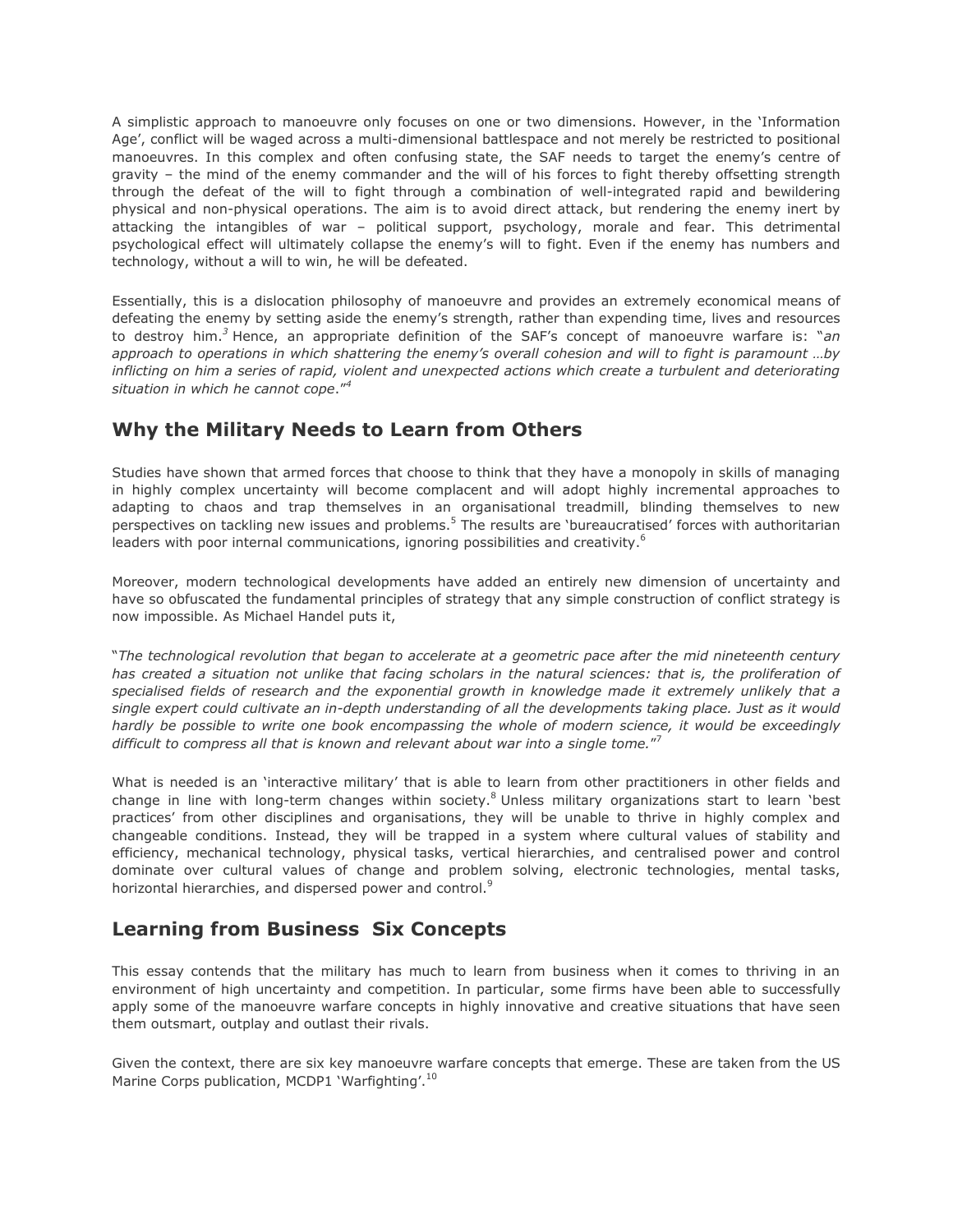A simplistic approach to manoeuvre only focuses on one or two dimensions. However, in the 'Information Age', conflict will be waged across a multi-dimensional battlespace and not merely be restricted to positional manoeuvres. In this complex and often confusing state, the SAF needs to target the enemy's centre of gravity – the mind of the enemy commander and the will of his forces to fight thereby offsetting strength through the defeat of the will to fight through a combination of well-integrated rapid and bewildering physical and non-physical operations. The aim is to avoid direct attack, but rendering the enemy inert by attacking the intangibles of war – political support, psychology, morale and fear. This detrimental psychological effect will ultimately collapse the enemy's will to fight. Even if the enemy has numbers and technology, without a will to win, he will be defeated.

Essentially, this is a dislocation philosophy of manoeuvre and provides an extremely economical means of defeating the enemy by setting aside the enemy's strength, rather than expending time, lives and resources to destroy him.[3] Hence, an appropriate definition of the SAF's concept of manoeuvre warfare is: "*an approach to operations in which shattering the enemy's overall cohesion and will to fight is paramount …by inflicting on him a series of rapid, violent and unexpected actions which create a turbulent and deteriorating situation in which he cannot cope*."[4]

## Why the Military Needs to Learn from Others

Studies have shown that armed forces that choose to think that they have a monopoly in skills of managing in highly complex uncertainty will become complacent and will adopt highly incremental approaches to adapting to chaos and trap themselves in an organisational treadmill, blinding themselves to new perspectives on tackling new issues and problems.[5] The results are 'bureaucratised' forces with authoritarian leaders with poor internal communications, ignoring possibilities and creativity.[6]

Moreover, modern technological developments have added an entirely new dimension of uncertainty and have so obfuscated the fundamental principles of strategy that any simple construction of conflict strategy is now impossible. As Michael Handel puts it,

"*The technological revolution that began to accelerate at a geometric pace after the mid nineteenth century has created a situation not unlike that facing scholars in the natural sciences: that is, the proliferation of specialised fields of research and the exponential growth in knowledge made it extremely unlikely that a single expert could cultivate an in-depth understanding of all the developments taking place. Just as it would hardly be possible to write one book encompassing the whole of modern science, it would be exceedingly difficult to compress all that is known and relevant about war into a single tome.*"[7]

What is needed is an 'interactive military' that is able to learn from other practitioners in other fields and change in line with long-term changes within society.[8] Unless military organizations start to learn 'best practices' from other disciplines and organisations, they will be unable to thrive in highly complex and changeable conditions. Instead, they will be trapped in a system where cultural values of stability and efficiency, mechanical technology, physical tasks, vertical hierarchies, and centralised power and control dominate over cultural values of change and problem solving, electronic technologies, mental tasks, horizontal hierarchies, and dispersed power and control.[9]

## Learning from Business  Six Concepts

This essay contends that the military has much to learn from business when it comes to thriving in an environment of high uncertainty and competition. In particular, some firms have been able to successfully apply some of the manoeuvre warfare concepts in highly innovative and creative situations that have seen them outsmart, outplay and outlast their rivals.

Given the context, there are six key manoeuvre warfare concepts that emerge. These are taken from the US Marine Corps publication, MCDP1 'Warfighting'.[10]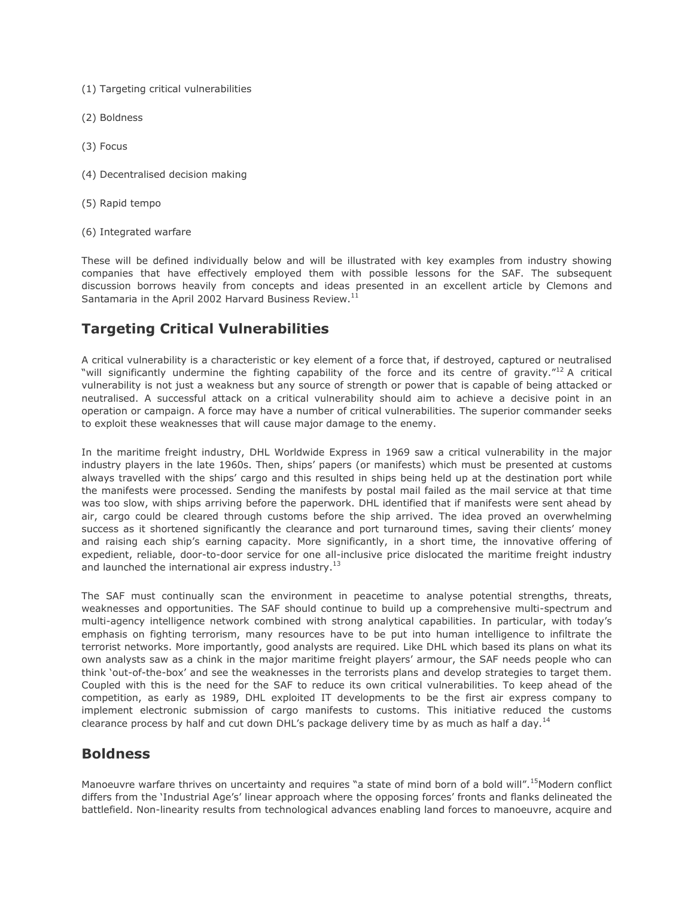(1) Targeting critical vulnerabilities

(2) Boldness

(3) Focus

(4) Decentralised decision making

(5) Rapid tempo

(6) Integrated warfare

These will be defined individually below and will be illustrated with key examples from industry showing companies that have effectively employed them with possible lessons for the SAF. The subsequent discussion borrows heavily from concepts and ideas presented in an excellent article by Clemons and Santamaria in the April 2002 Harvard Business Review.[11]

## Targeting Critical Vulnerabilities

A critical vulnerability is a characteristic or key element of a force that, if destroyed, captured or neutralised "will significantly undermine the fighting capability of the force and its centre of gravity."[12] A critical vulnerability is not just a weakness but any source of strength or power that is capable of being attacked or neutralised. A successful attack on a critical vulnerability should aim to achieve a decisive point in an operation or campaign. A force may have a number of critical vulnerabilities. The superior commander seeks to exploit these weaknesses that will cause major damage to the enemy.

In the maritime freight industry, DHL Worldwide Express in 1969 saw a critical vulnerability in the major industry players in the late 1960s. Then, ships' papers (or manifests) which must be presented at customs always travelled with the ships' cargo and this resulted in ships being held up at the destination port while the manifests were processed. Sending the manifests by postal mail failed as the mail service at that time was too slow, with ships arriving before the paperwork. DHL identified that if manifests were sent ahead by air, cargo could be cleared through customs before the ship arrived. The idea proved an overwhelming success as it shortened significantly the clearance and port turnaround times, saving their clients' money and raising each ship's earning capacity. More significantly, in a short time, the innovative offering of expedient, reliable, door-to-door service for one all-inclusive price dislocated the maritime freight industry and launched the international air express industry.[13]

The SAF must continually scan the environment in peacetime to analyse potential strengths, threats, weaknesses and opportunities. The SAF should continue to build up a comprehensive multi-spectrum and multi-agency intelligence network combined with strong analytical capabilities. In particular, with today's emphasis on fighting terrorism, many resources have to be put into human intelligence to infiltrate the terrorist networks. More importantly, good analysts are required. Like DHL which based its plans on what its own analysts saw as a chink in the major maritime freight players' armour, the SAF needs people who can think 'out-of-the-box' and see the weaknesses in the terrorists plans and develop strategies to target them. Coupled with this is the need for the SAF to reduce its own critical vulnerabilities. To keep ahead of the competition, as early as 1989, DHL exploited IT developments to be the first air express company to implement electronic submission of cargo manifests to customs. This initiative reduced the customs clearance process by half and cut down DHL's package delivery time by as much as half a day.[14]

## Boldness

Manoeuvre warfare thrives on uncertainty and requires "a state of mind born of a bold will".[15]Modern conflict differs from the 'Industrial Age's' linear approach where the opposing forces' fronts and flanks delineated the battlefield. Non-linearity results from technological advances enabling land forces to manoeuvre, acquire and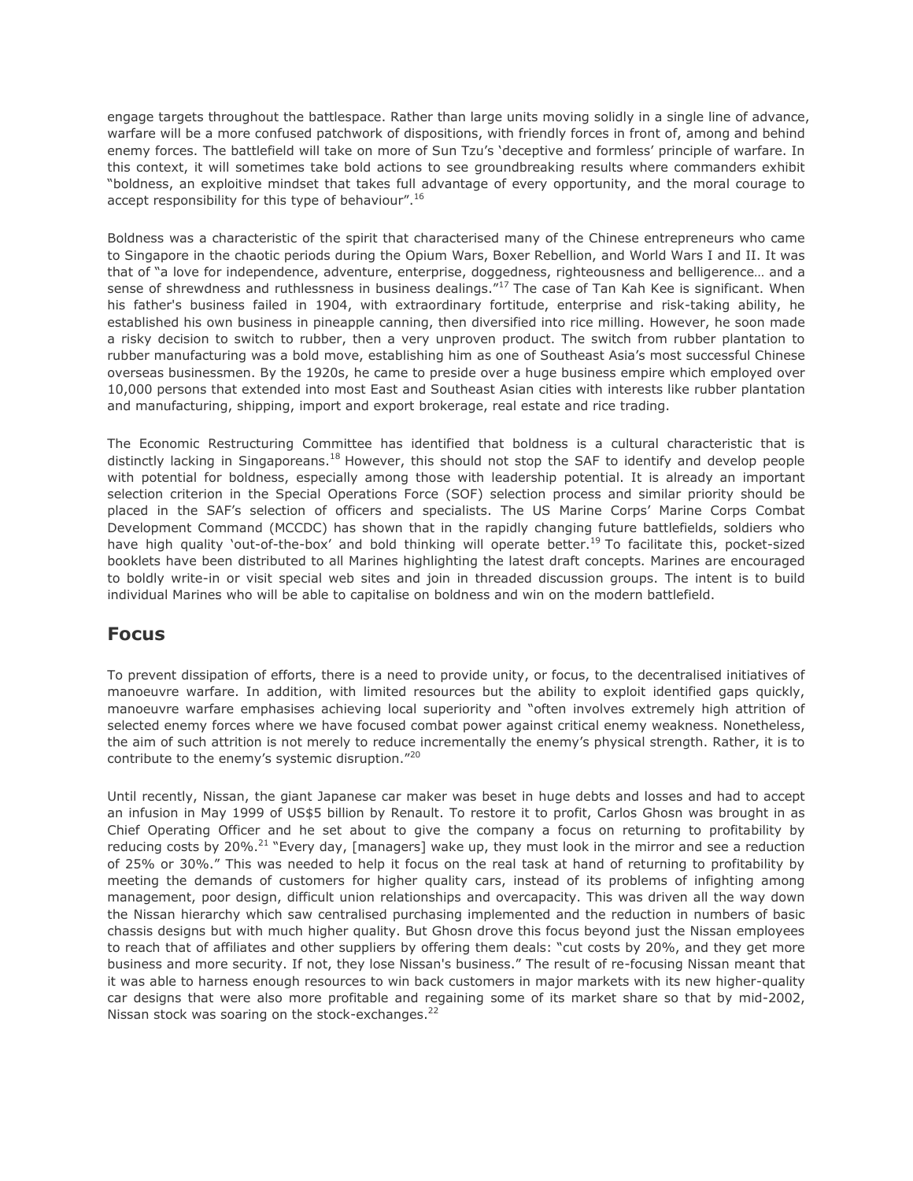engage targets throughout the battlespace. Rather than large units moving solidly in a single line of advance, warfare will be a more confused patchwork of dispositions, with friendly forces in front of, among and behind enemy forces. The battlefield will take on more of Sun Tzu's 'deceptive and formless' principle of warfare. In this context, it will sometimes take bold actions to see groundbreaking results where commanders exhibit "boldness, an exploitive mindset that takes full advantage of every opportunity, and the moral courage to accept responsibility for this type of behaviour".[16]

Boldness was a characteristic of the spirit that characterised many of the Chinese entrepreneurs who came to Singapore in the chaotic periods during the Opium Wars, Boxer Rebellion, and World Wars I and II. It was that of "a love for independence, adventure, enterprise, doggedness, righteousness and belligerence… and a sense of shrewdness and ruthlessness in business dealings."[17] The case of Tan Kah Kee is significant. When his father's business failed in 1904, with extraordinary fortitude, enterprise and risk-taking ability, he established his own business in pineapple canning, then diversified into rice milling. However, he soon made a risky decision to switch to rubber, then a very unproven product. The switch from rubber plantation to rubber manufacturing was a bold move, establishing him as one of Southeast Asia's most successful Chinese overseas businessmen. By the 1920s, he came to preside over a huge business empire which employed over 10,000 persons that extended into most East and Southeast Asian cities with interests like rubber plantation and manufacturing, shipping, import and export brokerage, real estate and rice trading.

The Economic Restructuring Committee has identified that boldness is a cultural characteristic that is distinctly lacking in Singaporeans.[18] However, this should not stop the SAF to identify and develop people with potential for boldness, especially among those with leadership potential. It is already an important selection criterion in the Special Operations Force (SOF) selection process and similar priority should be placed in the SAF's selection of officers and specialists. The US Marine Corps' Marine Corps Combat Development Command (MCCDC) has shown that in the rapidly changing future battlefields, soldiers who have high quality 'out-of-the-box' and bold thinking will operate better.[19] To facilitate this, pocket-sized booklets have been distributed to all Marines highlighting the latest draft concepts. Marines are encouraged to boldly write-in or visit special web sites and join in threaded discussion groups. The intent is to build individual Marines who will be able to capitalise on boldness and win on the modern battlefield.

## Focus

To prevent dissipation of efforts, there is a need to provide unity, or focus, to the decentralised initiatives of manoeuvre warfare. In addition, with limited resources but the ability to exploit identified gaps quickly, manoeuvre warfare emphasises achieving local superiority and "often involves extremely high attrition of selected enemy forces where we have focused combat power against critical enemy weakness. Nonetheless, the aim of such attrition is not merely to reduce incrementally the enemy's physical strength. Rather, it is to contribute to the enemy's systemic disruption."[20]

Until recently, Nissan, the giant Japanese car maker was beset in huge debts and losses and had to accept an infusion in May 1999 of US$5 billion by Renault. To restore it to profit, Carlos Ghosn was brought in as Chief Operating Officer and he set about to give the company a focus on returning to profitability by reducing costs by 20%.[21] "Every day, [managers] wake up, they must look in the mirror and see a reduction of 25% or 30%." This was needed to help it focus on the real task at hand of returning to profitability by meeting the demands of customers for higher quality cars, instead of its problems of infighting among management, poor design, difficult union relationships and overcapacity. This was driven all the way down the Nissan hierarchy which saw centralised purchasing implemented and the reduction in numbers of basic chassis designs but with much higher quality. But Ghosn drove this focus beyond just the Nissan employees to reach that of affiliates and other suppliers by offering them deals: "cut costs by 20%, and they get more business and more security. If not, they lose Nissan's business." The result of re-focusing Nissan meant that it was able to harness enough resources to win back customers in major markets with its new higher-quality car designs that were also more profitable and regaining some of its market share so that by mid-2002, Nissan stock was soaring on the stock-exchanges.[22]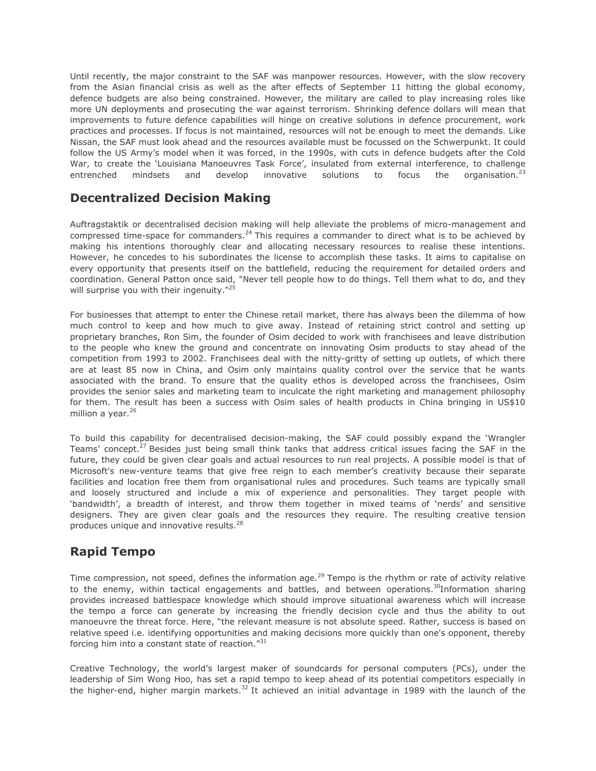Until recently, the major constraint to the SAF was manpower resources. However, with the slow recovery from the Asian financial crisis as well as the after effects of September 11 hitting the global economy, defence budgets are also being constrained. However, the military are called to play increasing roles like more UN deployments and prosecuting the war against terrorism. Shrinking defence dollars will mean that improvements to future defence capabilities will hinge on creative solutions in defence procurement, work practices and processes. If focus is not maintained, resources will not be enough to meet the demands. Like Nissan, the SAF must look ahead and the resources available must be focussed on the Schwerpunkt. It could follow the US Army's model when it was forced, in the 1990s, with cuts in defence budgets after the Cold War, to create the 'Louisiana Manoeuvres Task Force', insulated from external interference, to challenge entrenched mindsets and develop innovative solutions to focus the organisation.[23]

## Decentralized Decision Making

Auftragstaktik or decentralised decision making will help alleviate the problems of micro-management and compressed time-space for commanders.[24] This requires a commander to direct what is to be achieved by making his intentions thoroughly clear and allocating necessary resources to realise these intentions. However, he concedes to his subordinates the license to accomplish these tasks. It aims to capitalise on every opportunity that presents itself on the battlefield, reducing the requirement for detailed orders and coordination. General Patton once said, "Never tell people how to do things. Tell them what to do, and they will surprise you with their ingenuity."[25]

For businesses that attempt to enter the Chinese retail market, there has always been the dilemma of how much control to keep and how much to give away. Instead of retaining strict control and setting up proprietary branches, Ron Sim, the founder of Osim decided to work with franchisees and leave distribution to the people who knew the ground and concentrate on innovating Osim products to stay ahead of the competition from 1993 to 2002. Franchisees deal with the nitty-gritty of setting up outlets, of which there are at least 85 now in China, and Osim only maintains quality control over the service that he wants associated with the brand. To ensure that the quality ethos is developed across the franchisees, Osim provides the senior sales and marketing team to inculcate the right marketing and management philosophy for them. The result has been a success with Osim sales of health products in China bringing in US$10 million a year.[26]

To build this capability for decentralised decision-making, the SAF could possibly expand the 'Wrangler Teams' concept.[27] Besides just being small think tanks that address critical issues facing the SAF in the future, they could be given clear goals and actual resources to run real projects. A possible model is that of Microsoft's new-venture teams that give free reign to each member's creativity because their separate facilities and location free them from organisational rules and procedures. Such teams are typically small and loosely structured and include a mix of experience and personalities. They target people with 'bandwidth', a breadth of interest, and throw them together in mixed teams of 'nerds' and sensitive designers. They are given clear goals and the resources they require. The resulting creative tension produces unique and innovative results.[28]

## Rapid Tempo

Time compression, not speed, defines the information age.[29] Tempo is the rhythm or rate of activity relative to the enemy, within tactical engagements and battles, and between operations.[30]Information sharing provides increased battlespace knowledge which should improve situational awareness which will increase the tempo a force can generate by increasing the friendly decision cycle and thus the ability to out manoeuvre the threat force. Here, "the relevant measure is not absolute speed. Rather, success is based on relative speed i.e. identifying opportunities and making decisions more quickly than one's opponent, thereby forcing him into a constant state of reaction."[31]

Creative Technology, the world's largest maker of soundcards for personal computers (PCs), under the leadership of Sim Wong Hoo, has set a rapid tempo to keep ahead of its potential competitors especially in the higher-end, higher margin markets.[32] It achieved an initial advantage in 1989 with the launch of the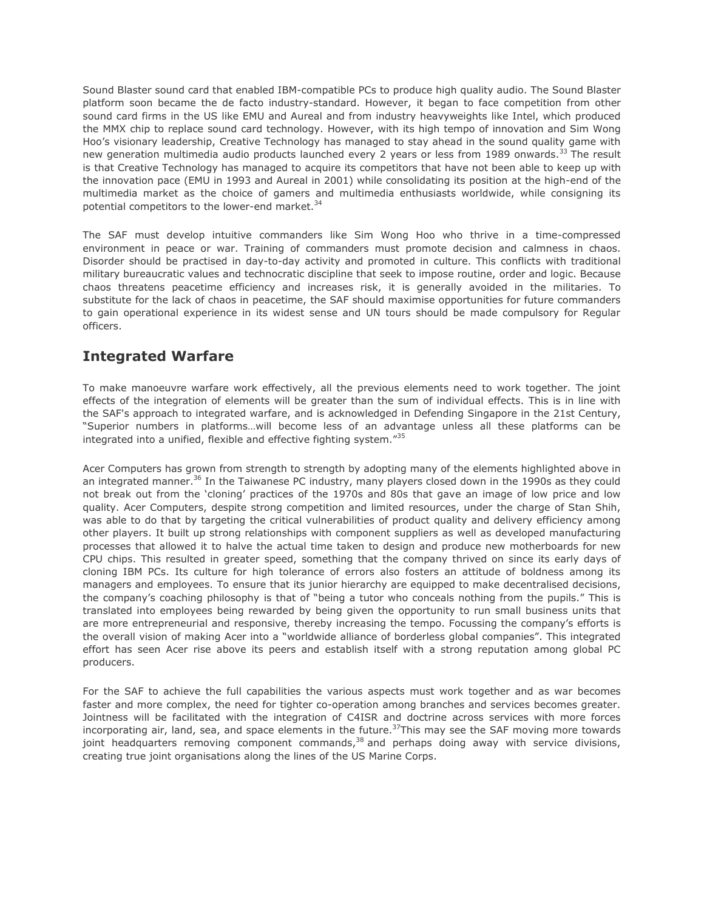Sound Blaster sound card that enabled IBM-compatible PCs to produce high quality audio. The Sound Blaster platform soon became the de facto industry-standard. However, it began to face competition from other sound card firms in the US like EMU and Aureal and from industry heavyweights like Intel, which produced the MMX chip to replace sound card technology. However, with its high tempo of innovation and Sim Wong Hoo's visionary leadership, Creative Technology has managed to stay ahead in the sound quality game with new generation multimedia audio products launched every 2 years or less from 1989 onwards.[33] The result is that Creative Technology has managed to acquire its competitors that have not been able to keep up with the innovation pace (EMU in 1993 and Aureal in 2001) while consolidating its position at the high-end of the multimedia market as the choice of gamers and multimedia enthusiasts worldwide, while consigning its potential competitors to the lower-end market.[34]

The SAF must develop intuitive commanders like Sim Wong Hoo who thrive in a time-compressed environment in peace or war. Training of commanders must promote decision and calmness in chaos. Disorder should be practised in day-to-day activity and promoted in culture. This conflicts with traditional military bureaucratic values and technocratic discipline that seek to impose routine, order and logic. Because chaos threatens peacetime efficiency and increases risk, it is generally avoided in the militaries. To substitute for the lack of chaos in peacetime, the SAF should maximise opportunities for future commanders to gain operational experience in its widest sense and UN tours should be made compulsory for Regular officers.

## Integrated Warfare

To make manoeuvre warfare work effectively, all the previous elements need to work together. The joint effects of the integration of elements will be greater than the sum of individual effects. This is in line with the SAF's approach to integrated warfare, and is acknowledged in Defending Singapore in the 21st Century, "Superior numbers in platforms…will become less of an advantage unless all these platforms can be integrated into a unified, flexible and effective fighting system."[35]

Acer Computers has grown from strength to strength by adopting many of the elements highlighted above in an integrated manner.[36] In the Taiwanese PC industry, many players closed down in the 1990s as they could not break out from the 'cloning' practices of the 1970s and 80s that gave an image of low price and low quality. Acer Computers, despite strong competition and limited resources, under the charge of Stan Shih, was able to do that by targeting the critical vulnerabilities of product quality and delivery efficiency among other players. It built up strong relationships with component suppliers as well as developed manufacturing processes that allowed it to halve the actual time taken to design and produce new motherboards for new CPU chips. This resulted in greater speed, something that the company thrived on since its early days of cloning IBM PCs. Its culture for high tolerance of errors also fosters an attitude of boldness among its managers and employees. To ensure that its junior hierarchy are equipped to make decentralised decisions, the company's coaching philosophy is that of "being a tutor who conceals nothing from the pupils." This is translated into employees being rewarded by being given the opportunity to run small business units that are more entrepreneurial and responsive, thereby increasing the tempo. Focussing the company's efforts is the overall vision of making Acer into a "worldwide alliance of borderless global companies". This integrated effort has seen Acer rise above its peers and establish itself with a strong reputation among global PC producers.

For the SAF to achieve the full capabilities the various aspects must work together and as war becomes faster and more complex, the need for tighter co-operation among branches and services becomes greater. Jointness will be facilitated with the integration of C4ISR and doctrine across services with more forces incorporating air, land, sea, and space elements in the future.[37] This may see the SAF moving more towards joint headquarters removing component commands,[38] and perhaps doing away with service divisions, creating true joint organisations along the lines of the US Marine Corps.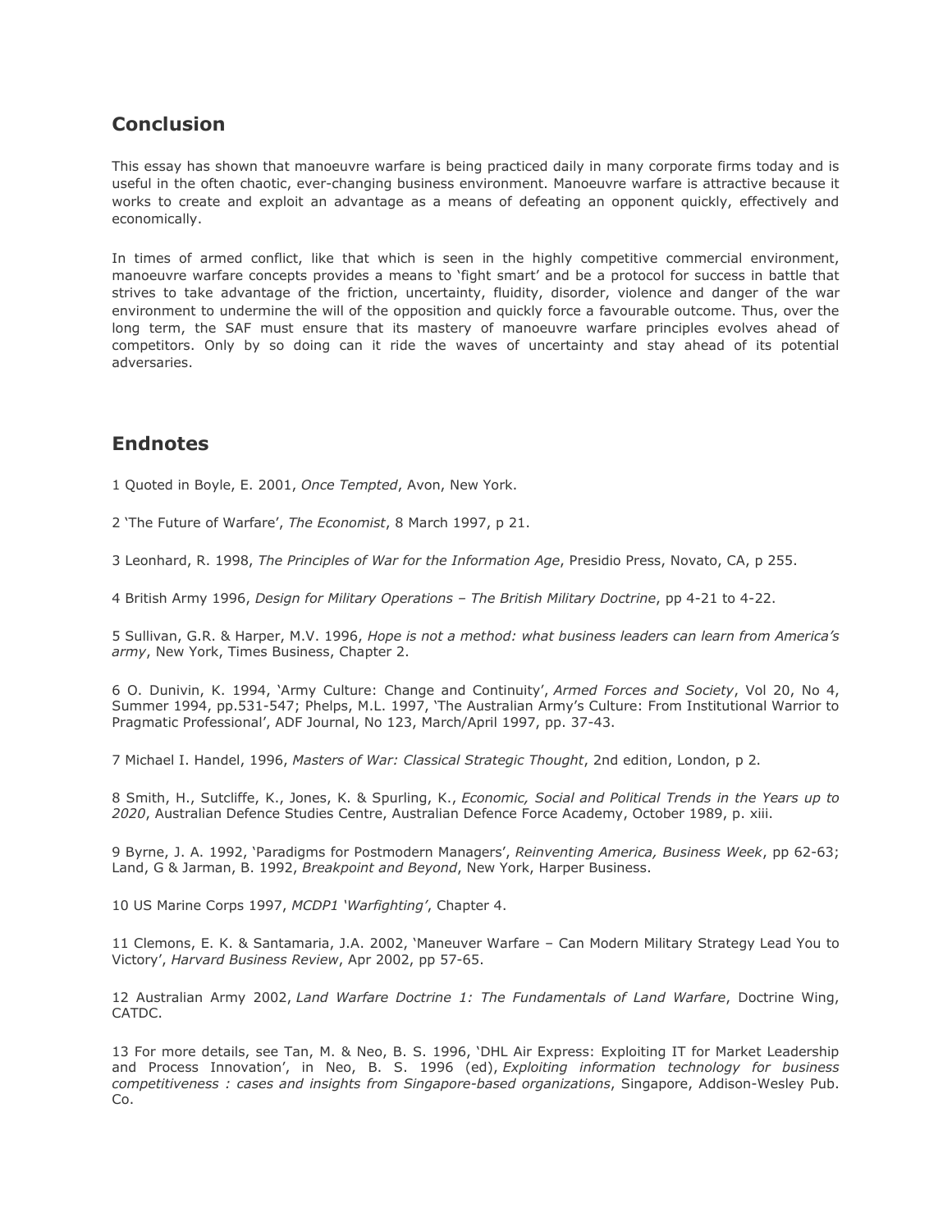## Conclusion

This essay has shown that manoeuvre warfare is being practiced daily in many corporate firms today and is useful in the often chaotic, ever-changing business environment. Manoeuvre warfare is attractive because it works to create and exploit an advantage as a means of defeating an opponent quickly, effectively and economically.

In times of armed conflict, like that which is seen in the highly competitive commercial environment, manoeuvre warfare concepts provides a means to 'fight smart' and be a protocol for success in battle that strives to take advantage of the friction, uncertainty, fluidity, disorder, violence and danger of the war environment to undermine the will of the opposition and quickly force a favourable outcome. Thus, over the long term, the SAF must ensure that its mastery of manoeuvre warfare principles evolves ahead of competitors. Only by so doing can it ride the waves of uncertainty and stay ahead of its potential adversaries.

## Endnotes

1 Quoted in Boyle, E. 2001, *Once Tempted*, Avon, New York.

2 'The Future of Warfare', *The Economist*, 8 March 1997, p 21.

3 Leonhard, R. 1998, *The Principles of War for the Information Age*, Presidio Press, Novato, CA, p 255.

4 British Army 1996, *Design for Military Operations – The British Military Doctrine*, pp 4-21 to 4-22.

5 Sullivan, G.R. & Harper, M.V. 1996, *Hope is not a method: what business leaders can learn from America's army*, New York, Times Business, Chapter 2.

6 O. Dunivin, K. 1994, 'Army Culture: Change and Continuity', *Armed Forces and Society*, Vol 20, No 4, Summer 1994, pp.531-547; Phelps, M.L. 1997, 'The Australian Army's Culture: From Institutional Warrior to Pragmatic Professional', ADF Journal, No 123, March/April 1997, pp. 37-43.

7 Michael I. Handel, 1996, *Masters of War: Classical Strategic Thought*, 2nd edition, London, p 2.

8 Smith, H., Sutcliffe, K., Jones, K. & Spurling, K., *Economic, Social and Political Trends in the Years up to 2020*, Australian Defence Studies Centre, Australian Defence Force Academy, October 1989, p. xiii.

9 Byrne, J. A. 1992, 'Paradigms for Postmodern Managers', *Reinventing America, Business Week*, pp 62-63; Land, G & Jarman, B. 1992, *Breakpoint and Beyond*, New York, Harper Business.

10 US Marine Corps 1997, *MCDP1 'Warfighting'*, Chapter 4.

11 Clemons, E. K. & Santamaria, J.A. 2002, 'Maneuver Warfare – Can Modern Military Strategy Lead You to Victory', *Harvard Business Review*, Apr 2002, pp 57-65.

12 Australian Army 2002, *Land Warfare Doctrine 1: The Fundamentals of Land Warfare*, Doctrine Wing, CATDC.

13 For more details, see Tan, M. & Neo, B. S. 1996, 'DHL Air Express: Exploiting IT for Market Leadership and Process Innovation', in Neo, B. S. 1996 (ed), *Exploiting information technology for business competitiveness : cases and insights from Singapore-based organizations*, Singapore, Addison-Wesley Pub. Co.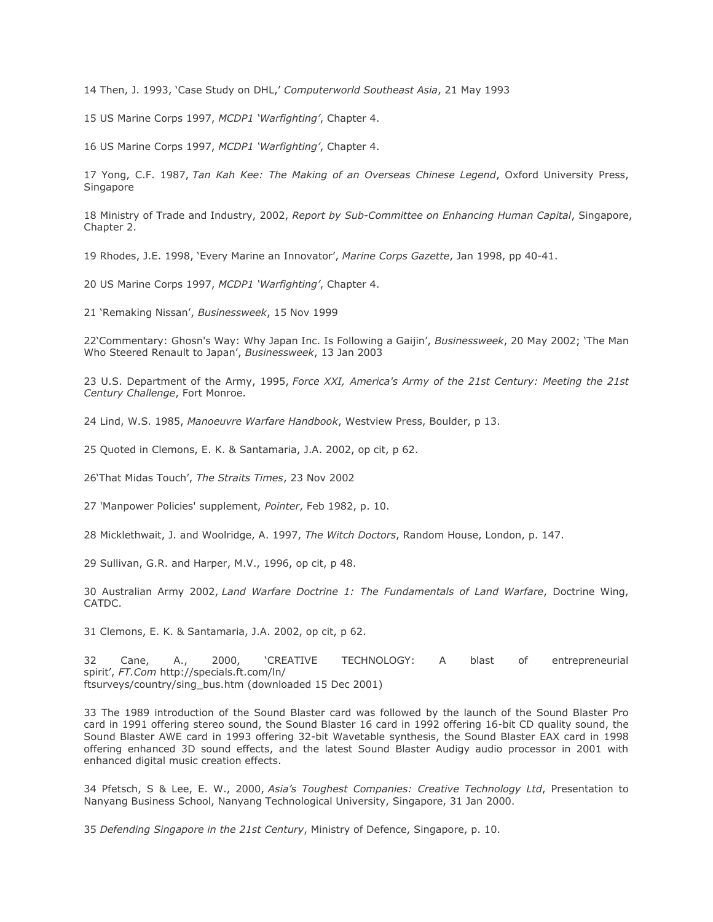14 Then, J. 1993, 'Case Study on DHL,' *Computerworld Southeast Asia*, 21 May 1993

15 US Marine Corps 1997, *MCDP1 'Warfighting'*, Chapter 4.

16 US Marine Corps 1997, *MCDP1 'Warfighting'*, Chapter 4.

17 Yong, C.F. 1987, *Tan Kah Kee: The Making of an Overseas Chinese Legend*, Oxford University Press, Singapore

18 Ministry of Trade and Industry, 2002, *Report by Sub-Committee on Enhancing Human Capital*, Singapore, Chapter 2.

19 Rhodes, J.E. 1998, 'Every Marine an Innovator', *Marine Corps Gazette*, Jan 1998, pp 40-41.

20 US Marine Corps 1997, *MCDP1 'Warfighting'*, Chapter 4.

21 'Remaking Nissan', *Businessweek*, 15 Nov 1999

22'Commentary: Ghosn's Way: Why Japan Inc. Is Following a Gaijin', *Businessweek*, 20 May 2002; 'The Man Who Steered Renault to Japan', *Businessweek*, 13 Jan 2003

23 U.S. Department of the Army, 1995, *Force XXI, America's Army of the 21st Century: Meeting the 21st Century Challenge*, Fort Monroe.

24 Lind, W.S. 1985, *Manoeuvre Warfare Handbook*, Westview Press, Boulder, p 13.

25 Quoted in Clemons, E. K. & Santamaria, J.A. 2002, op cit, p 62.

26'That Midas Touch', *The Straits Times*, 23 Nov 2002

27 'Manpower Policies' supplement, *Pointer*, Feb 1982, p. 10.

28 Micklethwait, J. and Woolridge, A. 1997, *The Witch Doctors*, Random House, London, p. 147.

29 Sullivan, G.R. and Harper, M.V., 1996, op cit, p 48.

30 Australian Army 2002, *Land Warfare Doctrine 1: The Fundamentals of Land Warfare*, Doctrine Wing, CATDC.

31 Clemons, E. K. & Santamaria, J.A. 2002, op cit, p 62.

32 Cane, A., 2000, 'CREATIVE TECHNOLOGY: A blast of entrepreneurial spirit', *FT.Com* http://specials.ft.com/ln/ftsurveys/country/sing_bus.htm (downloaded 15 Dec 2001)

33 The 1989 introduction of the Sound Blaster card was followed by the launch of the Sound Blaster Pro card in 1991 offering stereo sound, the Sound Blaster 16 card in 1992 offering 16-bit CD quality sound, the Sound Blaster AWE card in 1993 offering 32-bit Wavetable synthesis, the Sound Blaster EAX card in 1998 offering enhanced 3D sound effects, and the latest Sound Blaster Audigy audio processor in 2001 with enhanced digital music creation effects.

34 Pfetsch, S & Lee, E. W., 2000, *Asia's Toughest Companies: Creative Technology Ltd*, Presentation to Nanyang Business School, Nanyang Technological University, Singapore, 31 Jan 2000.

35 *Defending Singapore in the 21st Century*, Ministry of Defence, Singapore, p. 10.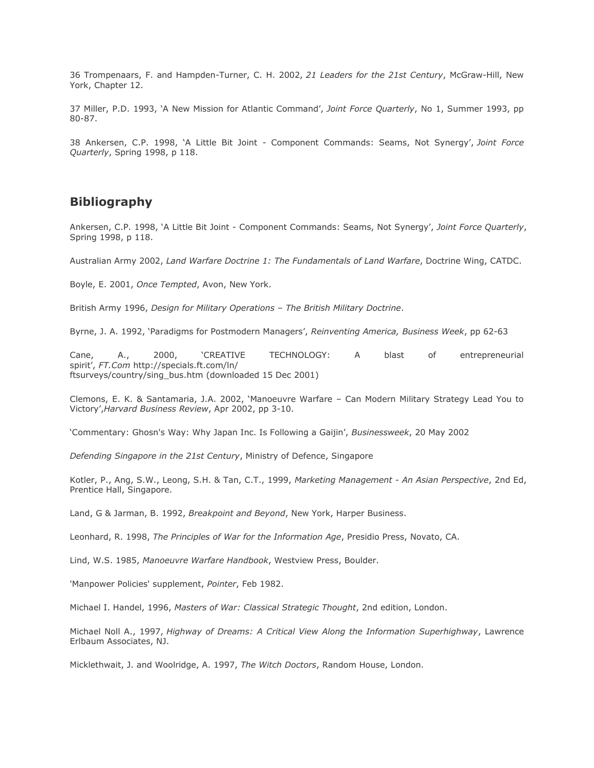36 Trompenaars, F. and Hampden-Turner, C. H. 2002, *21 Leaders for the 21st Century*, McGraw-Hill, New York, Chapter 12.

37 Miller, P.D. 1993, 'A New Mission for Atlantic Command', *Joint Force Quarterly*, No 1, Summer 1993, pp 80-87.

38 Ankersen, C.P. 1998, 'A Little Bit Joint - Component Commands: Seams, Not Synergy', *Joint Force Quarterly*, Spring 1998, p 118.

## Bibliography

Ankersen, C.P. 1998, 'A Little Bit Joint - Component Commands: Seams, Not Synergy', *Joint Force Quarterly*, Spring 1998, p 118.

Australian Army 2002, *Land Warfare Doctrine 1: The Fundamentals of Land Warfare*, Doctrine Wing, CATDC.

Boyle, E. 2001, *Once Tempted*, Avon, New York.

British Army 1996, *Design for Military Operations – The British Military Doctrine*.

Byrne, J. A. 1992, 'Paradigms for Postmodern Managers', *Reinventing America, Business Week*, pp 62-63

Cane, A., 2000, 'CREATIVE TECHNOLOGY: A blast of entrepreneurial spirit', *FT.Com* http://specials.ft.com/ln/ftsurveys/country/sing_bus.htm (downloaded 15 Dec 2001)

Clemons, E. K. & Santamaria, J.A. 2002, 'Manoeuvre Warfare – Can Modern Military Strategy Lead You to Victory',*Harvard Business Review*, Apr 2002, pp 3-10.

'Commentary: Ghosn's Way: Why Japan Inc. Is Following a Gaijin', *Businessweek*, 20 May 2002

*Defending Singapore in the 21st Century*, Ministry of Defence, Singapore

Kotler, P., Ang, S.W., Leong, S.H. & Tan, C.T., 1999, *Marketing Management - An Asian Perspective*, 2nd Ed, Prentice Hall, Singapore.

Land, G & Jarman, B. 1992, *Breakpoint and Beyond*, New York, Harper Business.

Leonhard, R. 1998, *The Principles of War for the Information Age*, Presidio Press, Novato, CA.

Lind, W.S. 1985, *Manoeuvre Warfare Handbook*, Westview Press, Boulder.

'Manpower Policies' supplement, *Pointer*, Feb 1982.

Michael I. Handel, 1996, *Masters of War: Classical Strategic Thought*, 2nd edition, London.

Michael Noll A., 1997, *Highway of Dreams: A Critical View Along the Information Superhighway*, Lawrence Erlbaum Associates, NJ.

Micklethwait, J. and Woolridge, A. 1997, *The Witch Doctors*, Random House, London.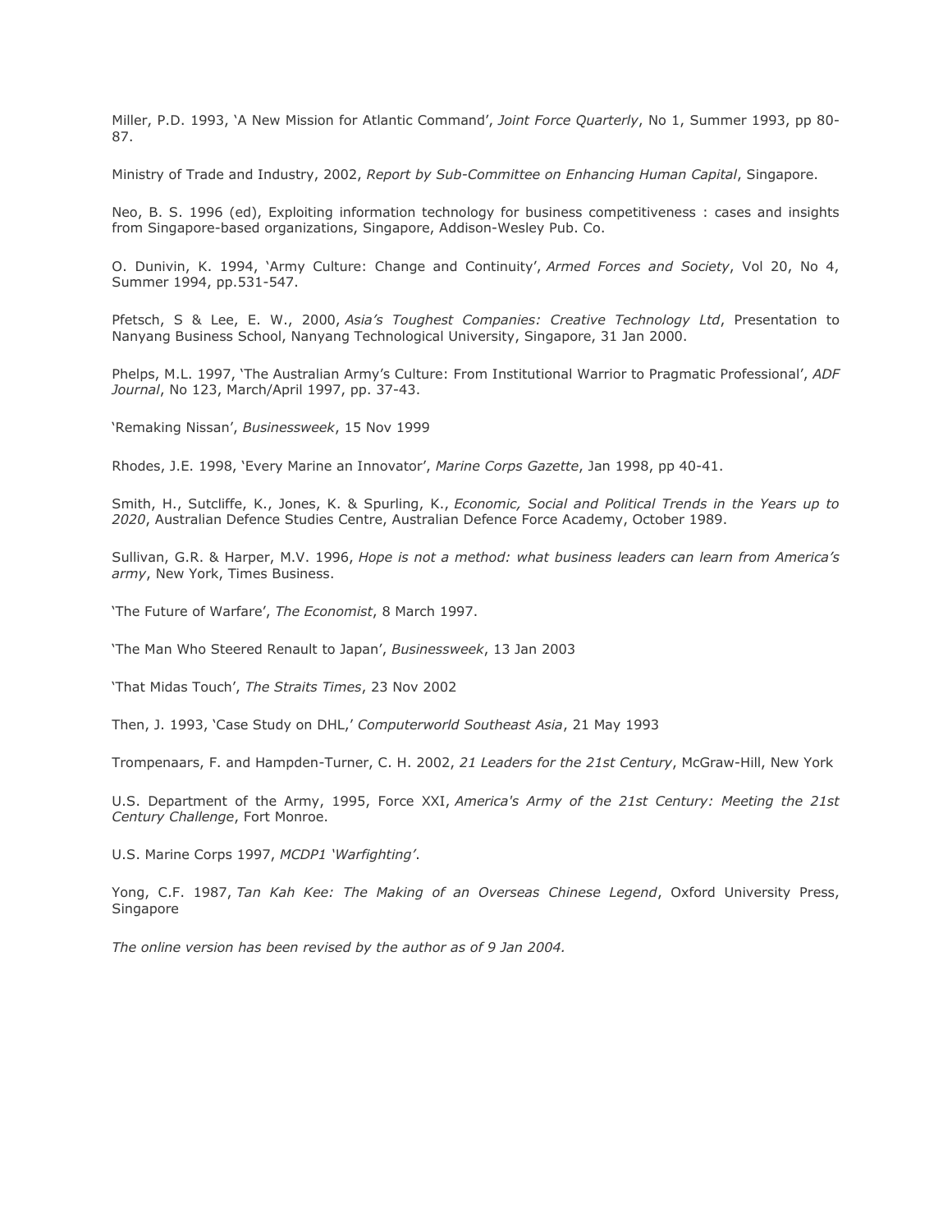Miller, P.D. 1993, 'A New Mission for Atlantic Command', *Joint Force Quarterly*, No 1, Summer 1993, pp 80-87.

Ministry of Trade and Industry, 2002, *Report by Sub-Committee on Enhancing Human Capital*, Singapore.

Neo, B. S. 1996 (ed), Exploiting information technology for business competitiveness : cases and insights from Singapore-based organizations, Singapore, Addison-Wesley Pub. Co.

O. Dunivin, K. 1994, 'Army Culture: Change and Continuity', *Armed Forces and Society*, Vol 20, No 4, Summer 1994, pp.531-547.

Pfetsch, S & Lee, E. W., 2000, *Asia's Toughest Companies: Creative Technology Ltd*, Presentation to Nanyang Business School, Nanyang Technological University, Singapore, 31 Jan 2000.

Phelps, M.L. 1997, 'The Australian Army's Culture: From Institutional Warrior to Pragmatic Professional', *ADF Journal*, No 123, March/April 1997, pp. 37-43.

'Remaking Nissan', *Businessweek*, 15 Nov 1999

Rhodes, J.E. 1998, 'Every Marine an Innovator', *Marine Corps Gazette*, Jan 1998, pp 40-41.

Smith, H., Sutcliffe, K., Jones, K. & Spurling, K., *Economic, Social and Political Trends in the Years up to 2020*, Australian Defence Studies Centre, Australian Defence Force Academy, October 1989.

Sullivan, G.R. & Harper, M.V. 1996, *Hope is not a method: what business leaders can learn from America's army*, New York, Times Business.

'The Future of Warfare', *The Economist*, 8 March 1997.

'The Man Who Steered Renault to Japan', *Businessweek*, 13 Jan 2003

'That Midas Touch', *The Straits Times*, 23 Nov 2002

Then, J. 1993, 'Case Study on DHL,' *Computerworld Southeast Asia*, 21 May 1993

Trompenaars, F. and Hampden-Turner, C. H. 2002, *21 Leaders for the 21st Century*, McGraw-Hill, New York

U.S. Department of the Army, 1995, Force XXI, *America's Army of the 21st Century: Meeting the 21st Century Challenge*, Fort Monroe.

U.S. Marine Corps 1997, *MCDP1 'Warfighting'*.

Yong, C.F. 1987, *Tan Kah Kee: The Making of an Overseas Chinese Legend*, Oxford University Press, Singapore

*The online version has been revised by the author as of 9 Jan 2004.*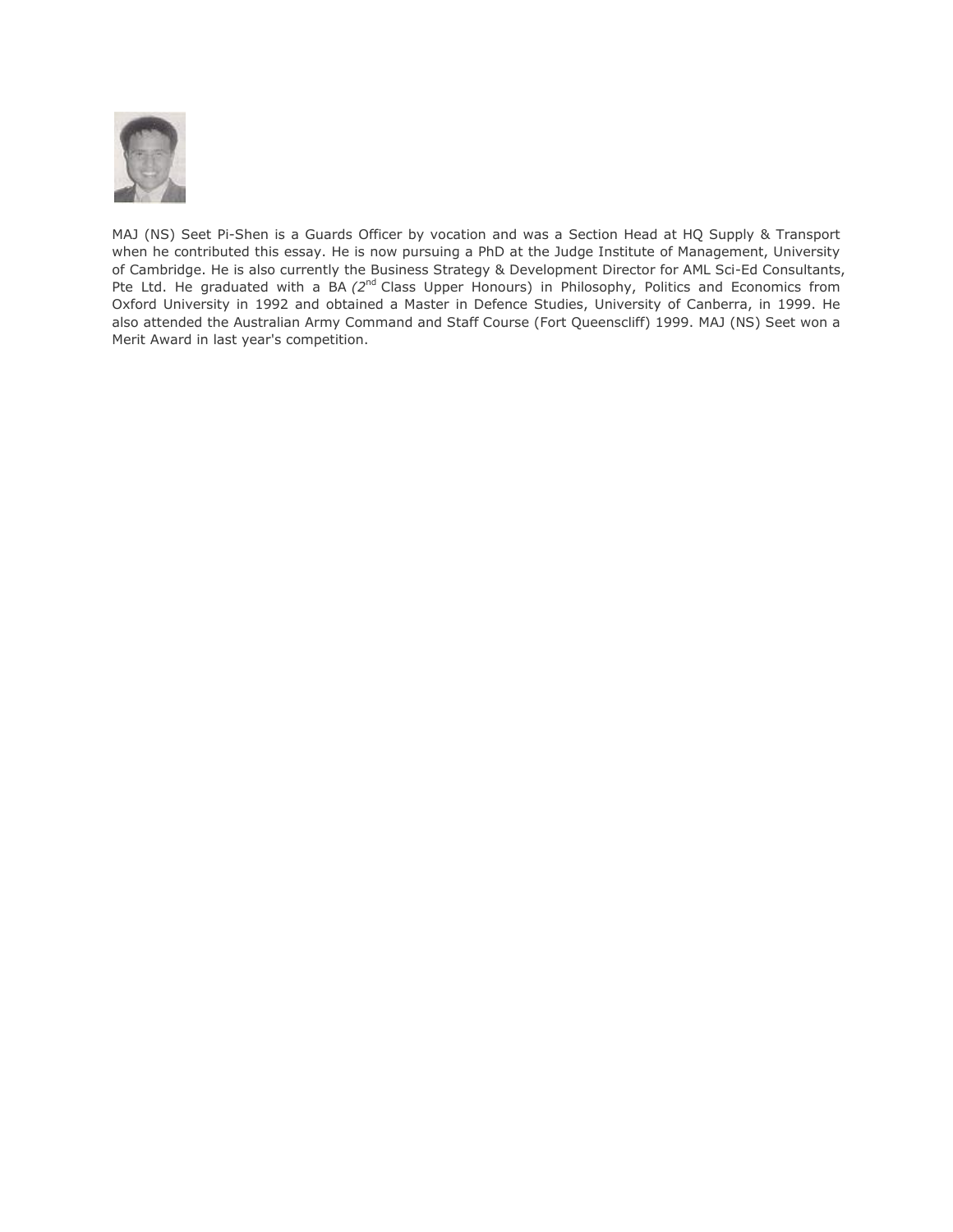MAJ (NS) Seet Pi-Shen is a Guards Officer by vocation and was a Section Head at HQ Supply & Transport when he contributed this essay. He is now pursuing a PhD at the Judge Institute of Management, University of Cambridge. He is also currently the Business Strategy & Development Director for AML Sci-Ed Consultants, Pte Ltd. He graduated with a BA *(2nd* Class Upper Honours) in Philosophy, Politics and Economics from Oxford University in 1992 and obtained a Master in Defence Studies, University of Canberra, in 1999. He also attended the Australian Army Command and Staff Course (Fort Queenscliff) 1999. MAJ (NS) Seet won a Merit Award in last year's competition.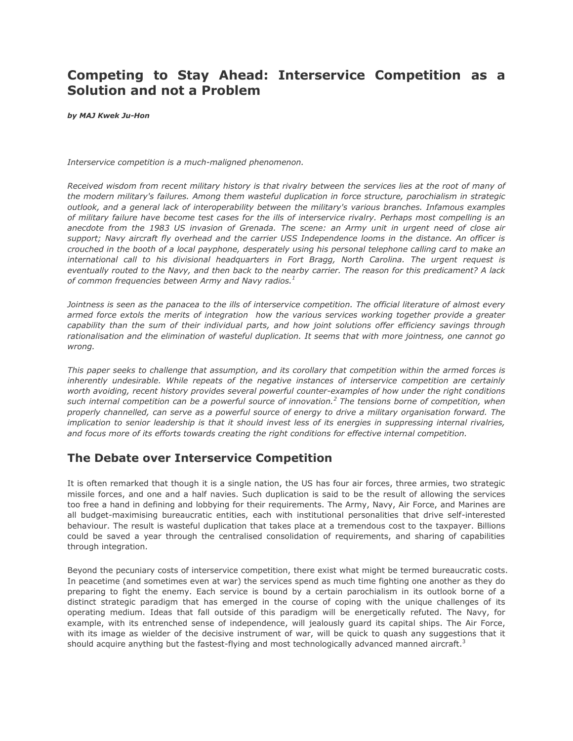# Competing to Stay Ahead: Interservice Competition as a Solution and not a Problem

***by MAJ Kwek Ju-Hon***

*Interservice competition is a much-maligned phenomenon.*

*Received wisdom from recent military history is that rivalry between the services lies at the root of many of the modern military's failures. Among them wasteful duplication in force structure, parochialism in strategic outlook, and a general lack of interoperability between the military's various branches. Infamous examples of military failure have become test cases for the ills of interservice rivalry. Perhaps most compelling is an anecdote from the 1983 US invasion of Grenada. The scene: an Army unit in urgent need of close air support; Navy aircraft fly overhead and the carrier USS Independence looms in the distance. An officer is crouched in the booth of a local payphone, desperately using his personal telephone calling card to make an international call to his divisional headquarters in Fort Bragg, North Carolina. The urgent request is eventually routed to the Navy, and then back to the nearby carrier. The reason for this predicament? A lack of common frequencies between Army and Navy radios.*[1]

*Jointness is seen as the panacea to the ills of interservice competition. The official literature of almost every armed force extols the merits of integration  how the various services working together provide a greater capability than the sum of their individual parts, and how joint solutions offer efficiency savings through rationalisation and the elimination of wasteful duplication. It seems that with more jointness, one cannot go wrong.*

*This paper seeks to challenge that assumption, and its corollary that competition within the armed forces is inherently undesirable. While repeats of the negative instances of interservice competition are certainly worth avoiding, recent history provides several powerful counter-examples of how under the right conditions such internal competition can be a powerful source of innovation.*[2] *The tensions borne of competition, when properly channelled, can serve as a powerful source of energy to drive a military organisation forward. The implication to senior leadership is that it should invest less of its energies in suppressing internal rivalries, and focus more of its efforts towards creating the right conditions for effective internal competition.*

## The Debate over Interservice Competition

It is often remarked that though it is a single nation, the US has four air forces, three armies, two strategic missile forces, and one and a half navies. Such duplication is said to be the result of allowing the services too free a hand in defining and lobbying for their requirements. The Army, Navy, Air Force, and Marines are all budget-maximising bureaucratic entities, each with institutional personalities that drive self-interested behaviour. The result is wasteful duplication that takes place at a tremendous cost to the taxpayer. Billions could be saved a year through the centralised consolidation of requirements, and sharing of capabilities through integration.

Beyond the pecuniary costs of interservice competition, there exist what might be termed bureaucratic costs. In peacetime (and sometimes even at war) the services spend as much time fighting one another as they do preparing to fight the enemy. Each service is bound by a certain parochialism in its outlook borne of a distinct strategic paradigm that has emerged in the course of coping with the unique challenges of its operating medium. Ideas that fall outside of this paradigm will be energetically refuted. The Navy, for example, with its entrenched sense of independence, will jealously guard its capital ships. The Air Force, with its image as wielder of the decisive instrument of war, will be quick to quash any suggestions that it should acquire anything but the fastest-flying and most technologically advanced manned aircraft.[3]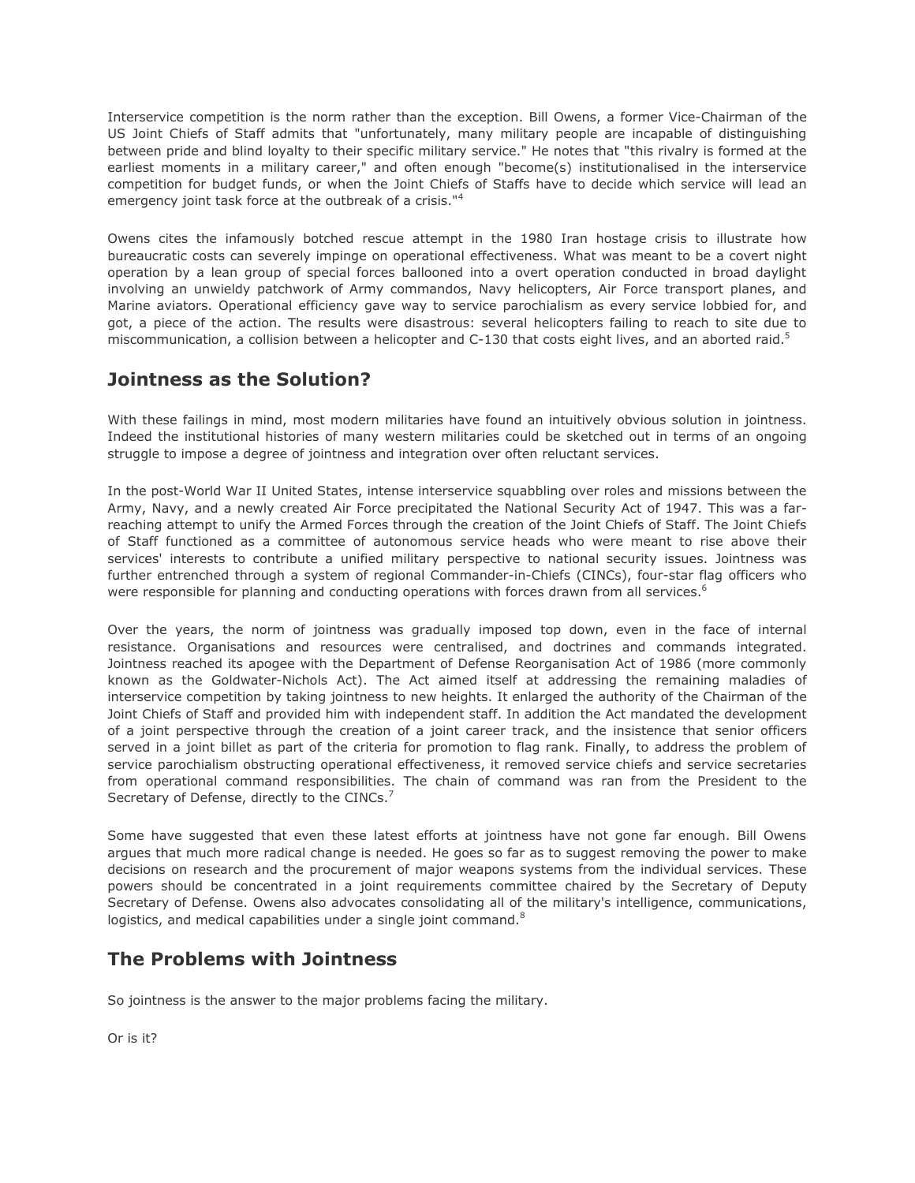Interservice competition is the norm rather than the exception. Bill Owens, a former Vice-Chairman of the US Joint Chiefs of Staff admits that "unfortunately, many military people are incapable of distinguishing between pride and blind loyalty to their specific military service." He notes that "this rivalry is formed at the earliest moments in a military career," and often enough "become(s) institutionalised in the interservice competition for budget funds, or when the Joint Chiefs of Staffs have to decide which service will lead an emergency joint task force at the outbreak of a crisis."[4]

Owens cites the infamously botched rescue attempt in the 1980 Iran hostage crisis to illustrate how bureaucratic costs can severely impinge on operational effectiveness. What was meant to be a covert night operation by a lean group of special forces ballooned into a overt operation conducted in broad daylight involving an unwieldy patchwork of Army commandos, Navy helicopters, Air Force transport planes, and Marine aviators. Operational efficiency gave way to service parochialism as every service lobbied for, and got, a piece of the action. The results were disastrous: several helicopters failing to reach to site due to miscommunication, a collision between a helicopter and C-130 that costs eight lives, and an aborted raid.[5]

## Jointness as the Solution?

With these failings in mind, most modern militaries have found an intuitively obvious solution in jointness. Indeed the institutional histories of many western militaries could be sketched out in terms of an ongoing struggle to impose a degree of jointness and integration over often reluctant services.

In the post-World War II United States, intense interservice squabbling over roles and missions between the Army, Navy, and a newly created Air Force precipitated the National Security Act of 1947. This was a far-reaching attempt to unify the Armed Forces through the creation of the Joint Chiefs of Staff. The Joint Chiefs of Staff functioned as a committee of autonomous service heads who were meant to rise above their services' interests to contribute a unified military perspective to national security issues. Jointness was further entrenched through a system of regional Commander-in-Chiefs (CINCs), four-star flag officers who were responsible for planning and conducting operations with forces drawn from all services.[6]

Over the years, the norm of jointness was gradually imposed top down, even in the face of internal resistance. Organisations and resources were centralised, and doctrines and commands integrated. Jointness reached its apogee with the Department of Defense Reorganisation Act of 1986 (more commonly known as the Goldwater-Nichols Act). The Act aimed itself at addressing the remaining maladies of interservice competition by taking jointness to new heights. It enlarged the authority of the Chairman of the Joint Chiefs of Staff and provided him with independent staff. In addition the Act mandated the development of a joint perspective through the creation of a joint career track, and the insistence that senior officers served in a joint billet as part of the criteria for promotion to flag rank. Finally, to address the problem of service parochialism obstructing operational effectiveness, it removed service chiefs and service secretaries from operational command responsibilities. The chain of command was ran from the President to the Secretary of Defense, directly to the CINCs.[7]

Some have suggested that even these latest efforts at jointness have not gone far enough. Bill Owens argues that much more radical change is needed. He goes so far as to suggest removing the power to make decisions on research and the procurement of major weapons systems from the individual services. These powers should be concentrated in a joint requirements committee chaired by the Secretary of Deputy Secretary of Defense. Owens also advocates consolidating all of the military's intelligence, communications, logistics, and medical capabilities under a single joint command.[8]

## The Problems with Jointness

So jointness is the answer to the major problems facing the military.

Or is it?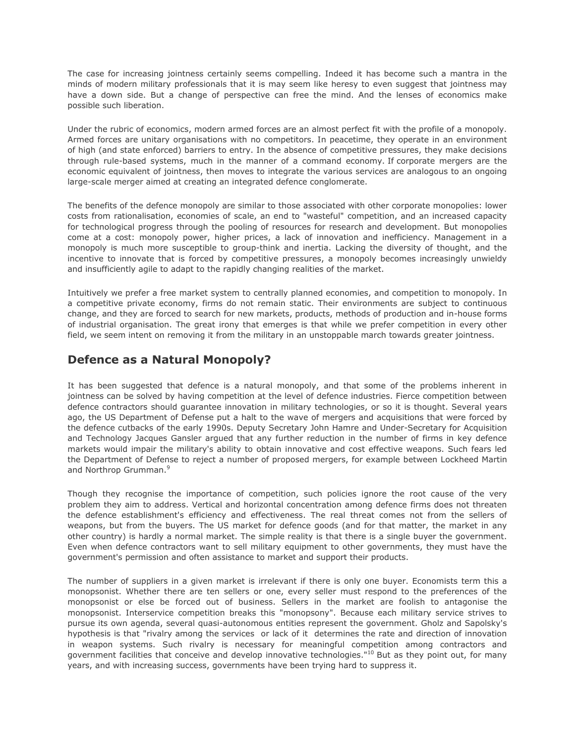The case for increasing jointness certainly seems compelling. Indeed it has become such a mantra in the minds of modern military professionals that it is may seem like heresy to even suggest that jointness may have a down side. But a change of perspective can free the mind. And the lenses of economics make possible such liberation.

Under the rubric of economics, modern armed forces are an almost perfect fit with the profile of a monopoly. Armed forces are unitary organisations with no competitors. In peacetime, they operate in an environment of high (and state enforced) barriers to entry. In the absence of competitive pressures, they make decisions through rule-based systems, much in the manner of a command economy. If corporate mergers are the economic equivalent of jointness, then moves to integrate the various services are analogous to an ongoing large-scale merger aimed at creating an integrated defence conglomerate.

The benefits of the defence monopoly are similar to those associated with other corporate monopolies: lower costs from rationalisation, economies of scale, an end to "wasteful" competition, and an increased capacity for technological progress through the pooling of resources for research and development. But monopolies come at a cost: monopoly power, higher prices, a lack of innovation and inefficiency. Management in a monopoly is much more susceptible to group-think and inertia. Lacking the diversity of thought, and the incentive to innovate that is forced by competitive pressures, a monopoly becomes increasingly unwieldy and insufficiently agile to adapt to the rapidly changing realities of the market.

Intuitively we prefer a free market system to centrally planned economies, and competition to monopoly. In a competitive private economy, firms do not remain static. Their environments are subject to continuous change, and they are forced to search for new markets, products, methods of production and in-house forms of industrial organisation. The great irony that emerges is that while we prefer competition in every other field, we seem intent on removing it from the military in an unstoppable march towards greater jointness.

## Defence as a Natural Monopoly?

It has been suggested that defence is a natural monopoly, and that some of the problems inherent in jointness can be solved by having competition at the level of defence industries. Fierce competition between defence contractors should guarantee innovation in military technologies, or so it is thought. Several years ago, the US Department of Defense put a halt to the wave of mergers and acquisitions that were forced by the defence cutbacks of the early 1990s. Deputy Secretary John Hamre and Under-Secretary for Acquisition and Technology Jacques Gansler argued that any further reduction in the number of firms in key defence markets would impair the military's ability to obtain innovative and cost effective weapons. Such fears led the Department of Defense to reject a number of proposed mergers, for example between Lockheed Martin and Northrop Grumman.[9]

Though they recognise the importance of competition, such policies ignore the root cause of the very problem they aim to address. Vertical and horizontal concentration among defence firms does not threaten the defence establishment's efficiency and effectiveness. The real threat comes not from the sellers of weapons, but from the buyers. The US market for defence goods (and for that matter, the market in any other country) is hardly a normal market. The simple reality is that there is a single buyer the government. Even when defence contractors want to sell military equipment to other governments, they must have the government's permission and often assistance to market and support their products.

The number of suppliers in a given market is irrelevant if there is only one buyer. Economists term this a monopsonist. Whether there are ten sellers or one, every seller must respond to the preferences of the monopsonist or else be forced out of business. Sellers in the market are foolish to antagonise the monopsonist. Interservice competition breaks this "monopsony". Because each military service strives to pursue its own agenda, several quasi-autonomous entities represent the government. Gholz and Sapolsky's hypothesis is that "rivalry among the services or lack of it determines the rate and direction of innovation in weapon systems. Such rivalry is necessary for meaningful competition among contractors and government facilities that conceive and develop innovative technologies."[10] But as they point out, for many years, and with increasing success, governments have been trying hard to suppress it.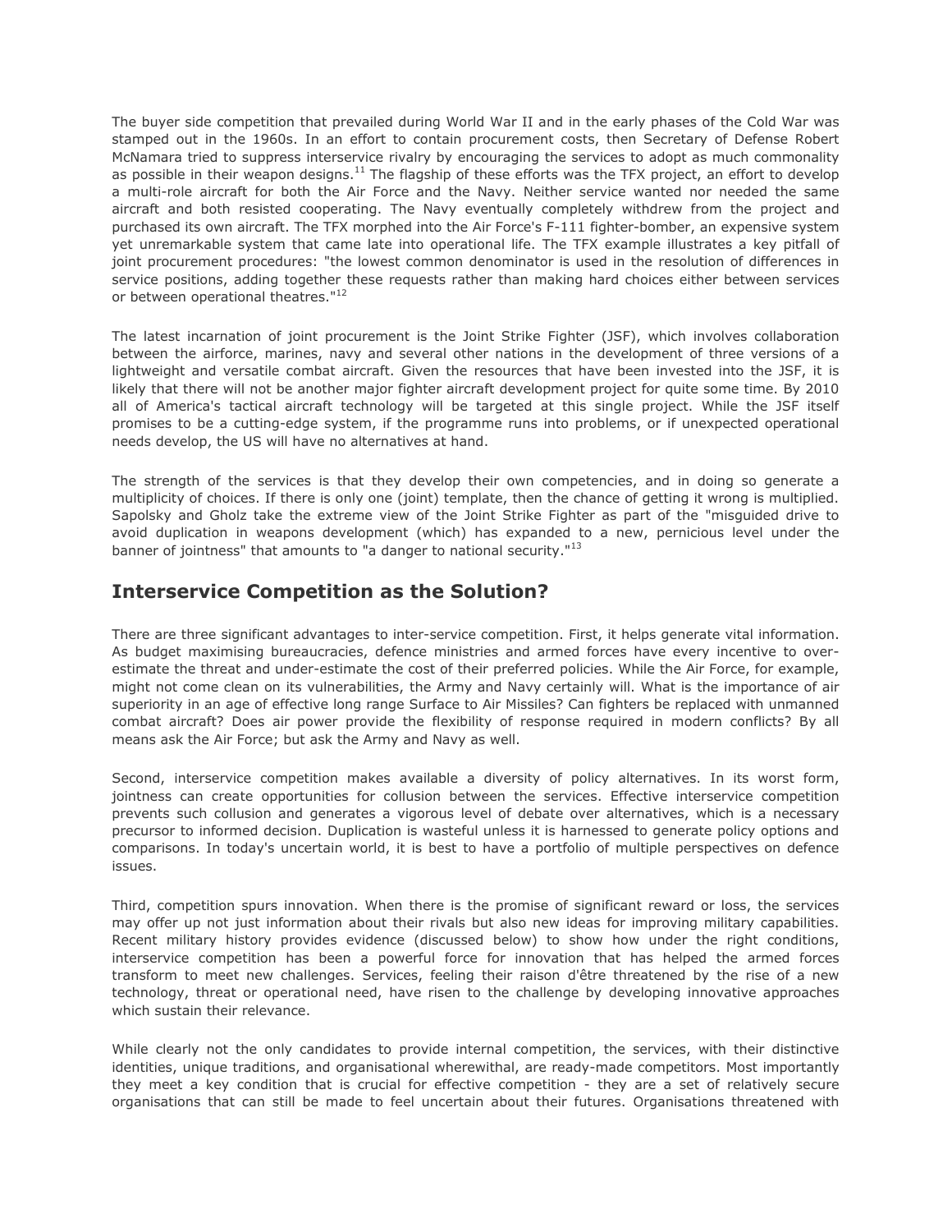The buyer side competition that prevailed during World War II and in the early phases of the Cold War was stamped out in the 1960s. In an effort to contain procurement costs, then Secretary of Defense Robert McNamara tried to suppress interservice rivalry by encouraging the services to adopt as much commonality as possible in their weapon designs.[11] The flagship of these efforts was the TFX project, an effort to develop a multi-role aircraft for both the Air Force and the Navy. Neither service wanted nor needed the same aircraft and both resisted cooperating. The Navy eventually completely withdrew from the project and purchased its own aircraft. The TFX morphed into the Air Force's F-111 fighter-bomber, an expensive system yet unremarkable system that came late into operational life. The TFX example illustrates a key pitfall of joint procurement procedures: "the lowest common denominator is used in the resolution of differences in service positions, adding together these requests rather than making hard choices either between services or between operational theatres."[12]

The latest incarnation of joint procurement is the Joint Strike Fighter (JSF), which involves collaboration between the airforce, marines, navy and several other nations in the development of three versions of a lightweight and versatile combat aircraft. Given the resources that have been invested into the JSF, it is likely that there will not be another major fighter aircraft development project for quite some time. By 2010 all of America's tactical aircraft technology will be targeted at this single project. While the JSF itself promises to be a cutting-edge system, if the programme runs into problems, or if unexpected operational needs develop, the US will have no alternatives at hand.

The strength of the services is that they develop their own competencies, and in doing so generate a multiplicity of choices. If there is only one (joint) template, then the chance of getting it wrong is multiplied. Sapolsky and Gholz take the extreme view of the Joint Strike Fighter as part of the "misguided drive to avoid duplication in weapons development (which) has expanded to a new, pernicious level under the banner of jointness" that amounts to "a danger to national security."[13]

## Interservice Competition as the Solution?

There are three significant advantages to inter-service competition. First, it helps generate vital information. As budget maximising bureaucracies, defence ministries and armed forces have every incentive to over-estimate the threat and under-estimate the cost of their preferred policies. While the Air Force, for example, might not come clean on its vulnerabilities, the Army and Navy certainly will. What is the importance of air superiority in an age of effective long range Surface to Air Missiles? Can fighters be replaced with unmanned combat aircraft? Does air power provide the flexibility of response required in modern conflicts? By all means ask the Air Force; but ask the Army and Navy as well.

Second, interservice competition makes available a diversity of policy alternatives. In its worst form, jointness can create opportunities for collusion between the services. Effective interservice competition prevents such collusion and generates a vigorous level of debate over alternatives, which is a necessary precursor to informed decision. Duplication is wasteful unless it is harnessed to generate policy options and comparisons. In today's uncertain world, it is best to have a portfolio of multiple perspectives on defence issues.

Third, competition spurs innovation. When there is the promise of significant reward or loss, the services may offer up not just information about their rivals but also new ideas for improving military capabilities. Recent military history provides evidence (discussed below) to show how under the right conditions, interservice competition has been a powerful force for innovation that has helped the armed forces transform to meet new challenges. Services, feeling their raison d'être threatened by the rise of a new technology, threat or operational need, have risen to the challenge by developing innovative approaches which sustain their relevance.

While clearly not the only candidates to provide internal competition, the services, with their distinctive identities, unique traditions, and organisational wherewithal, are ready-made competitors. Most importantly they meet a key condition that is crucial for effective competition - they are a set of relatively secure organisations that can still be made to feel uncertain about their futures. Organisations threatened with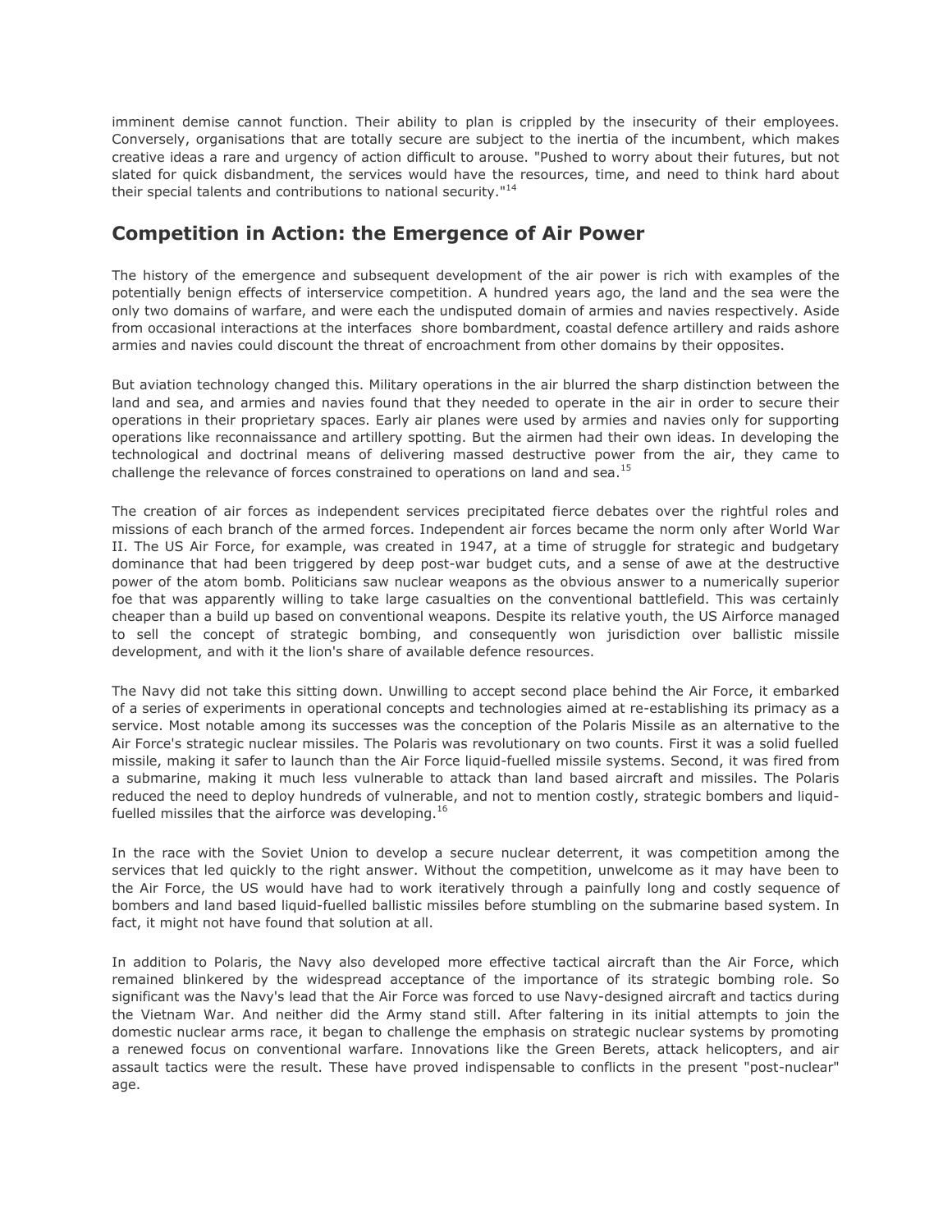imminent demise cannot function. Their ability to plan is crippled by the insecurity of their employees. Conversely, organisations that are totally secure are subject to the inertia of the incumbent, which makes creative ideas a rare and urgency of action difficult to arouse. "Pushed to worry about their futures, but not slated for quick disbandment, the services would have the resources, time, and need to think hard about their special talents and contributions to national security."[14]

## Competition in Action: the Emergence of Air Power

The history of the emergence and subsequent development of the air power is rich with examples of the potentially benign effects of interservice competition. A hundred years ago, the land and the sea were the only two domains of warfare, and were each the undisputed domain of armies and navies respectively. Aside from occasional interactions at the interfaces  shore bombardment, coastal defence artillery and raids ashore armies and navies could discount the threat of encroachment from other domains by their opposites.

But aviation technology changed this. Military operations in the air blurred the sharp distinction between the land and sea, and armies and navies found that they needed to operate in the air in order to secure their operations in their proprietary spaces. Early air planes were used by armies and navies only for supporting operations like reconnaissance and artillery spotting. But the airmen had their own ideas. In developing the technological and doctrinal means of delivering massed destructive power from the air, they came to challenge the relevance of forces constrained to operations on land and sea.[15]

The creation of air forces as independent services precipitated fierce debates over the rightful roles and missions of each branch of the armed forces. Independent air forces became the norm only after World War II. The US Air Force, for example, was created in 1947, at a time of struggle for strategic and budgetary dominance that had been triggered by deep post-war budget cuts, and a sense of awe at the destructive power of the atom bomb. Politicians saw nuclear weapons as the obvious answer to a numerically superior foe that was apparently willing to take large casualties on the conventional battlefield. This was certainly cheaper than a build up based on conventional weapons. Despite its relative youth, the US Airforce managed to sell the concept of strategic bombing, and consequently won jurisdiction over ballistic missile development, and with it the lion's share of available defence resources.

The Navy did not take this sitting down. Unwilling to accept second place behind the Air Force, it embarked of a series of experiments in operational concepts and technologies aimed at re-establishing its primacy as a service. Most notable among its successes was the conception of the Polaris Missile as an alternative to the Air Force's strategic nuclear missiles. The Polaris was revolutionary on two counts. First it was a solid fuelled missile, making it safer to launch than the Air Force liquid-fuelled missile systems. Second, it was fired from a submarine, making it much less vulnerable to attack than land based aircraft and missiles. The Polaris reduced the need to deploy hundreds of vulnerable, and not to mention costly, strategic bombers and liquid-fuelled missiles that the airforce was developing.[16]

In the race with the Soviet Union to develop a secure nuclear deterrent, it was competition among the services that led quickly to the right answer. Without the competition, unwelcome as it may have been to the Air Force, the US would have had to work iteratively through a painfully long and costly sequence of bombers and land based liquid-fuelled ballistic missiles before stumbling on the submarine based system. In fact, it might not have found that solution at all.

In addition to Polaris, the Navy also developed more effective tactical aircraft than the Air Force, which remained blinkered by the widespread acceptance of the importance of its strategic bombing role. So significant was the Navy's lead that the Air Force was forced to use Navy-designed aircraft and tactics during the Vietnam War. And neither did the Army stand still. After faltering in its initial attempts to join the domestic nuclear arms race, it began to challenge the emphasis on strategic nuclear systems by promoting a renewed focus on conventional warfare. Innovations like the Green Berets, attack helicopters, and air assault tactics were the result. These have proved indispensable to conflicts in the present "post-nuclear" age.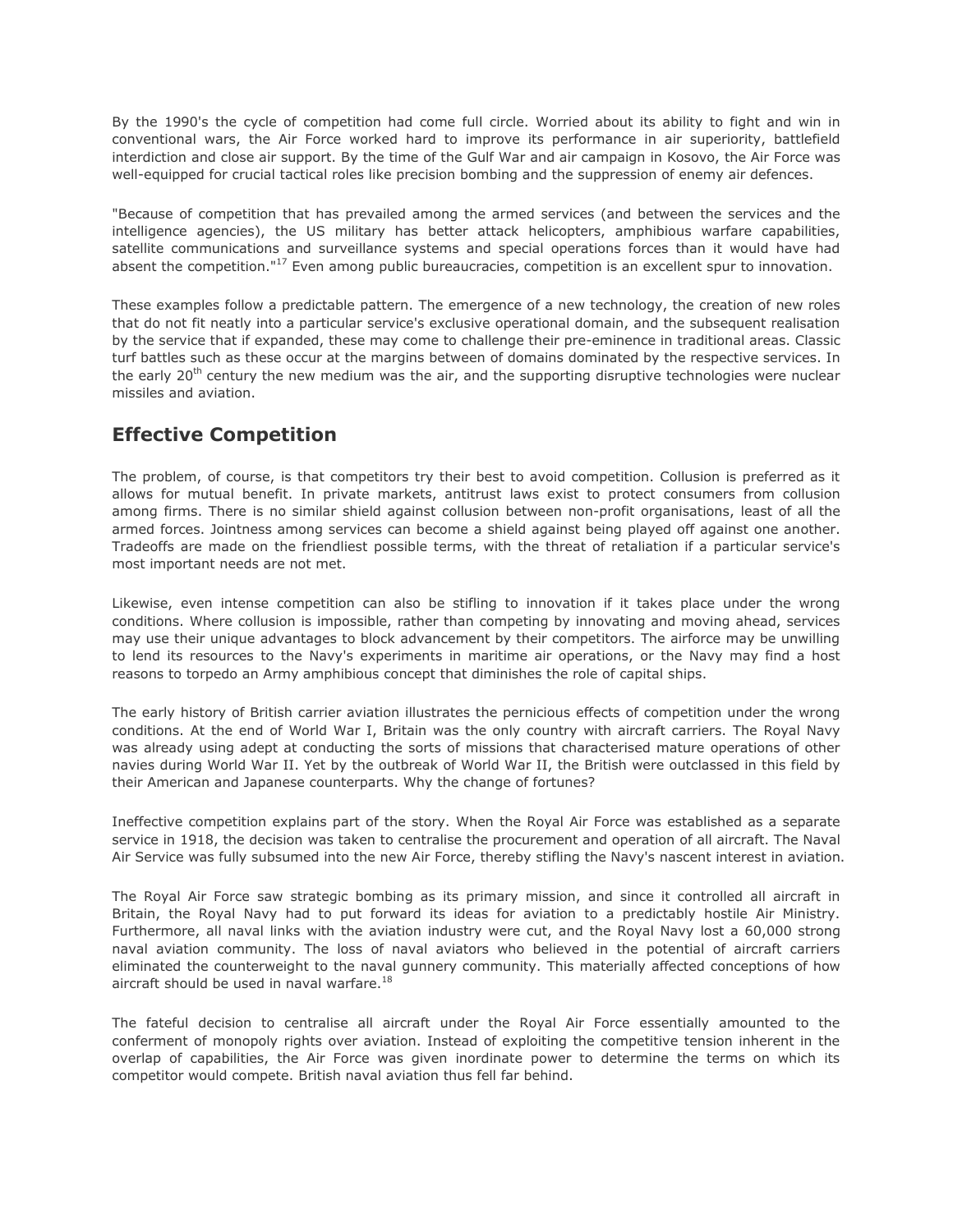By the 1990's the cycle of competition had come full circle. Worried about its ability to fight and win in conventional wars, the Air Force worked hard to improve its performance in air superiority, battlefield interdiction and close air support. By the time of the Gulf War and air campaign in Kosovo, the Air Force was well-equipped for crucial tactical roles like precision bombing and the suppression of enemy air defences.

"Because of competition that has prevailed among the armed services (and between the services and the intelligence agencies), the US military has better attack helicopters, amphibious warfare capabilities, satellite communications and surveillance systems and special operations forces than it would have had absent the competition."[17] Even among public bureaucracies, competition is an excellent spur to innovation.

These examples follow a predictable pattern. The emergence of a new technology, the creation of new roles that do not fit neatly into a particular service's exclusive operational domain, and the subsequent realisation by the service that if expanded, these may come to challenge their pre-eminence in traditional areas. Classic turf battles such as these occur at the margins between of domains dominated by the respective services. In the early 20th century the new medium was the air, and the supporting disruptive technologies were nuclear missiles and aviation.

## Effective Competition

The problem, of course, is that competitors try their best to avoid competition. Collusion is preferred as it allows for mutual benefit. In private markets, antitrust laws exist to protect consumers from collusion among firms. There is no similar shield against collusion between non-profit organisations, least of all the armed forces. Jointness among services can become a shield against being played off against one another. Tradeoffs are made on the friendliest possible terms, with the threat of retaliation if a particular service's most important needs are not met.

Likewise, even intense competition can also be stifling to innovation if it takes place under the wrong conditions. Where collusion is impossible, rather than competing by innovating and moving ahead, services may use their unique advantages to block advancement by their competitors. The airforce may be unwilling to lend its resources to the Navy's experiments in maritime air operations, or the Navy may find a host reasons to torpedo an Army amphibious concept that diminishes the role of capital ships.

The early history of British carrier aviation illustrates the pernicious effects of competition under the wrong conditions. At the end of World War I, Britain was the only country with aircraft carriers. The Royal Navy was already using adept at conducting the sorts of missions that characterised mature operations of other navies during World War II. Yet by the outbreak of World War II, the British were outclassed in this field by their American and Japanese counterparts. Why the change of fortunes?

Ineffective competition explains part of the story. When the Royal Air Force was established as a separate service in 1918, the decision was taken to centralise the procurement and operation of all aircraft. The Naval Air Service was fully subsumed into the new Air Force, thereby stifling the Navy's nascent interest in aviation.

The Royal Air Force saw strategic bombing as its primary mission, and since it controlled all aircraft in Britain, the Royal Navy had to put forward its ideas for aviation to a predictably hostile Air Ministry. Furthermore, all naval links with the aviation industry were cut, and the Royal Navy lost a 60,000 strong naval aviation community. The loss of naval aviators who believed in the potential of aircraft carriers eliminated the counterweight to the naval gunnery community. This materially affected conceptions of how aircraft should be used in naval warfare.[18]

The fateful decision to centralise all aircraft under the Royal Air Force essentially amounted to the conferment of monopoly rights over aviation. Instead of exploiting the competitive tension inherent in the overlap of capabilities, the Air Force was given inordinate power to determine the terms on which its competitor would compete. British naval aviation thus fell far behind.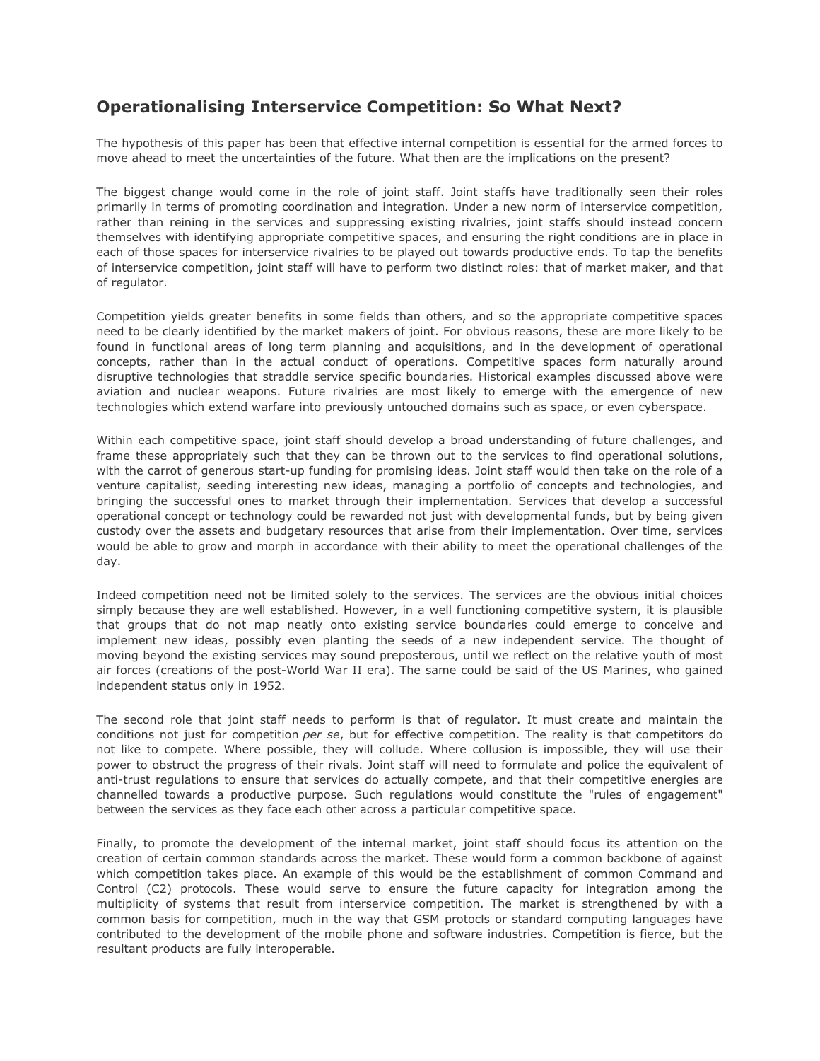## Operationalising Interservice Competition: So What Next?

The hypothesis of this paper has been that effective internal competition is essential for the armed forces to move ahead to meet the uncertainties of the future. What then are the implications on the present?

The biggest change would come in the role of joint staff. Joint staffs have traditionally seen their roles primarily in terms of promoting coordination and integration. Under a new norm of interservice competition, rather than reining in the services and suppressing existing rivalries, joint staffs should instead concern themselves with identifying appropriate competitive spaces, and ensuring the right conditions are in place in each of those spaces for interservice rivalries to be played out towards productive ends. To tap the benefits of interservice competition, joint staff will have to perform two distinct roles: that of market maker, and that of regulator.

Competition yields greater benefits in some fields than others, and so the appropriate competitive spaces need to be clearly identified by the market makers of joint. For obvious reasons, these are more likely to be found in functional areas of long term planning and acquisitions, and in the development of operational concepts, rather than in the actual conduct of operations. Competitive spaces form naturally around disruptive technologies that straddle service specific boundaries. Historical examples discussed above were aviation and nuclear weapons. Future rivalries are most likely to emerge with the emergence of new technologies which extend warfare into previously untouched domains such as space, or even cyberspace.

Within each competitive space, joint staff should develop a broad understanding of future challenges, and frame these appropriately such that they can be thrown out to the services to find operational solutions, with the carrot of generous start-up funding for promising ideas. Joint staff would then take on the role of a venture capitalist, seeding interesting new ideas, managing a portfolio of concepts and technologies, and bringing the successful ones to market through their implementation. Services that develop a successful operational concept or technology could be rewarded not just with developmental funds, but by being given custody over the assets and budgetary resources that arise from their implementation. Over time, services would be able to grow and morph in accordance with their ability to meet the operational challenges of the day.

Indeed competition need not be limited solely to the services. The services are the obvious initial choices simply because they are well established. However, in a well functioning competitive system, it is plausible that groups that do not map neatly onto existing service boundaries could emerge to conceive and implement new ideas, possibly even planting the seeds of a new independent service. The thought of moving beyond the existing services may sound preposterous, until we reflect on the relative youth of most air forces (creations of the post-World War II era). The same could be said of the US Marines, who gained independent status only in 1952.

The second role that joint staff needs to perform is that of regulator. It must create and maintain the conditions not just for competition *per se*, but for effective competition. The reality is that competitors do not like to compete. Where possible, they will collude. Where collusion is impossible, they will use their power to obstruct the progress of their rivals. Joint staff will need to formulate and police the equivalent of anti-trust regulations to ensure that services do actually compete, and that their competitive energies are channelled towards a productive purpose. Such regulations would constitute the "rules of engagement" between the services as they face each other across a particular competitive space.

Finally, to promote the development of the internal market, joint staff should focus its attention on the creation of certain common standards across the market. These would form a common backbone of against which competition takes place. An example of this would be the establishment of common Command and Control (C2) protocols. These would serve to ensure the future capacity for integration among the multiplicity of systems that result from interservice competition. The market is strengthened by with a common basis for competition, much in the way that GSM protocls or standard computing languages have contributed to the development of the mobile phone and software industries. Competition is fierce, but the resultant products are fully interoperable.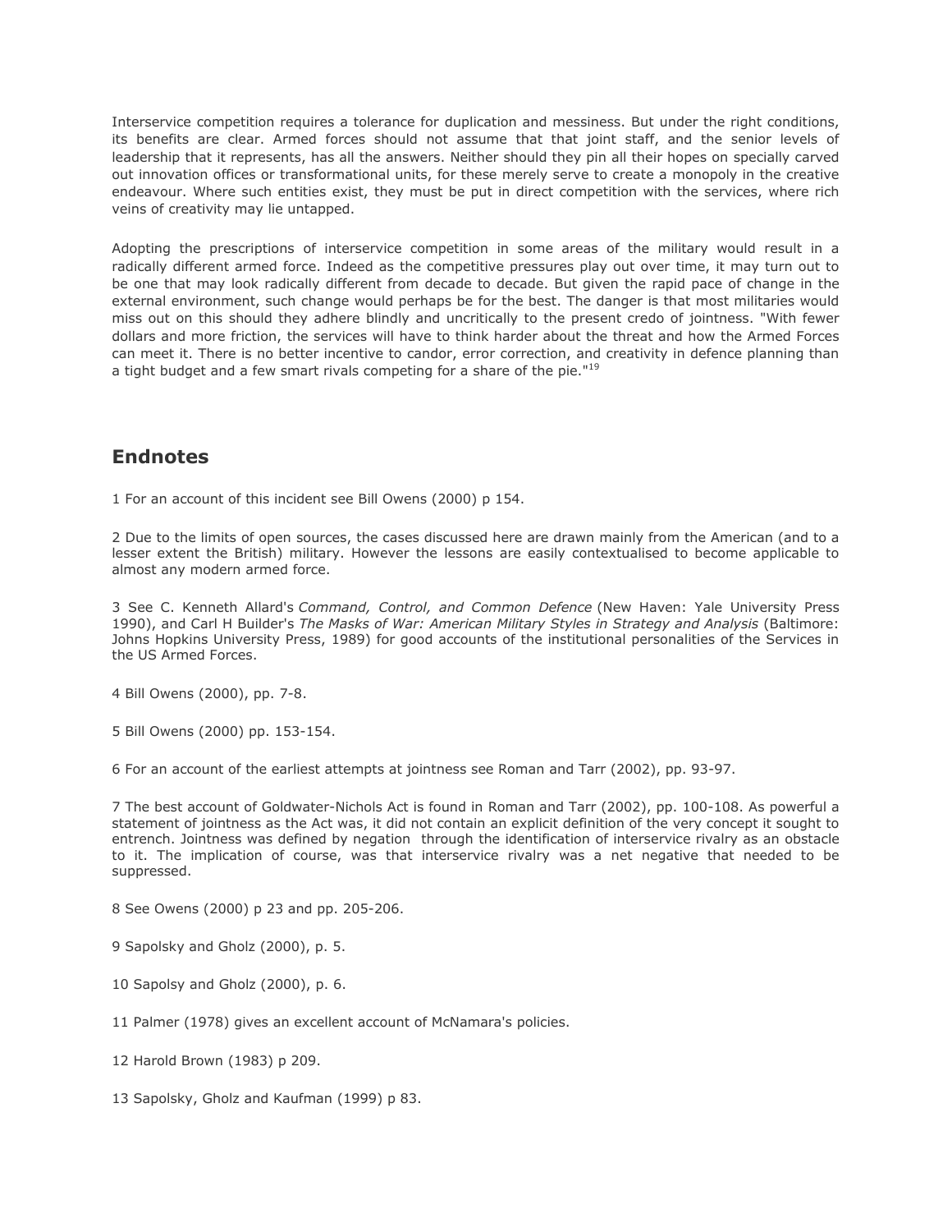Interservice competition requires a tolerance for duplication and messiness. But under the right conditions, its benefits are clear. Armed forces should not assume that that joint staff, and the senior levels of leadership that it represents, has all the answers. Neither should they pin all their hopes on specially carved out innovation offices or transformational units, for these merely serve to create a monopoly in the creative endeavour. Where such entities exist, they must be put in direct competition with the services, where rich veins of creativity may lie untapped.

Adopting the prescriptions of interservice competition in some areas of the military would result in a radically different armed force. Indeed as the competitive pressures play out over time, it may turn out to be one that may look radically different from decade to decade. But given the rapid pace of change in the external environment, such change would perhaps be for the best. The danger is that most militaries would miss out on this should they adhere blindly and uncritically to the present credo of jointness. "With fewer dollars and more friction, the services will have to think harder about the threat and how the Armed Forces can meet it. There is no better incentive to candor, error correction, and creativity in defence planning than a tight budget and a few smart rivals competing for a share of the pie."[19]

## Endnotes

1 For an account of this incident see Bill Owens (2000) p 154.

2 Due to the limits of open sources, the cases discussed here are drawn mainly from the American (and to a lesser extent the British) military. However the lessons are easily contextualised to become applicable to almost any modern armed force.

3 See C. Kenneth Allard's *Command, Control, and Common Defence* (New Haven: Yale University Press 1990), and Carl H Builder's *The Masks of War: American Military Styles in Strategy and Analysis* (Baltimore: Johns Hopkins University Press, 1989) for good accounts of the institutional personalities of the Services in the US Armed Forces.

4 Bill Owens (2000), pp. 7-8.

5 Bill Owens (2000) pp. 153-154.

6 For an account of the earliest attempts at jointness see Roman and Tarr (2002), pp. 93-97.

7 The best account of Goldwater-Nichols Act is found in Roman and Tarr (2002), pp. 100-108. As powerful a statement of jointness as the Act was, it did not contain an explicit definition of the very concept it sought to entrench. Jointness was defined by negation through the identification of interservice rivalry as an obstacle to it. The implication of course, was that interservice rivalry was a net negative that needed to be suppressed.

8 See Owens (2000) p 23 and pp. 205-206.

9 Sapolsky and Gholz (2000), p. 5.

10 Sapolsy and Gholz (2000), p. 6.

11 Palmer (1978) gives an excellent account of McNamara's policies.

12 Harold Brown (1983) p 209.

13 Sapolsky, Gholz and Kaufman (1999) p 83.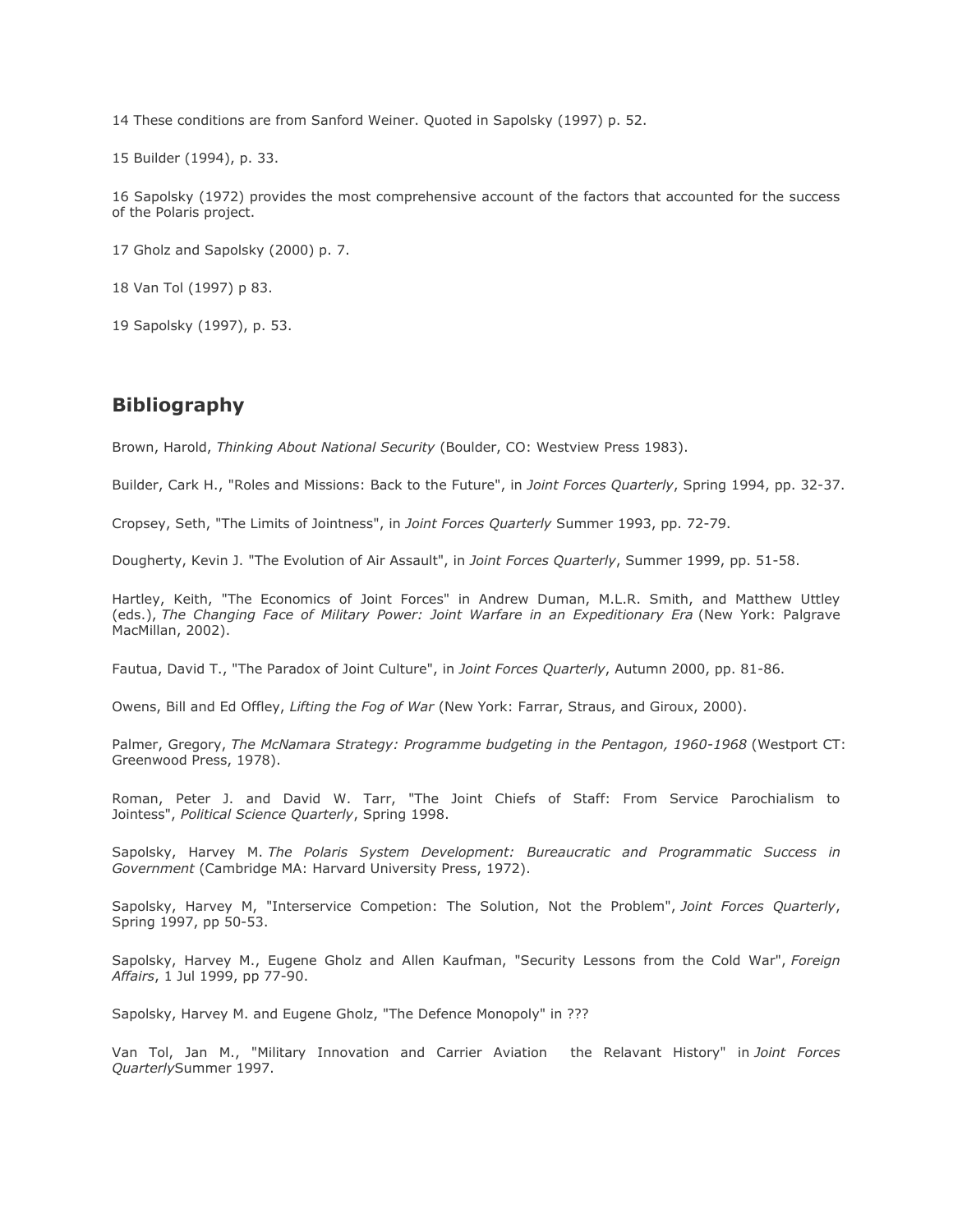14 These conditions are from Sanford Weiner. Quoted in Sapolsky (1997) p. 52.

15 Builder (1994), p. 33.

16 Sapolsky (1972) provides the most comprehensive account of the factors that accounted for the success of the Polaris project.

17 Gholz and Sapolsky (2000) p. 7.

18 Van Tol (1997) p 83.

19 Sapolsky (1997), p. 53.

## Bibliography

Brown, Harold, *Thinking About National Security* (Boulder, CO: Westview Press 1983).

Builder, Cark H., "Roles and Missions: Back to the Future", in *Joint Forces Quarterly*, Spring 1994, pp. 32-37.

Cropsey, Seth, "The Limits of Jointness", in *Joint Forces Quarterly* Summer 1993, pp. 72-79.

Dougherty, Kevin J. "The Evolution of Air Assault", in *Joint Forces Quarterly*, Summer 1999, pp. 51-58.

Hartley, Keith, "The Economics of Joint Forces" in Andrew Duman, M.L.R. Smith, and Matthew Uttley (eds.), *The Changing Face of Military Power: Joint Warfare in an Expeditionary Era* (New York: Palgrave MacMillan, 2002).

Fautua, David T., "The Paradox of Joint Culture", in *Joint Forces Quarterly*, Autumn 2000, pp. 81-86.

Owens, Bill and Ed Offley, *Lifting the Fog of War* (New York: Farrar, Straus, and Giroux, 2000).

Palmer, Gregory, *The McNamara Strategy: Programme budgeting in the Pentagon, 1960-1968* (Westport CT: Greenwood Press, 1978).

Roman, Peter J. and David W. Tarr, "The Joint Chiefs of Staff: From Service Parochialism to Jointess", *Political Science Quarterly*, Spring 1998.

Sapolsky, Harvey M. *The Polaris System Development: Bureaucratic and Programmatic Success in Government* (Cambridge MA: Harvard University Press, 1972).

Sapolsky, Harvey M, "Interservice Competion: The Solution, Not the Problem", *Joint Forces Quarterly*, Spring 1997, pp 50-53.

Sapolsky, Harvey M., Eugene Gholz and Allen Kaufman, "Security Lessons from the Cold War", *Foreign Affairs*, 1 Jul 1999, pp 77-90.

Sapolsky, Harvey M. and Eugene Gholz, "The Defence Monopoly" in ???

Van Tol, Jan M., "Military Innovation and Carrier Aviation the Relavant History" in *Joint Forces Quarterly*Summer 1997.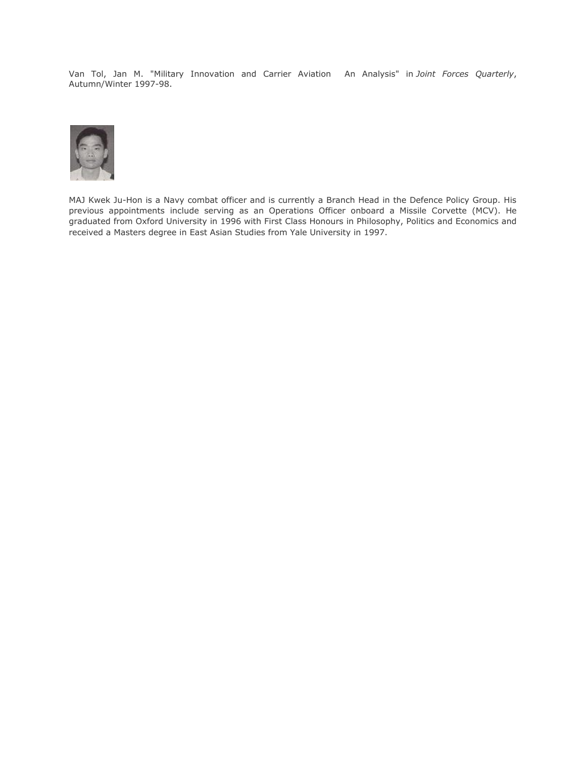Van Tol, Jan M. "Military Innovation and Carrier Aviation  An Analysis" in *Joint Forces Quarterly*, Autumn/Winter 1997-98.

MAJ Kwek Ju-Hon is a Navy combat officer and is currently a Branch Head in the Defence Policy Group. His previous appointments include serving as an Operations Officer onboard a Missile Corvette (MCV). He graduated from Oxford University in 1996 with First Class Honours in Philosophy, Politics and Economics and received a Masters degree in East Asian Studies from Yale University in 1997.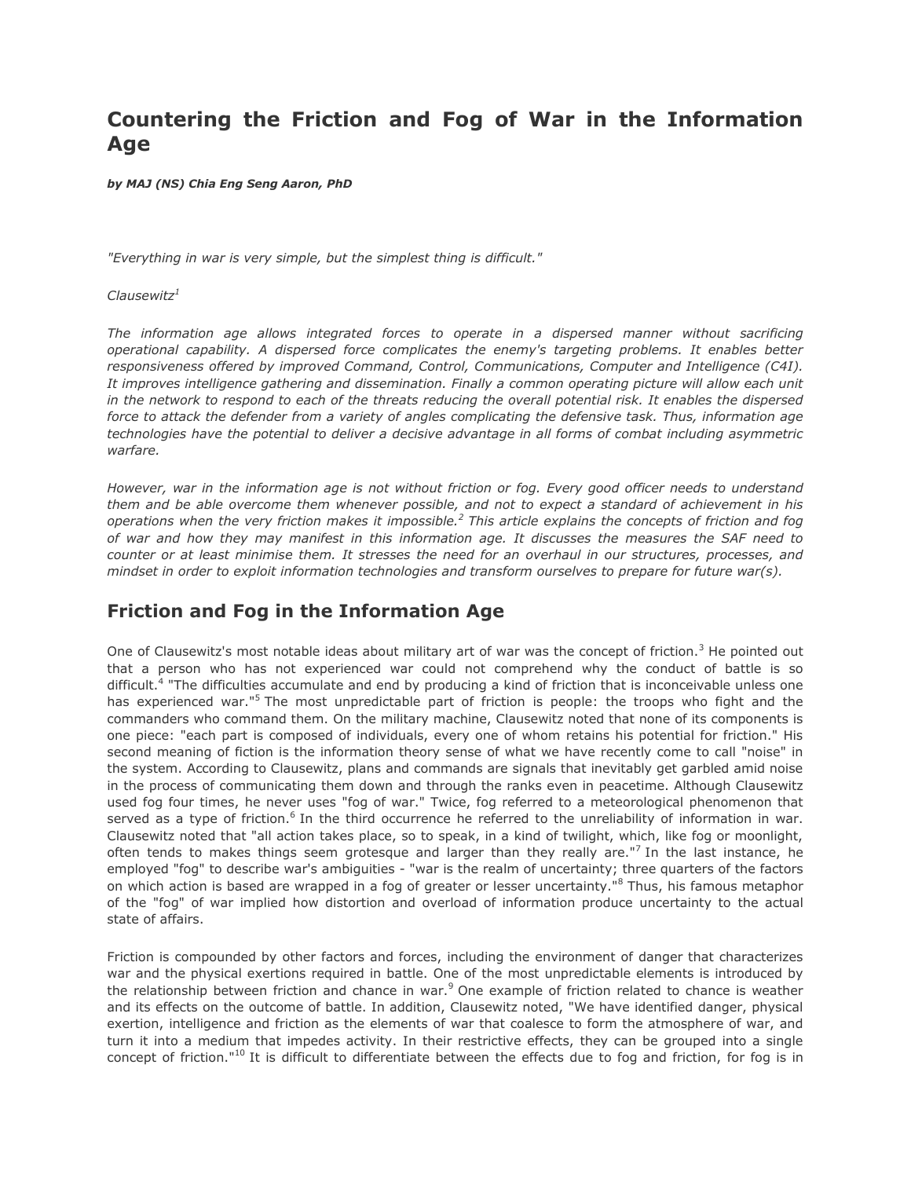# Countering the Friction and Fog of War in the Information Age

***by MAJ (NS) Chia Eng Seng Aaron, PhD***

*"Everything in war is very simple, but the simplest thing is difficult."*

*Clausewitz*[1]

*The information age allows integrated forces to operate in a dispersed manner without sacrificing operational capability. A dispersed force complicates the enemy's targeting problems. It enables better responsiveness offered by improved Command, Control, Communications, Computer and Intelligence (C4I). It improves intelligence gathering and dissemination. Finally a common operating picture will allow each unit in the network to respond to each of the threats reducing the overall potential risk. It enables the dispersed force to attack the defender from a variety of angles complicating the defensive task. Thus, information age technologies have the potential to deliver a decisive advantage in all forms of combat including asymmetric warfare.*

*However, war in the information age is not without friction or fog. Every good officer needs to understand them and be able overcome them whenever possible, and not to expect a standard of achievement in his operations when the very friction makes it impossible.*[2] *This article explains the concepts of friction and fog of war and how they may manifest in this information age. It discusses the measures the SAF need to counter or at least minimise them. It stresses the need for an overhaul in our structures, processes, and mindset in order to exploit information technologies and transform ourselves to prepare for future war(s).*

## Friction and Fog in the Information Age

One of Clausewitz's most notable ideas about military art of war was the concept of friction.[3] He pointed out that a person who has not experienced war could not comprehend why the conduct of battle is so difficult.[4] "The difficulties accumulate and end by producing a kind of friction that is inconceivable unless one has experienced war."[5] The most unpredictable part of friction is people: the troops who fight and the commanders who command them. On the military machine, Clausewitz noted that none of its components is one piece: "each part is composed of individuals, every one of whom retains his potential for friction." His second meaning of fiction is the information theory sense of what we have recently come to call "noise" in the system. According to Clausewitz, plans and commands are signals that inevitably get garbled amid noise in the process of communicating them down and through the ranks even in peacetime. Although Clausewitz used fog four times, he never uses "fog of war." Twice, fog referred to a meteorological phenomenon that served as a type of friction.[6] In the third occurrence he referred to the unreliability of information in war. Clausewitz noted that "all action takes place, so to speak, in a kind of twilight, which, like fog or moonlight, often tends to makes things seem grotesque and larger than they really are."[7] In the last instance, he employed "fog" to describe war's ambiguities - "war is the realm of uncertainty; three quarters of the factors on which action is based are wrapped in a fog of greater or lesser uncertainty."[8] Thus, his famous metaphor of the "fog" of war implied how distortion and overload of information produce uncertainty to the actual state of affairs.

Friction is compounded by other factors and forces, including the environment of danger that characterizes war and the physical exertions required in battle. One of the most unpredictable elements is introduced by the relationship between friction and chance in war.[9] One example of friction related to chance is weather and its effects on the outcome of battle. In addition, Clausewitz noted, "We have identified danger, physical exertion, intelligence and friction as the elements of war that coalesce to form the atmosphere of war, and turn it into a medium that impedes activity. In their restrictive effects, they can be grouped into a single concept of friction."[10] It is difficult to differentiate between the effects due to fog and friction, for fog is in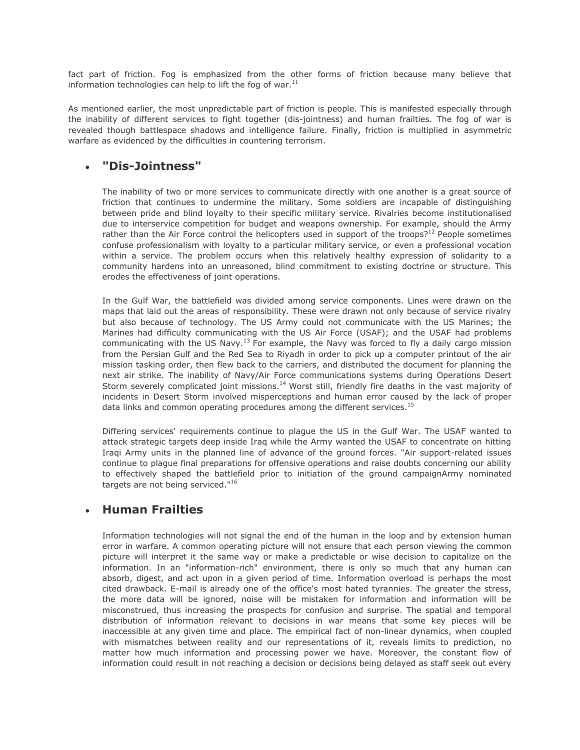fact part of friction. Fog is emphasized from the other forms of friction because many believe that information technologies can help to lift the fog of war.[11]

As mentioned earlier, the most unpredictable part of friction is people. This is manifested especially through the inability of different services to fight together (dis-jointness) and human frailties. The fog of war is revealed though battlespace shadows and intelligence failure. Finally, friction is multiplied in asymmetric warfare as evidenced by the difficulties in countering terrorism.

## "Dis-Jointness"

The inability of two or more services to communicate directly with one another is a great source of friction that continues to undermine the military. Some soldiers are incapable of distinguishing between pride and blind loyalty to their specific military service. Rivalries become institutionalised due to interservice competition for budget and weapons ownership. For example, should the Army rather than the Air Force control the helicopters used in support of the troops?[12] People sometimes confuse professionalism with loyalty to a particular military service, or even a professional vocation within a service. The problem occurs when this relatively healthy expression of solidarity to a community hardens into an unreasoned, blind commitment to existing doctrine or structure. This erodes the effectiveness of joint operations.

In the Gulf War, the battlefield was divided among service components. Lines were drawn on the maps that laid out the areas of responsibility. These were drawn not only because of service rivalry but also because of technology. The US Army could not communicate with the US Marines; the Marines had difficulty communicating with the US Air Force (USAF); and the USAF had problems communicating with the US Navy.[13] For example, the Navy was forced to fly a daily cargo mission from the Persian Gulf and the Red Sea to Riyadh in order to pick up a computer printout of the air mission tasking order, then flew back to the carriers, and distributed the document for planning the next air strike. The inability of Navy/Air Force communications systems during Operations Desert Storm severely complicated joint missions.[14] Worst still, friendly fire deaths in the vast majority of incidents in Desert Storm involved misperceptions and human error caused by the lack of proper data links and common operating procedures among the different services.[15]

Differing services' requirements continue to plague the US in the Gulf War. The USAF wanted to attack strategic targets deep inside Iraq while the Army wanted the USAF to concentrate on hitting Iraqi Army units in the planned line of advance of the ground forces. "Air support-related issues continue to plague final preparations for offensive operations and raise doubts concerning our ability to effectively shaped the battlefield prior to initiation of the ground campaignArmy nominated targets are not being serviced."[16]

## Human Frailties

Information technologies will not signal the end of the human in the loop and by extension human error in warfare. A common operating picture will not ensure that each person viewing the common picture will interpret it the same way or make a predictable or wise decision to capitalize on the information. In an "information-rich" environment, there is only so much that any human can absorb, digest, and act upon in a given period of time. Information overload is perhaps the most cited drawback. E-mail is already one of the office's most hated tyrannies. The greater the stress, the more data will be ignored, noise will be mistaken for information and information will be misconstrued, thus increasing the prospects for confusion and surprise. The spatial and temporal distribution of information relevant to decisions in war means that some key pieces will be inaccessible at any given time and place. The empirical fact of non-linear dynamics, when coupled with mismatches between reality and our representations of it, reveals limits to prediction, no matter how much information and processing power we have. Moreover, the constant flow of information could result in not reaching a decision or decisions being delayed as staff seek out every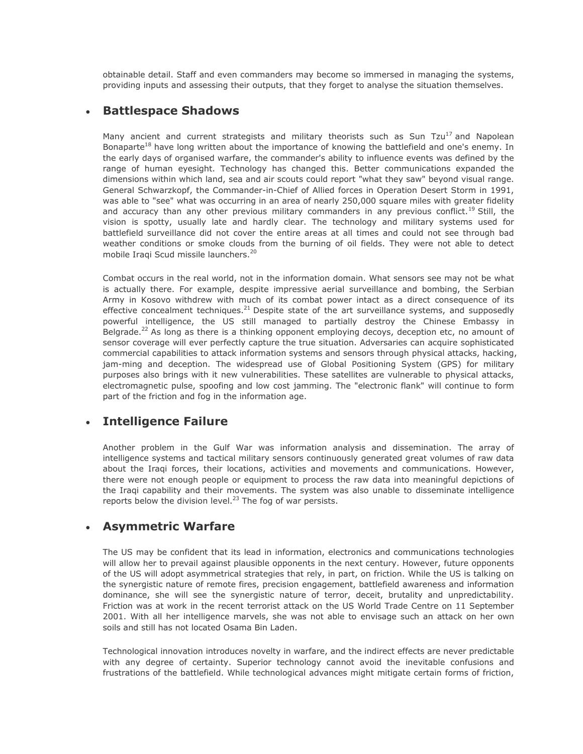obtainable detail. Staff and even commanders may become so immersed in managing the systems, providing inputs and assessing their outputs, that they forget to analyse the situation themselves.

- ## Battlespace Shadows

Many ancient and current strategists and military theorists such as Sun Tzu[17] and Napolean Bonaparte[18] have long written about the importance of knowing the battlefield and one's enemy. In the early days of organised warfare, the commander's ability to influence events was defined by the range of human eyesight. Technology has changed this. Better communications expanded the dimensions within which land, sea and air scouts could report "what they saw" beyond visual range. General Schwarzkopf, the Commander-in-Chief of Allied forces in Operation Desert Storm in 1991, was able to "see" what was occurring in an area of nearly 250,000 square miles with greater fidelity and accuracy than any other previous military commanders in any previous conflict.[19] Still, the vision is spotty, usually late and hardly clear. The technology and military systems used for battlefield surveillance did not cover the entire areas at all times and could not see through bad weather conditions or smoke clouds from the burning of oil fields. They were not able to detect mobile Iraqi Scud missile launchers.[20]

Combat occurs in the real world, not in the information domain. What sensors see may not be what is actually there. For example, despite impressive aerial surveillance and bombing, the Serbian Army in Kosovo withdrew with much of its combat power intact as a direct consequence of its effective concealment techniques.[21] Despite state of the art surveillance systems, and supposedly powerful intelligence, the US still managed to partially destroy the Chinese Embassy in Belgrade.[22] As long as there is a thinking opponent employing decoys, deception etc, no amount of sensor coverage will ever perfectly capture the true situation. Adversaries can acquire sophisticated commercial capabilities to attack information systems and sensors through physical attacks, hacking, jam-ming and deception. The widespread use of Global Positioning System (GPS) for military purposes also brings with it new vulnerabilities. These satellites are vulnerable to physical attacks, electromagnetic pulse, spoofing and low cost jamming. The "electronic flank" will continue to form part of the friction and fog in the information age.

- ## Intelligence Failure

Another problem in the Gulf War was information analysis and dissemination. The array of intelligence systems and tactical military sensors continuously generated great volumes of raw data about the Iraqi forces, their locations, activities and movements and communications. However, there were not enough people or equipment to process the raw data into meaningful depictions of the Iraqi capability and their movements. The system was also unable to disseminate intelligence reports below the division level.[23] The fog of war persists.

- ## Asymmetric Warfare

The US may be confident that its lead in information, electronics and communications technologies will allow her to prevail against plausible opponents in the next century. However, future opponents of the US will adopt asymmetrical strategies that rely, in part, on friction. While the US is talking on the synergistic nature of remote fires, precision engagement, battlefield awareness and information dominance, she will see the synergistic nature of terror, deceit, brutality and unpredictability. Friction was at work in the recent terrorist attack on the US World Trade Centre on 11 September 2001. With all her intelligence marvels, she was not able to envisage such an attack on her own soils and still has not located Osama Bin Laden.

Technological innovation introduces novelty in warfare, and the indirect effects are never predictable with any degree of certainty. Superior technology cannot avoid the inevitable confusions and frustrations of the battlefield. While technological advances might mitigate certain forms of friction,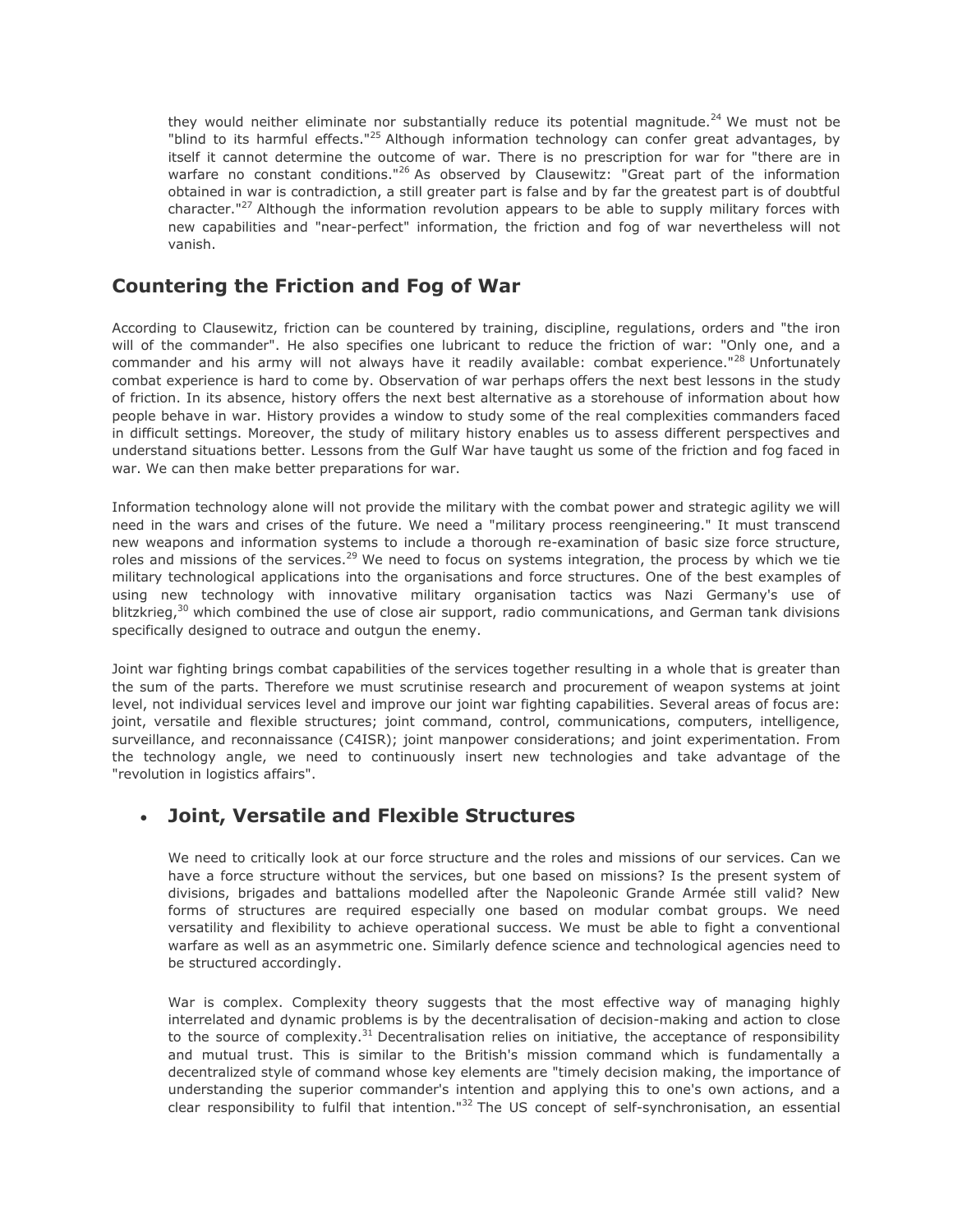they would neither eliminate nor substantially reduce its potential magnitude.[24] We must not be "blind to its harmful effects."[25] Although information technology can confer great advantages, by itself it cannot determine the outcome of war. There is no prescription for war for "there are in warfare no constant conditions."[26] As observed by Clausewitz: "Great part of the information obtained in war is contradiction, a still greater part is false and by far the greatest part is of doubtful character."[27] Although the information revolution appears to be able to supply military forces with new capabilities and "near-perfect" information, the friction and fog of war nevertheless will not vanish.

## Countering the Friction and Fog of War

According to Clausewitz, friction can be countered by training, discipline, regulations, orders and "the iron will of the commander". He also specifies one lubricant to reduce the friction of war: "Only one, and a commander and his army will not always have it readily available: combat experience."[28] Unfortunately combat experience is hard to come by. Observation of war perhaps offers the next best lessons in the study of friction. In its absence, history offers the next best alternative as a storehouse of information about how people behave in war. History provides a window to study some of the real complexities commanders faced in difficult settings. Moreover, the study of military history enables us to assess different perspectives and understand situations better. Lessons from the Gulf War have taught us some of the friction and fog faced in war. We can then make better preparations for war.

Information technology alone will not provide the military with the combat power and strategic agility we will need in the wars and crises of the future. We need a "military process reengineering." It must transcend new weapons and information systems to include a thorough re-examination of basic size force structure, roles and missions of the services.[29] We need to focus on systems integration, the process by which we tie military technological applications into the organisations and force structures. One of the best examples of using new technology with innovative military organisation tactics was Nazi Germany's use of blitzkrieg,[30] which combined the use of close air support, radio communications, and German tank divisions specifically designed to outrace and outgun the enemy.

Joint war fighting brings combat capabilities of the services together resulting in a whole that is greater than the sum of the parts. Therefore we must scrutinise research and procurement of weapon systems at joint level, not individual services level and improve our joint war fighting capabilities. Several areas of focus are: joint, versatile and flexible structures; joint command, control, communications, computers, intelligence, surveillance, and reconnaissance (C4ISR); joint manpower considerations; and joint experimentation. From the technology angle, we need to continuously insert new technologies and take advantage of the "revolution in logistics affairs".

- ### Joint, Versatile and Flexible Structures

  We need to critically look at our force structure and the roles and missions of our services. Can we have a force structure without the services, but one based on missions? Is the present system of divisions, brigades and battalions modelled after the Napoleonic Grande Armée still valid? New forms of structures are required especially one based on modular combat groups. We need versatility and flexibility to achieve operational success. We must be able to fight a conventional warfare as well as an asymmetric one. Similarly defence science and technological agencies need to be structured accordingly.

  War is complex. Complexity theory suggests that the most effective way of managing highly interrelated and dynamic problems is by the decentralisation of decision-making and action to close to the source of complexity.[31] Decentralisation relies on initiative, the acceptance of responsibility and mutual trust. This is similar to the British's mission command which is fundamentally a decentralized style of command whose key elements are "timely decision making, the importance of understanding the superior commander's intention and applying this to one's own actions, and a clear responsibility to fulfil that intention."[32] The US concept of self-synchronisation, an essential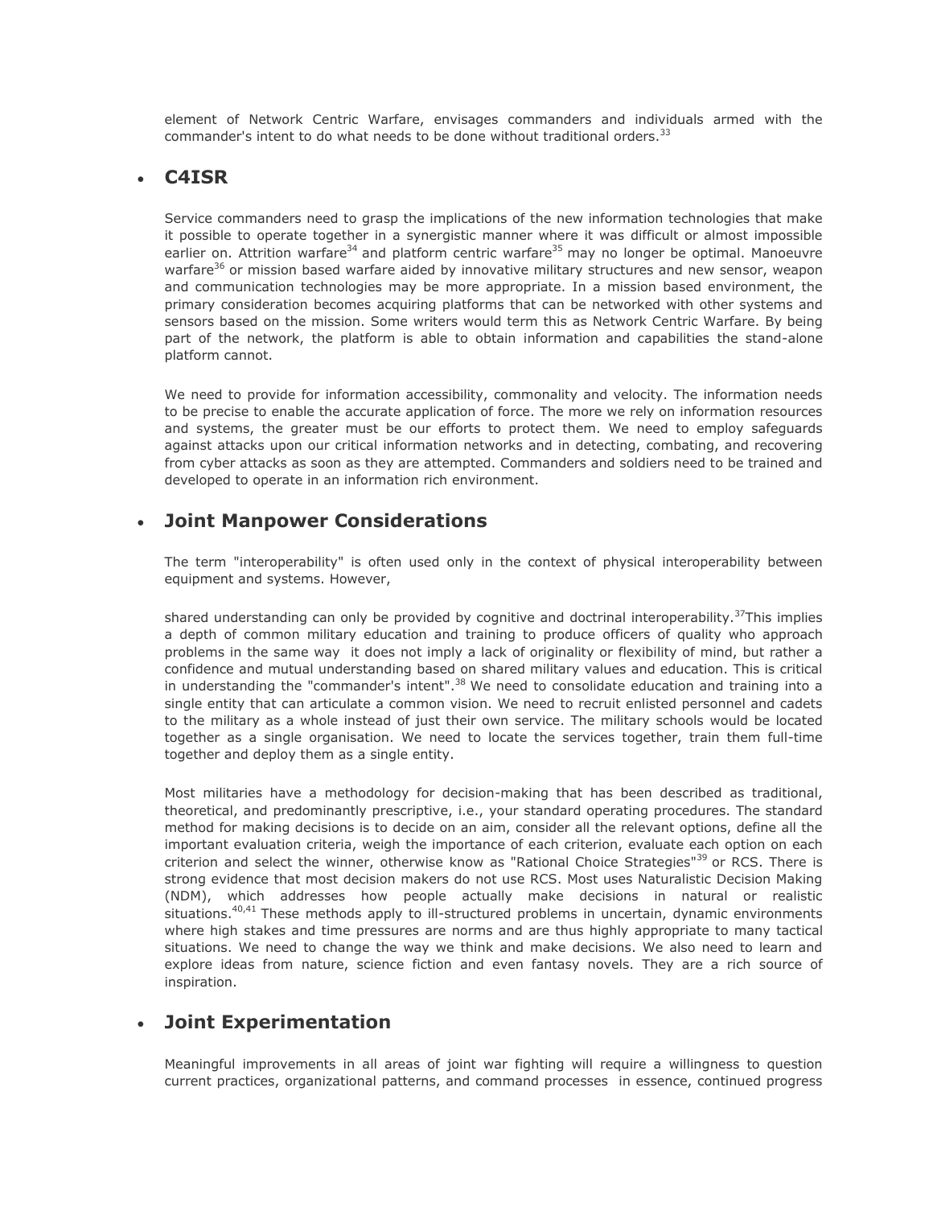element of Network Centric Warfare, envisages commanders and individuals armed with the commander's intent to do what needs to be done without traditional orders.[33]

- ## C4ISR

Service commanders need to grasp the implications of the new information technologies that make it possible to operate together in a synergistic manner where it was difficult or almost impossible earlier on. Attrition warfare[34] and platform centric warfare[35] may no longer be optimal. Manoeuvre warfare[36] or mission based warfare aided by innovative military structures and new sensor, weapon and communication technologies may be more appropriate. In a mission based environment, the primary consideration becomes acquiring platforms that can be networked with other systems and sensors based on the mission. Some writers would term this as Network Centric Warfare. By being part of the network, the platform is able to obtain information and capabilities the stand-alone platform cannot.

We need to provide for information accessibility, commonality and velocity. The information needs to be precise to enable the accurate application of force. The more we rely on information resources and systems, the greater must be our efforts to protect them. We need to employ safeguards against attacks upon our critical information networks and in detecting, combating, and recovering from cyber attacks as soon as they are attempted. Commanders and soldiers need to be trained and developed to operate in an information rich environment.

- ## Joint Manpower Considerations

The term "interoperability" is often used only in the context of physical interoperability between equipment and systems. However,

shared understanding can only be provided by cognitive and doctrinal interoperability.[37]This implies a depth of common military education and training to produce officers of quality who approach problems in the same way  it does not imply a lack of originality or flexibility of mind, but rather a confidence and mutual understanding based on shared military values and education. This is critical in understanding the "commander's intent".[38] We need to consolidate education and training into a single entity that can articulate a common vision. We need to recruit enlisted personnel and cadets to the military as a whole instead of just their own service. The military schools would be located together as a single organisation. We need to locate the services together, train them full-time together and deploy them as a single entity.

Most militaries have a methodology for decision-making that has been described as traditional, theoretical, and predominantly prescriptive, i.e., your standard operating procedures. The standard method for making decisions is to decide on an aim, consider all the relevant options, define all the important evaluation criteria, weigh the importance of each criterion, evaluate each option on each criterion and select the winner, otherwise know as "Rational Choice Strategies"[39] or RCS. There is strong evidence that most decision makers do not use RCS. Most uses Naturalistic Decision Making (NDM), which addresses how people actually make decisions in natural or realistic situations.[40,41] These methods apply to ill-structured problems in uncertain, dynamic environments where high stakes and time pressures are norms and are thus highly appropriate to many tactical situations. We need to change the way we think and make decisions. We also need to learn and explore ideas from nature, science fiction and even fantasy novels. They are a rich source of inspiration.

- ## Joint Experimentation

Meaningful improvements in all areas of joint war fighting will require a willingness to question current practices, organizational patterns, and command processes  in essence, continued progress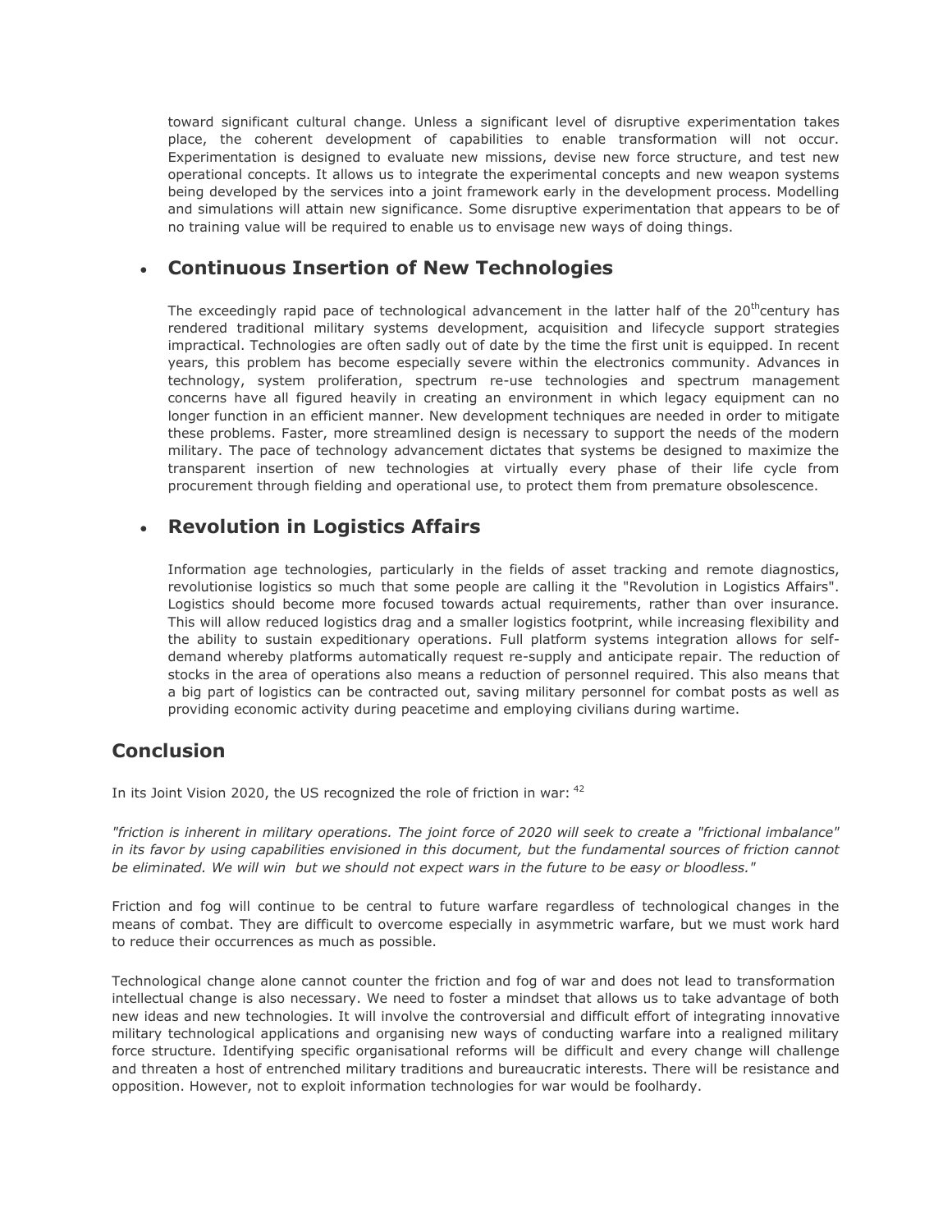toward significant cultural change. Unless a significant level of disruptive experimentation takes place, the coherent development of capabilities to enable transformation will not occur. Experimentation is designed to evaluate new missions, devise new force structure, and test new operational concepts. It allows us to integrate the experimental concepts and new weapon systems being developed by the services into a joint framework early in the development process. Modelling and simulations will attain new significance. Some disruptive experimentation that appears to be of no training value will be required to enable us to envisage new ways of doing things.

- ### Continuous Insertion of New Technologies

  The exceedingly rapid pace of technological advancement in the latter half of the 20th century has rendered traditional military systems development, acquisition and lifecycle support strategies impractical. Technologies are often sadly out of date by the time the first unit is equipped. In recent years, this problem has become especially severe within the electronics community. Advances in technology, system proliferation, spectrum re-use technologies and spectrum management concerns have all figured heavily in creating an environment in which legacy equipment can no longer function in an efficient manner. New development techniques are needed in order to mitigate these problems. Faster, more streamlined design is necessary to support the needs of the modern military. The pace of technology advancement dictates that systems be designed to maximize the transparent insertion of new technologies at virtually every phase of their life cycle from procurement through fielding and operational use, to protect them from premature obsolescence.

- ### Revolution in Logistics Affairs

  Information age technologies, particularly in the fields of asset tracking and remote diagnostics, revolutionise logistics so much that some people are calling it the "Revolution in Logistics Affairs". Logistics should become more focused towards actual requirements, rather than over insurance. This will allow reduced logistics drag and a smaller logistics footprint, while increasing flexibility and the ability to sustain expeditionary operations. Full platform systems integration allows for self-demand whereby platforms automatically request re-supply and anticipate repair. The reduction of stocks in the area of operations also means a reduction of personnel required. This also means that a big part of logistics can be contracted out, saving military personnel for combat posts as well as providing economic activity during peacetime and employing civilians during wartime.

## Conclusion

In its Joint Vision 2020, the US recognized the role of friction in war: [42]

*"friction is inherent in military operations. The joint force of 2020 will seek to create a "frictional imbalance" in its favor by using capabilities envisioned in this document, but the fundamental sources of friction cannot be eliminated. We will win but we should not expect wars in the future to be easy or bloodless."*

Friction and fog will continue to be central to future warfare regardless of technological changes in the means of combat. They are difficult to overcome especially in asymmetric warfare, but we must work hard to reduce their occurrences as much as possible.

Technological change alone cannot counter the friction and fog of war and does not lead to transformation intellectual change is also necessary. We need to foster a mindset that allows us to take advantage of both new ideas and new technologies. It will involve the controversial and difficult effort of integrating innovative military technological applications and organising new ways of conducting warfare into a realigned military force structure. Identifying specific organisational reforms will be difficult and every change will challenge and threaten a host of entrenched military traditions and bureaucratic interests. There will be resistance and opposition. However, not to exploit information technologies for war would be foolhardy.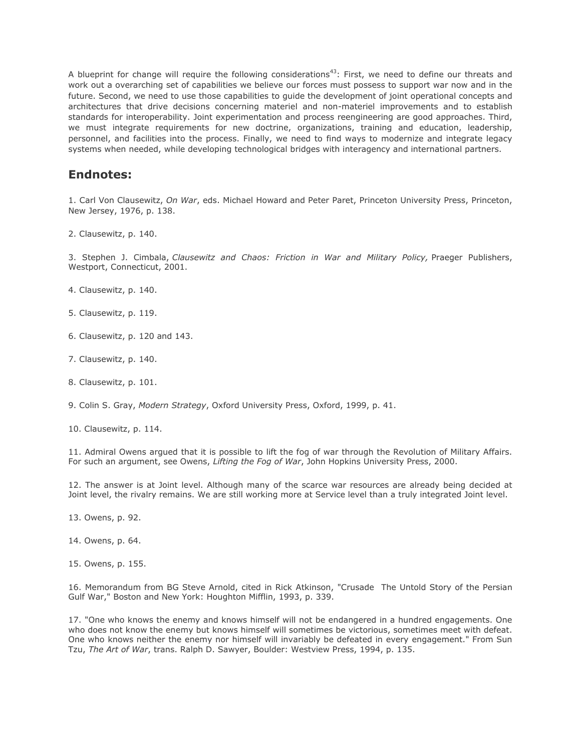A blueprint for change will require the following considerations[43]: First, we need to define our threats and work out a overarching set of capabilities we believe our forces must possess to support war now and in the future. Second, we need to use those capabilities to guide the development of joint operational concepts and architectures that drive decisions concerning materiel and non-materiel improvements and to establish standards for interoperability. Joint experimentation and process reengineering are good approaches. Third, we must integrate requirements for new doctrine, organizations, training and education, leadership, personnel, and facilities into the process. Finally, we need to find ways to modernize and integrate legacy systems when needed, while developing technological bridges with interagency and international partners.

## Endnotes:

1. Carl Von Clausewitz, *On War*, eds. Michael Howard and Peter Paret, Princeton University Press, Princeton, New Jersey, 1976, p. 138.

2. Clausewitz, p. 140.

3. Stephen J. Cimbala, *Clausewitz and Chaos: Friction in War and Military Policy,* Praeger Publishers, Westport, Connecticut, 2001.

4. Clausewitz, p. 140.

5. Clausewitz, p. 119.

6. Clausewitz, p. 120 and 143.

7. Clausewitz, p. 140.

8. Clausewitz, p. 101.

9. Colin S. Gray, *Modern Strategy*, Oxford University Press, Oxford, 1999, p. 41.

10. Clausewitz, p. 114.

11. Admiral Owens argued that it is possible to lift the fog of war through the Revolution of Military Affairs. For such an argument, see Owens, *Lifting the Fog of War*, John Hopkins University Press, 2000.

12. The answer is at Joint level. Although many of the scarce war resources are already being decided at Joint level, the rivalry remains. We are still working more at Service level than a truly integrated Joint level.

13. Owens, p. 92.

14. Owens, p. 64.

15. Owens, p. 155.

16. Memorandum from BG Steve Arnold, cited in Rick Atkinson, "Crusade The Untold Story of the Persian Gulf War," Boston and New York: Houghton Mifflin, 1993, p. 339.

17. "One who knows the enemy and knows himself will not be endangered in a hundred engagements. One who does not know the enemy but knows himself will sometimes be victorious, sometimes meet with defeat. One who knows neither the enemy nor himself will invariably be defeated in every engagement." From Sun Tzu, *The Art of War*, trans. Ralph D. Sawyer, Boulder: Westview Press, 1994, p. 135.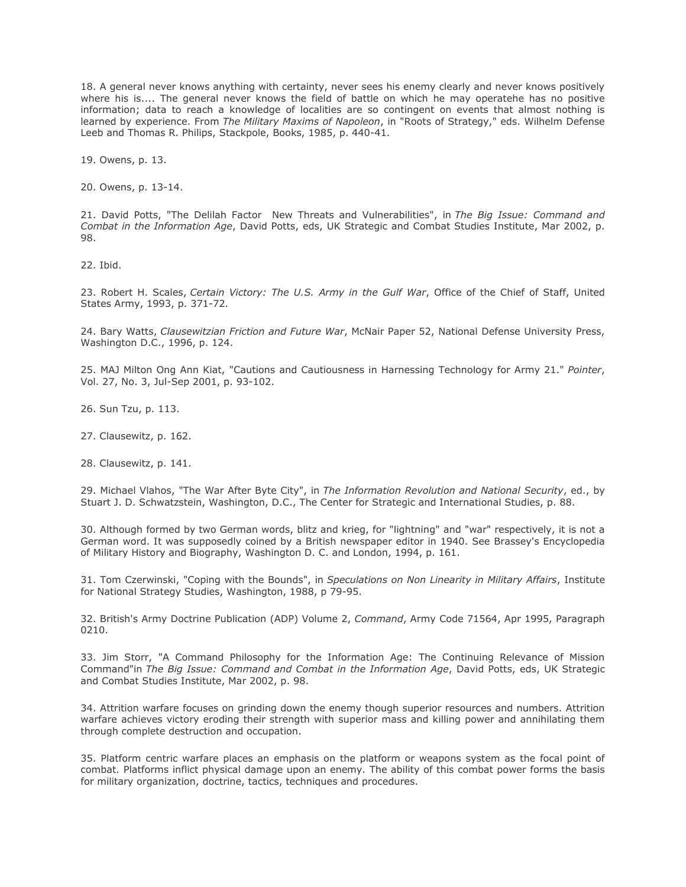18. A general never knows anything with certainty, never sees his enemy clearly and never knows positively where his is.... The general never knows the field of battle on which he may operatehe has no positive information; data to reach a knowledge of localities are so contingent on events that almost nothing is learned by experience. From *The Military Maxims of Napoleon*, in "Roots of Strategy," eds. Wilhelm Defense Leeb and Thomas R. Philips, Stackpole, Books, 1985, p. 440-41.

19. Owens, p. 13.

20. Owens, p. 13-14.

21. David Potts, "The Delilah Factor New Threats and Vulnerabilities", in *The Big Issue: Command and Combat in the Information Age*, David Potts, eds, UK Strategic and Combat Studies Institute, Mar 2002, p. 98.

22. Ibid.

23. Robert H. Scales, *Certain Victory: The U.S. Army in the Gulf War*, Office of the Chief of Staff, United States Army, 1993, p. 371-72.

24. Bary Watts, *Clausewitzian Friction and Future War*, McNair Paper 52, National Defense University Press, Washington D.C., 1996, p. 124.

25. MAJ Milton Ong Ann Kiat, "Cautions and Cautiousness in Harnessing Technology for Army 21." *Pointer*, Vol. 27, No. 3, Jul-Sep 2001, p. 93-102.

26. Sun Tzu, p. 113.

27. Clausewitz, p. 162.

28. Clausewitz, p. 141.

29. Michael Vlahos, "The War After Byte City", in *The Information Revolution and National Security*, ed., by Stuart J. D. Schwatzstein, Washington, D.C., The Center for Strategic and International Studies, p. 88.

30. Although formed by two German words, blitz and krieg, for "lightning" and "war" respectively, it is not a German word. It was supposedly coined by a British newspaper editor in 1940. See Brassey's Encyclopedia of Military History and Biography, Washington D. C. and London, 1994, p. 161.

31. Tom Czerwinski, "Coping with the Bounds", in *Speculations on Non Linearity in Military Affairs*, Institute for National Strategy Studies, Washington, 1988, p 79-95.

32. British's Army Doctrine Publication (ADP) Volume 2, *Command*, Army Code 71564, Apr 1995, Paragraph 0210.

33. Jim Storr, "A Command Philosophy for the Information Age: The Continuing Relevance of Mission Command"in *The Big Issue: Command and Combat in the Information Age*, David Potts, eds, UK Strategic and Combat Studies Institute, Mar 2002, p. 98.

34. Attrition warfare focuses on grinding down the enemy though superior resources and numbers. Attrition warfare achieves victory eroding their strength with superior mass and killing power and annihilating them through complete destruction and occupation.

35. Platform centric warfare places an emphasis on the platform or weapons system as the focal point of combat. Platforms inflict physical damage upon an enemy. The ability of this combat power forms the basis for military organization, doctrine, tactics, techniques and procedures.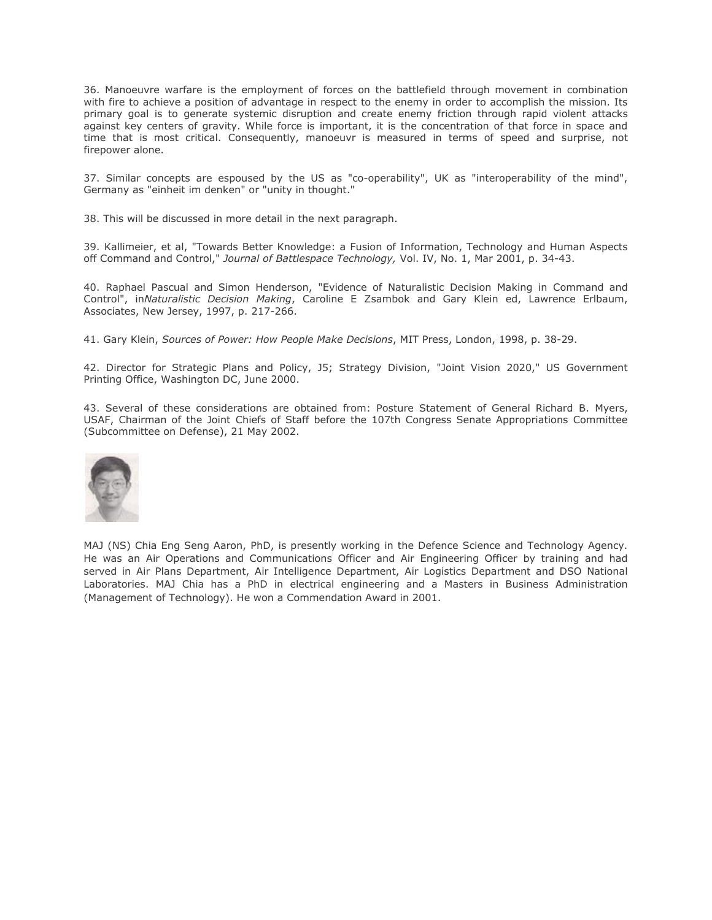36. Manoeuvre warfare is the employment of forces on the battlefield through movement in combination with fire to achieve a position of advantage in respect to the enemy in order to accomplish the mission. Its primary goal is to generate systemic disruption and create enemy friction through rapid violent attacks against key centers of gravity. While force is important, it is the concentration of that force in space and time that is most critical. Consequently, manoeuvr is measured in terms of speed and surprise, not firepower alone.

37. Similar concepts are espoused by the US as "co-operability", UK as "interoperability of the mind", Germany as "einheit im denken" or "unity in thought."

38. This will be discussed in more detail in the next paragraph.

39. Kallimeier, et al, "Towards Better Knowledge: a Fusion of Information, Technology and Human Aspects off Command and Control," *Journal of Battlespace Technology,* Vol. IV, No. 1, Mar 2001, p. 34-43.

40. Raphael Pascual and Simon Henderson, "Evidence of Naturalistic Decision Making in Command and Control", in*Naturalistic Decision Making*, Caroline E Zsambok and Gary Klein ed, Lawrence Erlbaum, Associates, New Jersey, 1997, p. 217-266.

41. Gary Klein, *Sources of Power: How People Make Decisions*, MIT Press, London, 1998, p. 38-29.

42. Director for Strategic Plans and Policy, J5; Strategy Division, "Joint Vision 2020," US Government Printing Office, Washington DC, June 2000.

43. Several of these considerations are obtained from: Posture Statement of General Richard B. Myers, USAF, Chairman of the Joint Chiefs of Staff before the 107th Congress Senate Appropriations Committee (Subcommittee on Defense), 21 May 2002.

MAJ (NS) Chia Eng Seng Aaron, PhD, is presently working in the Defence Science and Technology Agency. He was an Air Operations and Communications Officer and Air Engineering Officer by training and had served in Air Plans Department, Air Intelligence Department, Air Logistics Department and DSO National Laboratories. MAJ Chia has a PhD in electrical engineering and a Masters in Business Administration (Management of Technology). He won a Commendation Award in 2001.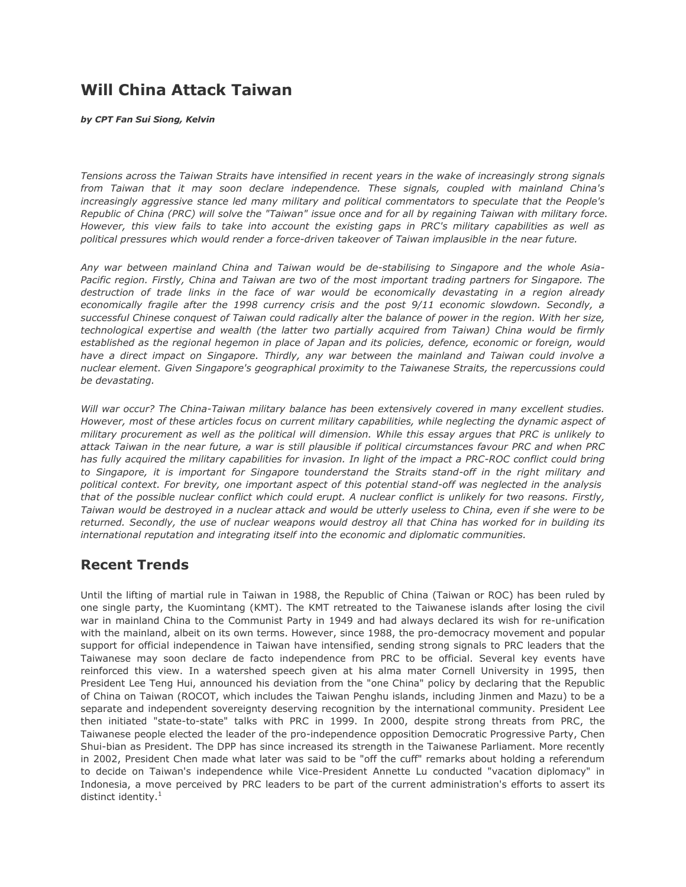# Will China Attack Taiwan

***by CPT Fan Sui Siong, Kelvin***

*Tensions across the Taiwan Straits have intensified in recent years in the wake of increasingly strong signals from Taiwan that it may soon declare independence. These signals, coupled with mainland China's increasingly aggressive stance led many military and political commentators to speculate that the People's Republic of China (PRC) will solve the "Taiwan" issue once and for all by regaining Taiwan with military force. However, this view fails to take into account the existing gaps in PRC's military capabilities as well as political pressures which would render a force-driven takeover of Taiwan implausible in the near future.*

*Any war between mainland China and Taiwan would be de-stabilising to Singapore and the whole Asia-Pacific region. Firstly, China and Taiwan are two of the most important trading partners for Singapore. The destruction of trade links in the face of war would be economically devastating in a region already economically fragile after the 1998 currency crisis and the post 9/11 economic slowdown. Secondly, a successful Chinese conquest of Taiwan could radically alter the balance of power in the region. With her size, technological expertise and wealth (the latter two partially acquired from Taiwan) China would be firmly established as the regional hegemon in place of Japan and its policies, defence, economic or foreign, would have a direct impact on Singapore. Thirdly, any war between the mainland and Taiwan could involve a nuclear element. Given Singapore's geographical proximity to the Taiwanese Straits, the repercussions could be devastating.*

*Will war occur? The China-Taiwan military balance has been extensively covered in many excellent studies. However, most of these articles focus on current military capabilities, while neglecting the dynamic aspect of military procurement as well as the political will dimension. While this essay argues that PRC is unlikely to attack Taiwan in the near future, a war is still plausible if political circumstances favour PRC and when PRC has fully acquired the military capabilities for invasion. In light of the impact a PRC-ROC conflict could bring to Singapore, it is important for Singapore tounderstand the Straits stand-off in the right military and political context. For brevity, one important aspect of this potential stand-off was neglected in the analysis that of the possible nuclear conflict which could erupt. A nuclear conflict is unlikely for two reasons. Firstly, Taiwan would be destroyed in a nuclear attack and would be utterly useless to China, even if she were to be returned. Secondly, the use of nuclear weapons would destroy all that China has worked for in building its international reputation and integrating itself into the economic and diplomatic communities.*

## Recent Trends

Until the lifting of martial rule in Taiwan in 1988, the Republic of China (Taiwan or ROC) has been ruled by one single party, the Kuomintang (KMT). The KMT retreated to the Taiwanese islands after losing the civil war in mainland China to the Communist Party in 1949 and had always declared its wish for re-unification with the mainland, albeit on its own terms. However, since 1988, the pro-democracy movement and popular support for official independence in Taiwan have intensified, sending strong signals to PRC leaders that the Taiwanese may soon declare de facto independence from PRC to be official. Several key events have reinforced this view. In a watershed speech given at his alma mater Cornell University in 1995, then President Lee Teng Hui, announced his deviation from the "one China" policy by declaring that the Republic of China on Taiwan (ROCOT, which includes the Taiwan Penghu islands, including Jinmen and Mazu) to be a separate and independent sovereignty deserving recognition by the international community. President Lee then initiated "state-to-state" talks with PRC in 1999. In 2000, despite strong threats from PRC, the Taiwanese people elected the leader of the pro-independence opposition Democratic Progressive Party, Chen Shui-bian as President. The DPP has since increased its strength in the Taiwanese Parliament. More recently in 2002, President Chen made what later was said to be "off the cuff" remarks about holding a referendum to decide on Taiwan's independence while Vice-President Annette Lu conducted "vacation diplomacy" in Indonesia, a move perceived by PRC leaders to be part of the current administration's efforts to assert its distinct identity.[1]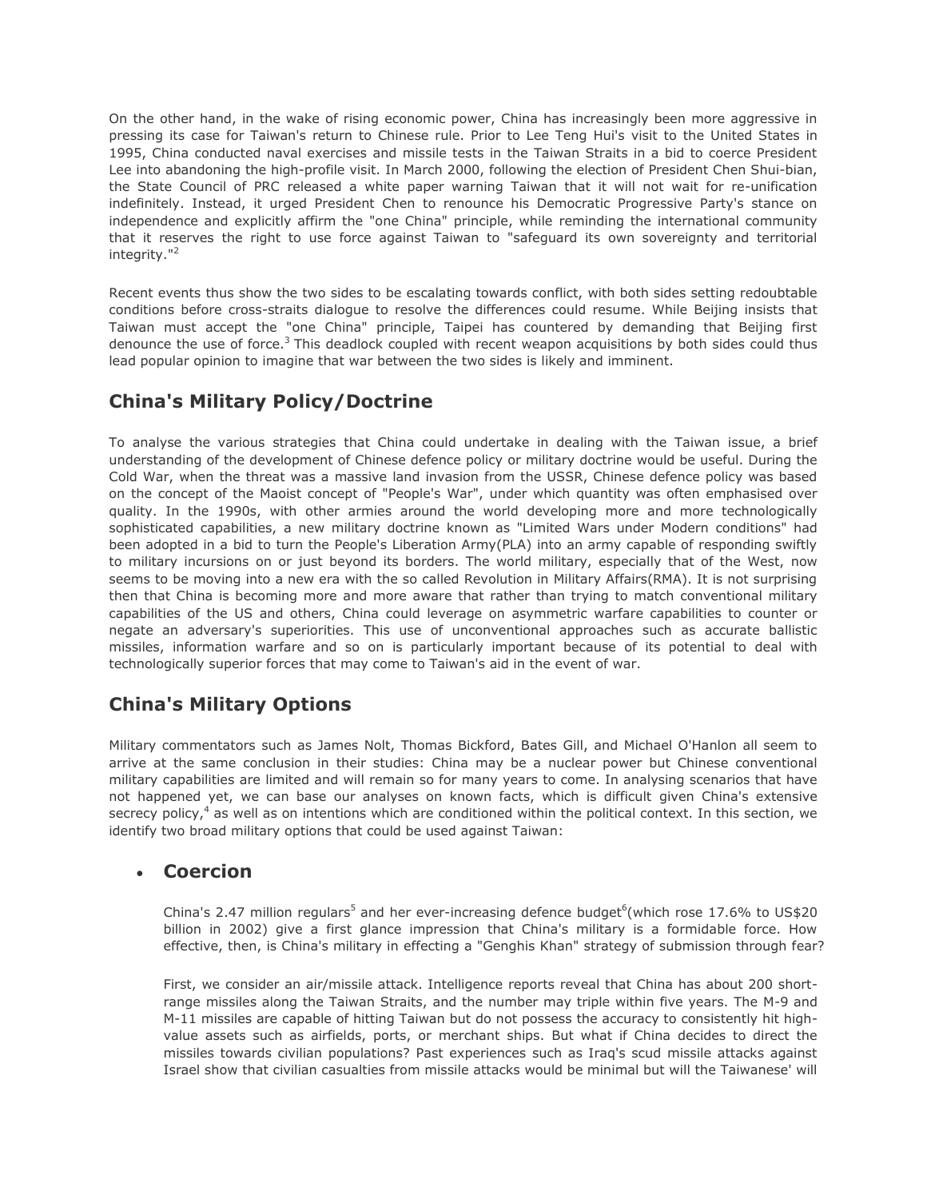On the other hand, in the wake of rising economic power, China has increasingly been more aggressive in pressing its case for Taiwan's return to Chinese rule. Prior to Lee Teng Hui's visit to the United States in 1995, China conducted naval exercises and missile tests in the Taiwan Straits in a bid to coerce President Lee into abandoning the high-profile visit. In March 2000, following the election of President Chen Shui-bian, the State Council of PRC released a white paper warning Taiwan that it will not wait for re-unification indefinitely. Instead, it urged President Chen to renounce his Democratic Progressive Party's stance on independence and explicitly affirm the "one China" principle, while reminding the international community that it reserves the right to use force against Taiwan to "safeguard its own sovereignty and territorial integrity."[2]

Recent events thus show the two sides to be escalating towards conflict, with both sides setting redoubtable conditions before cross-straits dialogue to resolve the differences could resume. While Beijing insists that Taiwan must accept the "one China" principle, Taipei has countered by demanding that Beijing first denounce the use of force.[3] This deadlock coupled with recent weapon acquisitions by both sides could thus lead popular opinion to imagine that war between the two sides is likely and imminent.

## China's Military Policy/Doctrine

To analyse the various strategies that China could undertake in dealing with the Taiwan issue, a brief understanding of the development of Chinese defence policy or military doctrine would be useful. During the Cold War, when the threat was a massive land invasion from the USSR, Chinese defence policy was based on the concept of the Maoist concept of "People's War", under which quantity was often emphasised over quality. In the 1990s, with other armies around the world developing more and more technologically sophisticated capabilities, a new military doctrine known as "Limited Wars under Modern conditions" had been adopted in a bid to turn the People's Liberation Army(PLA) into an army capable of responding swiftly to military incursions on or just beyond its borders. The world military, especially that of the West, now seems to be moving into a new era with the so called Revolution in Military Affairs(RMA). It is not surprising then that China is becoming more and more aware that rather than trying to match conventional military capabilities of the US and others, China could leverage on asymmetric warfare capabilities to counter or negate an adversary's superiorities. This use of unconventional approaches such as accurate ballistic missiles, information warfare and so on is particularly important because of its potential to deal with technologically superior forces that may come to Taiwan's aid in the event of war.

## China's Military Options

Military commentators such as James Nolt, Thomas Bickford, Bates Gill, and Michael O'Hanlon all seem to arrive at the same conclusion in their studies: China may be a nuclear power but Chinese conventional military capabilities are limited and will remain so for many years to come. In analysing scenarios that have not happened yet, we can base our analyses on known facts, which is difficult given China's extensive secrecy policy,[4] as well as on intentions which are conditioned within the political context. In this section, we identify two broad military options that could be used against Taiwan:

- ## Coercion

  China's 2.47 million regulars[5] and her ever-increasing defence budget[6](which rose 17.6% to US$20 billion in 2002) give a first glance impression that China's military is a formidable force. How effective, then, is China's military in effecting a "Genghis Khan" strategy of submission through fear?

  First, we consider an air/missile attack. Intelligence reports reveal that China has about 200 short-range missiles along the Taiwan Straits, and the number may triple within five years. The M-9 and M-11 missiles are capable of hitting Taiwan but do not possess the accuracy to consistently hit high-value assets such as airfields, ports, or merchant ships. But what if China decides to direct the missiles towards civilian populations? Past experiences such as Iraq's scud missile attacks against Israel show that civilian casualties from missile attacks would be minimal but will the Taiwanese' will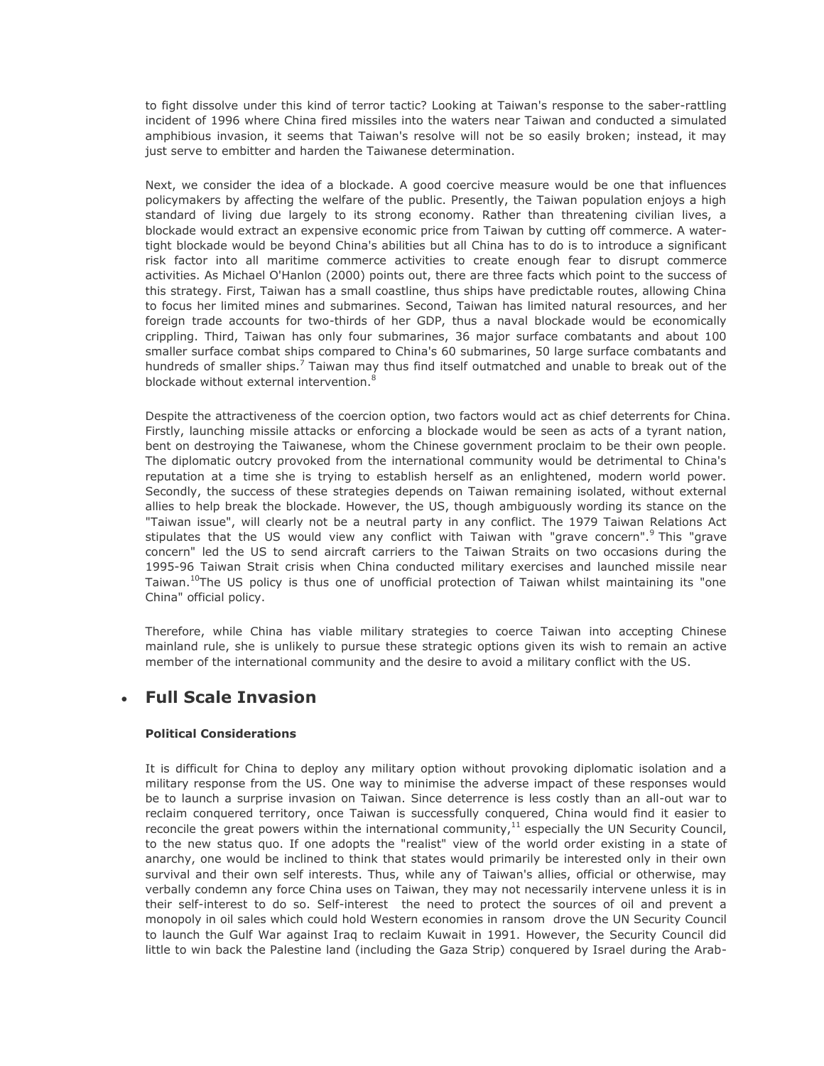to fight dissolve under this kind of terror tactic? Looking at Taiwan's response to the saber-rattling incident of 1996 where China fired missiles into the waters near Taiwan and conducted a simulated amphibious invasion, it seems that Taiwan's resolve will not be so easily broken; instead, it may just serve to embitter and harden the Taiwanese determination.

Next, we consider the idea of a blockade. A good coercive measure would be one that influences policymakers by affecting the welfare of the public. Presently, the Taiwan population enjoys a high standard of living due largely to its strong economy. Rather than threatening civilian lives, a blockade would extract an expensive economic price from Taiwan by cutting off commerce. A water-tight blockade would be beyond China's abilities but all China has to do is to introduce a significant risk factor into all maritime commerce activities to create enough fear to disrupt commerce activities. As Michael O'Hanlon (2000) points out, there are three facts which point to the success of this strategy. First, Taiwan has a small coastline, thus ships have predictable routes, allowing China to focus her limited mines and submarines. Second, Taiwan has limited natural resources, and her foreign trade accounts for two-thirds of her GDP, thus a naval blockade would be economically crippling. Third, Taiwan has only four submarines, 36 major surface combatants and about 100 smaller surface combat ships compared to China's 60 submarines, 50 large surface combatants and hundreds of smaller ships.[7] Taiwan may thus find itself outmatched and unable to break out of the blockade without external intervention.[8]

Despite the attractiveness of the coercion option, two factors would act as chief deterrents for China. Firstly, launching missile attacks or enforcing a blockade would be seen as acts of a tyrant nation, bent on destroying the Taiwanese, whom the Chinese government proclaim to be their own people. The diplomatic outcry provoked from the international community would be detrimental to China's reputation at a time she is trying to establish herself as an enlightened, modern world power. Secondly, the success of these strategies depends on Taiwan remaining isolated, without external allies to help break the blockade. However, the US, though ambiguously wording its stance on the "Taiwan issue", will clearly not be a neutral party in any conflict. The 1979 Taiwan Relations Act stipulates that the US would view any conflict with Taiwan with "grave concern".[9] This "grave concern" led the US to send aircraft carriers to the Taiwan Straits on two occasions during the 1995-96 Taiwan Strait crisis when China conducted military exercises and launched missile near Taiwan.[10]The US policy is thus one of unofficial protection of Taiwan whilst maintaining its "one China" official policy.

Therefore, while China has viable military strategies to coerce Taiwan into accepting Chinese mainland rule, she is unlikely to pursue these strategic options given its wish to remain an active member of the international community and the desire to avoid a military conflict with the US.

- ## Full Scale Invasion

**Political Considerations**

It is difficult for China to deploy any military option without provoking diplomatic isolation and a military response from the US. One way to minimise the adverse impact of these responses would be to launch a surprise invasion on Taiwan. Since deterrence is less costly than an all-out war to reclaim conquered territory, once Taiwan is successfully conquered, China would find it easier to reconcile the great powers within the international community,[11] especially the UN Security Council, to the new status quo. If one adopts the "realist" view of the world order existing in a state of anarchy, one would be inclined to think that states would primarily be interested only in their own survival and their own self interests. Thus, while any of Taiwan's allies, official or otherwise, may verbally condemn any force China uses on Taiwan, they may not necessarily intervene unless it is in their self-interest to do so. Self-interest the need to protect the sources of oil and prevent a monopoly in oil sales which could hold Western economies in ransom drove the UN Security Council to launch the Gulf War against Iraq to reclaim Kuwait in 1991. However, the Security Council did little to win back the Palestine land (including the Gaza Strip) conquered by Israel during the Arab-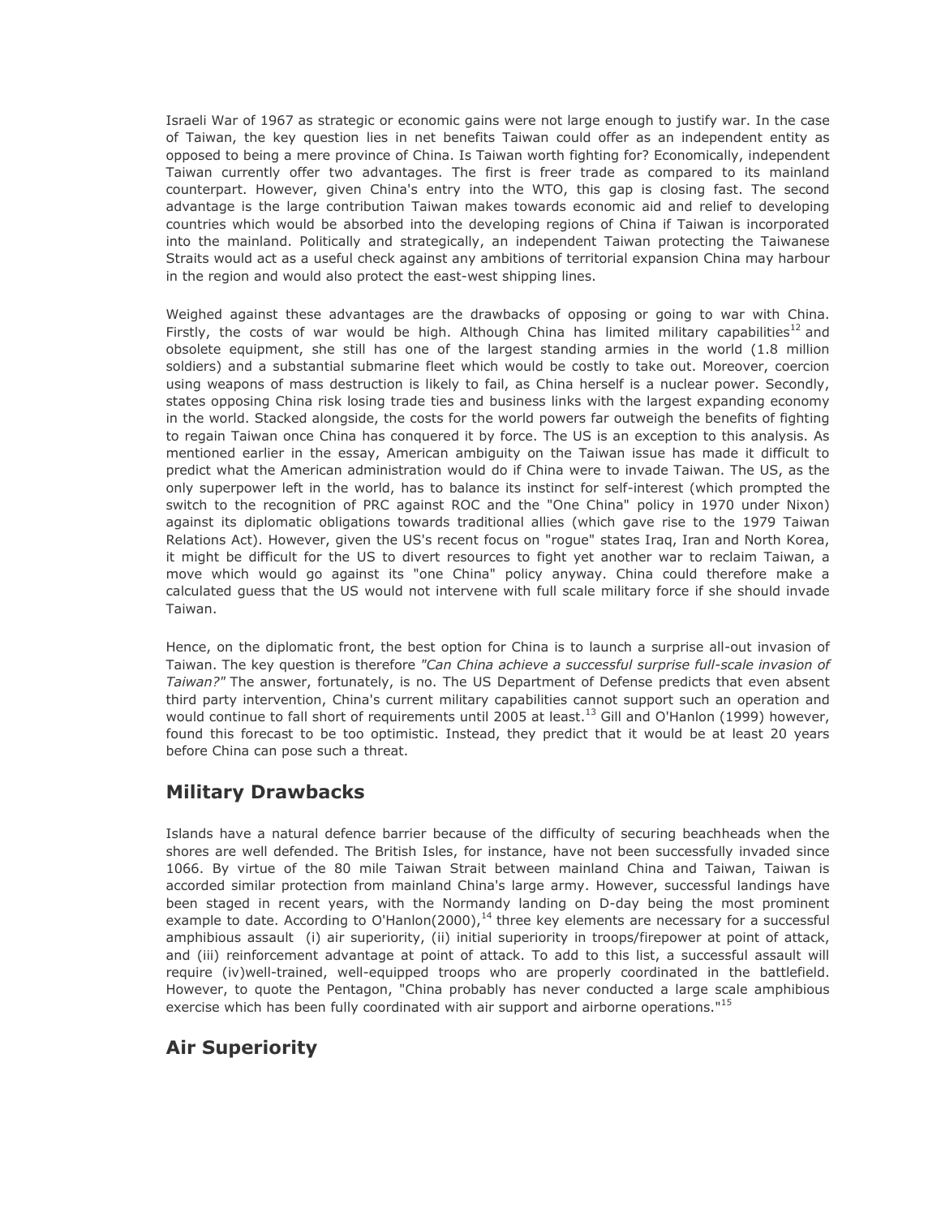Israeli War of 1967 as strategic or economic gains were not large enough to justify war. In the case of Taiwan, the key question lies in net benefits Taiwan could offer as an independent entity as opposed to being a mere province of China. Is Taiwan worth fighting for? Economically, independent Taiwan currently offer two advantages. The first is freer trade as compared to its mainland counterpart. However, given China's entry into the WTO, this gap is closing fast. The second advantage is the large contribution Taiwan makes towards economic aid and relief to developing countries which would be absorbed into the developing regions of China if Taiwan is incorporated into the mainland. Politically and strategically, an independent Taiwan protecting the Taiwanese Straits would act as a useful check against any ambitions of territorial expansion China may harbour in the region and would also protect the east-west shipping lines.

Weighed against these advantages are the drawbacks of opposing or going to war with China. Firstly, the costs of war would be high. Although China has limited military capabilities[12] and obsolete equipment, she still has one of the largest standing armies in the world (1.8 million soldiers) and a substantial submarine fleet which would be costly to take out. Moreover, coercion using weapons of mass destruction is likely to fail, as China herself is a nuclear power. Secondly, states opposing China risk losing trade ties and business links with the largest expanding economy in the world. Stacked alongside, the costs for the world powers far outweigh the benefits of fighting to regain Taiwan once China has conquered it by force. The US is an exception to this analysis. As mentioned earlier in the essay, American ambiguity on the Taiwan issue has made it difficult to predict what the American administration would do if China were to invade Taiwan. The US, as the only superpower left in the world, has to balance its instinct for self-interest (which prompted the switch to the recognition of PRC against ROC and the "One China" policy in 1970 under Nixon) against its diplomatic obligations towards traditional allies (which gave rise to the 1979 Taiwan Relations Act). However, given the US's recent focus on "rogue" states Iraq, Iran and North Korea, it might be difficult for the US to divert resources to fight yet another war to reclaim Taiwan, a move which would go against its "one China" policy anyway. China could therefore make a calculated guess that the US would not intervene with full scale military force if she should invade Taiwan.

Hence, on the diplomatic front, the best option for China is to launch a surprise all-out invasion of Taiwan. The key question is therefore *"Can China achieve a successful surprise full-scale invasion of Taiwan?"* The answer, fortunately, is no. The US Department of Defense predicts that even absent third party intervention, China's current military capabilities cannot support such an operation and would continue to fall short of requirements until 2005 at least.[13] Gill and O'Hanlon (1999) however, found this forecast to be too optimistic. Instead, they predict that it would be at least 20 years before China can pose such a threat.

## Military Drawbacks

Islands have a natural defence barrier because of the difficulty of securing beachheads when the shores are well defended. The British Isles, for instance, have not been successfully invaded since 1066. By virtue of the 80 mile Taiwan Strait between mainland China and Taiwan, Taiwan is accorded similar protection from mainland China's large army. However, successful landings have been staged in recent years, with the Normandy landing on D-day being the most prominent example to date. According to O'Hanlon(2000),[14] three key elements are necessary for a successful amphibious assault (i) air superiority, (ii) initial superiority in troops/firepower at point of attack, and (iii) reinforcement advantage at point of attack. To add to this list, a successful assault will require (iv)well-trained, well-equipped troops who are properly coordinated in the battlefield. However, to quote the Pentagon, "China probably has never conducted a large scale amphibious exercise which has been fully coordinated with air support and airborne operations."[15]

## Air Superiority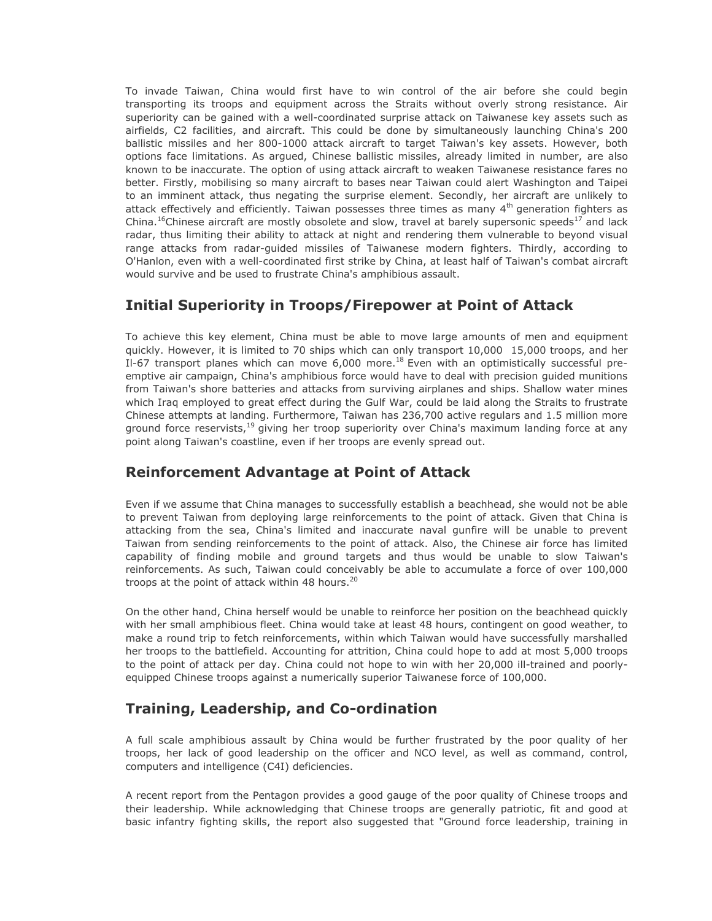To invade Taiwan, China would first have to win control of the air before she could begin transporting its troops and equipment across the Straits without overly strong resistance. Air superiority can be gained with a well-coordinated surprise attack on Taiwanese key assets such as airfields, C2 facilities, and aircraft. This could be done by simultaneously launching China's 200 ballistic missiles and her 800-1000 attack aircraft to target Taiwan's key assets. However, both options face limitations. As argued, Chinese ballistic missiles, already limited in number, are also known to be inaccurate. The option of using attack aircraft to weaken Taiwanese resistance fares no better. Firstly, mobilising so many aircraft to bases near Taiwan could alert Washington and Taipei to an imminent attack, thus negating the surprise element. Secondly, her aircraft are unlikely to attack effectively and efficiently. Taiwan possesses three times as many 4th generation fighters as China.[16]Chinese aircraft are mostly obsolete and slow, travel at barely supersonic speeds[17] and lack radar, thus limiting their ability to attack at night and rendering them vulnerable to beyond visual range attacks from radar-guided missiles of Taiwanese modern fighters. Thirdly, according to O'Hanlon, even with a well-coordinated first strike by China, at least half of Taiwan's combat aircraft would survive and be used to frustrate China's amphibious assault.

## Initial Superiority in Troops/Firepower at Point of Attack

To achieve this key element, China must be able to move large amounts of men and equipment quickly. However, it is limited to 70 ships which can only transport 10,000  15,000 troops, and her Il-67 transport planes which can move 6,000 more.[18] Even with an optimistically successful pre-emptive air campaign, China's amphibious force would have to deal with precision guided munitions from Taiwan's shore batteries and attacks from surviving airplanes and ships. Shallow water mines which Iraq employed to great effect during the Gulf War, could be laid along the Straits to frustrate Chinese attempts at landing. Furthermore, Taiwan has 236,700 active regulars and 1.5 million more ground force reservists,[19] giving her troop superiority over China's maximum landing force at any point along Taiwan's coastline, even if her troops are evenly spread out.

## Reinforcement Advantage at Point of Attack

Even if we assume that China manages to successfully establish a beachhead, she would not be able to prevent Taiwan from deploying large reinforcements to the point of attack. Given that China is attacking from the sea, China's limited and inaccurate naval gunfire will be unable to prevent Taiwan from sending reinforcements to the point of attack. Also, the Chinese air force has limited capability of finding mobile and ground targets and thus would be unable to slow Taiwan's reinforcements. As such, Taiwan could conceivably be able to accumulate a force of over 100,000 troops at the point of attack within 48 hours.[20]

On the other hand, China herself would be unable to reinforce her position on the beachhead quickly with her small amphibious fleet. China would take at least 48 hours, contingent on good weather, to make a round trip to fetch reinforcements, within which Taiwan would have successfully marshalled her troops to the battlefield. Accounting for attrition, China could hope to add at most 5,000 troops to the point of attack per day. China could not hope to win with her 20,000 ill-trained and poorly-equipped Chinese troops against a numerically superior Taiwanese force of 100,000.

## Training, Leadership, and Co-ordination

A full scale amphibious assault by China would be further frustrated by the poor quality of her troops, her lack of good leadership on the officer and NCO level, as well as command, control, computers and intelligence (C4I) deficiencies.

A recent report from the Pentagon provides a good gauge of the poor quality of Chinese troops and their leadership. While acknowledging that Chinese troops are generally patriotic, fit and good at basic infantry fighting skills, the report also suggested that "Ground force leadership, training in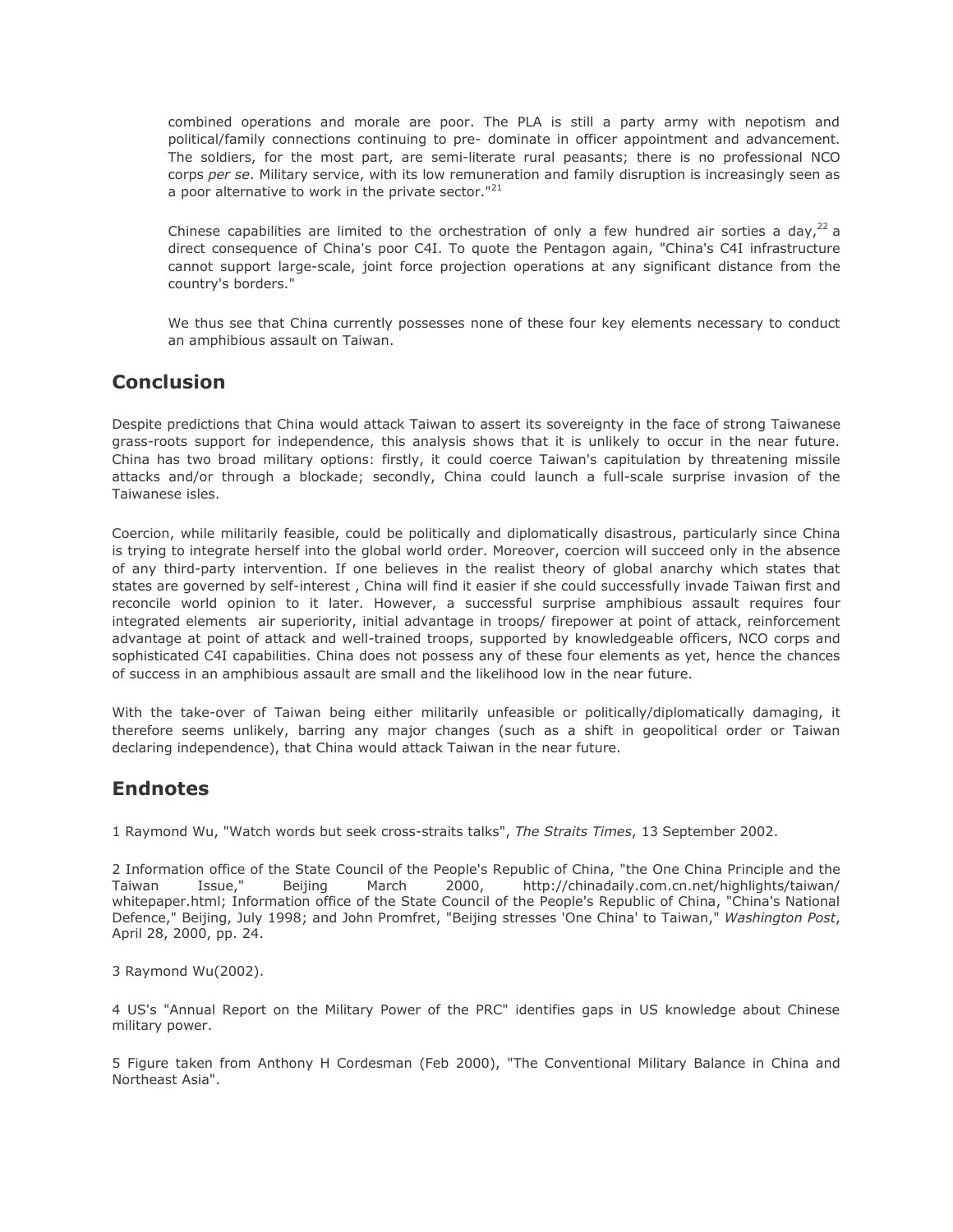combined operations and morale are poor. The PLA is still a party army with nepotism and political/family connections continuing to pre- dominate in officer appointment and advancement. The soldiers, for the most part, are semi-literate rural peasants; there is no professional NCO corps *per se*. Military service, with its low remuneration and family disruption is increasingly seen as a poor alternative to work in the private sector."[21]

Chinese capabilities are limited to the orchestration of only a few hundred air sorties a day,[22] a direct consequence of China's poor C4I. To quote the Pentagon again, "China's C4I infrastructure cannot support large-scale, joint force projection operations at any significant distance from the country's borders."

We thus see that China currently possesses none of these four key elements necessary to conduct an amphibious assault on Taiwan.

## Conclusion

Despite predictions that China would attack Taiwan to assert its sovereignty in the face of strong Taiwanese grass-roots support for independence, this analysis shows that it is unlikely to occur in the near future. China has two broad military options: firstly, it could coerce Taiwan's capitulation by threatening missile attacks and/or through a blockade; secondly, China could launch a full-scale surprise invasion of the Taiwanese isles.

Coercion, while militarily feasible, could be politically and diplomatically disastrous, particularly since China is trying to integrate herself into the global world order. Moreover, coercion will succeed only in the absence of any third-party intervention. If one believes in the realist theory of global anarchy which states that states are governed by self-interest , China will find it easier if she could successfully invade Taiwan first and reconcile world opinion to it later. However, a successful surprise amphibious assault requires four integrated elements  air superiority, initial advantage in troops/ firepower at point of attack, reinforcement advantage at point of attack and well-trained troops, supported by knowledgeable officers, NCO corps and sophisticated C4I capabilities. China does not possess any of these four elements as yet, hence the chances of success in an amphibious assault are small and the likelihood low in the near future.

With the take-over of Taiwan being either militarily unfeasible or politically/diplomatically damaging, it therefore seems unlikely, barring any major changes (such as a shift in geopolitical order or Taiwan declaring independence), that China would attack Taiwan in the near future.

## Endnotes

1 Raymond Wu, "Watch words but seek cross-straits talks", *The Straits Times*, 13 September 2002.

2 Information office of the State Council of the People's Republic of China, "the One China Principle and the Taiwan Issue," Beijing March 2000, http://chinadaily.com.cn.net/highlights/taiwan/whitepaper.html; Information office of the State Council of the People's Republic of China, "China's National Defence," Beijing, July 1998; and John Promfret, "Beijing stresses 'One China' to Taiwan," *Washington Post*, April 28, 2000, pp. 24.

3 Raymond Wu(2002).

4 US's "Annual Report on the Military Power of the PRC" identifies gaps in US knowledge about Chinese military power.

5 Figure taken from Anthony H Cordesman (Feb 2000), "The Conventional Military Balance in China and Northeast Asia".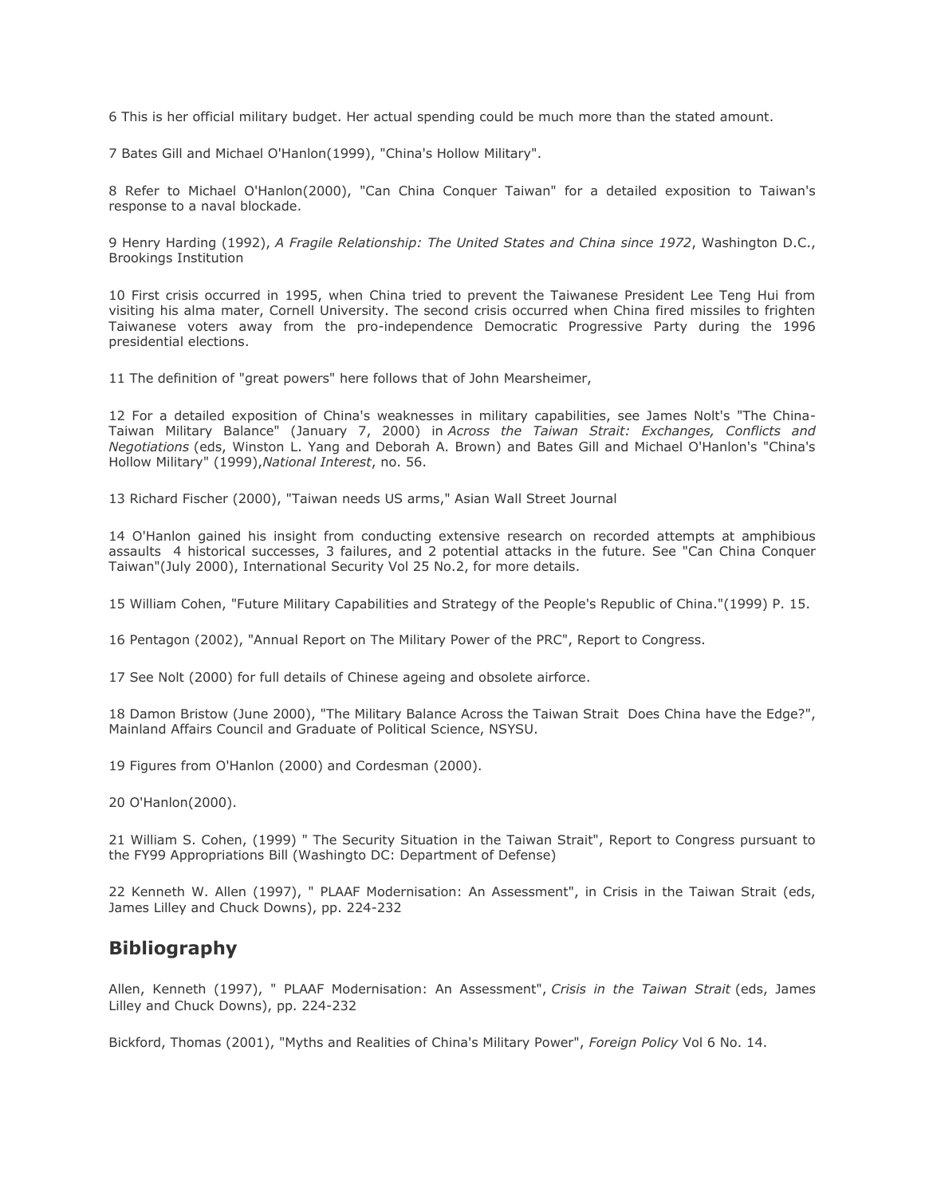6 This is her official military budget. Her actual spending could be much more than the stated amount.

7 Bates Gill and Michael O'Hanlon(1999), "China's Hollow Military".

8 Refer to Michael O'Hanlon(2000), "Can China Conquer Taiwan" for a detailed exposition to Taiwan's response to a naval blockade.

9 Henry Harding (1992), *A Fragile Relationship: The United States and China since 1972*, Washington D.C., Brookings Institution

10 First crisis occurred in 1995, when China tried to prevent the Taiwanese President Lee Teng Hui from visiting his alma mater, Cornell University. The second crisis occurred when China fired missiles to frighten Taiwanese voters away from the pro-independence Democratic Progressive Party during the 1996 presidential elections.

11 The definition of "great powers" here follows that of John Mearsheimer,

12 For a detailed exposition of China's weaknesses in military capabilities, see James Nolt's "The China-Taiwan Military Balance" (January 7, 2000) in *Across the Taiwan Strait: Exchanges, Conflicts and Negotiations* (eds, Winston L. Yang and Deborah A. Brown) and Bates Gill and Michael O'Hanlon's "China's Hollow Military" (1999),*National Interest*, no. 56.

13 Richard Fischer (2000), "Taiwan needs US arms," Asian Wall Street Journal

14 O'Hanlon gained his insight from conducting extensive research on recorded attempts at amphibious assaults 4 historical successes, 3 failures, and 2 potential attacks in the future. See "Can China Conquer Taiwan"(July 2000), International Security Vol 25 No.2, for more details.

15 William Cohen, "Future Military Capabilities and Strategy of the People's Republic of China."(1999) P. 15.

16 Pentagon (2002), "Annual Report on The Military Power of the PRC", Report to Congress.

17 See Nolt (2000) for full details of Chinese ageing and obsolete airforce.

18 Damon Bristow (June 2000), "The Military Balance Across the Taiwan Strait Does China have the Edge?", Mainland Affairs Council and Graduate of Political Science, NSYSU.

19 Figures from O'Hanlon (2000) and Cordesman (2000).

20 O'Hanlon(2000).

21 William S. Cohen, (1999) " The Security Situation in the Taiwan Strait", Report to Congress pursuant to the FY99 Appropriations Bill (Washingto DC: Department of Defense)

22 Kenneth W. Allen (1997), " PLAAF Modernisation: An Assessment", in Crisis in the Taiwan Strait (eds, James Lilley and Chuck Downs), pp. 224-232

## Bibliography

Allen, Kenneth (1997), " PLAAF Modernisation: An Assessment", *Crisis in the Taiwan Strait* (eds, James Lilley and Chuck Downs), pp. 224-232

Bickford, Thomas (2001), "Myths and Realities of China's Military Power", *Foreign Policy* Vol 6 No. 14.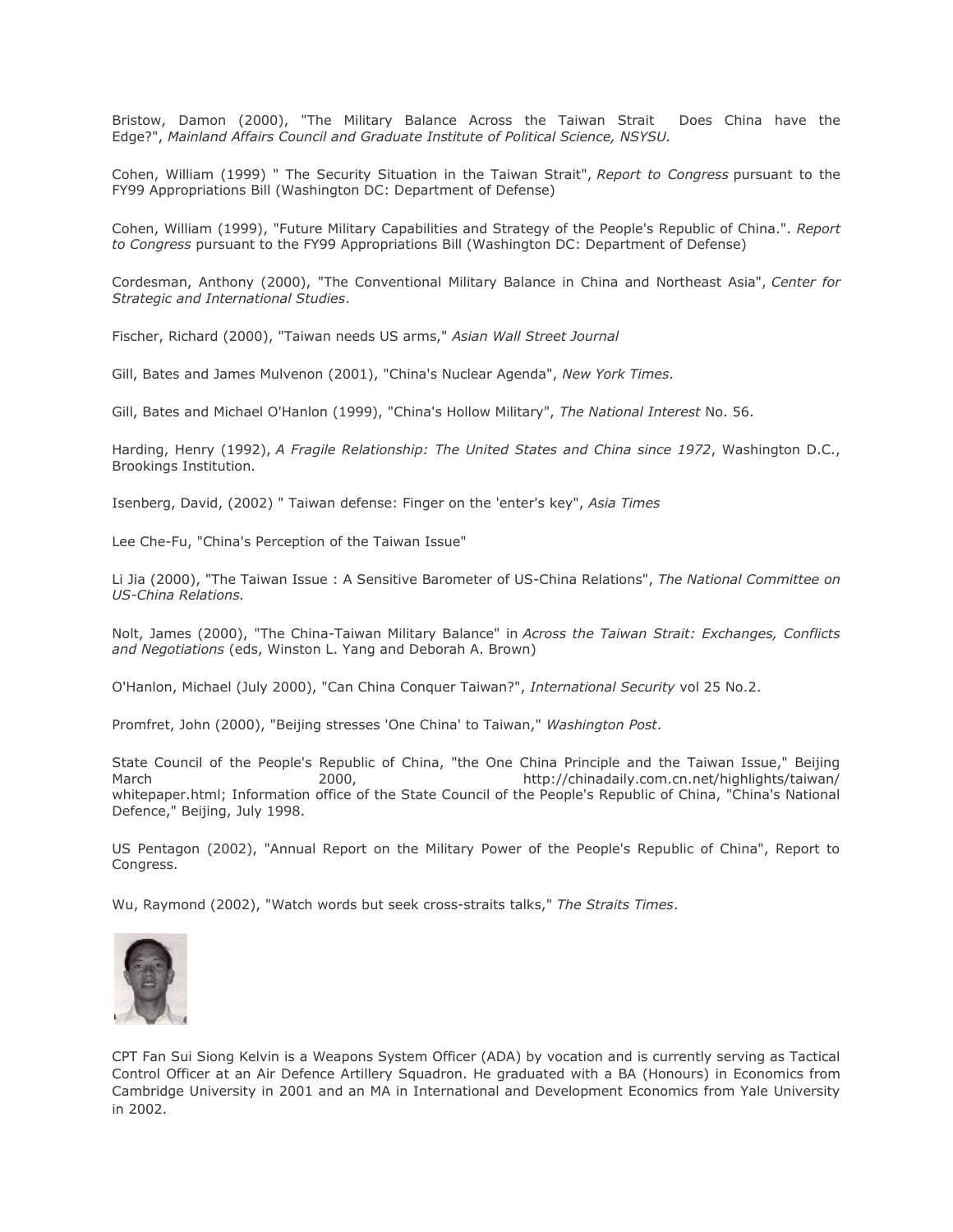Bristow, Damon (2000), "The Military Balance Across the Taiwan Strait Does China have the Edge?", *Mainland Affairs Council and Graduate Institute of Political Science, NSYSU.*

Cohen, William (1999) " The Security Situation in the Taiwan Strait", *Report to Congress* pursuant to the FY99 Appropriations Bill (Washington DC: Department of Defense)

Cohen, William (1999), "Future Military Capabilities and Strategy of the People's Republic of China.". *Report to Congress* pursuant to the FY99 Appropriations Bill (Washington DC: Department of Defense)

Cordesman, Anthony (2000), "The Conventional Military Balance in China and Northeast Asia", *Center for Strategic and International Studies*.

Fischer, Richard (2000), "Taiwan needs US arms," *Asian Wall Street Journal*

Gill, Bates and James Mulvenon (2001), "China's Nuclear Agenda", *New York Times*.

Gill, Bates and Michael O'Hanlon (1999), "China's Hollow Military", *The National Interest* No. 56.

Harding, Henry (1992), *A Fragile Relationship: The United States and China since 1972*, Washington D.C., Brookings Institution.

Isenberg, David, (2002) " Taiwan defense: Finger on the 'enter's key", *Asia Times*

Lee Che-Fu, "China's Perception of the Taiwan Issue"

Li Jia (2000), "The Taiwan Issue : A Sensitive Barometer of US-China Relations", *The National Committee on US-China Relations.*

Nolt, James (2000), "The China-Taiwan Military Balance" in *Across the Taiwan Strait: Exchanges, Conflicts and Negotiations* (eds, Winston L. Yang and Deborah A. Brown)

O'Hanlon, Michael (July 2000), "Can China Conquer Taiwan?", *International Security* vol 25 No.2.

Promfret, John (2000), "Beijing stresses 'One China' to Taiwan," *Washington Post*.

State Council of the People's Republic of China, "the One China Principle and the Taiwan Issue," Beijing March 2000, http://chinadaily.com.cn.net/highlights/taiwan/whitepaper.html; Information office of the State Council of the People's Republic of China, "China's National Defence," Beijing, July 1998.

US Pentagon (2002), "Annual Report on the Military Power of the People's Republic of China", Report to Congress.

Wu, Raymond (2002), "Watch words but seek cross-straits talks," *The Straits Times*.

CPT Fan Sui Siong Kelvin is a Weapons System Officer (ADA) by vocation and is currently serving as Tactical Control Officer at an Air Defence Artillery Squadron. He graduated with a BA (Honours) in Economics from Cambridge University in 2001 and an MA in International and Development Economics from Yale University in 2002.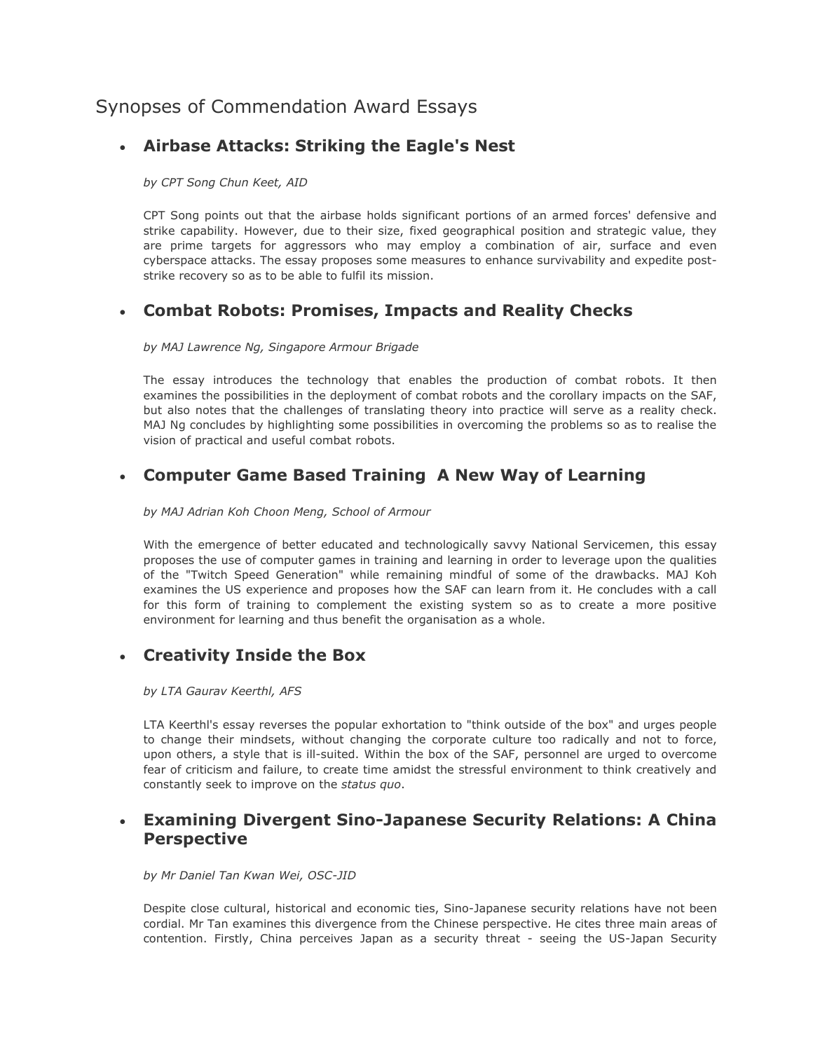# Synopses of Commendation Award Essays

- ## Airbase Attacks: Striking the Eagle's Nest

  *by CPT Song Chun Keet, AID*

  CPT Song points out that the airbase holds significant portions of an armed forces' defensive and strike capability. However, due to their size, fixed geographical position and strategic value, they are prime targets for aggressors who may employ a combination of air, surface and even cyberspace attacks. The essay proposes some measures to enhance survivability and expedite post-strike recovery so as to be able to fulfil its mission.

- ## Combat Robots: Promises, Impacts and Reality Checks

  *by MAJ Lawrence Ng, Singapore Armour Brigade*

  The essay introduces the technology that enables the production of combat robots. It then examines the possibilities in the deployment of combat robots and the corollary impacts on the SAF, but also notes that the challenges of translating theory into practice will serve as a reality check. MAJ Ng concludes by highlighting some possibilities in overcoming the problems so as to realise the vision of practical and useful combat robots.

- ## Computer Game Based Training  A New Way of Learning

  *by MAJ Adrian Koh Choon Meng, School of Armour*

  With the emergence of better educated and technologically savvy National Servicemen, this essay proposes the use of computer games in training and learning in order to leverage upon the qualities of the "Twitch Speed Generation" while remaining mindful of some of the drawbacks. MAJ Koh examines the US experience and proposes how the SAF can learn from it. He concludes with a call for this form of training to complement the existing system so as to create a more positive environment for learning and thus benefit the organisation as a whole.

- ## Creativity Inside the Box

  *by LTA Gaurav Keerthl, AFS*

  LTA Keerthl's essay reverses the popular exhortation to "think outside of the box" and urges people to change their mindsets, without changing the corporate culture too radically and not to force, upon others, a style that is ill-suited. Within the box of the SAF, personnel are urged to overcome fear of criticism and failure, to create time amidst the stressful environment to think creatively and constantly seek to improve on the *status quo*.

- ## Examining Divergent Sino-Japanese Security Relations: A China Perspective

  *by Mr Daniel Tan Kwan Wei, OSC-JID*

  Despite close cultural, historical and economic ties, Sino-Japanese security relations have not been cordial. Mr Tan examines this divergence from the Chinese perspective. He cites three main areas of contention. Firstly, China perceives Japan as a security threat - seeing the US-Japan Security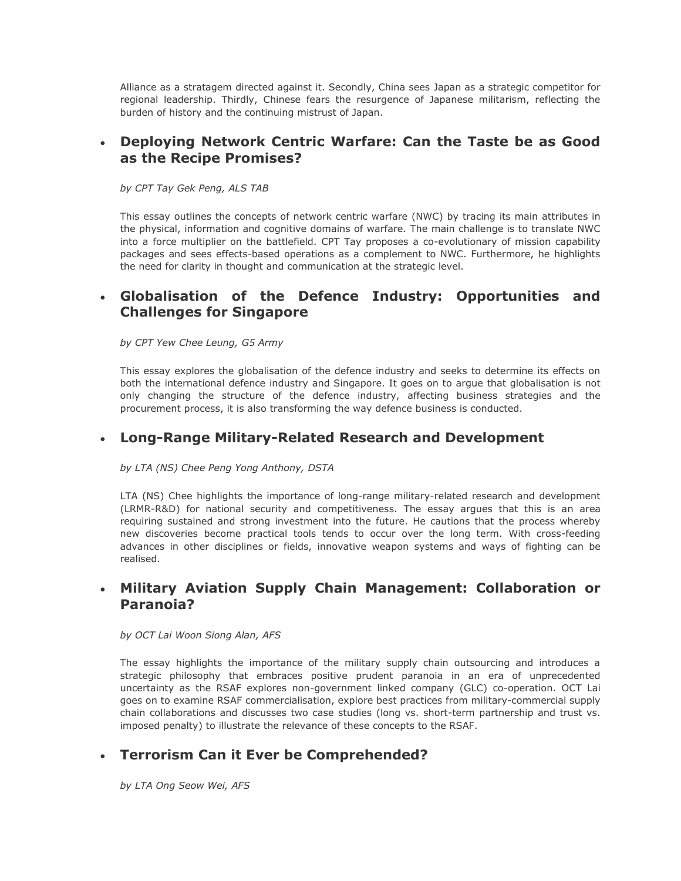Alliance as a stratagem directed against it. Secondly, China sees Japan as a strategic competitor for regional leadership. Thirdly, Chinese fears the resurgence of Japanese militarism, reflecting the burden of history and the continuing mistrust of Japan.

- ### Deploying Network Centric Warfare: Can the Taste be as Good as the Recipe Promises?

  *by CPT Tay Gek Peng, ALS TAB*

  This essay outlines the concepts of network centric warfare (NWC) by tracing its main attributes in the physical, information and cognitive domains of warfare. The main challenge is to translate NWC into a force multiplier on the battlefield. CPT Tay proposes a co-evolutionary of mission capability packages and sees effects-based operations as a complement to NWC. Furthermore, he highlights the need for clarity in thought and communication at the strategic level.

- ### Globalisation of the Defence Industry: Opportunities and Challenges for Singapore

  *by CPT Yew Chee Leung, G5 Army*

  This essay explores the globalisation of the defence industry and seeks to determine its effects on both the international defence industry and Singapore. It goes on to argue that globalisation is not only changing the structure of the defence industry, affecting business strategies and the procurement process, it is also transforming the way defence business is conducted.

- ### Long-Range Military-Related Research and Development

  *by LTA (NS) Chee Peng Yong Anthony, DSTA*

  LTA (NS) Chee highlights the importance of long-range military-related research and development (LRMR-R&D) for national security and competitiveness. The essay argues that this is an area requiring sustained and strong investment into the future. He cautions that the process whereby new discoveries become practical tools tends to occur over the long term. With cross-feeding advances in other disciplines or fields, innovative weapon systems and ways of fighting can be realised.

- ### Military Aviation Supply Chain Management: Collaboration or Paranoia?

  *by OCT Lai Woon Siong Alan, AFS*

  The essay highlights the importance of the military supply chain outsourcing and introduces a strategic philosophy that embraces positive prudent paranoia in an era of unprecedented uncertainty as the RSAF explores non-government linked company (GLC) co-operation. OCT Lai goes on to examine RSAF commercialisation, explore best practices from military-commercial supply chain collaborations and discusses two case studies (long vs. short-term partnership and trust vs. imposed penalty) to illustrate the relevance of these concepts to the RSAF.

- ### Terrorism Can it Ever be Comprehended?

  *by LTA Ong Seow Wei, AFS*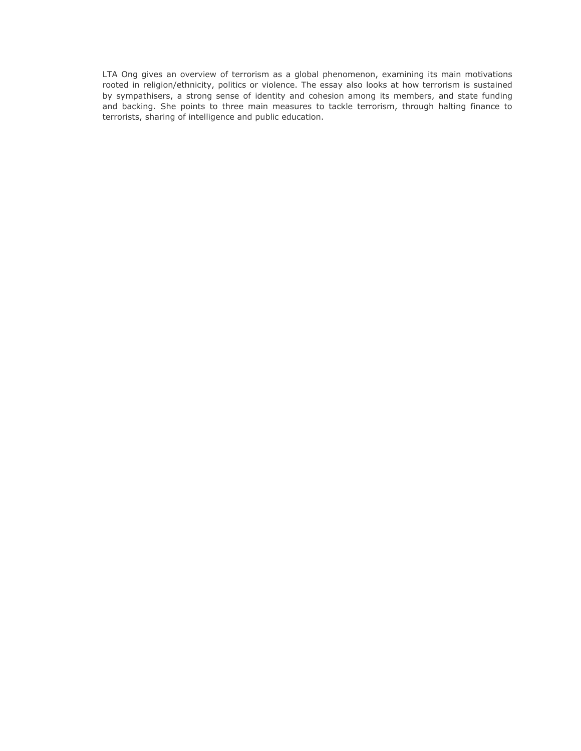LTA Ong gives an overview of terrorism as a global phenomenon, examining its main motivations rooted in religion/ethnicity, politics or violence. The essay also looks at how terrorism is sustained by sympathisers, a strong sense of identity and cohesion among its members, and state funding and backing. She points to three main measures to tackle terrorism, through halting finance to terrorists, sharing of intelligence and public education.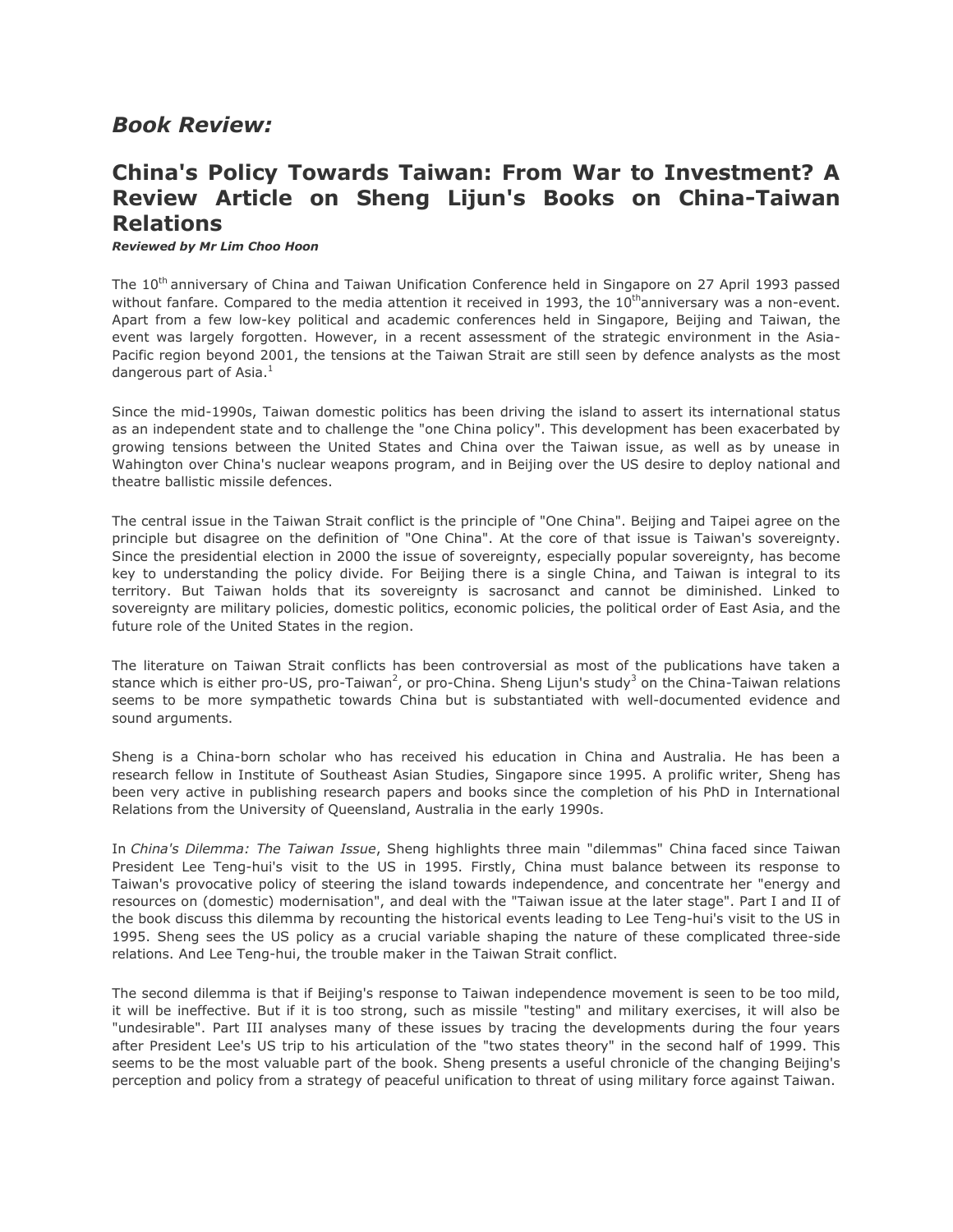## *Book Review:*

## China's Policy Towards Taiwan: From War to Investment? A Review Article on Sheng Lijun's Books on China-Taiwan Relations

***Reviewed by Mr Lim Choo Hoon***

The 10th anniversary of China and Taiwan Unification Conference held in Singapore on 27 April 1993 passed without fanfare. Compared to the media attention it received in 1993, the 10th anniversary was a non-event. Apart from a few low-key political and academic conferences held in Singapore, Beijing and Taiwan, the event was largely forgotten. However, in a recent assessment of the strategic environment in the Asia-Pacific region beyond 2001, the tensions at the Taiwan Strait are still seen by defence analysts as the most dangerous part of Asia.[1]

Since the mid-1990s, Taiwan domestic politics has been driving the island to assert its international status as an independent state and to challenge the "one China policy". This development has been exacerbated by growing tensions between the United States and China over the Taiwan issue, as well as by unease in Wahington over China's nuclear weapons program, and in Beijing over the US desire to deploy national and theatre ballistic missile defences.

The central issue in the Taiwan Strait conflict is the principle of "One China". Beijing and Taipei agree on the principle but disagree on the definition of "One China". At the core of that issue is Taiwan's sovereignty. Since the presidential election in 2000 the issue of sovereignty, especially popular sovereignty, has become key to understanding the policy divide. For Beijing there is a single China, and Taiwan is integral to its territory. But Taiwan holds that its sovereignty is sacrosanct and cannot be diminished. Linked to sovereignty are military policies, domestic politics, economic policies, the political order of East Asia, and the future role of the United States in the region.

The literature on Taiwan Strait conflicts has been controversial as most of the publications have taken a stance which is either pro-US, pro-Taiwan[2], or pro-China. Sheng Lijun's study[3] on the China-Taiwan relations seems to be more sympathetic towards China but is substantiated with well-documented evidence and sound arguments.

Sheng is a China-born scholar who has received his education in China and Australia. He has been a research fellow in Institute of Southeast Asian Studies, Singapore since 1995. A prolific writer, Sheng has been very active in publishing research papers and books since the completion of his PhD in International Relations from the University of Queensland, Australia in the early 1990s.

In *China's Dilemma: The Taiwan Issue*, Sheng highlights three main "dilemmas" China faced since Taiwan President Lee Teng-hui's visit to the US in 1995. Firstly, China must balance between its response to Taiwan's provocative policy of steering the island towards independence, and concentrate her "energy and resources on (domestic) modernisation", and deal with the "Taiwan issue at the later stage". Part I and II of the book discuss this dilemma by recounting the historical events leading to Lee Teng-hui's visit to the US in 1995. Sheng sees the US policy as a crucial variable shaping the nature of these complicated three-side relations. And Lee Teng-hui, the trouble maker in the Taiwan Strait conflict.

The second dilemma is that if Beijing's response to Taiwan independence movement is seen to be too mild, it will be ineffective. But if it is too strong, such as missile "testing" and military exercises, it will also be "undesirable". Part III analyses many of these issues by tracing the developments during the four years after President Lee's US trip to his articulation of the "two states theory" in the second half of 1999. This seems to be the most valuable part of the book. Sheng presents a useful chronicle of the changing Beijing's perception and policy from a strategy of peaceful unification to threat of using military force against Taiwan.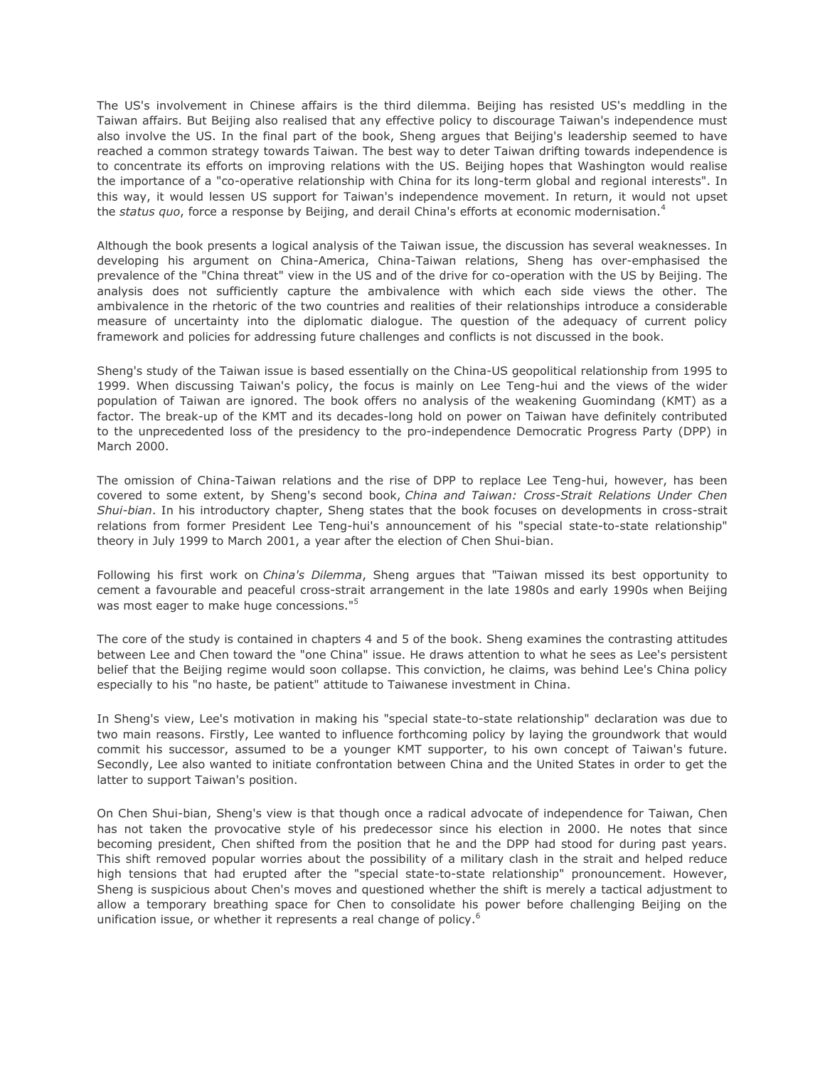The US's involvement in Chinese affairs is the third dilemma. Beijing has resisted US's meddling in the Taiwan affairs. But Beijing also realised that any effective policy to discourage Taiwan's independence must also involve the US. In the final part of the book, Sheng argues that Beijing's leadership seemed to have reached a common strategy towards Taiwan. The best way to deter Taiwan drifting towards independence is to concentrate its efforts on improving relations with the US. Beijing hopes that Washington would realise the importance of a "co-operative relationship with China for its long-term global and regional interests". In this way, it would lessen US support for Taiwan's independence movement. In return, it would not upset the *status quo*, force a response by Beijing, and derail China's efforts at economic modernisation.[4]

Although the book presents a logical analysis of the Taiwan issue, the discussion has several weaknesses. In developing his argument on China-America, China-Taiwan relations, Sheng has over-emphasised the prevalence of the "China threat" view in the US and of the drive for co-operation with the US by Beijing. The analysis does not sufficiently capture the ambivalence with which each side views the other. The ambivalence in the rhetoric of the two countries and realities of their relationships introduce a considerable measure of uncertainty into the diplomatic dialogue. The question of the adequacy of current policy framework and policies for addressing future challenges and conflicts is not discussed in the book.

Sheng's study of the Taiwan issue is based essentially on the China-US geopolitical relationship from 1995 to 1999. When discussing Taiwan's policy, the focus is mainly on Lee Teng-hui and the views of the wider population of Taiwan are ignored. The book offers no analysis of the weakening Guomindang (KMT) as a factor. The break-up of the KMT and its decades-long hold on power on Taiwan have definitely contributed to the unprecedented loss of the presidency to the pro-independence Democratic Progress Party (DPP) in March 2000.

The omission of China-Taiwan relations and the rise of DPP to replace Lee Teng-hui, however, has been covered to some extent, by Sheng's second book, *China and Taiwan: Cross-Strait Relations Under Chen Shui-bian*. In his introductory chapter, Sheng states that the book focuses on developments in cross-strait relations from former President Lee Teng-hui's announcement of his "special state-to-state relationship" theory in July 1999 to March 2001, a year after the election of Chen Shui-bian.

Following his first work on *China's Dilemma*, Sheng argues that "Taiwan missed its best opportunity to cement a favourable and peaceful cross-strait arrangement in the late 1980s and early 1990s when Beijing was most eager to make huge concessions."[5]

The core of the study is contained in chapters 4 and 5 of the book. Sheng examines the contrasting attitudes between Lee and Chen toward the "one China" issue. He draws attention to what he sees as Lee's persistent belief that the Beijing regime would soon collapse. This conviction, he claims, was behind Lee's China policy especially to his "no haste, be patient" attitude to Taiwanese investment in China.

In Sheng's view, Lee's motivation in making his "special state-to-state relationship" declaration was due to two main reasons. Firstly, Lee wanted to influence forthcoming policy by laying the groundwork that would commit his successor, assumed to be a younger KMT supporter, to his own concept of Taiwan's future. Secondly, Lee also wanted to initiate confrontation between China and the United States in order to get the latter to support Taiwan's position.

On Chen Shui-bian, Sheng's view is that though once a radical advocate of independence for Taiwan, Chen has not taken the provocative style of his predecessor since his election in 2000. He notes that since becoming president, Chen shifted from the position that he and the DPP had stood for during past years. This shift removed popular worries about the possibility of a military clash in the strait and helped reduce high tensions that had erupted after the "special state-to-state relationship" pronouncement. However, Sheng is suspicious about Chen's moves and questioned whether the shift is merely a tactical adjustment to allow a temporary breathing space for Chen to consolidate his power before challenging Beijing on the unification issue, or whether it represents a real change of policy.[6]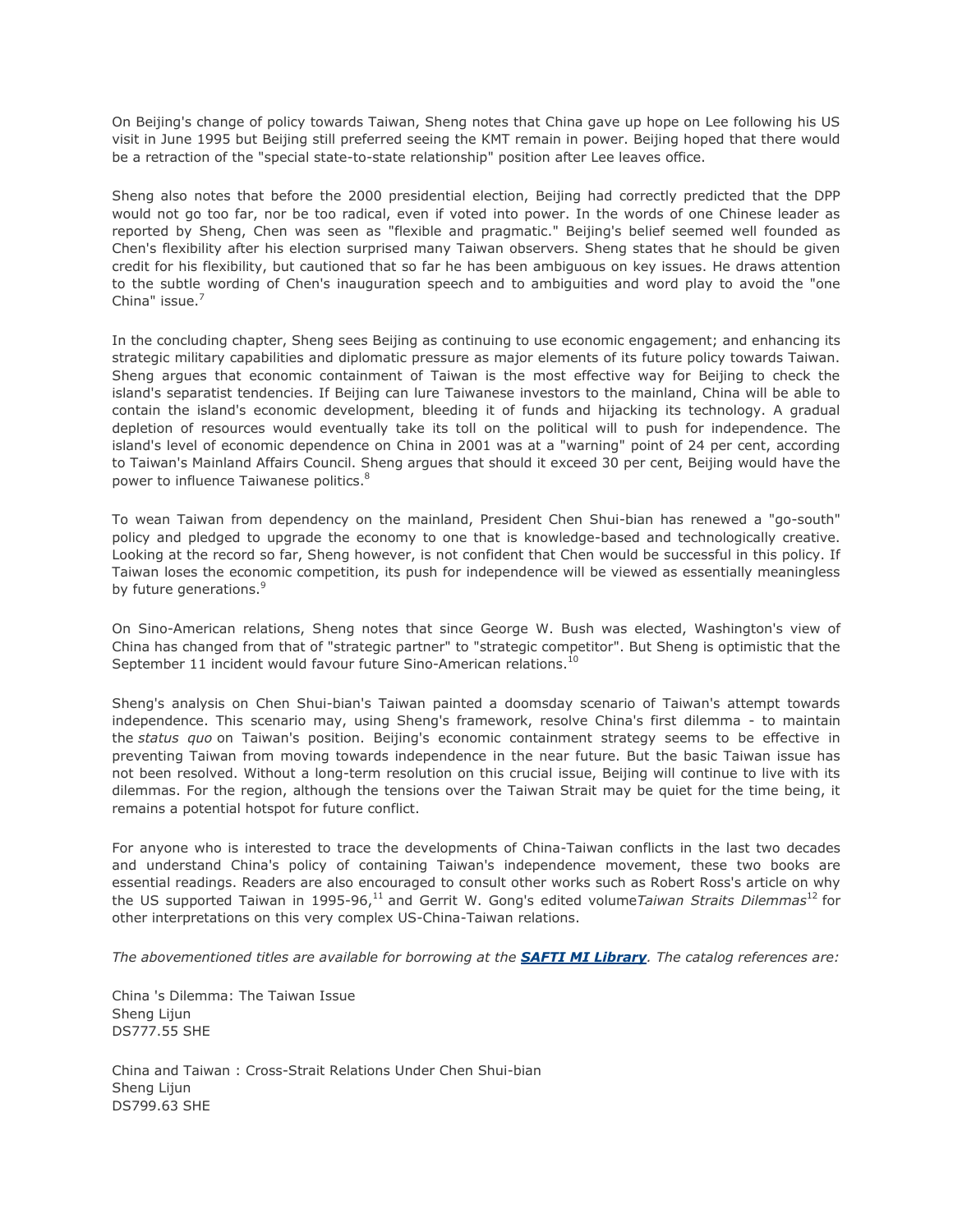On Beijing's change of policy towards Taiwan, Sheng notes that China gave up hope on Lee following his US visit in June 1995 but Beijing still preferred seeing the KMT remain in power. Beijing hoped that there would be a retraction of the "special state-to-state relationship" position after Lee leaves office.

Sheng also notes that before the 2000 presidential election, Beijing had correctly predicted that the DPP would not go too far, nor be too radical, even if voted into power. In the words of one Chinese leader as reported by Sheng, Chen was seen as "flexible and pragmatic." Beijing's belief seemed well founded as Chen's flexibility after his election surprised many Taiwan observers. Sheng states that he should be given credit for his flexibility, but cautioned that so far he has been ambiguous on key issues. He draws attention to the subtle wording of Chen's inauguration speech and to ambiguities and word play to avoid the "one China" issue.[7]

In the concluding chapter, Sheng sees Beijing as continuing to use economic engagement; and enhancing its strategic military capabilities and diplomatic pressure as major elements of its future policy towards Taiwan. Sheng argues that economic containment of Taiwan is the most effective way for Beijing to check the island's separatist tendencies. If Beijing can lure Taiwanese investors to the mainland, China will be able to contain the island's economic development, bleeding it of funds and hijacking its technology. A gradual depletion of resources would eventually take its toll on the political will to push for independence. The island's level of economic dependence on China in 2001 was at a "warning" point of 24 per cent, according to Taiwan's Mainland Affairs Council. Sheng argues that should it exceed 30 per cent, Beijing would have the power to influence Taiwanese politics.[8]

To wean Taiwan from dependency on the mainland, President Chen Shui-bian has renewed a "go-south" policy and pledged to upgrade the economy to one that is knowledge-based and technologically creative. Looking at the record so far, Sheng however, is not confident that Chen would be successful in this policy. If Taiwan loses the economic competition, its push for independence will be viewed as essentially meaningless by future generations.[9]

On Sino-American relations, Sheng notes that since George W. Bush was elected, Washington's view of China has changed from that of "strategic partner" to "strategic competitor". But Sheng is optimistic that the September 11 incident would favour future Sino-American relations.[10]

Sheng's analysis on Chen Shui-bian's Taiwan painted a doomsday scenario of Taiwan's attempt towards independence. This scenario may, using Sheng's framework, resolve China's first dilemma - to maintain the *status quo* on Taiwan's position. Beijing's economic containment strategy seems to be effective in preventing Taiwan from moving towards independence in the near future. But the basic Taiwan issue has not been resolved. Without a long-term resolution on this crucial issue, Beijing will continue to live with its dilemmas. For the region, although the tensions over the Taiwan Strait may be quiet for the time being, it remains a potential hotspot for future conflict.

For anyone who is interested to trace the developments of China-Taiwan conflicts in the last two decades and understand China's policy of containing Taiwan's independence movement, these two books are essential readings. Readers are also encouraged to consult other works such as Robert Ross's article on why the US supported Taiwan in 1995-96,[11] and Gerrit W. Gong's edited volume *Taiwan Straits Dilemmas*[12] for other interpretations on this very complex US-China-Taiwan relations.

*The abovementioned titles are available for borrowing at the* ***SAFTI MI Library***. *The catalog references are:*

China 's Dilemma: The Taiwan Issue
Sheng Lijun
DS777.55 SHE

China and Taiwan : Cross-Strait Relations Under Chen Shui-bian
Sheng Lijun
DS799.63 SHE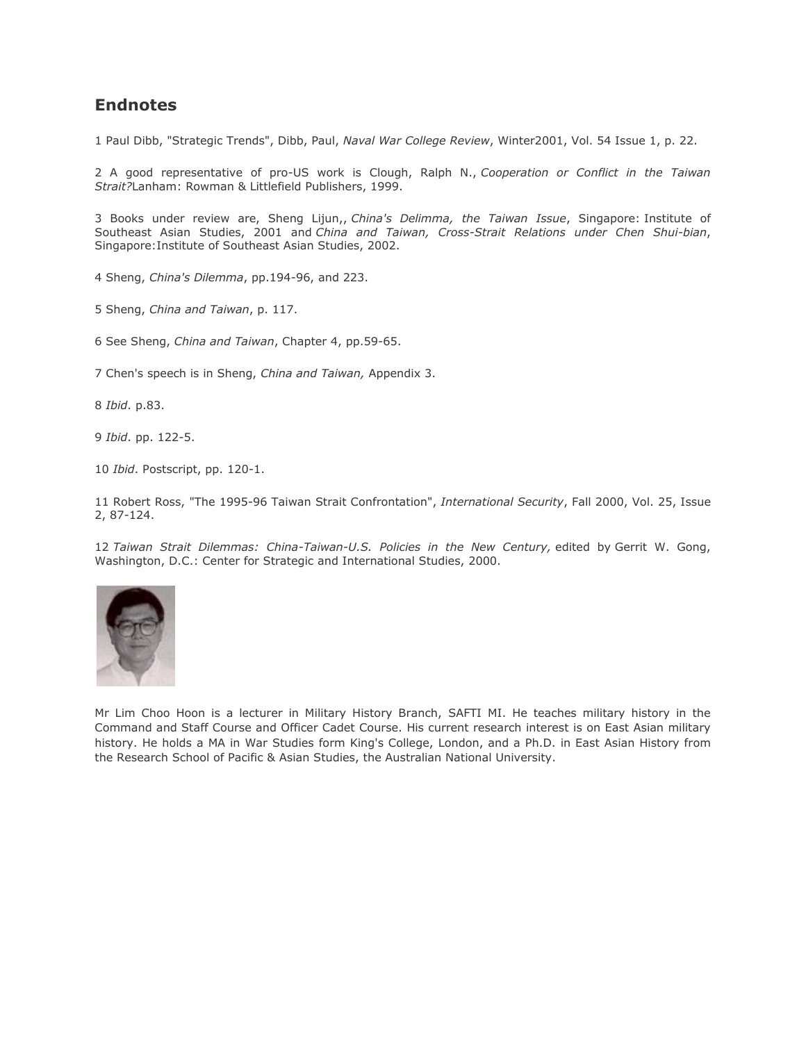## Endnotes

1 Paul Dibb, "Strategic Trends", Dibb, Paul, *Naval War College Review*, Winter2001, Vol. 54 Issue 1, p. 22.

2 A good representative of pro-US work is Clough, Ralph N., *Cooperation or Conflict in the Taiwan Strait?*Lanham: Rowman & Littlefield Publishers, 1999.

3 Books under review are, Sheng Lijun,, *China's Delimma, the Taiwan Issue*, Singapore: Institute of Southeast Asian Studies, 2001 and *China and Taiwan, Cross-Strait Relations under Chen Shui-bian*, Singapore:Institute of Southeast Asian Studies, 2002.

4 Sheng, *China's Dilemma*, pp.194-96, and 223.

5 Sheng, *China and Taiwan*, p. 117.

6 See Sheng, *China and Taiwan*, Chapter 4, pp.59-65.

7 Chen's speech is in Sheng, *China and Taiwan,* Appendix 3.

8 *Ibid*. p.83.

9 *Ibid*. pp. 122-5.

10 *Ibid*. Postscript, pp. 120-1.

11 Robert Ross, "The 1995-96 Taiwan Strait Confrontation", *International Security*, Fall 2000, Vol. 25, Issue 2, 87-124.

12 *Taiwan Strait Dilemmas: China-Taiwan-U.S. Policies in the New Century,* edited by Gerrit W. Gong, Washington, D.C.: Center for Strategic and International Studies, 2000.

Mr Lim Choo Hoon is a lecturer in Military History Branch, SAFTI MI. He teaches military history in the Command and Staff Course and Officer Cadet Course. His current research interest is on East Asian military history. He holds a MA in War Studies form King's College, London, and a Ph.D. in East Asian History from the Research School of Pacific & Asian Studies, the Australian National University.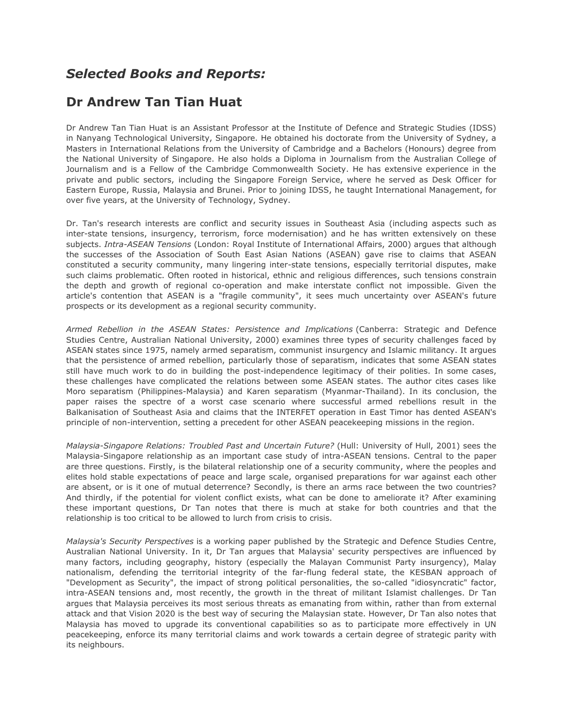## *Selected Books and Reports:*

## Dr Andrew Tan Tian Huat

Dr Andrew Tan Tian Huat is an Assistant Professor at the Institute of Defence and Strategic Studies (IDSS) in Nanyang Technological University, Singapore. He obtained his doctorate from the University of Sydney, a Masters in International Relations from the University of Cambridge and a Bachelors (Honours) degree from the National University of Singapore. He also holds a Diploma in Journalism from the Australian College of Journalism and is a Fellow of the Cambridge Commonwealth Society. He has extensive experience in the private and public sectors, including the Singapore Foreign Service, where he served as Desk Officer for Eastern Europe, Russia, Malaysia and Brunei. Prior to joining IDSS, he taught International Management, for over five years, at the University of Technology, Sydney.

Dr. Tan's research interests are conflict and security issues in Southeast Asia (including aspects such as inter-state tensions, insurgency, terrorism, force modernisation) and he has written extensively on these subjects. *Intra-ASEAN Tensions* (London: Royal Institute of International Affairs, 2000) argues that although the successes of the Association of South East Asian Nations (ASEAN) gave rise to claims that ASEAN constituted a security community, many lingering inter-state tensions, especially territorial disputes, make such claims problematic. Often rooted in historical, ethnic and religious differences, such tensions constrain the depth and growth of regional co-operation and make interstate conflict not impossible. Given the article's contention that ASEAN is a "fragile community", it sees much uncertainty over ASEAN's future prospects or its development as a regional security community.

*Armed Rebellion in the ASEAN States: Persistence and Implications* (Canberra: Strategic and Defence Studies Centre, Australian National University, 2000) examines three types of security challenges faced by ASEAN states since 1975, namely armed separatism, communist insurgency and Islamic militancy. It argues that the persistence of armed rebellion, particularly those of separatism, indicates that some ASEAN states still have much work to do in building the post-independence legitimacy of their polities. In some cases, these challenges have complicated the relations between some ASEAN states. The author cites cases like Moro separatism (Philippines-Malaysia) and Karen separatism (Myanmar-Thailand). In its conclusion, the paper raises the spectre of a worst case scenario where successful armed rebellions result in the Balkanisation of Southeast Asia and claims that the INTERFET operation in East Timor has dented ASEAN's principle of non-intervention, setting a precedent for other ASEAN peacekeeping missions in the region.

*Malaysia-Singapore Relations: Troubled Past and Uncertain Future?* (Hull: University of Hull, 2001) sees the Malaysia-Singapore relationship as an important case study of intra-ASEAN tensions. Central to the paper are three questions. Firstly, is the bilateral relationship one of a security community, where the peoples and elites hold stable expectations of peace and large scale, organised preparations for war against each other are absent, or is it one of mutual deterrence? Secondly, is there an arms race between the two countries? And thirdly, if the potential for violent conflict exists, what can be done to ameliorate it? After examining these important questions, Dr Tan notes that there is much at stake for both countries and that the relationship is too critical to be allowed to lurch from crisis to crisis.

*Malaysia's Security Perspectives* is a working paper published by the Strategic and Defence Studies Centre, Australian National University. In it, Dr Tan argues that Malaysia' security perspectives are influenced by many factors, including geography, history (especially the Malayan Communist Party insurgency), Malay nationalism, defending the territorial integrity of the far-flung federal state, the KESBAN approach of "Development as Security", the impact of strong political personalities, the so-called "idiosyncratic" factor, intra-ASEAN tensions and, most recently, the growth in the threat of militant Islamist challenges. Dr Tan argues that Malaysia perceives its most serious threats as emanating from within, rather than from external attack and that Vision 2020 is the best way of securing the Malaysian state. However, Dr Tan also notes that Malaysia has moved to upgrade its conventional capabilities so as to participate more effectively in UN peacekeeping, enforce its many territorial claims and work towards a certain degree of strategic parity with its neighbours.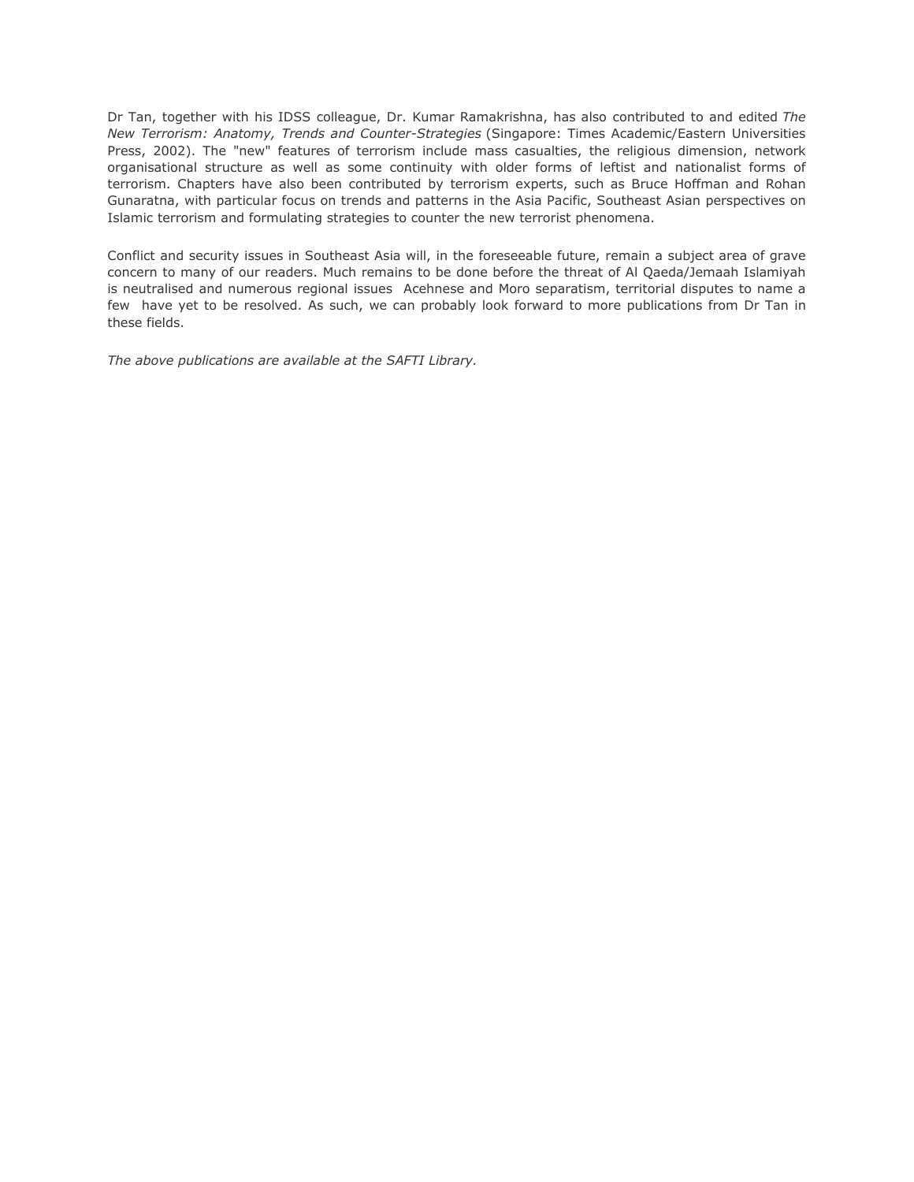Dr Tan, together with his IDSS colleague, Dr. Kumar Ramakrishna, has also contributed to and edited *The New Terrorism: Anatomy, Trends and Counter-Strategies* (Singapore: Times Academic/Eastern Universities Press, 2002). The "new" features of terrorism include mass casualties, the religious dimension, network organisational structure as well as some continuity with older forms of leftist and nationalist forms of terrorism. Chapters have also been contributed by terrorism experts, such as Bruce Hoffman and Rohan Gunaratna, with particular focus on trends and patterns in the Asia Pacific, Southeast Asian perspectives on Islamic terrorism and formulating strategies to counter the new terrorist phenomena.

Conflict and security issues in Southeast Asia will, in the foreseeable future, remain a subject area of grave concern to many of our readers. Much remains to be done before the threat of Al Qaeda/Jemaah Islamiyah is neutralised and numerous regional issues  Acehnese and Moro separatism, territorial disputes to name a few  have yet to be resolved. As such, we can probably look forward to more publications from Dr Tan in these fields.

*The above publications are available at the SAFTI Library.*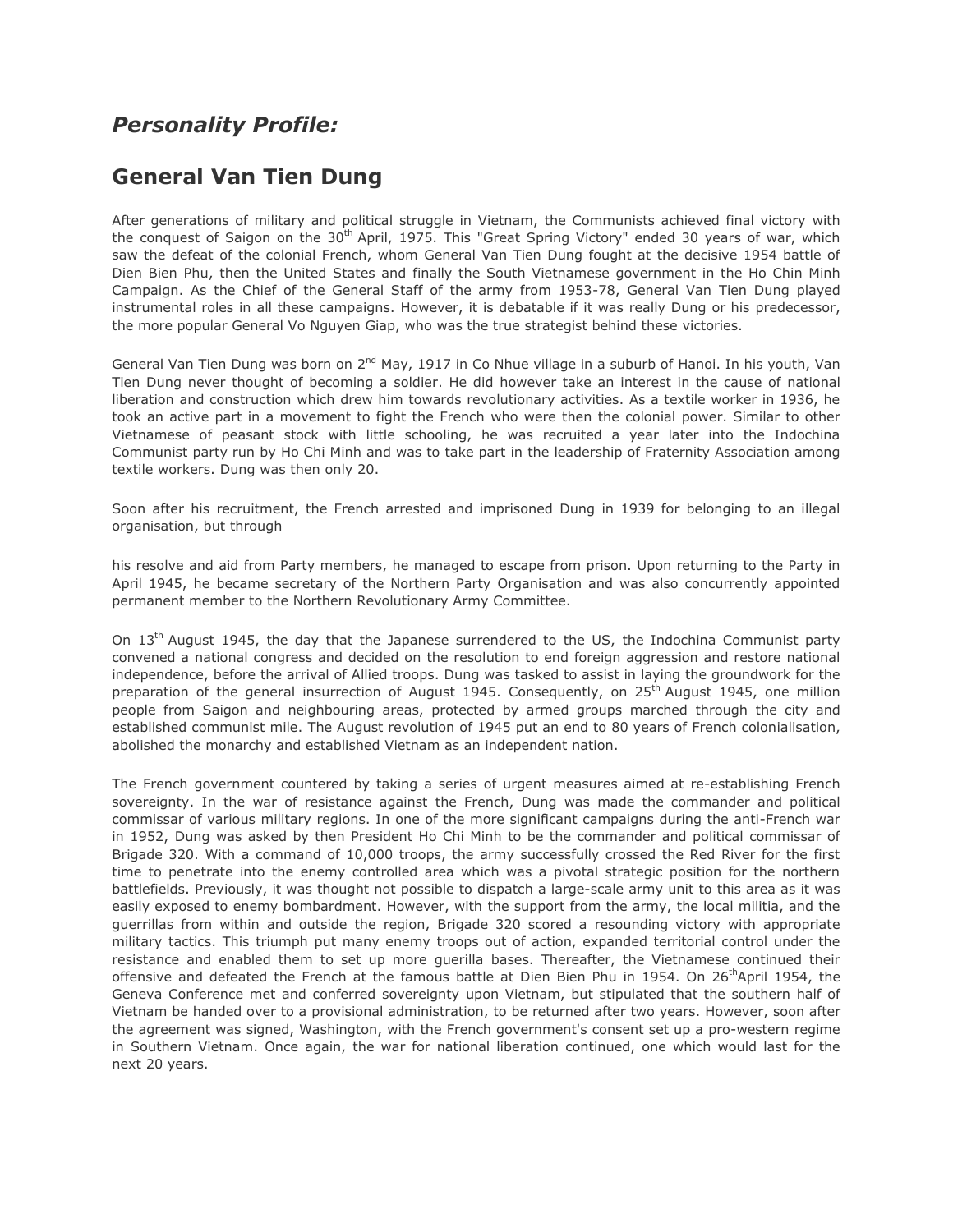## *Personality Profile:*

## General Van Tien Dung

After generations of military and political struggle in Vietnam, the Communists achieved final victory with the conquest of Saigon on the 30th April, 1975. This "Great Spring Victory" ended 30 years of war, which saw the defeat of the colonial French, whom General Van Tien Dung fought at the decisive 1954 battle of Dien Bien Phu, then the United States and finally the South Vietnamese government in the Ho Chin Minh Campaign. As the Chief of the General Staff of the army from 1953-78, General Van Tien Dung played instrumental roles in all these campaigns. However, it is debatable if it was really Dung or his predecessor, the more popular General Vo Nguyen Giap, who was the true strategist behind these victories.

General Van Tien Dung was born on 2nd May, 1917 in Co Nhue village in a suburb of Hanoi. In his youth, Van Tien Dung never thought of becoming a soldier. He did however take an interest in the cause of national liberation and construction which drew him towards revolutionary activities. As a textile worker in 1936, he took an active part in a movement to fight the French who were then the colonial power. Similar to other Vietnamese of peasant stock with little schooling, he was recruited a year later into the Indochina Communist party run by Ho Chi Minh and was to take part in the leadership of Fraternity Association among textile workers. Dung was then only 20.

Soon after his recruitment, the French arrested and imprisoned Dung in 1939 for belonging to an illegal organisation, but through his resolve and aid from Party members, he managed to escape from prison. Upon returning to the Party in April 1945, he became secretary of the Northern Party Organisation and was also concurrently appointed permanent member to the Northern Revolutionary Army Committee.

On 13th August 1945, the day that the Japanese surrendered to the US, the Indochina Communist party convened a national congress and decided on the resolution to end foreign aggression and restore national independence, before the arrival of Allied troops. Dung was tasked to assist in laying the groundwork for the preparation of the general insurrection of August 1945. Consequently, on 25th August 1945, one million people from Saigon and neighbouring areas, protected by armed groups marched through the city and established communist mile. The August revolution of 1945 put an end to 80 years of French colonialisation, abolished the monarchy and established Vietnam as an independent nation.

The French government countered by taking a series of urgent measures aimed at re-establishing French sovereignty. In the war of resistance against the French, Dung was made the commander and political commissar of various military regions. In one of the more significant campaigns during the anti-French war in 1952, Dung was asked by then President Ho Chi Minh to be the commander and political commissar of Brigade 320. With a command of 10,000 troops, the army successfully crossed the Red River for the first time to penetrate into the enemy controlled area which was a pivotal strategic position for the northern battlefields. Previously, it was thought not possible to dispatch a large-scale army unit to this area as it was easily exposed to enemy bombardment. However, with the support from the army, the local militia, and the guerrillas from within and outside the region, Brigade 320 scored a resounding victory with appropriate military tactics. This triumph put many enemy troops out of action, expanded territorial control under the resistance and enabled them to set up more guerilla bases. Thereafter, the Vietnamese continued their offensive and defeated the French at the famous battle at Dien Bien Phu in 1954. On 26thApril 1954, the Geneva Conference met and conferred sovereignty upon Vietnam, but stipulated that the southern half of Vietnam be handed over to a provisional administration, to be returned after two years. However, soon after the agreement was signed, Washington, with the French government's consent set up a pro-western regime in Southern Vietnam. Once again, the war for national liberation continued, one which would last for the next 20 years.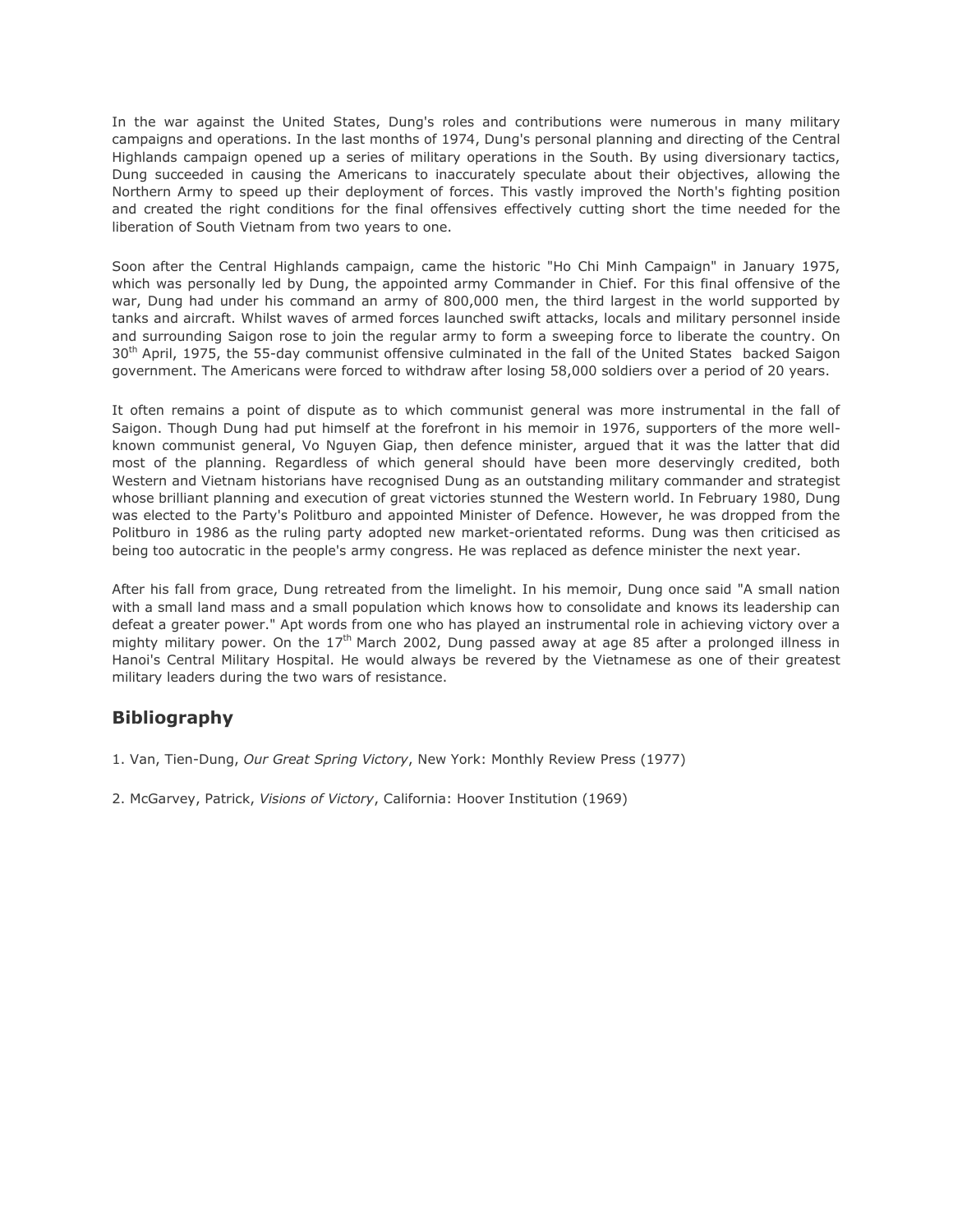In the war against the United States, Dung's roles and contributions were numerous in many military campaigns and operations. In the last months of 1974, Dung's personal planning and directing of the Central Highlands campaign opened up a series of military operations in the South. By using diversionary tactics, Dung succeeded in causing the Americans to inaccurately speculate about their objectives, allowing the Northern Army to speed up their deployment of forces. This vastly improved the North's fighting position and created the right conditions for the final offensives effectively cutting short the time needed for the liberation of South Vietnam from two years to one.

Soon after the Central Highlands campaign, came the historic "Ho Chi Minh Campaign" in January 1975, which was personally led by Dung, the appointed army Commander in Chief. For this final offensive of the war, Dung had under his command an army of 800,000 men, the third largest in the world supported by tanks and aircraft. Whilst waves of armed forces launched swift attacks, locals and military personnel inside and surrounding Saigon rose to join the regular army to form a sweeping force to liberate the country. On 30th April, 1975, the 55-day communist offensive culminated in the fall of the United States backed Saigon government. The Americans were forced to withdraw after losing 58,000 soldiers over a period of 20 years.

It often remains a point of dispute as to which communist general was more instrumental in the fall of Saigon. Though Dung had put himself at the forefront in his memoir in 1976, supporters of the more well-known communist general, Vo Nguyen Giap, then defence minister, argued that it was the latter that did most of the planning. Regardless of which general should have been more deservingly credited, both Western and Vietnam historians have recognised Dung as an outstanding military commander and strategist whose brilliant planning and execution of great victories stunned the Western world. In February 1980, Dung was elected to the Party's Politburo and appointed Minister of Defence. However, he was dropped from the Politburo in 1986 as the ruling party adopted new market-orientated reforms. Dung was then criticised as being too autocratic in the people's army congress. He was replaced as defence minister the next year.

After his fall from grace, Dung retreated from the limelight. In his memoir, Dung once said "A small nation with a small land mass and a small population which knows how to consolidate and knows its leadership can defeat a greater power." Apt words from one who has played an instrumental role in achieving victory over a mighty military power. On the 17th March 2002, Dung passed away at age 85 after a prolonged illness in Hanoi's Central Military Hospital. He would always be revered by the Vietnamese as one of their greatest military leaders during the two wars of resistance.

## Bibliography

1. Van, Tien-Dung, *Our Great Spring Victory*, New York: Monthly Review Press (1977)

2. McGarvey, Patrick, *Visions of Victory*, California: Hoover Institution (1969)